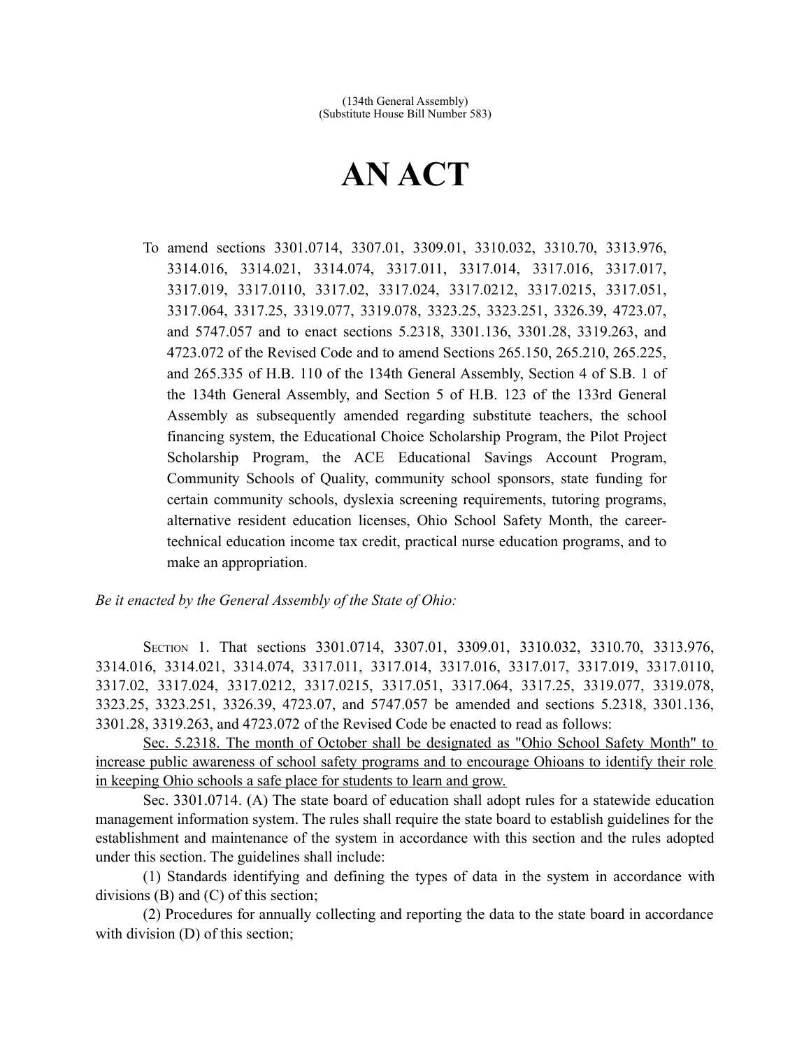(134th General Assembly)
(Substitute House Bill Number 583)

# AN ACT

To amend sections 3301.0714, 3307.01, 3309.01, 3310.032, 3310.70, 3313.976, 3314.016, 3314.021, 3314.074, 3317.011, 3317.014, 3317.016, 3317.017, 3317.019, 3317.0110, 3317.02, 3317.024, 3317.0212, 3317.0215, 3317.051, 3317.064, 3317.25, 3319.077, 3319.078, 3323.25, 3323.251, 3326.39, 4723.07, and 5747.057 and to enact sections 5.2318, 3301.136, 3301.28, 3319.263, and 4723.072 of the Revised Code and to amend Sections 265.150, 265.210, 265.225, and 265.335 of H.B. 110 of the 134th General Assembly, Section 4 of S.B. 1 of the 134th General Assembly, and Section 5 of H.B. 123 of the 133rd General Assembly as subsequently amended regarding substitute teachers, the school financing system, the Educational Choice Scholarship Program, the Pilot Project Scholarship Program, the ACE Educational Savings Account Program, Community Schools of Quality, community school sponsors, state funding for certain community schools, dyslexia screening requirements, tutoring programs, alternative resident education licenses, Ohio School Safety Month, the career-technical education income tax credit, practical nurse education programs, and to make an appropriation.

*Be it enacted by the General Assembly of the State of Ohio:*

SECTION 1. That sections 3301.0714, 3307.01, 3309.01, 3310.032, 3310.70, 3313.976, 3314.016, 3314.021, 3314.074, 3317.011, 3317.014, 3317.016, 3317.017, 3317.019, 3317.0110, 3317.02, 3317.024, 3317.0212, 3317.0215, 3317.051, 3317.064, 3317.25, 3319.077, 3319.078, 3323.25, 3323.251, 3326.39, 4723.07, and 5747.057 be amended and sections 5.2318, 3301.136, 3301.28, 3319.263, and 4723.072 of the Revised Code be enacted to read as follows:

Sec. 5.2318. The month of October shall be designated as "Ohio School Safety Month" to increase public awareness of school safety programs and to encourage Ohioans to identify their role in keeping Ohio schools a safe place for students to learn and grow.

Sec. 3301.0714. (A) The state board of education shall adopt rules for a statewide education management information system. The rules shall require the state board to establish guidelines for the establishment and maintenance of the system in accordance with this section and the rules adopted under this section. The guidelines shall include:

(1) Standards identifying and defining the types of data in the system in accordance with divisions (B) and (C) of this section;

(2) Procedures for annually collecting and reporting the data to the state board in accordance with division (D) of this section;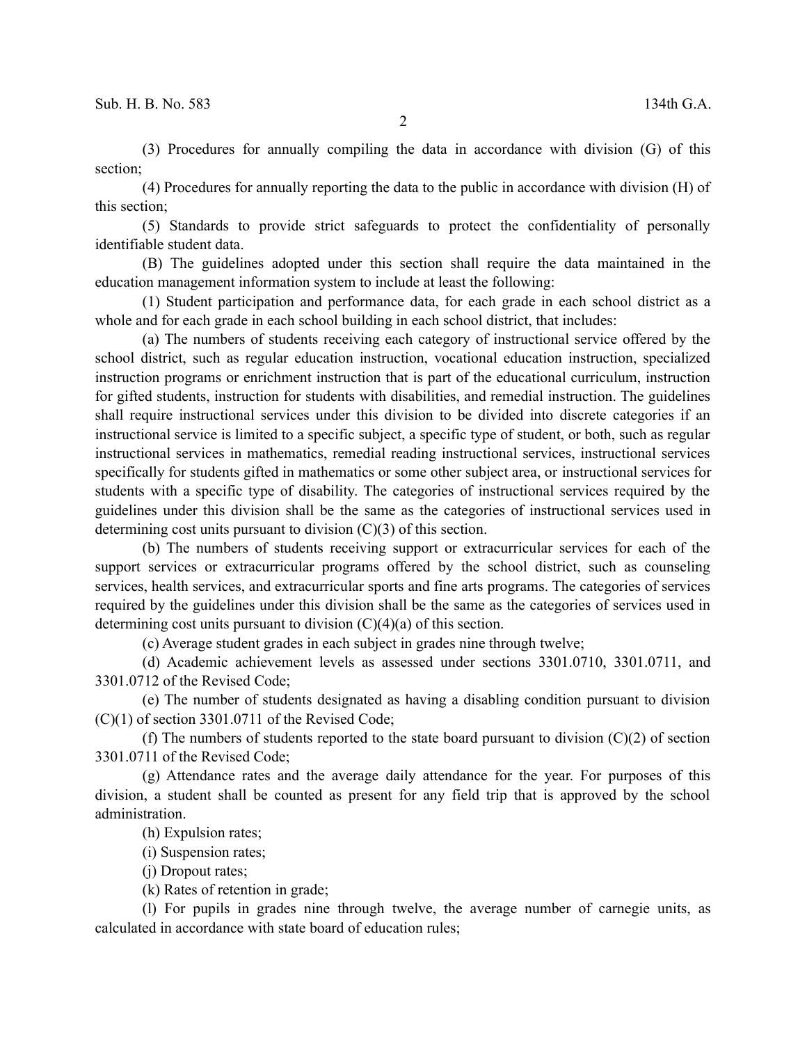(3) Procedures for annually compiling the data in accordance with division (G) of this section;

(4) Procedures for annually reporting the data to the public in accordance with division (H) of this section;

(5) Standards to provide strict safeguards to protect the confidentiality of personally identifiable student data.

(B) The guidelines adopted under this section shall require the data maintained in the education management information system to include at least the following:

(1) Student participation and performance data, for each grade in each school district as a whole and for each grade in each school building in each school district, that includes:

(a) The numbers of students receiving each category of instructional service offered by the school district, such as regular education instruction, vocational education instruction, specialized instruction programs or enrichment instruction that is part of the educational curriculum, instruction for gifted students, instruction for students with disabilities, and remedial instruction. The guidelines shall require instructional services under this division to be divided into discrete categories if an instructional service is limited to a specific subject, a specific type of student, or both, such as regular instructional services in mathematics, remedial reading instructional services, instructional services specifically for students gifted in mathematics or some other subject area, or instructional services for students with a specific type of disability. The categories of instructional services required by the guidelines under this division shall be the same as the categories of instructional services used in determining cost units pursuant to division (C)(3) of this section.

(b) The numbers of students receiving support or extracurricular services for each of the support services or extracurricular programs offered by the school district, such as counseling services, health services, and extracurricular sports and fine arts programs. The categories of services required by the guidelines under this division shall be the same as the categories of services used in determining cost units pursuant to division (C)(4)(a) of this section.

(c) Average student grades in each subject in grades nine through twelve;

(d) Academic achievement levels as assessed under sections 3301.0710, 3301.0711, and 3301.0712 of the Revised Code;

(e) The number of students designated as having a disabling condition pursuant to division (C)(1) of section 3301.0711 of the Revised Code;

(f) The numbers of students reported to the state board pursuant to division (C)(2) of section 3301.0711 of the Revised Code;

(g) Attendance rates and the average daily attendance for the year. For purposes of this division, a student shall be counted as present for any field trip that is approved by the school administration.

(h) Expulsion rates;

(i) Suspension rates;

(j) Dropout rates;

(k) Rates of retention in grade;

(l) For pupils in grades nine through twelve, the average number of carnegie units, as calculated in accordance with state board of education rules;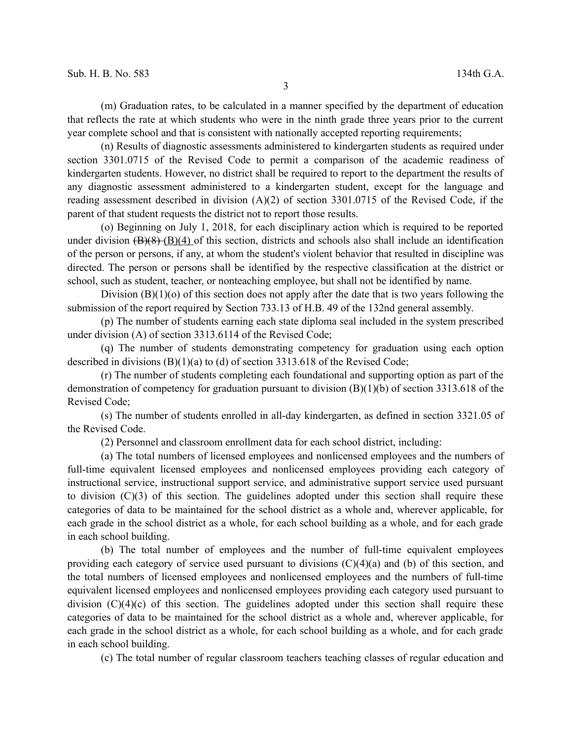(m) Graduation rates, to be calculated in a manner specified by the department of education that reflects the rate at which students who were in the ninth grade three years prior to the current year complete school and that is consistent with nationally accepted reporting requirements;

(n) Results of diagnostic assessments administered to kindergarten students as required under section 3301.0715 of the Revised Code to permit a comparison of the academic readiness of kindergarten students. However, no district shall be required to report to the department the results of any diagnostic assessment administered to a kindergarten student, except for the language and reading assessment described in division (A)(2) of section 3301.0715 of the Revised Code, if the parent of that student requests the district not to report those results.

(o) Beginning on July 1, 2018, for each disciplinary action which is required to be reported under division ~~(B)(8)~~ (B)(4) of this section, districts and schools also shall include an identification of the person or persons, if any, at whom the student's violent behavior that resulted in discipline was directed. The person or persons shall be identified by the respective classification at the district or school, such as student, teacher, or nonteaching employee, but shall not be identified by name.

Division (B)(1)(o) of this section does not apply after the date that is two years following the submission of the report required by Section 733.13 of H.B. 49 of the 132nd general assembly.

(p) The number of students earning each state diploma seal included in the system prescribed under division (A) of section 3313.6114 of the Revised Code;

(q) The number of students demonstrating competency for graduation using each option described in divisions (B)(1)(a) to (d) of section 3313.618 of the Revised Code;

(r) The number of students completing each foundational and supporting option as part of the demonstration of competency for graduation pursuant to division (B)(1)(b) of section 3313.618 of the Revised Code;

(s) The number of students enrolled in all-day kindergarten, as defined in section 3321.05 of the Revised Code.

(2) Personnel and classroom enrollment data for each school district, including:

(a) The total numbers of licensed employees and nonlicensed employees and the numbers of full-time equivalent licensed employees and nonlicensed employees providing each category of instructional service, instructional support service, and administrative support service used pursuant to division (C)(3) of this section. The guidelines adopted under this section shall require these categories of data to be maintained for the school district as a whole and, wherever applicable, for each grade in the school district as a whole, for each school building as a whole, and for each grade in each school building.

(b) The total number of employees and the number of full-time equivalent employees providing each category of service used pursuant to divisions (C)(4)(a) and (b) of this section, and the total numbers of licensed employees and nonlicensed employees and the numbers of full-time equivalent licensed employees and nonlicensed employees providing each category used pursuant to division (C)(4)(c) of this section. The guidelines adopted under this section shall require these categories of data to be maintained for the school district as a whole and, wherever applicable, for each grade in the school district as a whole, for each school building as a whole, and for each grade in each school building.

(c) The total number of regular classroom teachers teaching classes of regular education and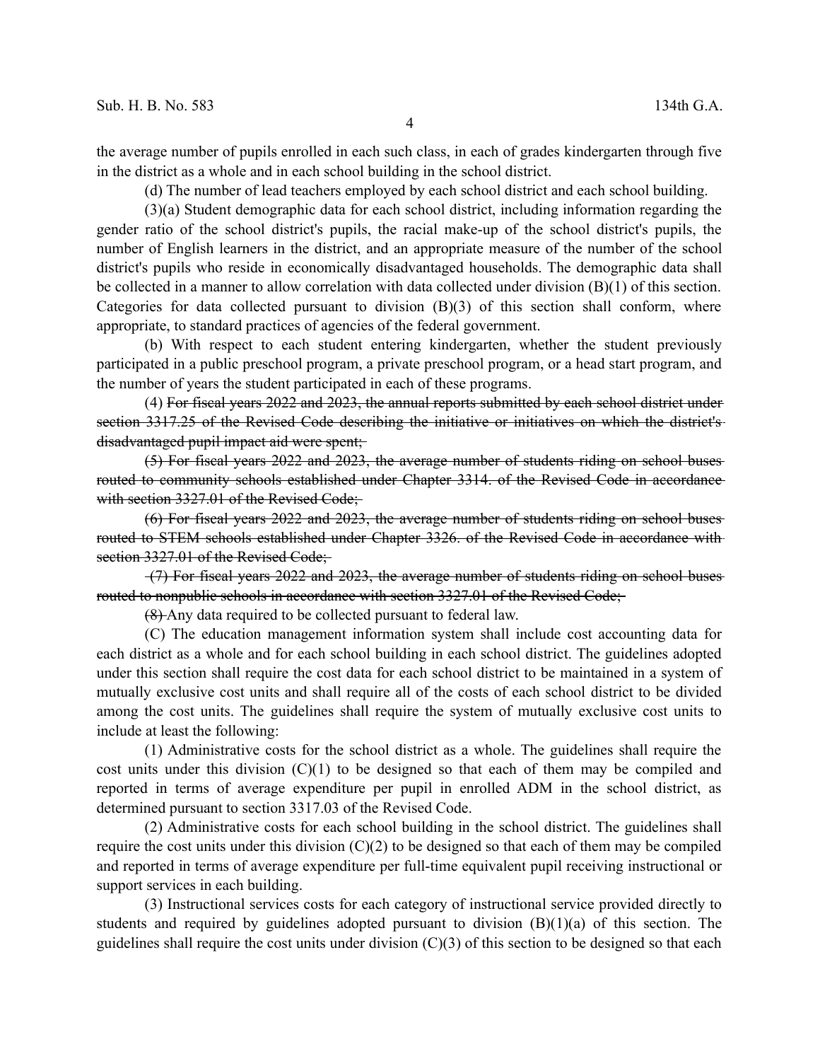the average number of pupils enrolled in each such class, in each of grades kindergarten through five in the district as a whole and in each school building in the school district.

(d) The number of lead teachers employed by each school district and each school building.

(3)(a) Student demographic data for each school district, including information regarding the gender ratio of the school district's pupils, the racial make-up of the school district's pupils, the number of English learners in the district, and an appropriate measure of the number of the school district's pupils who reside in economically disadvantaged households. The demographic data shall be collected in a manner to allow correlation with data collected under division (B)(1) of this section. Categories for data collected pursuant to division (B)(3) of this section shall conform, where appropriate, to standard practices of agencies of the federal government.

(b) With respect to each student entering kindergarten, whether the student previously participated in a public preschool program, a private preschool program, or a head start program, and the number of years the student participated in each of these programs.

(4) ~~For fiscal years 2022 and 2023, the annual reports submitted by each school district under section 3317.25 of the Revised Code describing the initiative or initiatives on which the district's disadvantaged pupil impact aid were spent;~~

~~(5) For fiscal years 2022 and 2023, the average number of students riding on school buses routed to community schools established under Chapter 3314. of the Revised Code in accordance with section 3327.01 of the Revised Code;~~

~~(6) For fiscal years 2022 and 2023, the average number of students riding on school buses routed to STEM schools established under Chapter 3326. of the Revised Code in accordance with section 3327.01 of the Revised Code;~~

~~(7) For fiscal years 2022 and 2023, the average number of students riding on school buses routed to nonpublic schools in accordance with section 3327.01 of the Revised Code;~~

~~(8)~~ Any data required to be collected pursuant to federal law.

(C) The education management information system shall include cost accounting data for each district as a whole and for each school building in each school district. The guidelines adopted under this section shall require the cost data for each school district to be maintained in a system of mutually exclusive cost units and shall require all of the costs of each school district to be divided among the cost units. The guidelines shall require the system of mutually exclusive cost units to include at least the following:

(1) Administrative costs for the school district as a whole. The guidelines shall require the cost units under this division (C)(1) to be designed so that each of them may be compiled and reported in terms of average expenditure per pupil in enrolled ADM in the school district, as determined pursuant to section 3317.03 of the Revised Code.

(2) Administrative costs for each school building in the school district. The guidelines shall require the cost units under this division (C)(2) to be designed so that each of them may be compiled and reported in terms of average expenditure per full-time equivalent pupil receiving instructional or support services in each building.

(3) Instructional services costs for each category of instructional service provided directly to students and required by guidelines adopted pursuant to division (B)(1)(a) of this section. The guidelines shall require the cost units under division (C)(3) of this section to be designed so that each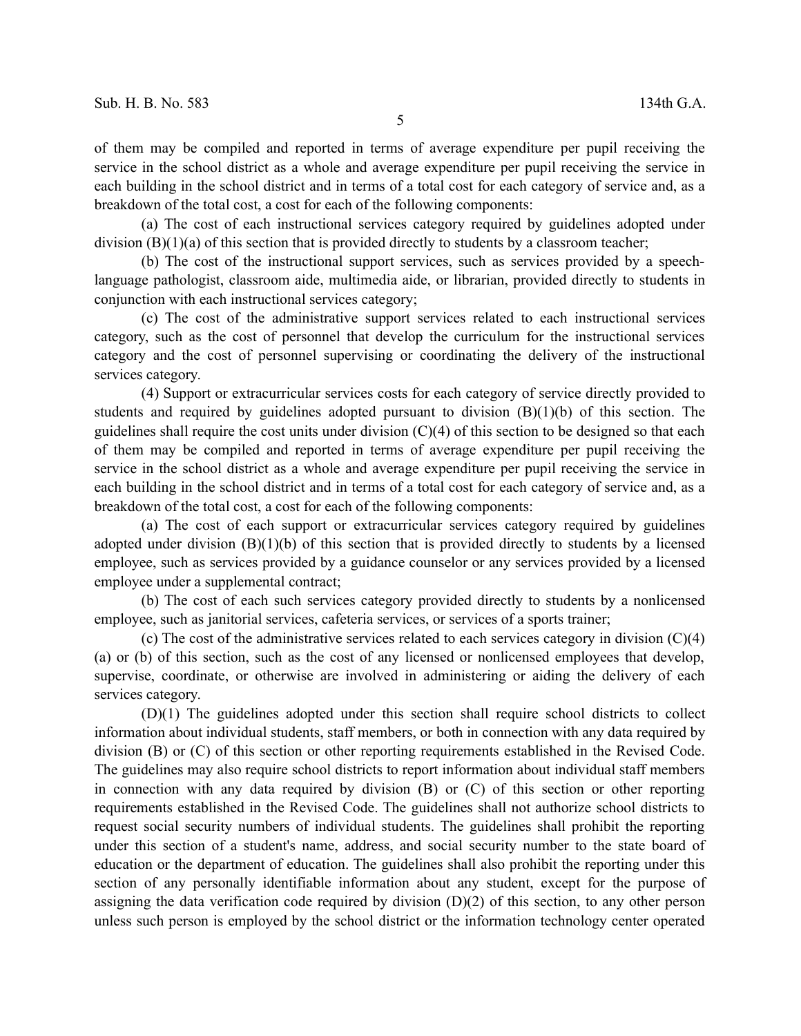of them may be compiled and reported in terms of average expenditure per pupil receiving the service in the school district as a whole and average expenditure per pupil receiving the service in each building in the school district and in terms of a total cost for each category of service and, as a breakdown of the total cost, a cost for each of the following components:

(a) The cost of each instructional services category required by guidelines adopted under division (B)(1)(a) of this section that is provided directly to students by a classroom teacher;

(b) The cost of the instructional support services, such as services provided by a speech-language pathologist, classroom aide, multimedia aide, or librarian, provided directly to students in conjunction with each instructional services category;

(c) The cost of the administrative support services related to each instructional services category, such as the cost of personnel that develop the curriculum for the instructional services category and the cost of personnel supervising or coordinating the delivery of the instructional services category.

(4) Support or extracurricular services costs for each category of service directly provided to students and required by guidelines adopted pursuant to division (B)(1)(b) of this section. The guidelines shall require the cost units under division (C)(4) of this section to be designed so that each of them may be compiled and reported in terms of average expenditure per pupil receiving the service in the school district as a whole and average expenditure per pupil receiving the service in each building in the school district and in terms of a total cost for each category of service and, as a breakdown of the total cost, a cost for each of the following components:

(a) The cost of each support or extracurricular services category required by guidelines adopted under division (B)(1)(b) of this section that is provided directly to students by a licensed employee, such as services provided by a guidance counselor or any services provided by a licensed employee under a supplemental contract;

(b) The cost of each such services category provided directly to students by a nonlicensed employee, such as janitorial services, cafeteria services, or services of a sports trainer;

(c) The cost of the administrative services related to each services category in division (C)(4)(a) or (b) of this section, such as the cost of any licensed or nonlicensed employees that develop, supervise, coordinate, or otherwise are involved in administering or aiding the delivery of each services category.

(D)(1) The guidelines adopted under this section shall require school districts to collect information about individual students, staff members, or both in connection with any data required by division (B) or (C) of this section or other reporting requirements established in the Revised Code. The guidelines may also require school districts to report information about individual staff members in connection with any data required by division (B) or (C) of this section or other reporting requirements established in the Revised Code. The guidelines shall not authorize school districts to request social security numbers of individual students. The guidelines shall prohibit the reporting under this section of a student's name, address, and social security number to the state board of education or the department of education. The guidelines shall also prohibit the reporting under this section of any personally identifiable information about any student, except for the purpose of assigning the data verification code required by division (D)(2) of this section, to any other person unless such person is employed by the school district or the information technology center operated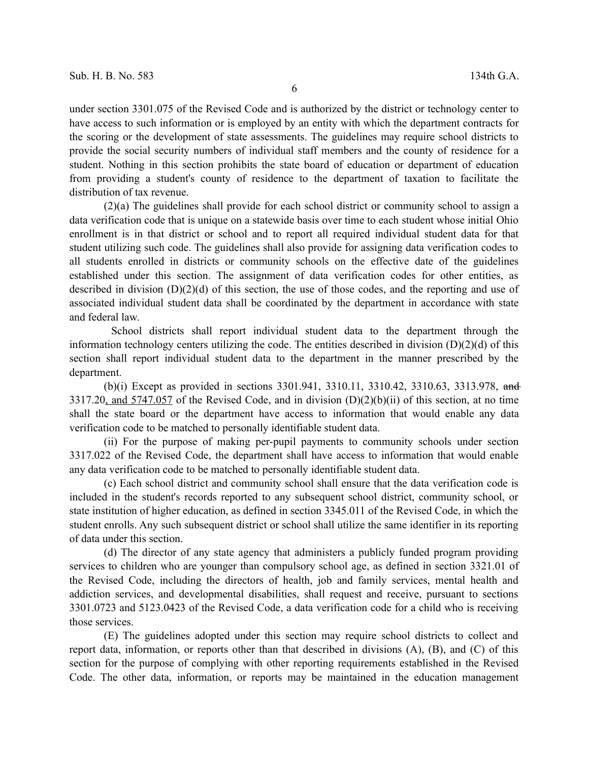under section 3301.075 of the Revised Code and is authorized by the district or technology center to have access to such information or is employed by an entity with which the department contracts for the scoring or the development of state assessments. The guidelines may require school districts to provide the social security numbers of individual staff members and the county of residence for a student. Nothing in this section prohibits the state board of education or department of education from providing a student's county of residence to the department of taxation to facilitate the distribution of tax revenue.

(2)(a) The guidelines shall provide for each school district or community school to assign a data verification code that is unique on a statewide basis over time to each student whose initial Ohio enrollment is in that district or school and to report all required individual student data for that student utilizing such code. The guidelines shall also provide for assigning data verification codes to all students enrolled in districts or community schools on the effective date of the guidelines established under this section. The assignment of data verification codes for other entities, as described in division (D)(2)(d) of this section, the use of those codes, and the reporting and use of associated individual student data shall be coordinated by the department in accordance with state and federal law.

School districts shall report individual student data to the department through the information technology centers utilizing the code. The entities described in division (D)(2)(d) of this section shall report individual student data to the department in the manner prescribed by the department.

(b)(i) Except as provided in sections 3301.941, 3310.11, 3310.42, 3310.63, 3313.978, ~~and~~ 3317.20<u>, and 5747.057</u> of the Revised Code, and in division (D)(2)(b)(ii) of this section, at no time shall the state board or the department have access to information that would enable any data verification code to be matched to personally identifiable student data.

(ii) For the purpose of making per-pupil payments to community schools under section 3317.022 of the Revised Code, the department shall have access to information that would enable any data verification code to be matched to personally identifiable student data.

(c) Each school district and community school shall ensure that the data verification code is included in the student's records reported to any subsequent school district, community school, or state institution of higher education, as defined in section 3345.011 of the Revised Code, in which the student enrolls. Any such subsequent district or school shall utilize the same identifier in its reporting of data under this section.

(d) The director of any state agency that administers a publicly funded program providing services to children who are younger than compulsory school age, as defined in section 3321.01 of the Revised Code, including the directors of health, job and family services, mental health and addiction services, and developmental disabilities, shall request and receive, pursuant to sections 3301.0723 and 5123.0423 of the Revised Code, a data verification code for a child who is receiving those services.

(E) The guidelines adopted under this section may require school districts to collect and report data, information, or reports other than that described in divisions (A), (B), and (C) of this section for the purpose of complying with other reporting requirements established in the Revised Code. The other data, information, or reports may be maintained in the education management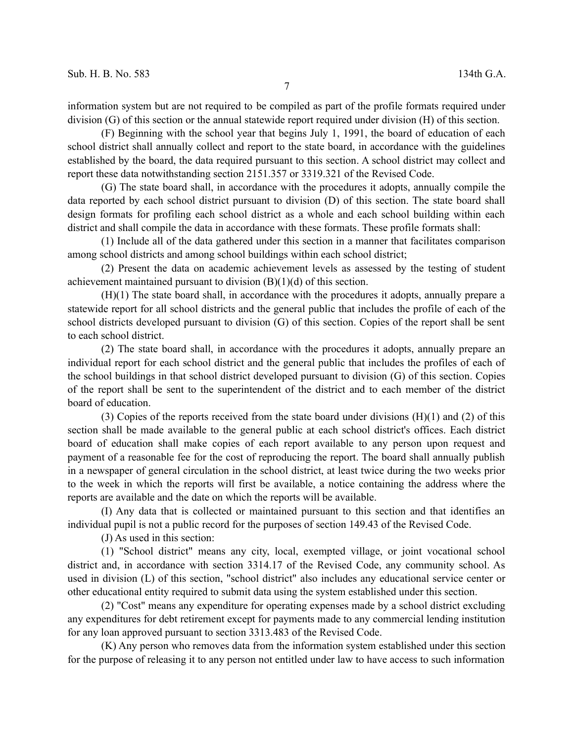information system but are not required to be compiled as part of the profile formats required under division (G) of this section or the annual statewide report required under division (H) of this section.

(F) Beginning with the school year that begins July 1, 1991, the board of education of each school district shall annually collect and report to the state board, in accordance with the guidelines established by the board, the data required pursuant to this section. A school district may collect and report these data notwithstanding section 2151.357 or 3319.321 of the Revised Code.

(G) The state board shall, in accordance with the procedures it adopts, annually compile the data reported by each school district pursuant to division (D) of this section. The state board shall design formats for profiling each school district as a whole and each school building within each district and shall compile the data in accordance with these formats. These profile formats shall:

(1) Include all of the data gathered under this section in a manner that facilitates comparison among school districts and among school buildings within each school district;

(2) Present the data on academic achievement levels as assessed by the testing of student achievement maintained pursuant to division (B)(1)(d) of this section.

(H)(1) The state board shall, in accordance with the procedures it adopts, annually prepare a statewide report for all school districts and the general public that includes the profile of each of the school districts developed pursuant to division (G) of this section. Copies of the report shall be sent to each school district.

(2) The state board shall, in accordance with the procedures it adopts, annually prepare an individual report for each school district and the general public that includes the profiles of each of the school buildings in that school district developed pursuant to division (G) of this section. Copies of the report shall be sent to the superintendent of the district and to each member of the district board of education.

(3) Copies of the reports received from the state board under divisions (H)(1) and (2) of this section shall be made available to the general public at each school district's offices. Each district board of education shall make copies of each report available to any person upon request and payment of a reasonable fee for the cost of reproducing the report. The board shall annually publish in a newspaper of general circulation in the school district, at least twice during the two weeks prior to the week in which the reports will first be available, a notice containing the address where the reports are available and the date on which the reports will be available.

(I) Any data that is collected or maintained pursuant to this section and that identifies an individual pupil is not a public record for the purposes of section 149.43 of the Revised Code.

(J) As used in this section:

(1) "School district" means any city, local, exempted village, or joint vocational school district and, in accordance with section 3314.17 of the Revised Code, any community school. As used in division (L) of this section, "school district" also includes any educational service center or other educational entity required to submit data using the system established under this section.

(2) "Cost" means any expenditure for operating expenses made by a school district excluding any expenditures for debt retirement except for payments made to any commercial lending institution for any loan approved pursuant to section 3313.483 of the Revised Code.

(K) Any person who removes data from the information system established under this section for the purpose of releasing it to any person not entitled under law to have access to such information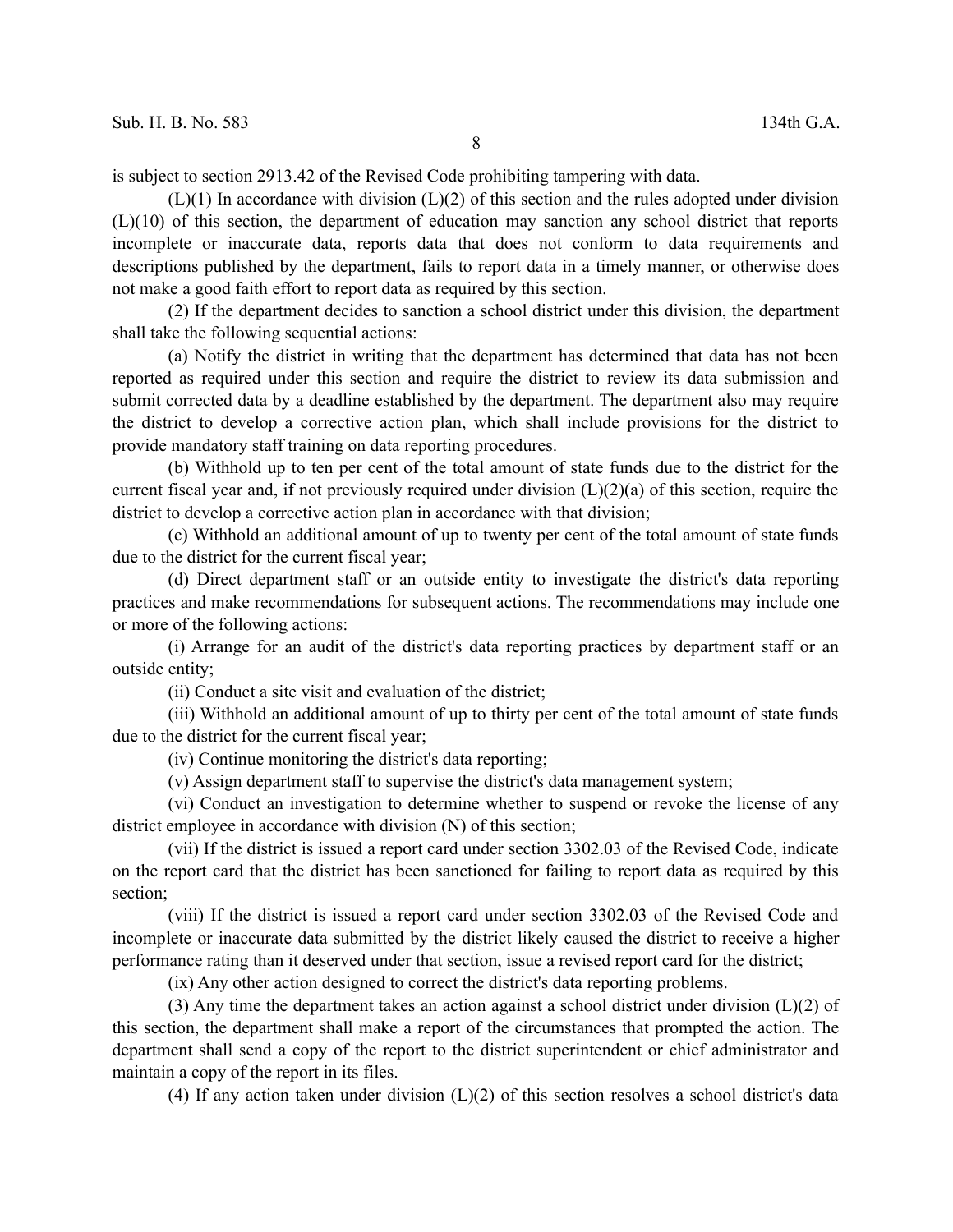is subject to section 2913.42 of the Revised Code prohibiting tampering with data.

(L)(1) In accordance with division (L)(2) of this section and the rules adopted under division (L)(10) of this section, the department of education may sanction any school district that reports incomplete or inaccurate data, reports data that does not conform to data requirements and descriptions published by the department, fails to report data in a timely manner, or otherwise does not make a good faith effort to report data as required by this section.

(2) If the department decides to sanction a school district under this division, the department shall take the following sequential actions:

(a) Notify the district in writing that the department has determined that data has not been reported as required under this section and require the district to review its data submission and submit corrected data by a deadline established by the department. The department also may require the district to develop a corrective action plan, which shall include provisions for the district to provide mandatory staff training on data reporting procedures.

(b) Withhold up to ten per cent of the total amount of state funds due to the district for the current fiscal year and, if not previously required under division (L)(2)(a) of this section, require the district to develop a corrective action plan in accordance with that division;

(c) Withhold an additional amount of up to twenty per cent of the total amount of state funds due to the district for the current fiscal year;

(d) Direct department staff or an outside entity to investigate the district's data reporting practices and make recommendations for subsequent actions. The recommendations may include one or more of the following actions:

(i) Arrange for an audit of the district's data reporting practices by department staff or an outside entity;

(ii) Conduct a site visit and evaluation of the district;

(iii) Withhold an additional amount of up to thirty per cent of the total amount of state funds due to the district for the current fiscal year;

(iv) Continue monitoring the district's data reporting;

(v) Assign department staff to supervise the district's data management system;

(vi) Conduct an investigation to determine whether to suspend or revoke the license of any district employee in accordance with division (N) of this section;

(vii) If the district is issued a report card under section 3302.03 of the Revised Code, indicate on the report card that the district has been sanctioned for failing to report data as required by this section;

(viii) If the district is issued a report card under section 3302.03 of the Revised Code and incomplete or inaccurate data submitted by the district likely caused the district to receive a higher performance rating than it deserved under that section, issue a revised report card for the district;

(ix) Any other action designed to correct the district's data reporting problems.

(3) Any time the department takes an action against a school district under division (L)(2) of this section, the department shall make a report of the circumstances that prompted the action. The department shall send a copy of the report to the district superintendent or chief administrator and maintain a copy of the report in its files.

(4) If any action taken under division (L)(2) of this section resolves a school district's data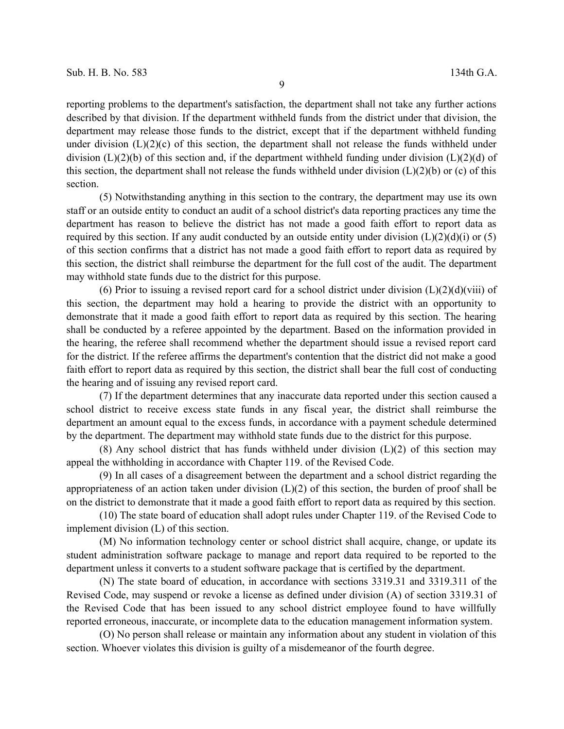reporting problems to the department's satisfaction, the department shall not take any further actions described by that division. If the department withheld funds from the district under that division, the department may release those funds to the district, except that if the department withheld funding under division (L)(2)(c) of this section, the department shall not release the funds withheld under division (L)(2)(b) of this section and, if the department withheld funding under division (L)(2)(d) of this section, the department shall not release the funds withheld under division (L)(2)(b) or (c) of this section.

(5) Notwithstanding anything in this section to the contrary, the department may use its own staff or an outside entity to conduct an audit of a school district's data reporting practices any time the department has reason to believe the district has not made a good faith effort to report data as required by this section. If any audit conducted by an outside entity under division (L)(2)(d)(i) or (5) of this section confirms that a district has not made a good faith effort to report data as required by this section, the district shall reimburse the department for the full cost of the audit. The department may withhold state funds due to the district for this purpose.

(6) Prior to issuing a revised report card for a school district under division (L)(2)(d)(viii) of this section, the department may hold a hearing to provide the district with an opportunity to demonstrate that it made a good faith effort to report data as required by this section. The hearing shall be conducted by a referee appointed by the department. Based on the information provided in the hearing, the referee shall recommend whether the department should issue a revised report card for the district. If the referee affirms the department's contention that the district did not make a good faith effort to report data as required by this section, the district shall bear the full cost of conducting the hearing and of issuing any revised report card.

(7) If the department determines that any inaccurate data reported under this section caused a school district to receive excess state funds in any fiscal year, the district shall reimburse the department an amount equal to the excess funds, in accordance with a payment schedule determined by the department. The department may withhold state funds due to the district for this purpose.

(8) Any school district that has funds withheld under division (L)(2) of this section may appeal the withholding in accordance with Chapter 119. of the Revised Code.

(9) In all cases of a disagreement between the department and a school district regarding the appropriateness of an action taken under division (L)(2) of this section, the burden of proof shall be on the district to demonstrate that it made a good faith effort to report data as required by this section.

(10) The state board of education shall adopt rules under Chapter 119. of the Revised Code to implement division (L) of this section.

(M) No information technology center or school district shall acquire, change, or update its student administration software package to manage and report data required to be reported to the department unless it converts to a student software package that is certified by the department.

(N) The state board of education, in accordance with sections 3319.31 and 3319.311 of the Revised Code, may suspend or revoke a license as defined under division (A) of section 3319.31 of the Revised Code that has been issued to any school district employee found to have willfully reported erroneous, inaccurate, or incomplete data to the education management information system.

(O) No person shall release or maintain any information about any student in violation of this section. Whoever violates this division is guilty of a misdemeanor of the fourth degree.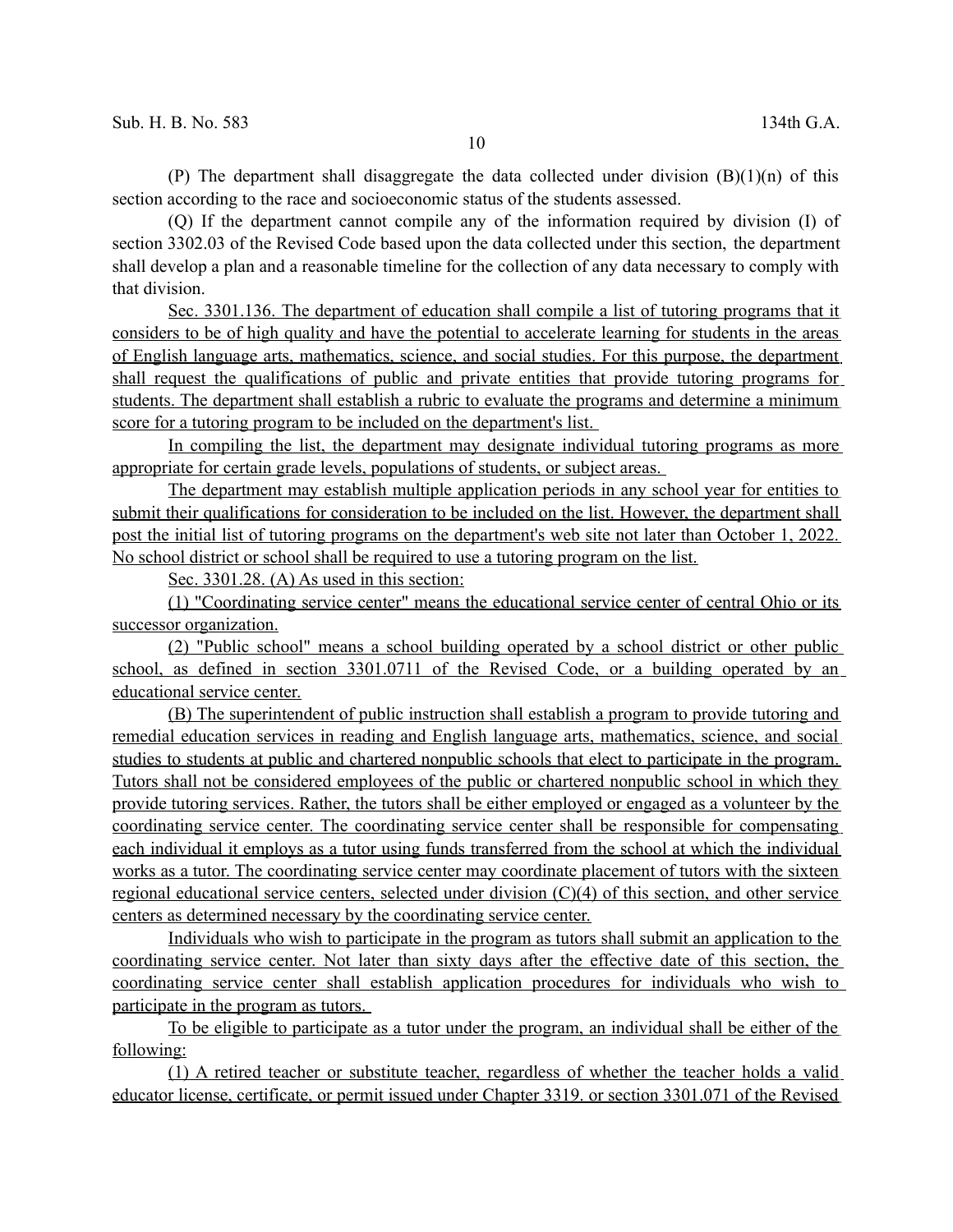(P) The department shall disaggregate the data collected under division (B)(1)(n) of this section according to the race and socioeconomic status of the students assessed.

(Q) If the department cannot compile any of the information required by division (I) of section 3302.03 of the Revised Code based upon the data collected under this section, the department shall develop a plan and a reasonable timeline for the collection of any data necessary to comply with that division.

Sec. 3301.136. The department of education shall compile a list of tutoring programs that it considers to be of high quality and have the potential to accelerate learning for students in the areas of English language arts, mathematics, science, and social studies. For this purpose, the department shall request the qualifications of public and private entities that provide tutoring programs for students. The department shall establish a rubric to evaluate the programs and determine a minimum score for a tutoring program to be included on the department's list.

In compiling the list, the department may designate individual tutoring programs as more appropriate for certain grade levels, populations of students, or subject areas.

The department may establish multiple application periods in any school year for entities to submit their qualifications for consideration to be included on the list. However, the department shall post the initial list of tutoring programs on the department's web site not later than October 1, 2022. No school district or school shall be required to use a tutoring program on the list.

Sec. 3301.28. (A) As used in this section:

(1) "Coordinating service center" means the educational service center of central Ohio or its successor organization.

(2) "Public school" means a school building operated by a school district or other public school, as defined in section 3301.0711 of the Revised Code, or a building operated by an educational service center.

(B) The superintendent of public instruction shall establish a program to provide tutoring and remedial education services in reading and English language arts, mathematics, science, and social studies to students at public and chartered nonpublic schools that elect to participate in the program. Tutors shall not be considered employees of the public or chartered nonpublic school in which they provide tutoring services. Rather, the tutors shall be either employed or engaged as a volunteer by the coordinating service center. The coordinating service center shall be responsible for compensating each individual it employs as a tutor using funds transferred from the school at which the individual works as a tutor. The coordinating service center may coordinate placement of tutors with the sixteen regional educational service centers, selected under division (C)(4) of this section, and other service centers as determined necessary by the coordinating service center.

Individuals who wish to participate in the program as tutors shall submit an application to the coordinating service center. Not later than sixty days after the effective date of this section, the coordinating service center shall establish application procedures for individuals who wish to participate in the program as tutors.

To be eligible to participate as a tutor under the program, an individual shall be either of the following:

(1) A retired teacher or substitute teacher, regardless of whether the teacher holds a valid educator license, certificate, or permit issued under Chapter 3319. or section 3301.071 of the Revised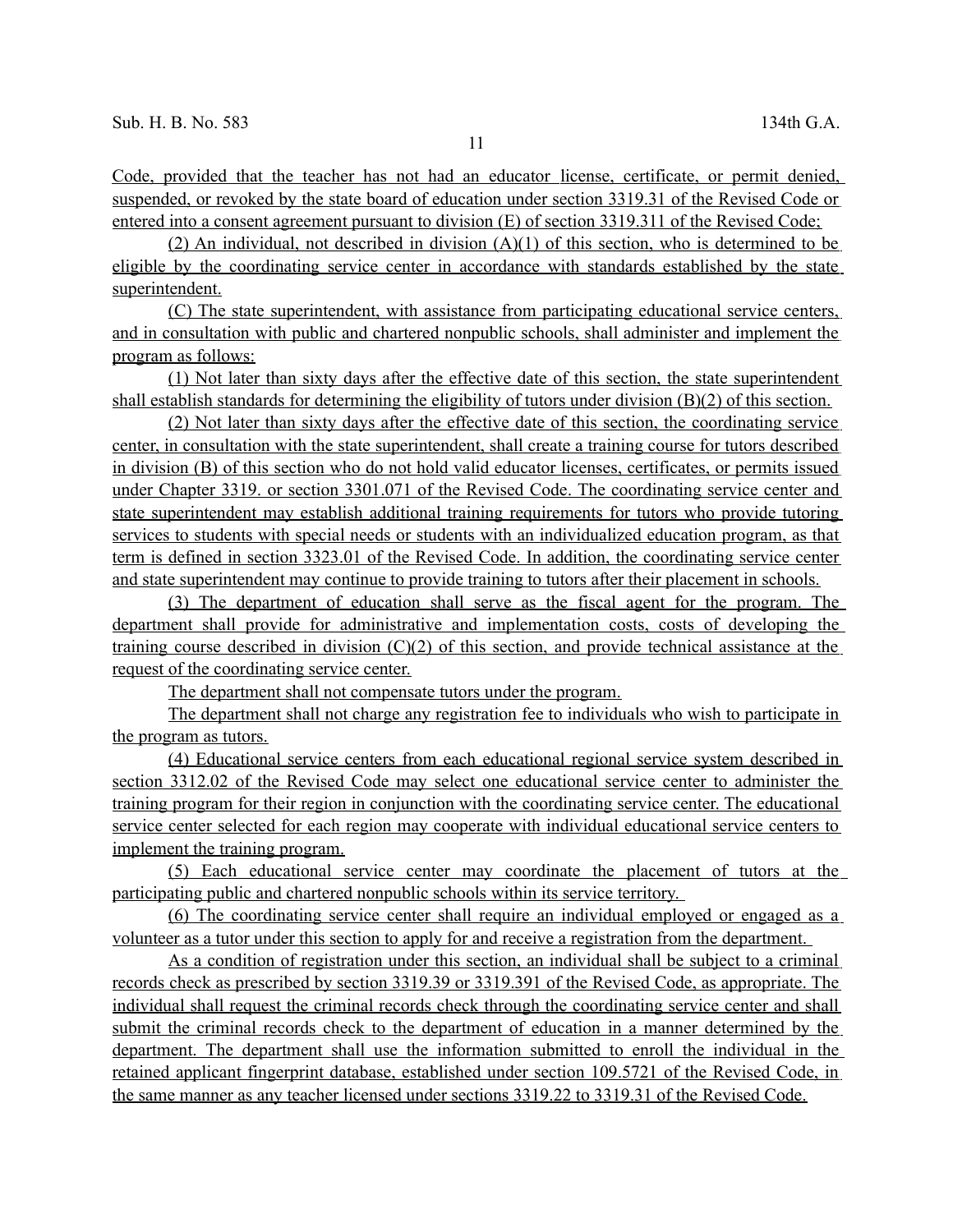Code, provided that the teacher has not had an educator license, certificate, or permit denied, suspended, or revoked by the state board of education under section 3319.31 of the Revised Code or entered into a consent agreement pursuant to division (E) of section 3319.311 of the Revised Code;

(2) An individual, not described in division (A)(1) of this section, who is determined to be eligible by the coordinating service center in accordance with standards established by the state superintendent.

(C) The state superintendent, with assistance from participating educational service centers, and in consultation with public and chartered nonpublic schools, shall administer and implement the program as follows:

(1) Not later than sixty days after the effective date of this section, the state superintendent shall establish standards for determining the eligibility of tutors under division (B)(2) of this section.

(2) Not later than sixty days after the effective date of this section, the coordinating service center, in consultation with the state superintendent, shall create a training course for tutors described in division (B) of this section who do not hold valid educator licenses, certificates, or permits issued under Chapter 3319. or section 3301.071 of the Revised Code. The coordinating service center and state superintendent may establish additional training requirements for tutors who provide tutoring services to students with special needs or students with an individualized education program, as that term is defined in section 3323.01 of the Revised Code. In addition, the coordinating service center and state superintendent may continue to provide training to tutors after their placement in schools.

(3) The department of education shall serve as the fiscal agent for the program. The department shall provide for administrative and implementation costs, costs of developing the training course described in division (C)(2) of this section, and provide technical assistance at the request of the coordinating service center.

The department shall not compensate tutors under the program.

The department shall not charge any registration fee to individuals who wish to participate in the program as tutors.

(4) Educational service centers from each educational regional service system described in section 3312.02 of the Revised Code may select one educational service center to administer the training program for their region in conjunction with the coordinating service center. The educational service center selected for each region may cooperate with individual educational service centers to implement the training program.

(5) Each educational service center may coordinate the placement of tutors at the participating public and chartered nonpublic schools within its service territory.

(6) The coordinating service center shall require an individual employed or engaged as a volunteer as a tutor under this section to apply for and receive a registration from the department.

As a condition of registration under this section, an individual shall be subject to a criminal records check as prescribed by section 3319.39 or 3319.391 of the Revised Code, as appropriate. The individual shall request the criminal records check through the coordinating service center and shall submit the criminal records check to the department of education in a manner determined by the department. The department shall use the information submitted to enroll the individual in the retained applicant fingerprint database, established under section 109.5721 of the Revised Code, in the same manner as any teacher licensed under sections 3319.22 to 3319.31 of the Revised Code.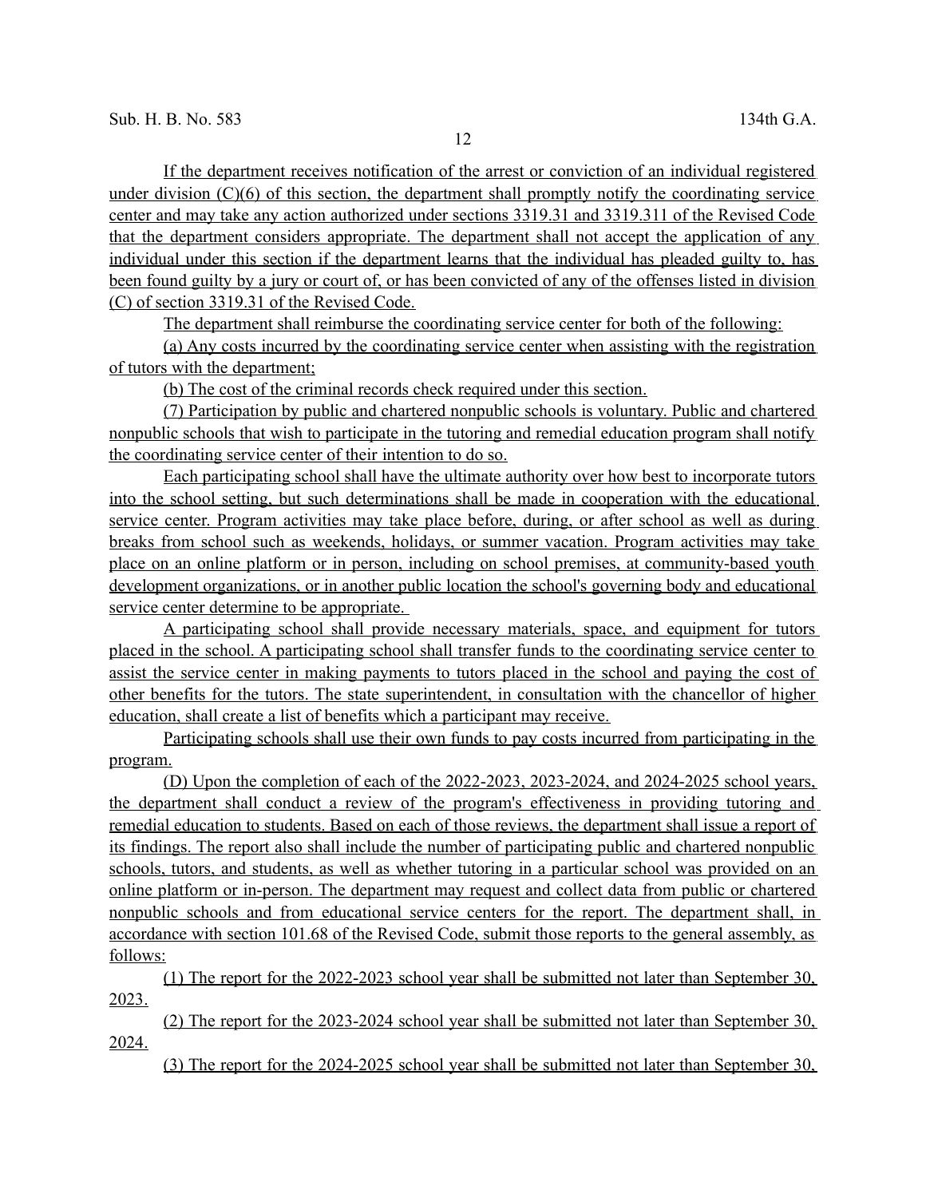If the department receives notification of the arrest or conviction of an individual registered under division (C)(6) of this section, the department shall promptly notify the coordinating service center and may take any action authorized under sections 3319.31 and 3319.311 of the Revised Code that the department considers appropriate. The department shall not accept the application of any individual under this section if the department learns that the individual has pleaded guilty to, has been found guilty by a jury or court of, or has been convicted of any of the offenses listed in division (C) of section 3319.31 of the Revised Code.

The department shall reimburse the coordinating service center for both of the following:

(a) Any costs incurred by the coordinating service center when assisting with the registration of tutors with the department;

(b) The cost of the criminal records check required under this section.

(7) Participation by public and chartered nonpublic schools is voluntary. Public and chartered nonpublic schools that wish to participate in the tutoring and remedial education program shall notify the coordinating service center of their intention to do so.

Each participating school shall have the ultimate authority over how best to incorporate tutors into the school setting, but such determinations shall be made in cooperation with the educational service center. Program activities may take place before, during, or after school as well as during breaks from school such as weekends, holidays, or summer vacation. Program activities may take place on an online platform or in person, including on school premises, at community-based youth development organizations, or in another public location the school's governing body and educational service center determine to be appropriate.

A participating school shall provide necessary materials, space, and equipment for tutors placed in the school. A participating school shall transfer funds to the coordinating service center to assist the service center in making payments to tutors placed in the school and paying the cost of other benefits for the tutors. The state superintendent, in consultation with the chancellor of higher education, shall create a list of benefits which a participant may receive.

Participating schools shall use their own funds to pay costs incurred from participating in the program.

(D) Upon the completion of each of the 2022-2023, 2023-2024, and 2024-2025 school years, the department shall conduct a review of the program's effectiveness in providing tutoring and remedial education to students. Based on each of those reviews, the department shall issue a report of its findings. The report also shall include the number of participating public and chartered nonpublic schools, tutors, and students, as well as whether tutoring in a particular school was provided on an online platform or in-person. The department may request and collect data from public or chartered nonpublic schools and from educational service centers for the report. The department shall, in accordance with section 101.68 of the Revised Code, submit those reports to the general assembly, as follows:

(1) The report for the 2022-2023 school year shall be submitted not later than September 30, 2023.

(2) The report for the 2023-2024 school year shall be submitted not later than September 30, 2024.

(3) The report for the 2024-2025 school year shall be submitted not later than September 30,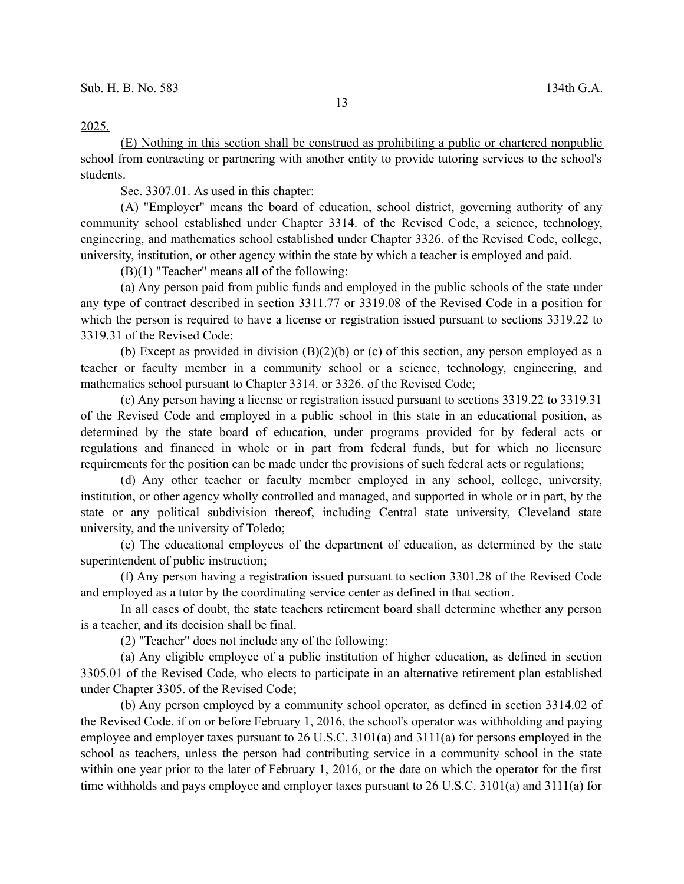2025.

(E) Nothing in this section shall be construed as prohibiting a public or chartered nonpublic school from contracting or partnering with another entity to provide tutoring services to the school's students.

Sec. 3307.01. As used in this chapter:

(A) "Employer" means the board of education, school district, governing authority of any community school established under Chapter 3314. of the Revised Code, a science, technology, engineering, and mathematics school established under Chapter 3326. of the Revised Code, college, university, institution, or other agency within the state by which a teacher is employed and paid.

(B)(1) "Teacher" means all of the following:

(a) Any person paid from public funds and employed in the public schools of the state under any type of contract described in section 3311.77 or 3319.08 of the Revised Code in a position for which the person is required to have a license or registration issued pursuant to sections 3319.22 to 3319.31 of the Revised Code;

(b) Except as provided in division (B)(2)(b) or (c) of this section, any person employed as a teacher or faculty member in a community school or a science, technology, engineering, and mathematics school pursuant to Chapter 3314. or 3326. of the Revised Code;

(c) Any person having a license or registration issued pursuant to sections 3319.22 to 3319.31 of the Revised Code and employed in a public school in this state in an educational position, as determined by the state board of education, under programs provided for by federal acts or regulations and financed in whole or in part from federal funds, but for which no licensure requirements for the position can be made under the provisions of such federal acts or regulations;

(d) Any other teacher or faculty member employed in any school, college, university, institution, or other agency wholly controlled and managed, and supported in whole or in part, by the state or any political subdivision thereof, including Central state university, Cleveland state university, and the university of Toledo;

(e) The educational employees of the department of education, as determined by the state superintendent of public instruction;

(f) Any person having a registration issued pursuant to section 3301.28 of the Revised Code and employed as a tutor by the coordinating service center as defined in that section.

In all cases of doubt, the state teachers retirement board shall determine whether any person is a teacher, and its decision shall be final.

(2) "Teacher" does not include any of the following:

(a) Any eligible employee of a public institution of higher education, as defined in section 3305.01 of the Revised Code, who elects to participate in an alternative retirement plan established under Chapter 3305. of the Revised Code;

(b) Any person employed by a community school operator, as defined in section 3314.02 of the Revised Code, if on or before February 1, 2016, the school's operator was withholding and paying employee and employer taxes pursuant to 26 U.S.C. 3101(a) and 3111(a) for persons employed in the school as teachers, unless the person had contributing service in a community school in the state within one year prior to the later of February 1, 2016, or the date on which the operator for the first time withholds and pays employee and employer taxes pursuant to 26 U.S.C. 3101(a) and 3111(a) for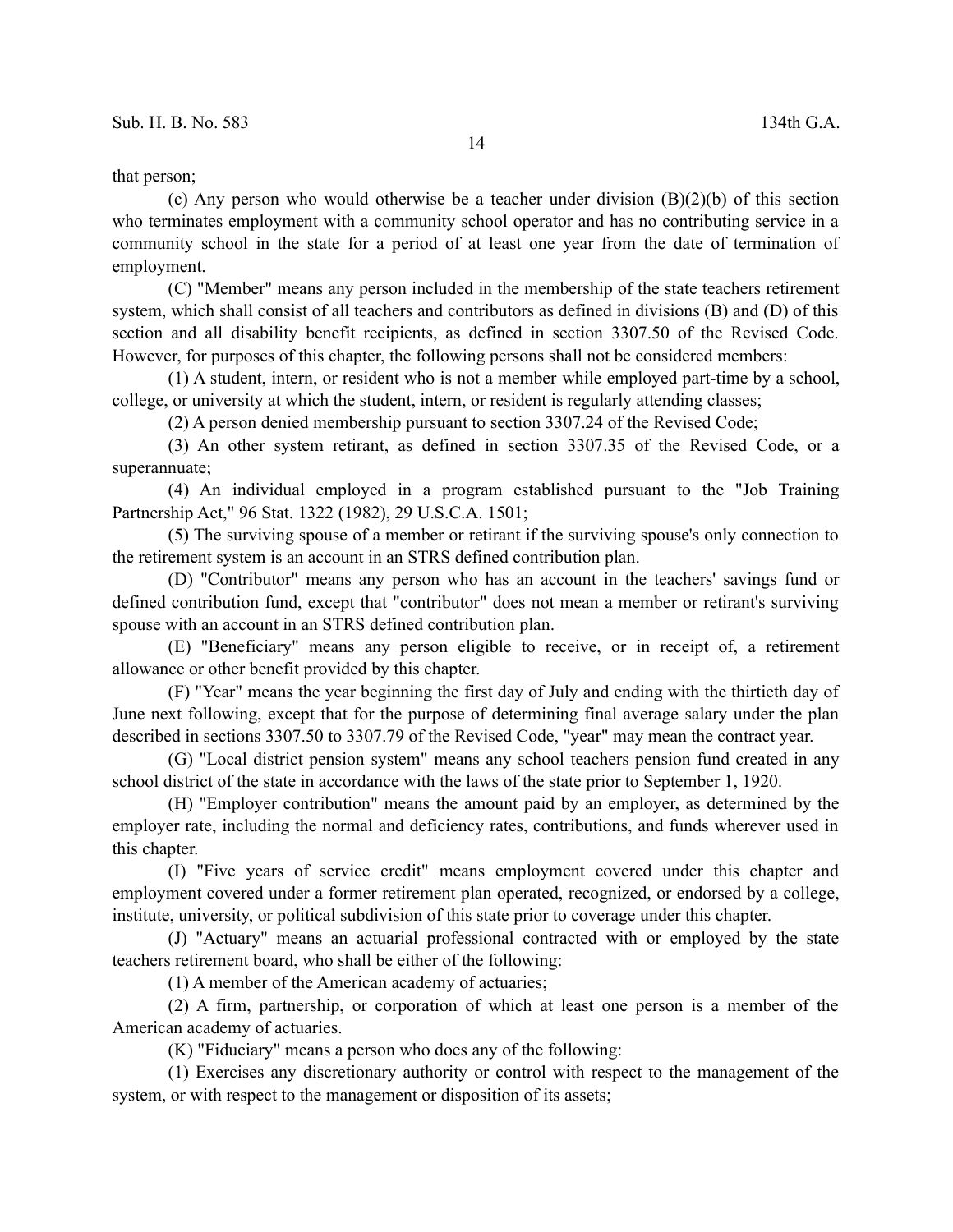that person;

(c) Any person who would otherwise be a teacher under division (B)(2)(b) of this section who terminates employment with a community school operator and has no contributing service in a community school in the state for a period of at least one year from the date of termination of employment.

(C) "Member" means any person included in the membership of the state teachers retirement system, which shall consist of all teachers and contributors as defined in divisions (B) and (D) of this section and all disability benefit recipients, as defined in section 3307.50 of the Revised Code. However, for purposes of this chapter, the following persons shall not be considered members:

(1) A student, intern, or resident who is not a member while employed part-time by a school, college, or university at which the student, intern, or resident is regularly attending classes;

(2) A person denied membership pursuant to section 3307.24 of the Revised Code;

(3) An other system retirant, as defined in section 3307.35 of the Revised Code, or a superannuate;

(4) An individual employed in a program established pursuant to the "Job Training Partnership Act," 96 Stat. 1322 (1982), 29 U.S.C.A. 1501;

(5) The surviving spouse of a member or retirant if the surviving spouse's only connection to the retirement system is an account in an STRS defined contribution plan.

(D) "Contributor" means any person who has an account in the teachers' savings fund or defined contribution fund, except that "contributor" does not mean a member or retirant's surviving spouse with an account in an STRS defined contribution plan.

(E) "Beneficiary" means any person eligible to receive, or in receipt of, a retirement allowance or other benefit provided by this chapter.

(F) "Year" means the year beginning the first day of July and ending with the thirtieth day of June next following, except that for the purpose of determining final average salary under the plan described in sections 3307.50 to 3307.79 of the Revised Code, "year" may mean the contract year.

(G) "Local district pension system" means any school teachers pension fund created in any school district of the state in accordance with the laws of the state prior to September 1, 1920.

(H) "Employer contribution" means the amount paid by an employer, as determined by the employer rate, including the normal and deficiency rates, contributions, and funds wherever used in this chapter.

(I) "Five years of service credit" means employment covered under this chapter and employment covered under a former retirement plan operated, recognized, or endorsed by a college, institute, university, or political subdivision of this state prior to coverage under this chapter.

(J) "Actuary" means an actuarial professional contracted with or employed by the state teachers retirement board, who shall be either of the following:

(1) A member of the American academy of actuaries;

(2) A firm, partnership, or corporation of which at least one person is a member of the American academy of actuaries.

(K) "Fiduciary" means a person who does any of the following:

(1) Exercises any discretionary authority or control with respect to the management of the system, or with respect to the management or disposition of its assets;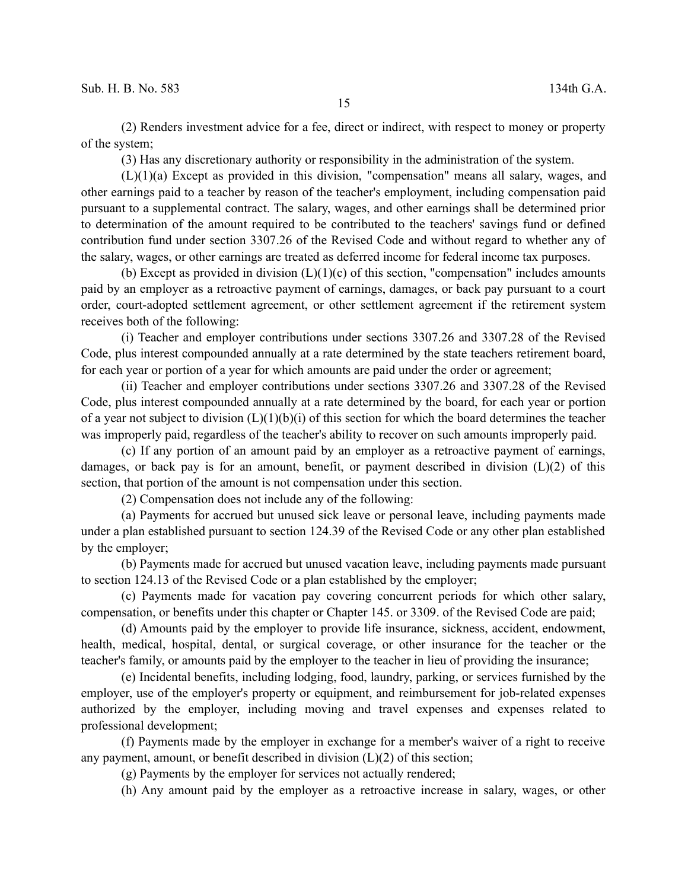(2) Renders investment advice for a fee, direct or indirect, with respect to money or property of the system;

(3) Has any discretionary authority or responsibility in the administration of the system.

(L)(1)(a) Except as provided in this division, "compensation" means all salary, wages, and other earnings paid to a teacher by reason of the teacher's employment, including compensation paid pursuant to a supplemental contract. The salary, wages, and other earnings shall be determined prior to determination of the amount required to be contributed to the teachers' savings fund or defined contribution fund under section 3307.26 of the Revised Code and without regard to whether any of the salary, wages, or other earnings are treated as deferred income for federal income tax purposes.

(b) Except as provided in division (L)(1)(c) of this section, "compensation" includes amounts paid by an employer as a retroactive payment of earnings, damages, or back pay pursuant to a court order, court-adopted settlement agreement, or other settlement agreement if the retirement system receives both of the following:

(i) Teacher and employer contributions under sections 3307.26 and 3307.28 of the Revised Code, plus interest compounded annually at a rate determined by the state teachers retirement board, for each year or portion of a year for which amounts are paid under the order or agreement;

(ii) Teacher and employer contributions under sections 3307.26 and 3307.28 of the Revised Code, plus interest compounded annually at a rate determined by the board, for each year or portion of a year not subject to division (L)(1)(b)(i) of this section for which the board determines the teacher was improperly paid, regardless of the teacher's ability to recover on such amounts improperly paid.

(c) If any portion of an amount paid by an employer as a retroactive payment of earnings, damages, or back pay is for an amount, benefit, or payment described in division (L)(2) of this section, that portion of the amount is not compensation under this section.

(2) Compensation does not include any of the following:

(a) Payments for accrued but unused sick leave or personal leave, including payments made under a plan established pursuant to section 124.39 of the Revised Code or any other plan established by the employer;

(b) Payments made for accrued but unused vacation leave, including payments made pursuant to section 124.13 of the Revised Code or a plan established by the employer;

(c) Payments made for vacation pay covering concurrent periods for which other salary, compensation, or benefits under this chapter or Chapter 145. or 3309. of the Revised Code are paid;

(d) Amounts paid by the employer to provide life insurance, sickness, accident, endowment, health, medical, hospital, dental, or surgical coverage, or other insurance for the teacher or the teacher's family, or amounts paid by the employer to the teacher in lieu of providing the insurance;

(e) Incidental benefits, including lodging, food, laundry, parking, or services furnished by the employer, use of the employer's property or equipment, and reimbursement for job-related expenses authorized by the employer, including moving and travel expenses and expenses related to professional development;

(f) Payments made by the employer in exchange for a member's waiver of a right to receive any payment, amount, or benefit described in division (L)(2) of this section;

(g) Payments by the employer for services not actually rendered;

(h) Any amount paid by the employer as a retroactive increase in salary, wages, or other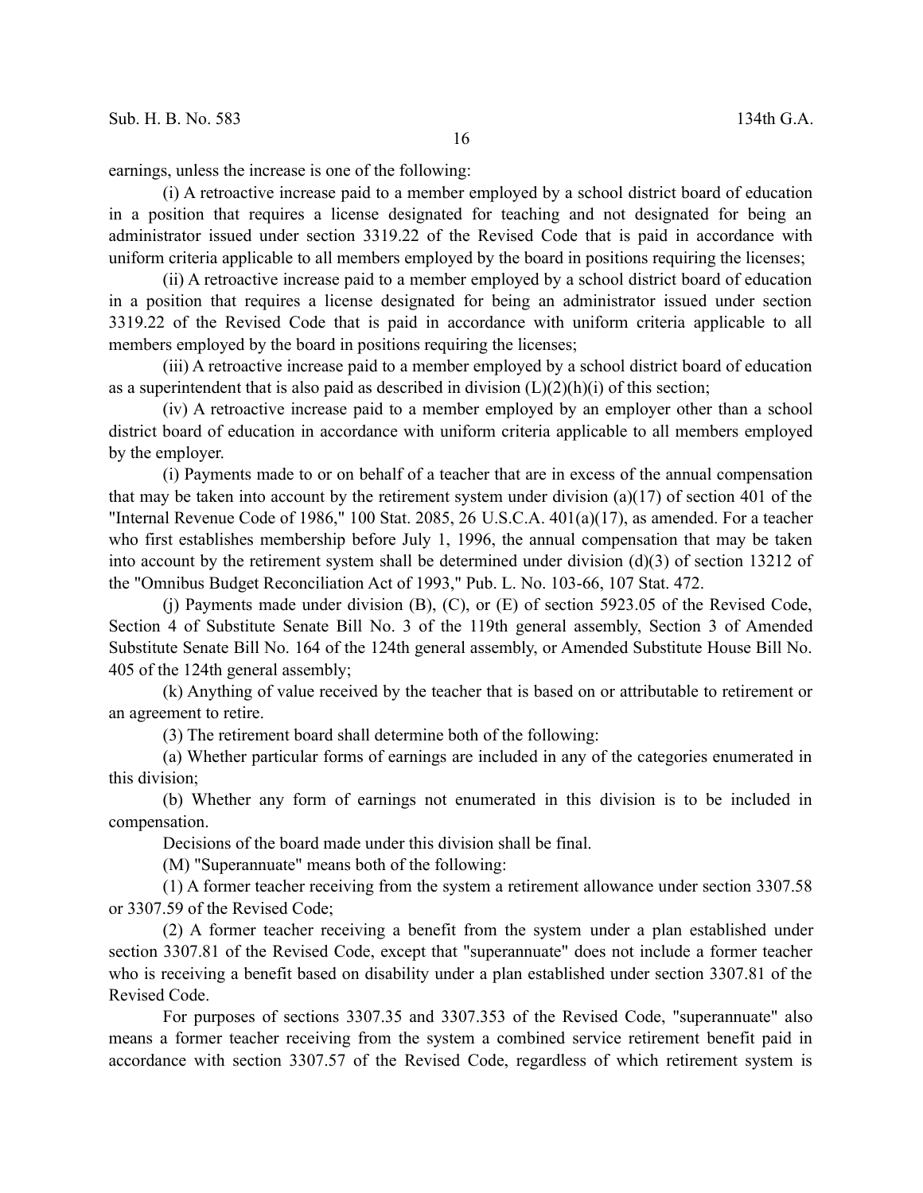earnings, unless the increase is one of the following:

(i) A retroactive increase paid to a member employed by a school district board of education in a position that requires a license designated for teaching and not designated for being an administrator issued under section 3319.22 of the Revised Code that is paid in accordance with uniform criteria applicable to all members employed by the board in positions requiring the licenses;

(ii) A retroactive increase paid to a member employed by a school district board of education in a position that requires a license designated for being an administrator issued under section 3319.22 of the Revised Code that is paid in accordance with uniform criteria applicable to all members employed by the board in positions requiring the licenses;

(iii) A retroactive increase paid to a member employed by a school district board of education as a superintendent that is also paid as described in division (L)(2)(h)(i) of this section;

(iv) A retroactive increase paid to a member employed by an employer other than a school district board of education in accordance with uniform criteria applicable to all members employed by the employer.

(i) Payments made to or on behalf of a teacher that are in excess of the annual compensation that may be taken into account by the retirement system under division (a)(17) of section 401 of the "Internal Revenue Code of 1986," 100 Stat. 2085, 26 U.S.C.A. 401(a)(17), as amended. For a teacher who first establishes membership before July 1, 1996, the annual compensation that may be taken into account by the retirement system shall be determined under division (d)(3) of section 13212 of the "Omnibus Budget Reconciliation Act of 1993," Pub. L. No. 103-66, 107 Stat. 472.

(j) Payments made under division (B), (C), or (E) of section 5923.05 of the Revised Code, Section 4 of Substitute Senate Bill No. 3 of the 119th general assembly, Section 3 of Amended Substitute Senate Bill No. 164 of the 124th general assembly, or Amended Substitute House Bill No. 405 of the 124th general assembly;

(k) Anything of value received by the teacher that is based on or attributable to retirement or an agreement to retire.

(3) The retirement board shall determine both of the following:

(a) Whether particular forms of earnings are included in any of the categories enumerated in this division;

(b) Whether any form of earnings not enumerated in this division is to be included in compensation.

Decisions of the board made under this division shall be final.

(M) "Superannuate" means both of the following:

(1) A former teacher receiving from the system a retirement allowance under section 3307.58 or 3307.59 of the Revised Code;

(2) A former teacher receiving a benefit from the system under a plan established under section 3307.81 of the Revised Code, except that "superannuate" does not include a former teacher who is receiving a benefit based on disability under a plan established under section 3307.81 of the Revised Code.

For purposes of sections 3307.35 and 3307.353 of the Revised Code, "superannuate" also means a former teacher receiving from the system a combined service retirement benefit paid in accordance with section 3307.57 of the Revised Code, regardless of which retirement system is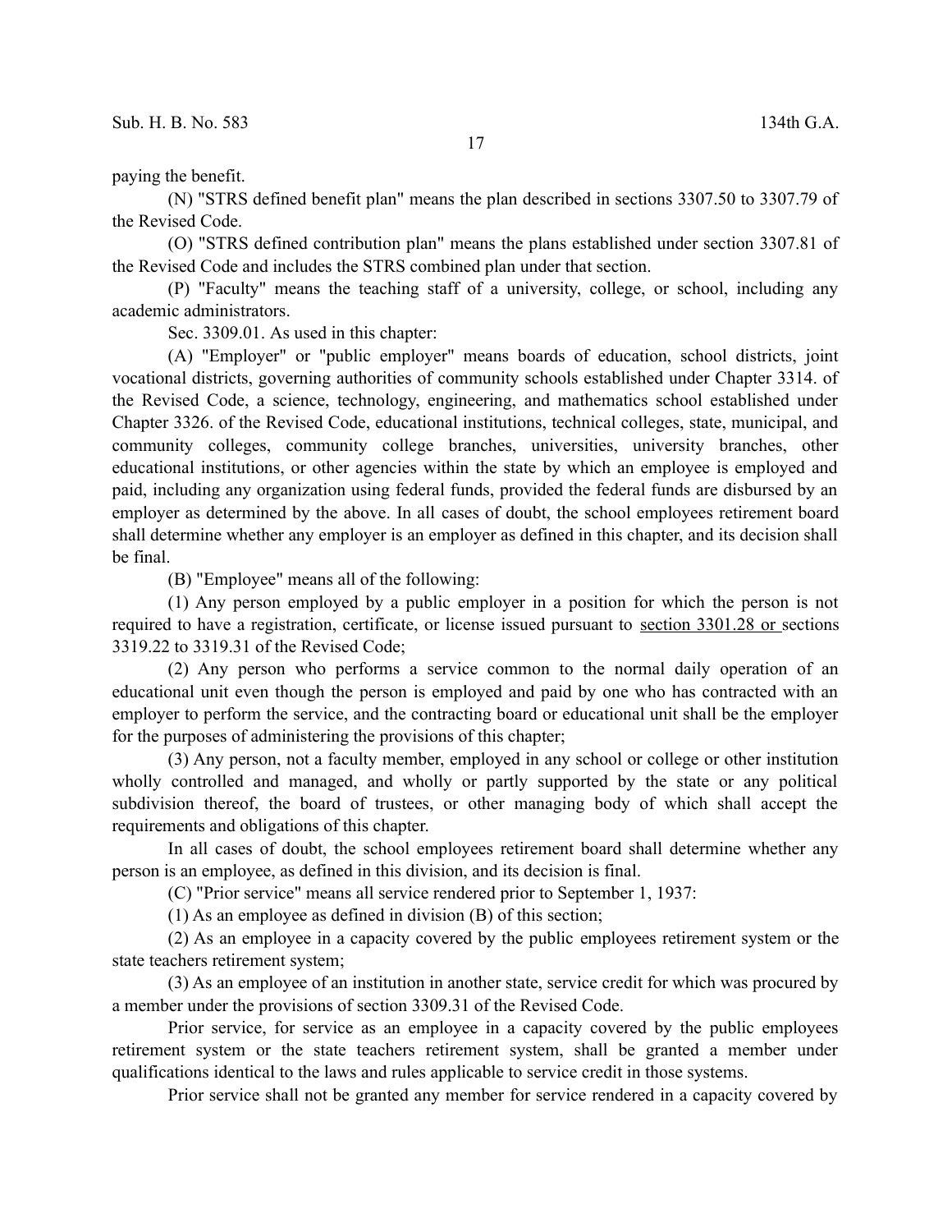paying the benefit.

(N) "STRS defined benefit plan" means the plan described in sections 3307.50 to 3307.79 of the Revised Code.

(O) "STRS defined contribution plan" means the plans established under section 3307.81 of the Revised Code and includes the STRS combined plan under that section.

(P) "Faculty" means the teaching staff of a university, college, or school, including any academic administrators.

Sec. 3309.01. As used in this chapter:

(A) "Employer" or "public employer" means boards of education, school districts, joint vocational districts, governing authorities of community schools established under Chapter 3314. of the Revised Code, a science, technology, engineering, and mathematics school established under Chapter 3326. of the Revised Code, educational institutions, technical colleges, state, municipal, and community colleges, community college branches, universities, university branches, other educational institutions, or other agencies within the state by which an employee is employed and paid, including any organization using federal funds, provided the federal funds are disbursed by an employer as determined by the above. In all cases of doubt, the school employees retirement board shall determine whether any employer is an employer as defined in this chapter, and its decision shall be final.

(B) "Employee" means all of the following:

(1) Any person employed by a public employer in a position for which the person is not required to have a registration, certificate, or license issued pursuant to <u>section 3301.28 or</u> sections 3319.22 to 3319.31 of the Revised Code;

(2) Any person who performs a service common to the normal daily operation of an educational unit even though the person is employed and paid by one who has contracted with an employer to perform the service, and the contracting board or educational unit shall be the employer for the purposes of administering the provisions of this chapter;

(3) Any person, not a faculty member, employed in any school or college or other institution wholly controlled and managed, and wholly or partly supported by the state or any political subdivision thereof, the board of trustees, or other managing body of which shall accept the requirements and obligations of this chapter.

In all cases of doubt, the school employees retirement board shall determine whether any person is an employee, as defined in this division, and its decision is final.

(C) "Prior service" means all service rendered prior to September 1, 1937:

(1) As an employee as defined in division (B) of this section;

(2) As an employee in a capacity covered by the public employees retirement system or the state teachers retirement system;

(3) As an employee of an institution in another state, service credit for which was procured by a member under the provisions of section 3309.31 of the Revised Code.

Prior service, for service as an employee in a capacity covered by the public employees retirement system or the state teachers retirement system, shall be granted a member under qualifications identical to the laws and rules applicable to service credit in those systems.

Prior service shall not be granted any member for service rendered in a capacity covered by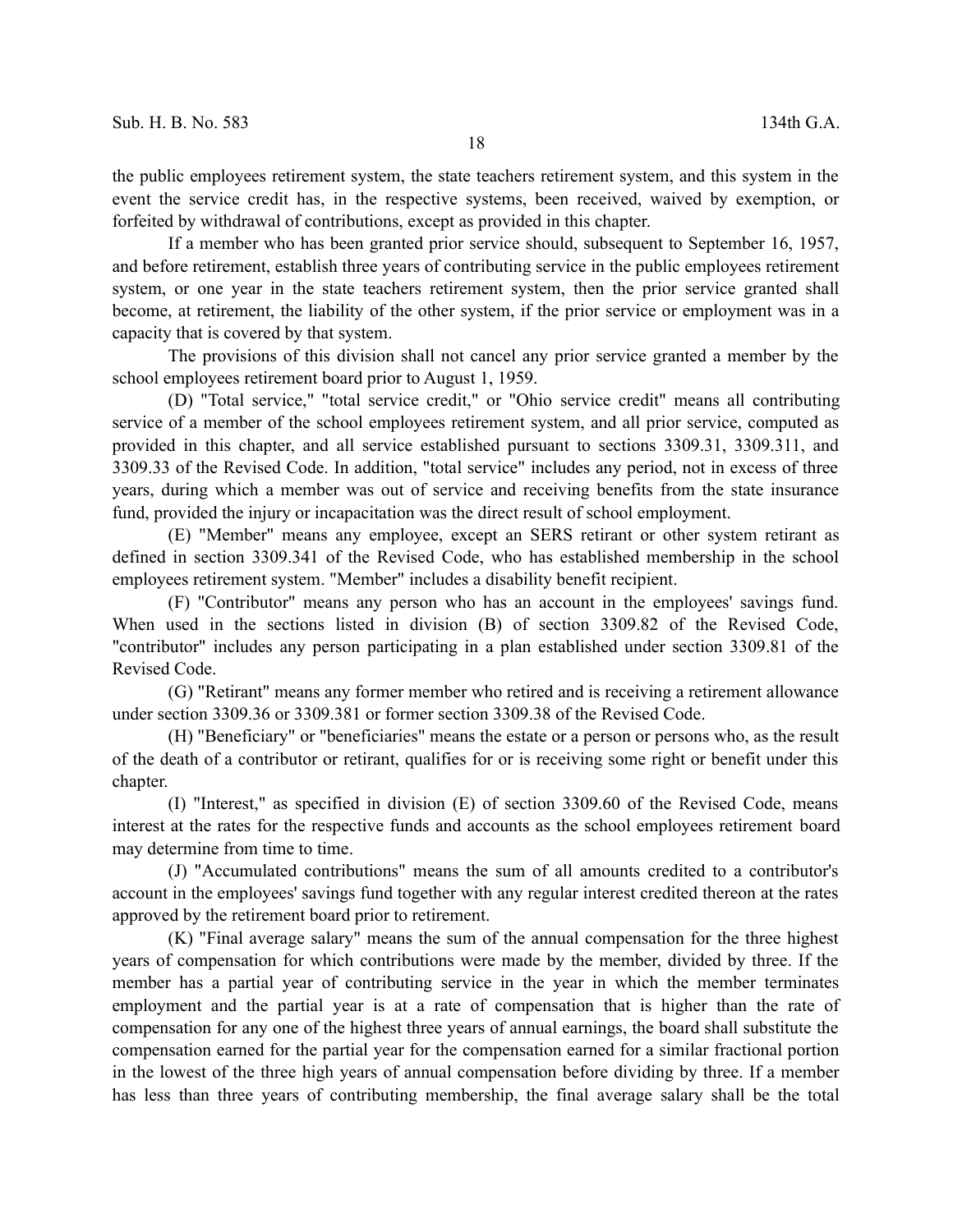the public employees retirement system, the state teachers retirement system, and this system in the event the service credit has, in the respective systems, been received, waived by exemption, or forfeited by withdrawal of contributions, except as provided in this chapter.

If a member who has been granted prior service should, subsequent to September 16, 1957, and before retirement, establish three years of contributing service in the public employees retirement system, or one year in the state teachers retirement system, then the prior service granted shall become, at retirement, the liability of the other system, if the prior service or employment was in a capacity that is covered by that system.

The provisions of this division shall not cancel any prior service granted a member by the school employees retirement board prior to August 1, 1959.

(D) "Total service," "total service credit," or "Ohio service credit" means all contributing service of a member of the school employees retirement system, and all prior service, computed as provided in this chapter, and all service established pursuant to sections 3309.31, 3309.311, and 3309.33 of the Revised Code. In addition, "total service" includes any period, not in excess of three years, during which a member was out of service and receiving benefits from the state insurance fund, provided the injury or incapacitation was the direct result of school employment.

(E) "Member" means any employee, except an SERS retirant or other system retirant as defined in section 3309.341 of the Revised Code, who has established membership in the school employees retirement system. "Member" includes a disability benefit recipient.

(F) "Contributor" means any person who has an account in the employees' savings fund. When used in the sections listed in division (B) of section 3309.82 of the Revised Code, "contributor" includes any person participating in a plan established under section 3309.81 of the Revised Code.

(G) "Retirant" means any former member who retired and is receiving a retirement allowance under section 3309.36 or 3309.381 or former section 3309.38 of the Revised Code.

(H) "Beneficiary" or "beneficiaries" means the estate or a person or persons who, as the result of the death of a contributor or retirant, qualifies for or is receiving some right or benefit under this chapter.

(I) "Interest," as specified in division (E) of section 3309.60 of the Revised Code, means interest at the rates for the respective funds and accounts as the school employees retirement board may determine from time to time.

(J) "Accumulated contributions" means the sum of all amounts credited to a contributor's account in the employees' savings fund together with any regular interest credited thereon at the rates approved by the retirement board prior to retirement.

(K) "Final average salary" means the sum of the annual compensation for the three highest years of compensation for which contributions were made by the member, divided by three. If the member has a partial year of contributing service in the year in which the member terminates employment and the partial year is at a rate of compensation that is higher than the rate of compensation for any one of the highest three years of annual earnings, the board shall substitute the compensation earned for the partial year for the compensation earned for a similar fractional portion in the lowest of the three high years of annual compensation before dividing by three. If a member has less than three years of contributing membership, the final average salary shall be the total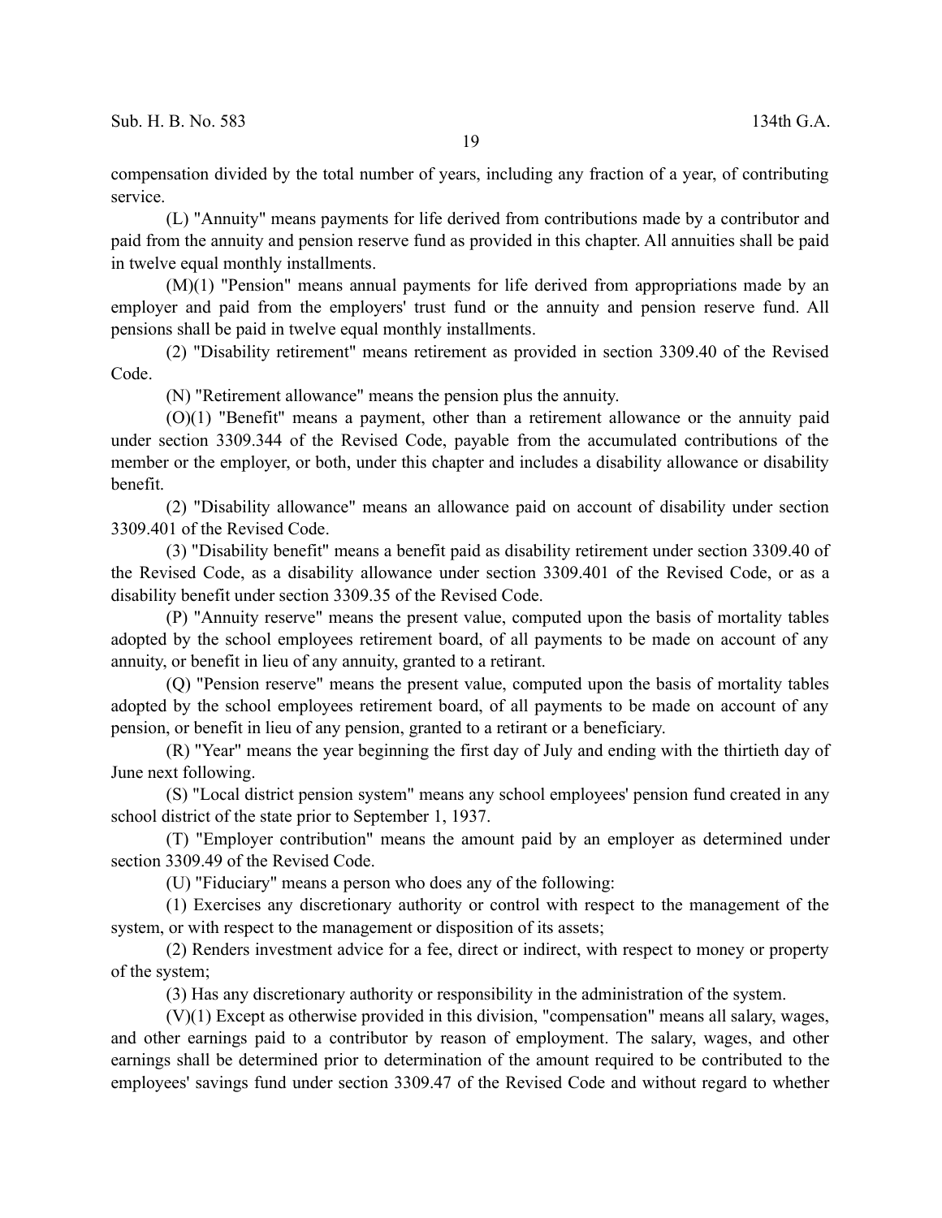compensation divided by the total number of years, including any fraction of a year, of contributing service.

(L) "Annuity" means payments for life derived from contributions made by a contributor and paid from the annuity and pension reserve fund as provided in this chapter. All annuities shall be paid in twelve equal monthly installments.

(M)(1) "Pension" means annual payments for life derived from appropriations made by an employer and paid from the employers' trust fund or the annuity and pension reserve fund. All pensions shall be paid in twelve equal monthly installments.

(2) "Disability retirement" means retirement as provided in section 3309.40 of the Revised Code.

(N) "Retirement allowance" means the pension plus the annuity.

(O)(1) "Benefit" means a payment, other than a retirement allowance or the annuity paid under section 3309.344 of the Revised Code, payable from the accumulated contributions of the member or the employer, or both, under this chapter and includes a disability allowance or disability benefit.

(2) "Disability allowance" means an allowance paid on account of disability under section 3309.401 of the Revised Code.

(3) "Disability benefit" means a benefit paid as disability retirement under section 3309.40 of the Revised Code, as a disability allowance under section 3309.401 of the Revised Code, or as a disability benefit under section 3309.35 of the Revised Code.

(P) "Annuity reserve" means the present value, computed upon the basis of mortality tables adopted by the school employees retirement board, of all payments to be made on account of any annuity, or benefit in lieu of any annuity, granted to a retirant.

(Q) "Pension reserve" means the present value, computed upon the basis of mortality tables adopted by the school employees retirement board, of all payments to be made on account of any pension, or benefit in lieu of any pension, granted to a retirant or a beneficiary.

(R) "Year" means the year beginning the first day of July and ending with the thirtieth day of June next following.

(S) "Local district pension system" means any school employees' pension fund created in any school district of the state prior to September 1, 1937.

(T) "Employer contribution" means the amount paid by an employer as determined under section 3309.49 of the Revised Code.

(U) "Fiduciary" means a person who does any of the following:

(1) Exercises any discretionary authority or control with respect to the management of the system, or with respect to the management or disposition of its assets;

(2) Renders investment advice for a fee, direct or indirect, with respect to money or property of the system;

(3) Has any discretionary authority or responsibility in the administration of the system.

(V)(1) Except as otherwise provided in this division, "compensation" means all salary, wages, and other earnings paid to a contributor by reason of employment. The salary, wages, and other earnings shall be determined prior to determination of the amount required to be contributed to the employees' savings fund under section 3309.47 of the Revised Code and without regard to whether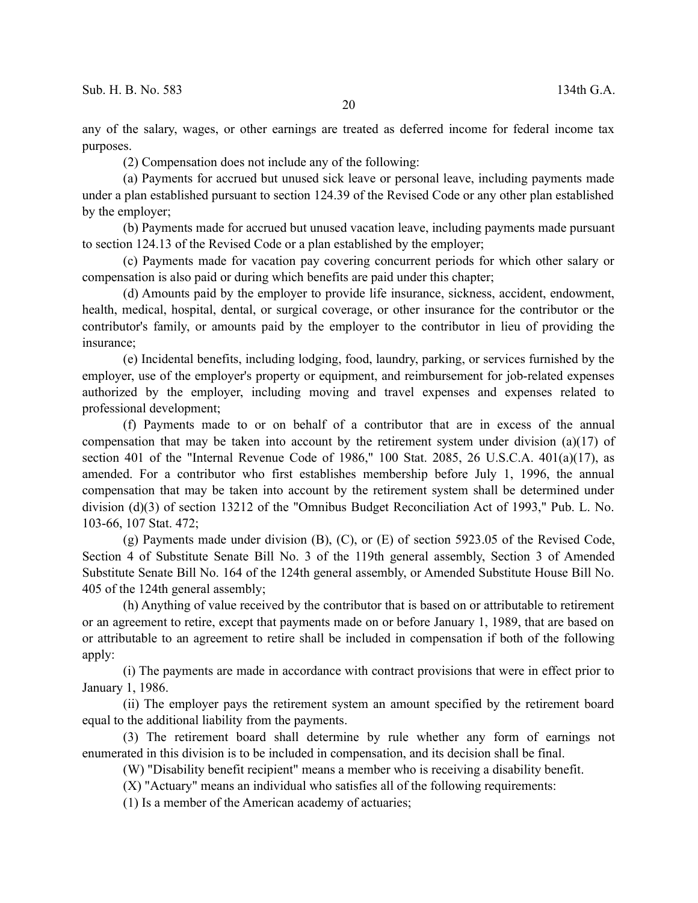any of the salary, wages, or other earnings are treated as deferred income for federal income tax purposes.

(2) Compensation does not include any of the following:

(a) Payments for accrued but unused sick leave or personal leave, including payments made under a plan established pursuant to section 124.39 of the Revised Code or any other plan established by the employer;

(b) Payments made for accrued but unused vacation leave, including payments made pursuant to section 124.13 of the Revised Code or a plan established by the employer;

(c) Payments made for vacation pay covering concurrent periods for which other salary or compensation is also paid or during which benefits are paid under this chapter;

(d) Amounts paid by the employer to provide life insurance, sickness, accident, endowment, health, medical, hospital, dental, or surgical coverage, or other insurance for the contributor or the contributor's family, or amounts paid by the employer to the contributor in lieu of providing the insurance;

(e) Incidental benefits, including lodging, food, laundry, parking, or services furnished by the employer, use of the employer's property or equipment, and reimbursement for job-related expenses authorized by the employer, including moving and travel expenses and expenses related to professional development;

(f) Payments made to or on behalf of a contributor that are in excess of the annual compensation that may be taken into account by the retirement system under division (a)(17) of section 401 of the "Internal Revenue Code of 1986," 100 Stat. 2085, 26 U.S.C.A. 401(a)(17), as amended. For a contributor who first establishes membership before July 1, 1996, the annual compensation that may be taken into account by the retirement system shall be determined under division (d)(3) of section 13212 of the "Omnibus Budget Reconciliation Act of 1993," Pub. L. No. 103-66, 107 Stat. 472;

(g) Payments made under division (B), (C), or (E) of section 5923.05 of the Revised Code, Section 4 of Substitute Senate Bill No. 3 of the 119th general assembly, Section 3 of Amended Substitute Senate Bill No. 164 of the 124th general assembly, or Amended Substitute House Bill No. 405 of the 124th general assembly;

(h) Anything of value received by the contributor that is based on or attributable to retirement or an agreement to retire, except that payments made on or before January 1, 1989, that are based on or attributable to an agreement to retire shall be included in compensation if both of the following apply:

(i) The payments are made in accordance with contract provisions that were in effect prior to January 1, 1986.

(ii) The employer pays the retirement system an amount specified by the retirement board equal to the additional liability from the payments.

(3) The retirement board shall determine by rule whether any form of earnings not enumerated in this division is to be included in compensation, and its decision shall be final.

(W) "Disability benefit recipient" means a member who is receiving a disability benefit.

(X) "Actuary" means an individual who satisfies all of the following requirements:

(1) Is a member of the American academy of actuaries;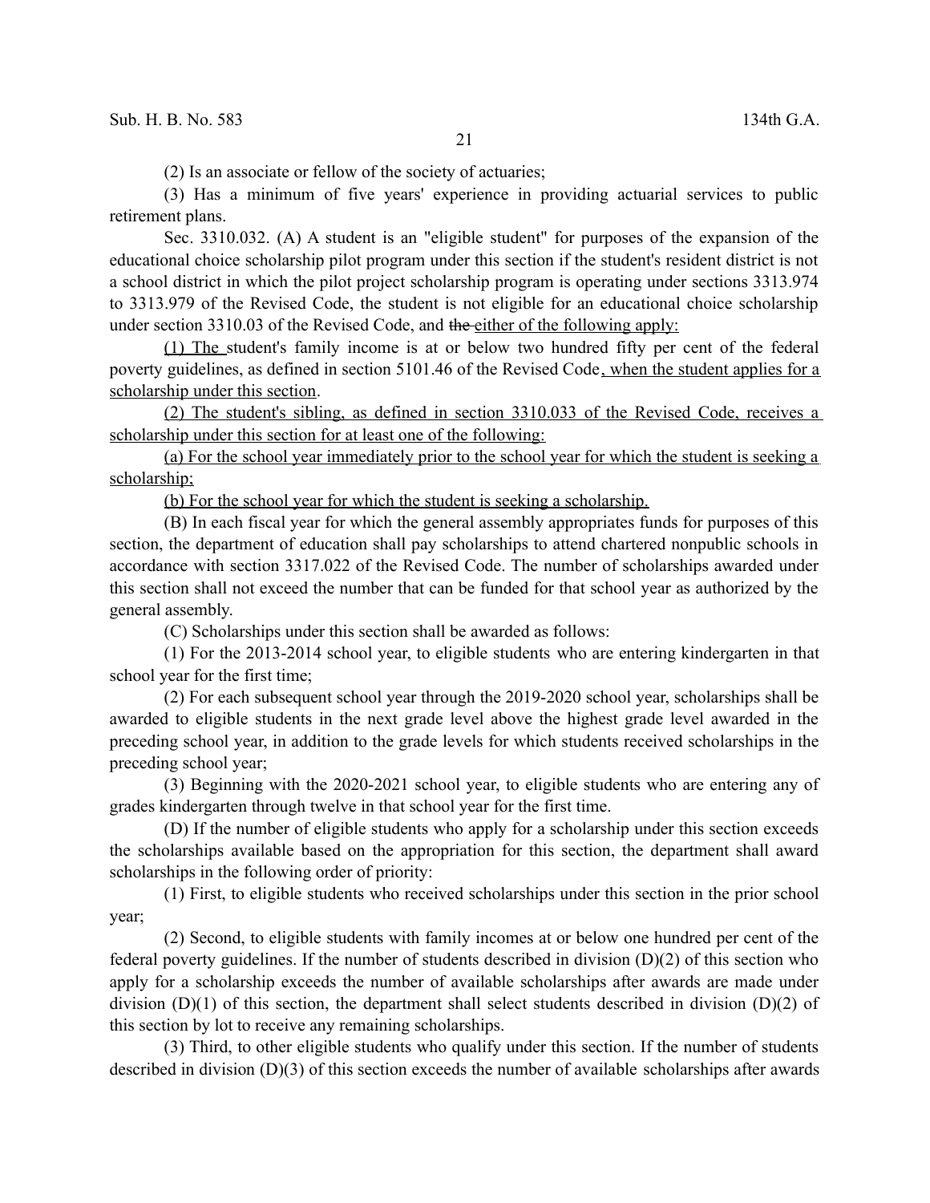(2) Is an associate or fellow of the society of actuaries;

(3) Has a minimum of five years' experience in providing actuarial services to public retirement plans.

Sec. 3310.032. (A) A student is an "eligible student" for purposes of the expansion of the educational choice scholarship pilot program under this section if the student's resident district is not a school district in which the pilot project scholarship program is operating under sections 3313.974 to 3313.979 of the Revised Code, the student is not eligible for an educational choice scholarship under section 3310.03 of the Revised Code, and ~~the~~ either of the following apply:

(1) The student's family income is at or below two hundred fifty per cent of the federal poverty guidelines, as defined in section 5101.46 of the Revised Code, when the student applies for a scholarship under this section.

(2) The student's sibling, as defined in section 3310.033 of the Revised Code, receives a scholarship under this section for at least one of the following:

(a) For the school year immediately prior to the school year for which the student is seeking a scholarship;

(b) For the school year for which the student is seeking a scholarship.

(B) In each fiscal year for which the general assembly appropriates funds for purposes of this section, the department of education shall pay scholarships to attend chartered nonpublic schools in accordance with section 3317.022 of the Revised Code. The number of scholarships awarded under this section shall not exceed the number that can be funded for that school year as authorized by the general assembly.

(C) Scholarships under this section shall be awarded as follows:

(1) For the 2013-2014 school year, to eligible students who are entering kindergarten in that school year for the first time;

(2) For each subsequent school year through the 2019-2020 school year, scholarships shall be awarded to eligible students in the next grade level above the highest grade level awarded in the preceding school year, in addition to the grade levels for which students received scholarships in the preceding school year;

(3) Beginning with the 2020-2021 school year, to eligible students who are entering any of grades kindergarten through twelve in that school year for the first time.

(D) If the number of eligible students who apply for a scholarship under this section exceeds the scholarships available based on the appropriation for this section, the department shall award scholarships in the following order of priority:

(1) First, to eligible students who received scholarships under this section in the prior school year;

(2) Second, to eligible students with family incomes at or below one hundred per cent of the federal poverty guidelines. If the number of students described in division (D)(2) of this section who apply for a scholarship exceeds the number of available scholarships after awards are made under division (D)(1) of this section, the department shall select students described in division (D)(2) of this section by lot to receive any remaining scholarships.

(3) Third, to other eligible students who qualify under this section. If the number of students described in division (D)(3) of this section exceeds the number of available scholarships after awards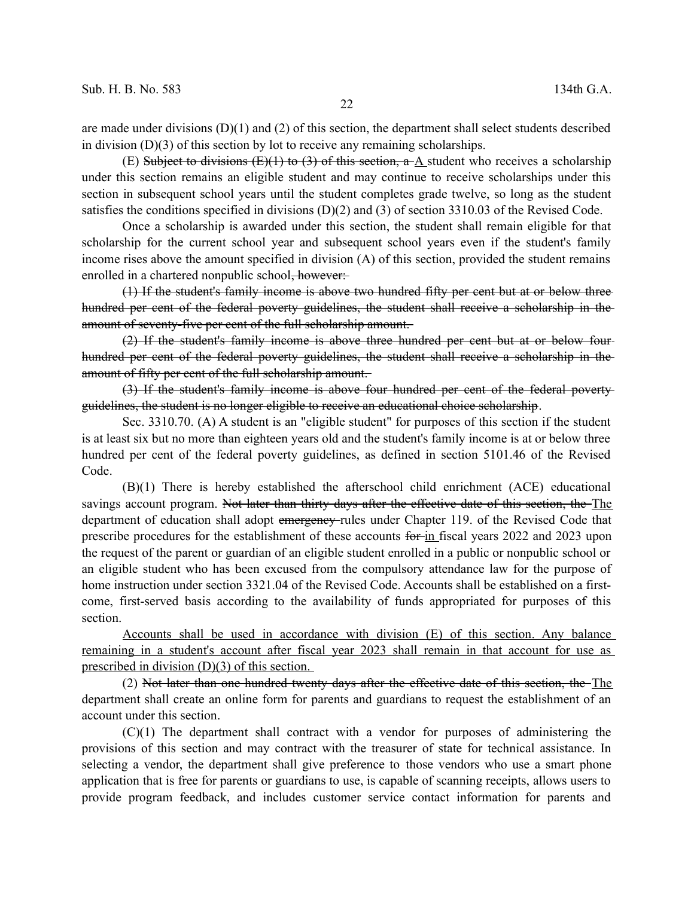are made under divisions (D)(1) and (2) of this section, the department shall select students described in division (D)(3) of this section by lot to receive any remaining scholarships.

(E) ~~Subject to divisions (E)(1) to (3) of this section, a~~ A student who receives a scholarship under this section remains an eligible student and may continue to receive scholarships under this section in subsequent school years until the student completes grade twelve, so long as the student satisfies the conditions specified in divisions (D)(2) and (3) of section 3310.03 of the Revised Code.

Once a scholarship is awarded under this section, the student shall remain eligible for that scholarship for the current school year and subsequent school years even if the student's family income rises above the amount specified in division (A) of this section, provided the student remains enrolled in a chartered nonpublic school~~, however:~~

~~(1) If the student's family income is above two hundred fifty per cent but at or below three hundred per cent of the federal poverty guidelines, the student shall receive a scholarship in the amount of seventy-five per cent of the full scholarship amount.~~

~~(2) If the student's family income is above three hundred per cent but at or below four hundred per cent of the federal poverty guidelines, the student shall receive a scholarship in the amount of fifty per cent of the full scholarship amount.~~

~~(3) If the student's family income is above four hundred per cent of the federal poverty guidelines, the student is no longer eligible to receive an educational choice scholarship~~.

Sec. 3310.70. (A) A student is an "eligible student" for purposes of this section if the student is at least six but no more than eighteen years old and the student's family income is at or below three hundred per cent of the federal poverty guidelines, as defined in section 5101.46 of the Revised Code.

(B)(1) There is hereby established the afterschool child enrichment (ACE) educational savings account program. ~~Not later than thirty days after the effective date of this section, the~~ The department of education shall adopt ~~emergency~~ rules under Chapter 119. of the Revised Code that prescribe procedures for the establishment of these accounts ~~for~~ in fiscal years 2022 and 2023 upon the request of the parent or guardian of an eligible student enrolled in a public or nonpublic school or an eligible student who has been excused from the compulsory attendance law for the purpose of home instruction under section 3321.04 of the Revised Code. Accounts shall be established on a first-come, first-served basis according to the availability of funds appropriated for purposes of this section.

Accounts shall be used in accordance with division (E) of this section. Any balance remaining in a student's account after fiscal year 2023 shall remain in that account for use as prescribed in division (D)(3) of this section.

(2) ~~Not later than one hundred twenty days after the effective date of this section, the~~ The department shall create an online form for parents and guardians to request the establishment of an account under this section.

(C)(1) The department shall contract with a vendor for purposes of administering the provisions of this section and may contract with the treasurer of state for technical assistance. In selecting a vendor, the department shall give preference to those vendors who use a smart phone application that is free for parents or guardians to use, is capable of scanning receipts, allows users to provide program feedback, and includes customer service contact information for parents and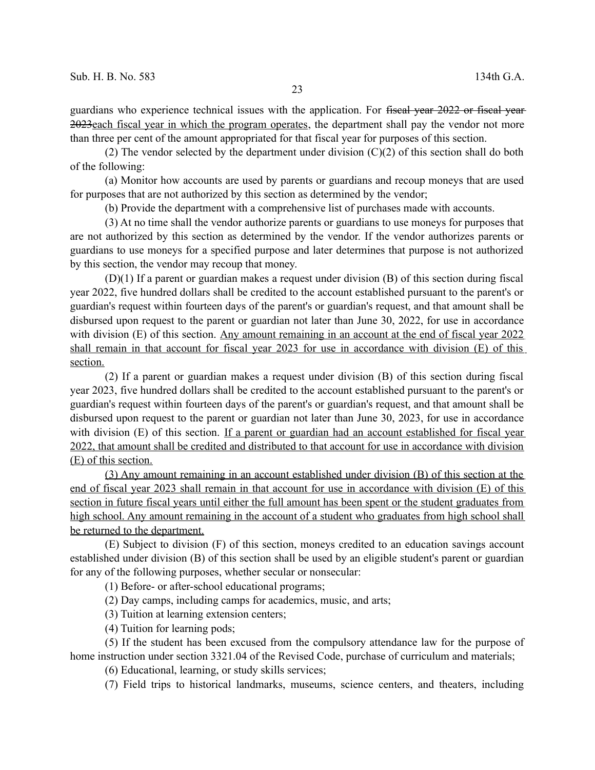guardians who experience technical issues with the application. For ~~fiscal year 2022 or fiscal year 2023~~<u>each fiscal year in which the program operates</u>, the department shall pay the vendor not more than three per cent of the amount appropriated for that fiscal year for purposes of this section.

(2) The vendor selected by the department under division (C)(2) of this section shall do both of the following:

(a) Monitor how accounts are used by parents or guardians and recoup moneys that are used for purposes that are not authorized by this section as determined by the vendor;

(b) Provide the department with a comprehensive list of purchases made with accounts.

(3) At no time shall the vendor authorize parents or guardians to use moneys for purposes that are not authorized by this section as determined by the vendor. If the vendor authorizes parents or guardians to use moneys for a specified purpose and later determines that purpose is not authorized by this section, the vendor may recoup that money.

(D)(1) If a parent or guardian makes a request under division (B) of this section during fiscal year 2022, five hundred dollars shall be credited to the account established pursuant to the parent's or guardian's request within fourteen days of the parent's or guardian's request, and that amount shall be disbursed upon request to the parent or guardian not later than June 30, 2022, for use in accordance with division (E) of this section. <u>Any amount remaining in an account at the end of fiscal year 2022 shall remain in that account for fiscal year 2023 for use in accordance with division (E) of this section.</u>

(2) If a parent or guardian makes a request under division (B) of this section during fiscal year 2023, five hundred dollars shall be credited to the account established pursuant to the parent's or guardian's request within fourteen days of the parent's or guardian's request, and that amount shall be disbursed upon request to the parent or guardian not later than June 30, 2023, for use in accordance with division (E) of this section. <u>If a parent or guardian had an account established for fiscal year 2022, that amount shall be credited and distributed to that account for use in accordance with division (E) of this section.</u>

<u>(3) Any amount remaining in an account established under division (B) of this section at the end of fiscal year 2023 shall remain in that account for use in accordance with division (E) of this section in future fiscal years until either the full amount has been spent or the student graduates from high school. Any amount remaining in the account of a student who graduates from high school shall be returned to the department.</u>

(E) Subject to division (F) of this section, moneys credited to an education savings account established under division (B) of this section shall be used by an eligible student's parent or guardian for any of the following purposes, whether secular or nonsecular:

(1) Before- or after-school educational programs;

(2) Day camps, including camps for academics, music, and arts;

(3) Tuition at learning extension centers;

(4) Tuition for learning pods;

(5) If the student has been excused from the compulsory attendance law for the purpose of home instruction under section 3321.04 of the Revised Code, purchase of curriculum and materials;

(6) Educational, learning, or study skills services;

(7) Field trips to historical landmarks, museums, science centers, and theaters, including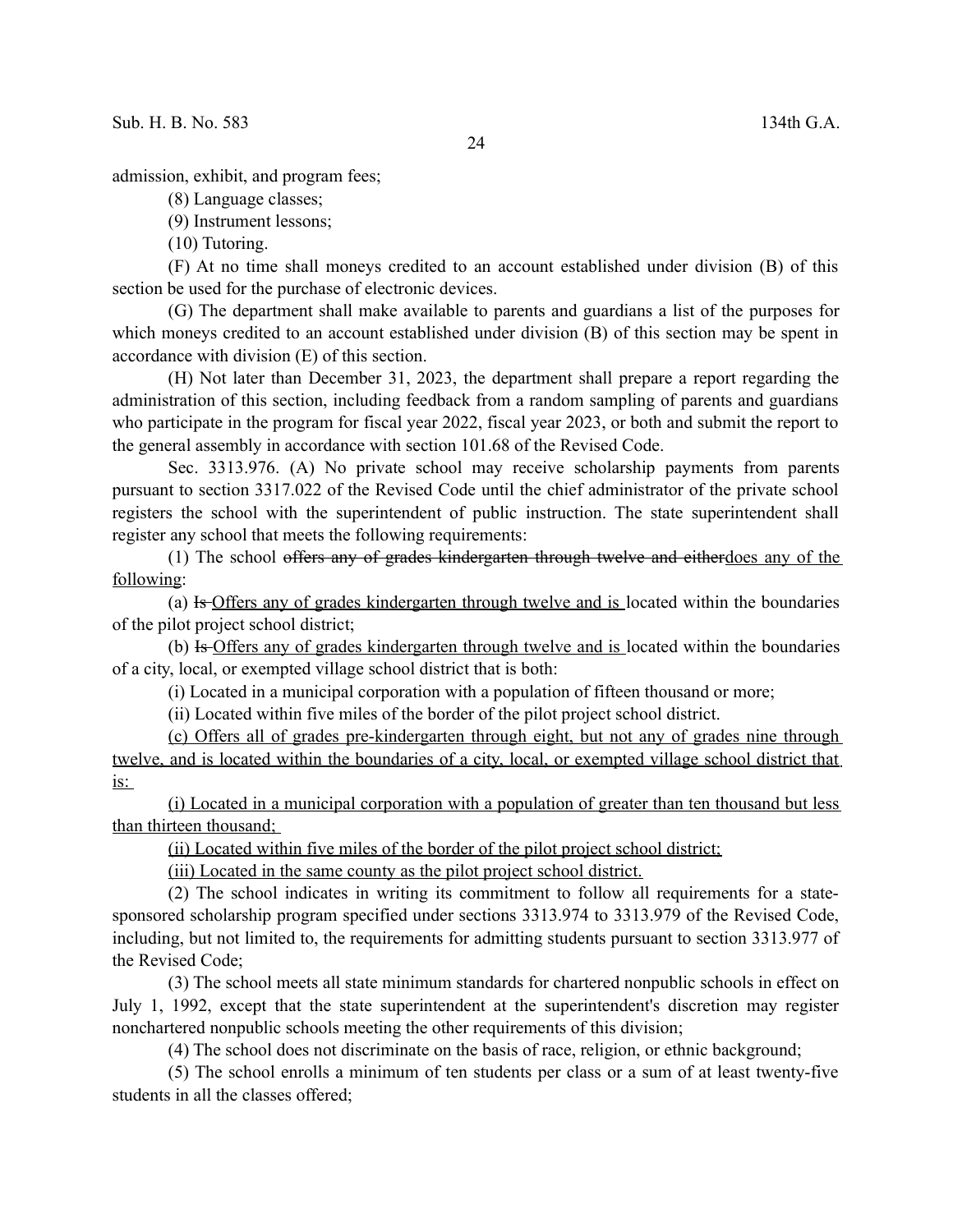admission, exhibit, and program fees;

(8) Language classes;

(9) Instrument lessons;

(10) Tutoring.

(F) At no time shall moneys credited to an account established under division (B) of this section be used for the purchase of electronic devices.

(G) The department shall make available to parents and guardians a list of the purposes for which moneys credited to an account established under division (B) of this section may be spent in accordance with division (E) of this section.

(H) Not later than December 31, 2023, the department shall prepare a report regarding the administration of this section, including feedback from a random sampling of parents and guardians who participate in the program for fiscal year 2022, fiscal year 2023, or both and submit the report to the general assembly in accordance with section 101.68 of the Revised Code.

Sec. 3313.976. (A) No private school may receive scholarship payments from parents pursuant to section 3317.022 of the Revised Code until the chief administrator of the private school registers the school with the superintendent of public instruction. The state superintendent shall register any school that meets the following requirements:

(1) The school ~~offers any of grades kindergarten through twelve and either~~<u>does any of the following</u>:

(a) ~~Is~~ <u>Offers any of grades kindergarten through twelve and is</u> located within the boundaries of the pilot project school district;

(b) ~~Is~~ <u>Offers any of grades kindergarten through twelve and is</u> located within the boundaries of a city, local, or exempted village school district that is both:

(i) Located in a municipal corporation with a population of fifteen thousand or more;

(ii) Located within five miles of the border of the pilot project school district.

<u>(c) Offers all of grades pre-kindergarten through eight, but not any of grades nine through twelve, and is located within the boundaries of a city, local, or exempted village school district that is:</u>

<u>(i) Located in a municipal corporation with a population of greater than ten thousand but less than thirteen thousand;</u>

<u>(ii) Located within five miles of the border of the pilot project school district;</u>

<u>(iii) Located in the same county as the pilot project school district.</u>

(2) The school indicates in writing its commitment to follow all requirements for a state-sponsored scholarship program specified under sections 3313.974 to 3313.979 of the Revised Code, including, but not limited to, the requirements for admitting students pursuant to section 3313.977 of the Revised Code;

(3) The school meets all state minimum standards for chartered nonpublic schools in effect on July 1, 1992, except that the state superintendent at the superintendent's discretion may register nonchartered nonpublic schools meeting the other requirements of this division;

(4) The school does not discriminate on the basis of race, religion, or ethnic background;

(5) The school enrolls a minimum of ten students per class or a sum of at least twenty-five students in all the classes offered;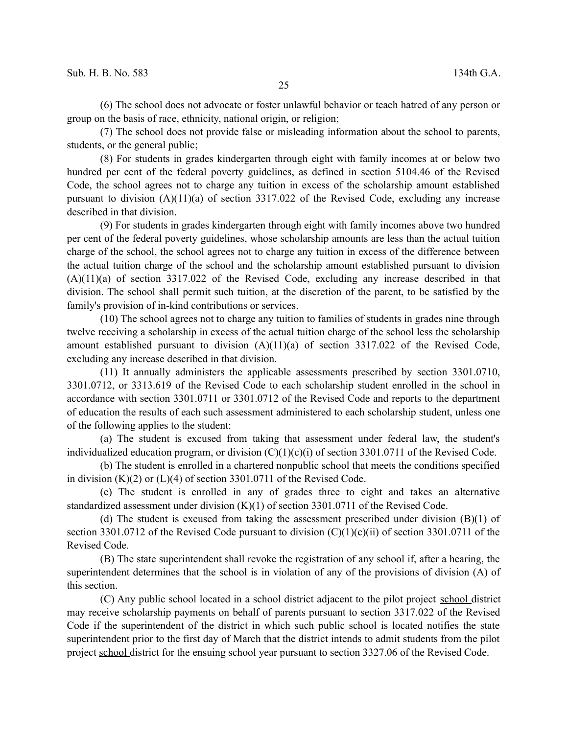(6) The school does not advocate or foster unlawful behavior or teach hatred of any person or group on the basis of race, ethnicity, national origin, or religion;

(7) The school does not provide false or misleading information about the school to parents, students, or the general public;

(8) For students in grades kindergarten through eight with family incomes at or below two hundred per cent of the federal poverty guidelines, as defined in section 5104.46 of the Revised Code, the school agrees not to charge any tuition in excess of the scholarship amount established pursuant to division (A)(11)(a) of section 3317.022 of the Revised Code, excluding any increase described in that division.

(9) For students in grades kindergarten through eight with family incomes above two hundred per cent of the federal poverty guidelines, whose scholarship amounts are less than the actual tuition charge of the school, the school agrees not to charge any tuition in excess of the difference between the actual tuition charge of the school and the scholarship amount established pursuant to division (A)(11)(a) of section 3317.022 of the Revised Code, excluding any increase described in that division. The school shall permit such tuition, at the discretion of the parent, to be satisfied by the family's provision of in-kind contributions or services.

(10) The school agrees not to charge any tuition to families of students in grades nine through twelve receiving a scholarship in excess of the actual tuition charge of the school less the scholarship amount established pursuant to division (A)(11)(a) of section 3317.022 of the Revised Code, excluding any increase described in that division.

(11) It annually administers the applicable assessments prescribed by section 3301.0710, 3301.0712, or 3313.619 of the Revised Code to each scholarship student enrolled in the school in accordance with section 3301.0711 or 3301.0712 of the Revised Code and reports to the department of education the results of each such assessment administered to each scholarship student, unless one of the following applies to the student:

(a) The student is excused from taking that assessment under federal law, the student's individualized education program, or division (C)(1)(c)(i) of section 3301.0711 of the Revised Code.

(b) The student is enrolled in a chartered nonpublic school that meets the conditions specified in division (K)(2) or (L)(4) of section 3301.0711 of the Revised Code.

(c) The student is enrolled in any of grades three to eight and takes an alternative standardized assessment under division (K)(1) of section 3301.0711 of the Revised Code.

(d) The student is excused from taking the assessment prescribed under division (B)(1) of section 3301.0712 of the Revised Code pursuant to division (C)(1)(c)(ii) of section 3301.0711 of the Revised Code.

(B) The state superintendent shall revoke the registration of any school if, after a hearing, the superintendent determines that the school is in violation of any of the provisions of division (A) of this section.

(C) Any public school located in a school district adjacent to the pilot project school district may receive scholarship payments on behalf of parents pursuant to section 3317.022 of the Revised Code if the superintendent of the district in which such public school is located notifies the state superintendent prior to the first day of March that the district intends to admit students from the pilot project school district for the ensuing school year pursuant to section 3327.06 of the Revised Code.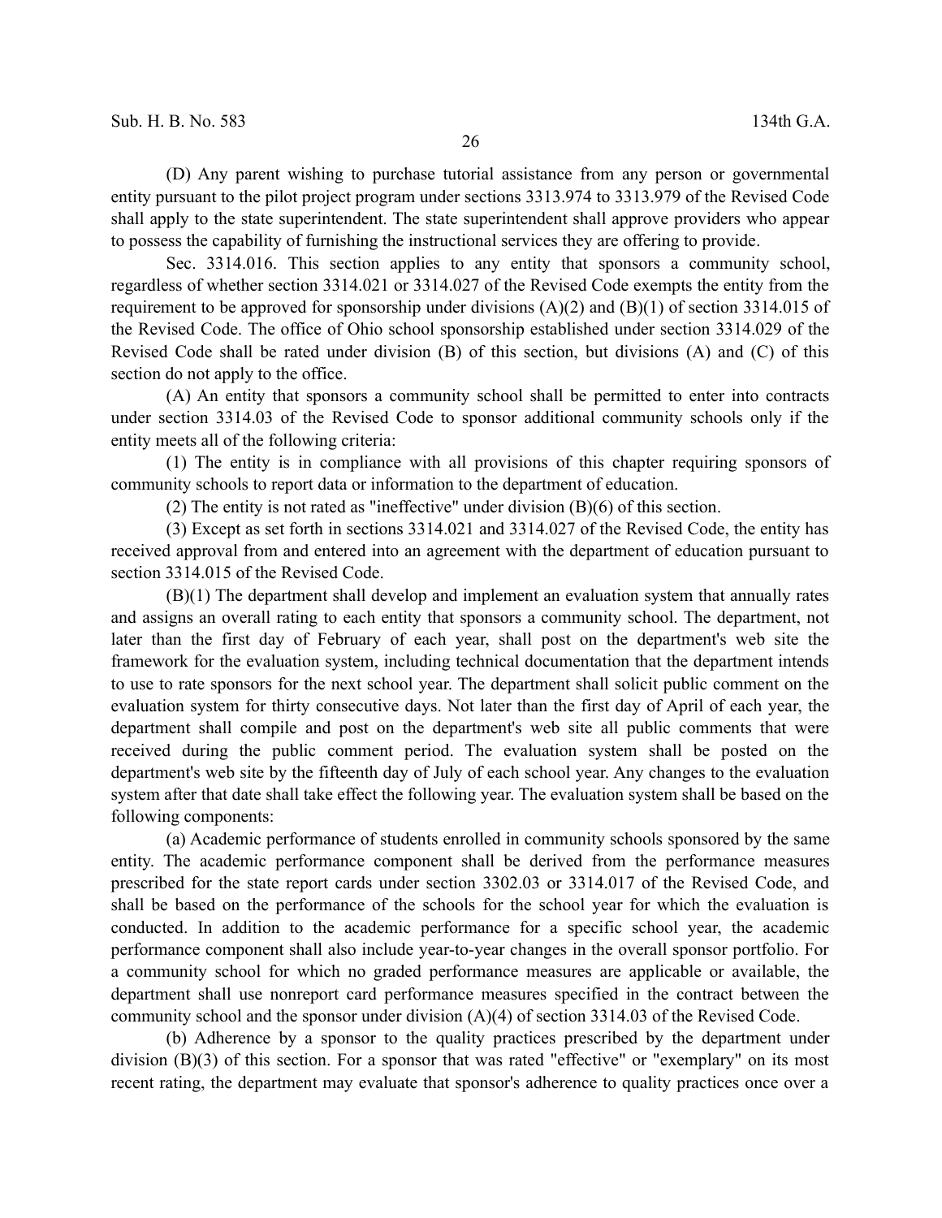(D) Any parent wishing to purchase tutorial assistance from any person or governmental entity pursuant to the pilot project program under sections 3313.974 to 3313.979 of the Revised Code shall apply to the state superintendent. The state superintendent shall approve providers who appear to possess the capability of furnishing the instructional services they are offering to provide.

Sec. 3314.016. This section applies to any entity that sponsors a community school, regardless of whether section 3314.021 or 3314.027 of the Revised Code exempts the entity from the requirement to be approved for sponsorship under divisions (A)(2) and (B)(1) of section 3314.015 of the Revised Code. The office of Ohio school sponsorship established under section 3314.029 of the Revised Code shall be rated under division (B) of this section, but divisions (A) and (C) of this section do not apply to the office.

(A) An entity that sponsors a community school shall be permitted to enter into contracts under section 3314.03 of the Revised Code to sponsor additional community schools only if the entity meets all of the following criteria:

(1) The entity is in compliance with all provisions of this chapter requiring sponsors of community schools to report data or information to the department of education.

(2) The entity is not rated as "ineffective" under division (B)(6) of this section.

(3) Except as set forth in sections 3314.021 and 3314.027 of the Revised Code, the entity has received approval from and entered into an agreement with the department of education pursuant to section 3314.015 of the Revised Code.

(B)(1) The department shall develop and implement an evaluation system that annually rates and assigns an overall rating to each entity that sponsors a community school. The department, not later than the first day of February of each year, shall post on the department's web site the framework for the evaluation system, including technical documentation that the department intends to use to rate sponsors for the next school year. The department shall solicit public comment on the evaluation system for thirty consecutive days. Not later than the first day of April of each year, the department shall compile and post on the department's web site all public comments that were received during the public comment period. The evaluation system shall be posted on the department's web site by the fifteenth day of July of each school year. Any changes to the evaluation system after that date shall take effect the following year. The evaluation system shall be based on the following components:

(a) Academic performance of students enrolled in community schools sponsored by the same entity. The academic performance component shall be derived from the performance measures prescribed for the state report cards under section 3302.03 or 3314.017 of the Revised Code, and shall be based on the performance of the schools for the school year for which the evaluation is conducted. In addition to the academic performance for a specific school year, the academic performance component shall also include year-to-year changes in the overall sponsor portfolio. For a community school for which no graded performance measures are applicable or available, the department shall use nonreport card performance measures specified in the contract between the community school and the sponsor under division (A)(4) of section 3314.03 of the Revised Code.

(b) Adherence by a sponsor to the quality practices prescribed by the department under division (B)(3) of this section. For a sponsor that was rated "effective" or "exemplary" on its most recent rating, the department may evaluate that sponsor's adherence to quality practices once over a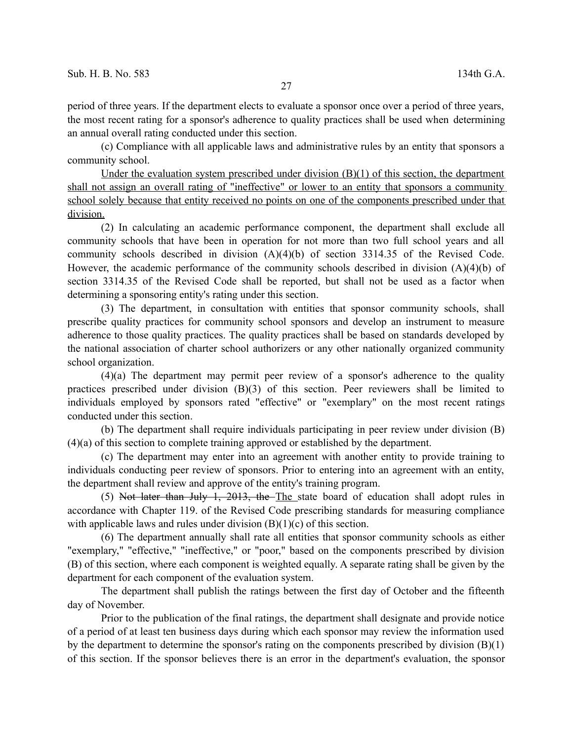period of three years. If the department elects to evaluate a sponsor once over a period of three years, the most recent rating for a sponsor's adherence to quality practices shall be used when determining an annual overall rating conducted under this section.

(c) Compliance with all applicable laws and administrative rules by an entity that sponsors a community school.

<u>Under the evaluation system prescribed under division (B)(1) of this section, the department shall not assign an overall rating of "ineffective" or lower to an entity that sponsors a community school solely because that entity received no points on one of the components prescribed under that division.</u>

(2) In calculating an academic performance component, the department shall exclude all community schools that have been in operation for not more than two full school years and all community schools described in division (A)(4)(b) of section 3314.35 of the Revised Code. However, the academic performance of the community schools described in division (A)(4)(b) of section 3314.35 of the Revised Code shall be reported, but shall not be used as a factor when determining a sponsoring entity's rating under this section.

(3) The department, in consultation with entities that sponsor community schools, shall prescribe quality practices for community school sponsors and develop an instrument to measure adherence to those quality practices. The quality practices shall be based on standards developed by the national association of charter school authorizers or any other nationally organized community school organization.

(4)(a) The department may permit peer review of a sponsor's adherence to the quality practices prescribed under division (B)(3) of this section. Peer reviewers shall be limited to individuals employed by sponsors rated "effective" or "exemplary" on the most recent ratings conducted under this section.

(b) The department shall require individuals participating in peer review under division (B)(4)(a) of this section to complete training approved or established by the department.

(c) The department may enter into an agreement with another entity to provide training to individuals conducting peer review of sponsors. Prior to entering into an agreement with an entity, the department shall review and approve of the entity's training program.

(5) ~~Not later than July 1, 2013, the~~ <u>The</u> state board of education shall adopt rules in accordance with Chapter 119. of the Revised Code prescribing standards for measuring compliance with applicable laws and rules under division (B)(1)(c) of this section.

(6) The department annually shall rate all entities that sponsor community schools as either "exemplary," "effective," "ineffective," or "poor," based on the components prescribed by division (B) of this section, where each component is weighted equally. A separate rating shall be given by the department for each component of the evaluation system.

The department shall publish the ratings between the first day of October and the fifteenth day of November.

Prior to the publication of the final ratings, the department shall designate and provide notice of a period of at least ten business days during which each sponsor may review the information used by the department to determine the sponsor's rating on the components prescribed by division (B)(1) of this section. If the sponsor believes there is an error in the department's evaluation, the sponsor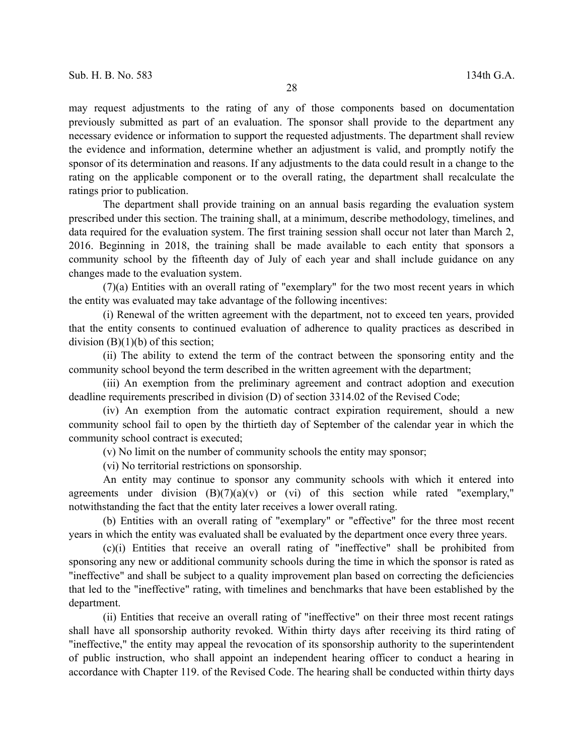may request adjustments to the rating of any of those components based on documentation previously submitted as part of an evaluation. The sponsor shall provide to the department any necessary evidence or information to support the requested adjustments. The department shall review the evidence and information, determine whether an adjustment is valid, and promptly notify the sponsor of its determination and reasons. If any adjustments to the data could result in a change to the rating on the applicable component or to the overall rating, the department shall recalculate the ratings prior to publication.

The department shall provide training on an annual basis regarding the evaluation system prescribed under this section. The training shall, at a minimum, describe methodology, timelines, and data required for the evaluation system. The first training session shall occur not later than March 2, 2016. Beginning in 2018, the training shall be made available to each entity that sponsors a community school by the fifteenth day of July of each year and shall include guidance on any changes made to the evaluation system.

(7)(a) Entities with an overall rating of "exemplary" for the two most recent years in which the entity was evaluated may take advantage of the following incentives:

(i) Renewal of the written agreement with the department, not to exceed ten years, provided that the entity consents to continued evaluation of adherence to quality practices as described in division (B)(1)(b) of this section;

(ii) The ability to extend the term of the contract between the sponsoring entity and the community school beyond the term described in the written agreement with the department;

(iii) An exemption from the preliminary agreement and contract adoption and execution deadline requirements prescribed in division (D) of section 3314.02 of the Revised Code;

(iv) An exemption from the automatic contract expiration requirement, should a new community school fail to open by the thirtieth day of September of the calendar year in which the community school contract is executed;

(v) No limit on the number of community schools the entity may sponsor;

(vi) No territorial restrictions on sponsorship.

An entity may continue to sponsor any community schools with which it entered into agreements under division (B)(7)(a)(v) or (vi) of this section while rated "exemplary," notwithstanding the fact that the entity later receives a lower overall rating.

(b) Entities with an overall rating of "exemplary" or "effective" for the three most recent years in which the entity was evaluated shall be evaluated by the department once every three years.

(c)(i) Entities that receive an overall rating of "ineffective" shall be prohibited from sponsoring any new or additional community schools during the time in which the sponsor is rated as "ineffective" and shall be subject to a quality improvement plan based on correcting the deficiencies that led to the "ineffective" rating, with timelines and benchmarks that have been established by the department.

(ii) Entities that receive an overall rating of "ineffective" on their three most recent ratings shall have all sponsorship authority revoked. Within thirty days after receiving its third rating of "ineffective," the entity may appeal the revocation of its sponsorship authority to the superintendent of public instruction, who shall appoint an independent hearing officer to conduct a hearing in accordance with Chapter 119. of the Revised Code. The hearing shall be conducted within thirty days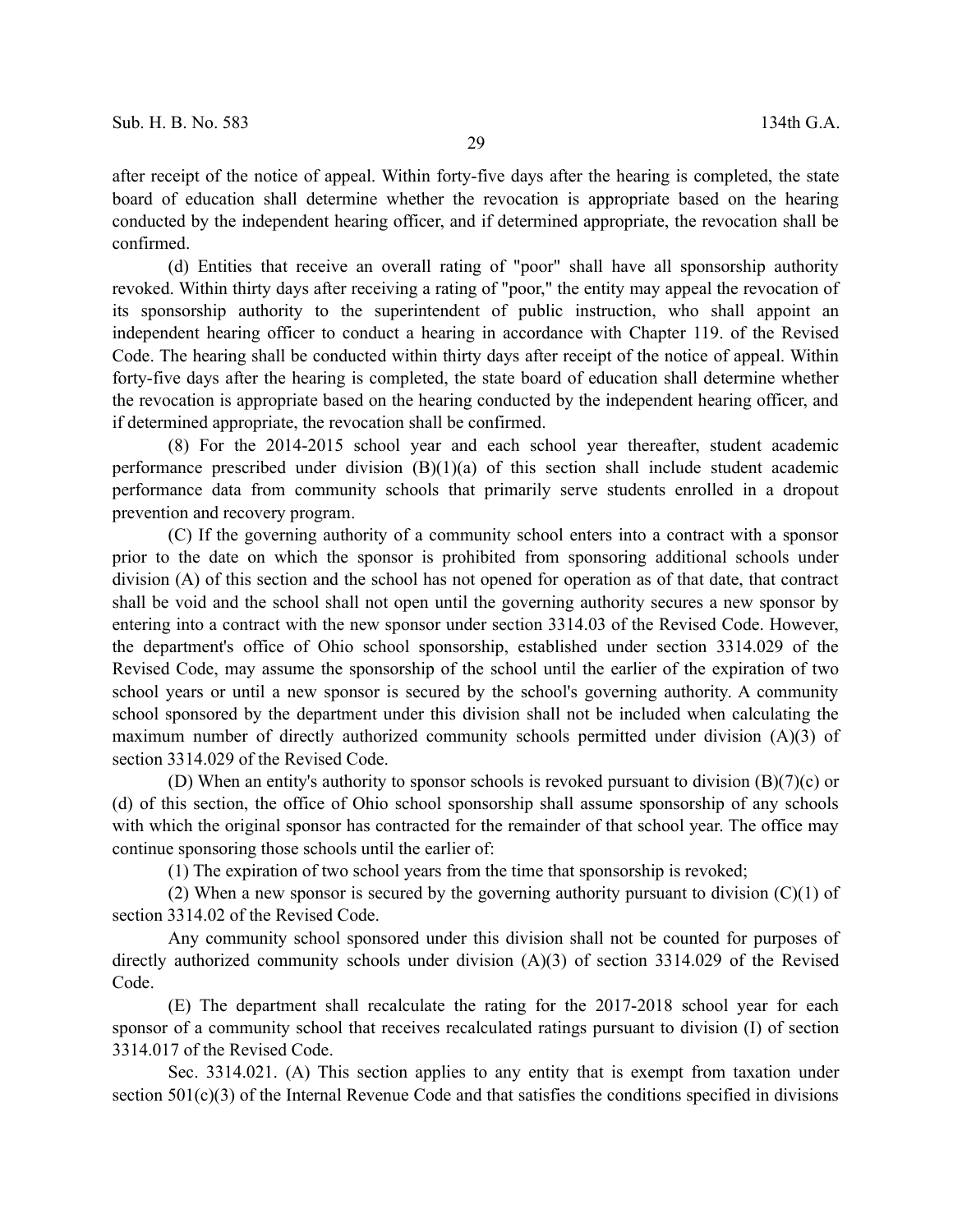after receipt of the notice of appeal. Within forty-five days after the hearing is completed, the state board of education shall determine whether the revocation is appropriate based on the hearing conducted by the independent hearing officer, and if determined appropriate, the revocation shall be confirmed.

(d) Entities that receive an overall rating of "poor" shall have all sponsorship authority revoked. Within thirty days after receiving a rating of "poor," the entity may appeal the revocation of its sponsorship authority to the superintendent of public instruction, who shall appoint an independent hearing officer to conduct a hearing in accordance with Chapter 119. of the Revised Code. The hearing shall be conducted within thirty days after receipt of the notice of appeal. Within forty-five days after the hearing is completed, the state board of education shall determine whether the revocation is appropriate based on the hearing conducted by the independent hearing officer, and if determined appropriate, the revocation shall be confirmed.

(8) For the 2014-2015 school year and each school year thereafter, student academic performance prescribed under division (B)(1)(a) of this section shall include student academic performance data from community schools that primarily serve students enrolled in a dropout prevention and recovery program.

(C) If the governing authority of a community school enters into a contract with a sponsor prior to the date on which the sponsor is prohibited from sponsoring additional schools under division (A) of this section and the school has not opened for operation as of that date, that contract shall be void and the school shall not open until the governing authority secures a new sponsor by entering into a contract with the new sponsor under section 3314.03 of the Revised Code. However, the department's office of Ohio school sponsorship, established under section 3314.029 of the Revised Code, may assume the sponsorship of the school until the earlier of the expiration of two school years or until a new sponsor is secured by the school's governing authority. A community school sponsored by the department under this division shall not be included when calculating the maximum number of directly authorized community schools permitted under division (A)(3) of section 3314.029 of the Revised Code.

(D) When an entity's authority to sponsor schools is revoked pursuant to division (B)(7)(c) or (d) of this section, the office of Ohio school sponsorship shall assume sponsorship of any schools with which the original sponsor has contracted for the remainder of that school year. The office may continue sponsoring those schools until the earlier of:

(1) The expiration of two school years from the time that sponsorship is revoked;

(2) When a new sponsor is secured by the governing authority pursuant to division (C)(1) of section 3314.02 of the Revised Code.

Any community school sponsored under this division shall not be counted for purposes of directly authorized community schools under division (A)(3) of section 3314.029 of the Revised Code.

(E) The department shall recalculate the rating for the 2017-2018 school year for each sponsor of a community school that receives recalculated ratings pursuant to division (I) of section 3314.017 of the Revised Code.

Sec. 3314.021. (A) This section applies to any entity that is exempt from taxation under section 501(c)(3) of the Internal Revenue Code and that satisfies the conditions specified in divisions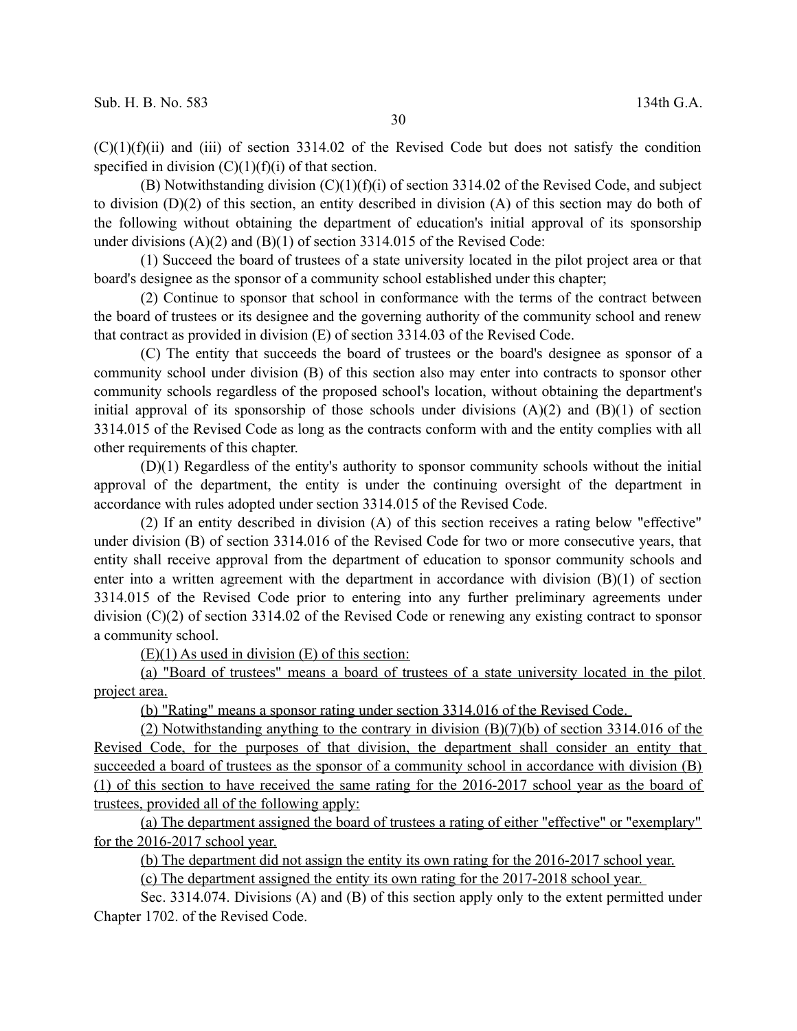(C)(1)(f)(ii) and (iii) of section 3314.02 of the Revised Code but does not satisfy the condition specified in division (C)(1)(f)(i) of that section.

(B) Notwithstanding division (C)(1)(f)(i) of section 3314.02 of the Revised Code, and subject to division (D)(2) of this section, an entity described in division (A) of this section may do both of the following without obtaining the department of education's initial approval of its sponsorship under divisions (A)(2) and (B)(1) of section 3314.015 of the Revised Code:

(1) Succeed the board of trustees of a state university located in the pilot project area or that board's designee as the sponsor of a community school established under this chapter;

(2) Continue to sponsor that school in conformance with the terms of the contract between the board of trustees or its designee and the governing authority of the community school and renew that contract as provided in division (E) of section 3314.03 of the Revised Code.

(C) The entity that succeeds the board of trustees or the board's designee as sponsor of a community school under division (B) of this section also may enter into contracts to sponsor other community schools regardless of the proposed school's location, without obtaining the department's initial approval of its sponsorship of those schools under divisions (A)(2) and (B)(1) of section 3314.015 of the Revised Code as long as the contracts conform with and the entity complies with all other requirements of this chapter.

(D)(1) Regardless of the entity's authority to sponsor community schools without the initial approval of the department, the entity is under the continuing oversight of the department in accordance with rules adopted under section 3314.015 of the Revised Code.

(2) If an entity described in division (A) of this section receives a rating below "effective" under division (B) of section 3314.016 of the Revised Code for two or more consecutive years, that entity shall receive approval from the department of education to sponsor community schools and enter into a written agreement with the department in accordance with division (B)(1) of section 3314.015 of the Revised Code prior to entering into any further preliminary agreements under division (C)(2) of section 3314.02 of the Revised Code or renewing any existing contract to sponsor a community school.

(E)(1) As used in division (E) of this section:

(a) "Board of trustees" means a board of trustees of a state university located in the pilot project area.

(b) "Rating" means a sponsor rating under section 3314.016 of the Revised Code.

(2) Notwithstanding anything to the contrary in division (B)(7)(b) of section 3314.016 of the Revised Code, for the purposes of that division, the department shall consider an entity that succeeded a board of trustees as the sponsor of a community school in accordance with division (B)(1) of this section to have received the same rating for the 2016-2017 school year as the board of trustees, provided all of the following apply:

(a) The department assigned the board of trustees a rating of either "effective" or "exemplary" for the 2016-2017 school year.

(b) The department did not assign the entity its own rating for the 2016-2017 school year.

(c) The department assigned the entity its own rating for the 2017-2018 school year.

Sec. 3314.074. Divisions (A) and (B) of this section apply only to the extent permitted under Chapter 1702. of the Revised Code.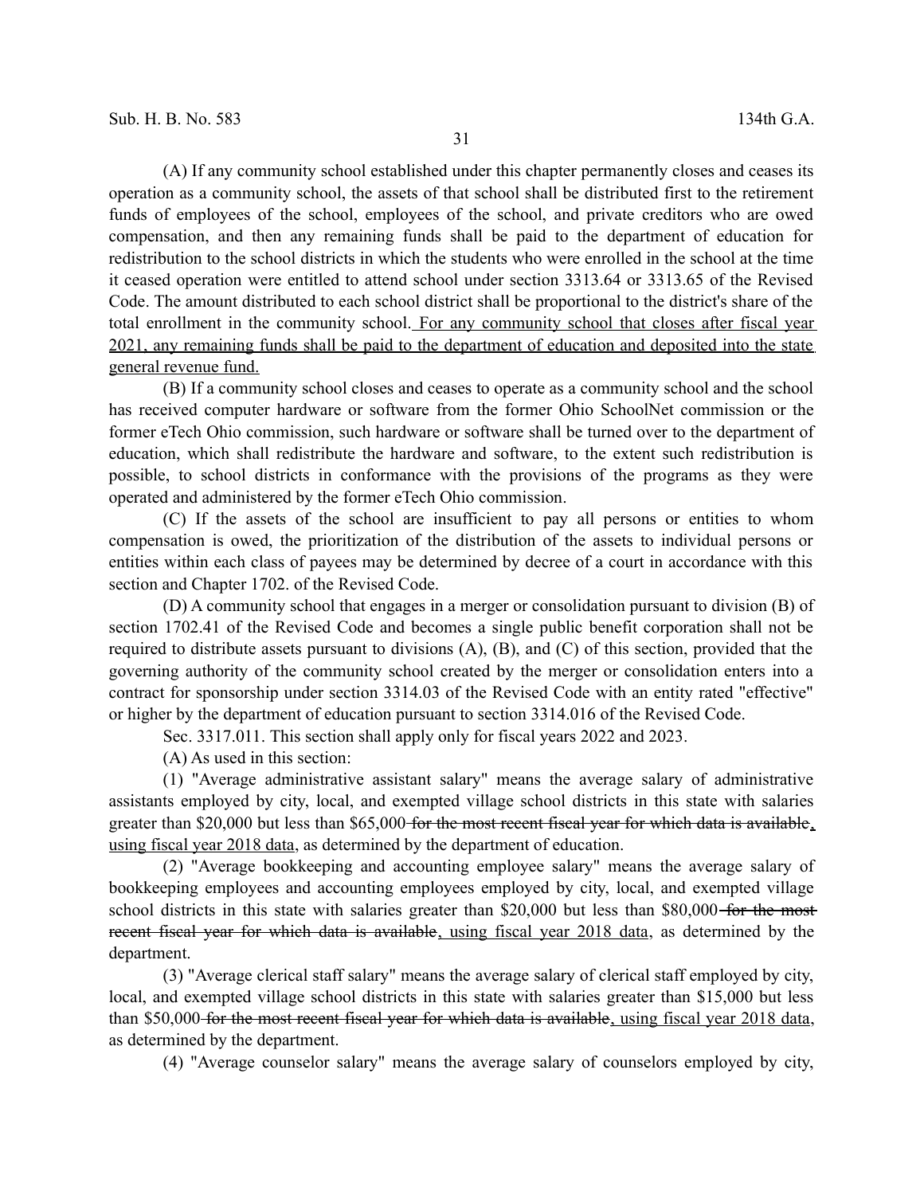(A) If any community school established under this chapter permanently closes and ceases its operation as a community school, the assets of that school shall be distributed first to the retirement funds of employees of the school, employees of the school, and private creditors who are owed compensation, and then any remaining funds shall be paid to the department of education for redistribution to the school districts in which the students who were enrolled in the school at the time it ceased operation were entitled to attend school under section 3313.64 or 3313.65 of the Revised Code. The amount distributed to each school district shall be proportional to the district's share of the total enrollment in the community school.<u> For any community school that closes after fiscal year 2021, any remaining funds shall be paid to the department of education and deposited into the state general revenue fund.</u>

(B) If a community school closes and ceases to operate as a community school and the school has received computer hardware or software from the former Ohio SchoolNet commission or the former eTech Ohio commission, such hardware or software shall be turned over to the department of education, which shall redistribute the hardware and software, to the extent such redistribution is possible, to school districts in conformance with the provisions of the programs as they were operated and administered by the former eTech Ohio commission.

(C) If the assets of the school are insufficient to pay all persons or entities to whom compensation is owed, the prioritization of the distribution of the assets to individual persons or entities within each class of payees may be determined by decree of a court in accordance with this section and Chapter 1702. of the Revised Code.

(D) A community school that engages in a merger or consolidation pursuant to division (B) of section 1702.41 of the Revised Code and becomes a single public benefit corporation shall not be required to distribute assets pursuant to divisions (A), (B), and (C) of this section, provided that the governing authority of the community school created by the merger or consolidation enters into a contract for sponsorship under section 3314.03 of the Revised Code with an entity rated "effective" or higher by the department of education pursuant to section 3314.016 of the Revised Code.

Sec. 3317.011. This section shall apply only for fiscal years 2022 and 2023.

(A) As used in this section:

(1) "Average administrative assistant salary" means the average salary of administrative assistants employed by city, local, and exempted village school districts in this state with salaries greater than $20,000 but less than $65,000~~ for the most recent fiscal year for which data is available~~<u>, using fiscal year 2018 data</u>, as determined by the department of education.

(2) "Average bookkeeping and accounting employee salary" means the average salary of bookkeeping employees and accounting employees employed by city, local, and exempted village school districts in this state with salaries greater than $20,000 but less than $80,000~~ for the most recent fiscal year for which data is available~~<u>, using fiscal year 2018 data</u>, as determined by the department.

(3) "Average clerical staff salary" means the average salary of clerical staff employed by city, local, and exempted village school districts in this state with salaries greater than $15,000 but less than $50,000~~ for the most recent fiscal year for which data is available~~<u>, using fiscal year 2018 data</u>, as determined by the department.

(4) "Average counselor salary" means the average salary of counselors employed by city,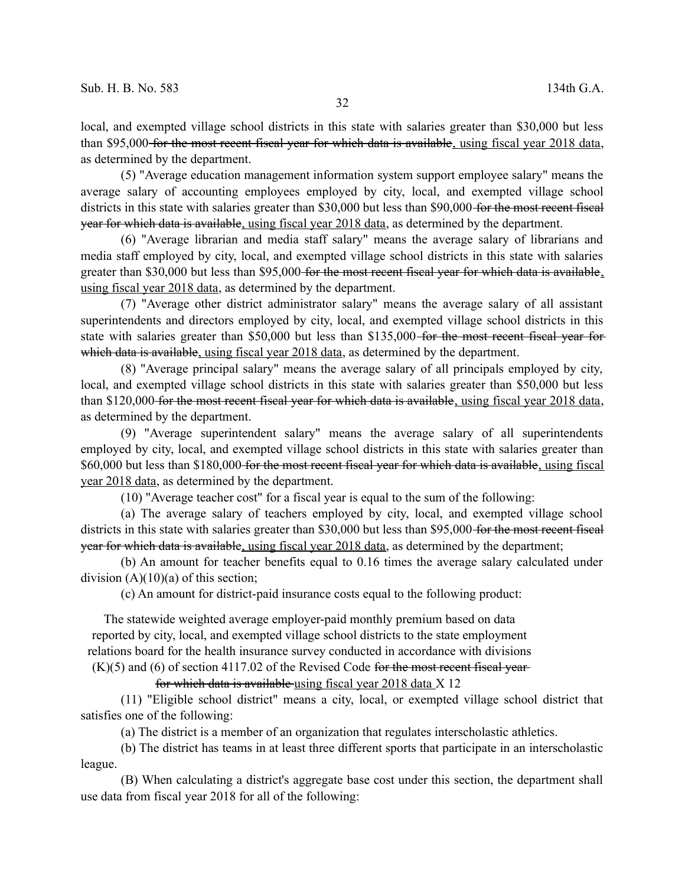local, and exempted village school districts in this state with salaries greater than $30,000 but less than $95,000 ~~for the most recent fiscal year for which data is available~~, using fiscal year 2018 data, as determined by the department.

(5) "Average education management information system support employee salary" means the average salary of accounting employees employed by city, local, and exempted village school districts in this state with salaries greater than $30,000 but less than $90,000 ~~for the most recent fiscal year for which data is available~~, using fiscal year 2018 data, as determined by the department.

(6) "Average librarian and media staff salary" means the average salary of librarians and media staff employed by city, local, and exempted village school districts in this state with salaries greater than $30,000 but less than $95,000 ~~for the most recent fiscal year for which data is available~~, using fiscal year 2018 data, as determined by the department.

(7) "Average other district administrator salary" means the average salary of all assistant superintendents and directors employed by city, local, and exempted village school districts in this state with salaries greater than $50,000 but less than $135,000 ~~for the most recent fiscal year for which data is available~~, using fiscal year 2018 data, as determined by the department.

(8) "Average principal salary" means the average salary of all principals employed by city, local, and exempted village school districts in this state with salaries greater than $50,000 but less than $120,000 ~~for the most recent fiscal year for which data is available~~, using fiscal year 2018 data, as determined by the department.

(9) "Average superintendent salary" means the average salary of all superintendents employed by city, local, and exempted village school districts in this state with salaries greater than $60,000 but less than $180,000 ~~for the most recent fiscal year for which data is available~~, using fiscal year 2018 data, as determined by the department.

(10) "Average teacher cost" for a fiscal year is equal to the sum of the following:

(a) The average salary of teachers employed by city, local, and exempted village school districts in this state with salaries greater than $30,000 but less than $95,000 ~~for the most recent fiscal year for which data is available~~, using fiscal year 2018 data, as determined by the department;

(b) An amount for teacher benefits equal to 0.16 times the average salary calculated under division (A)(10)(a) of this section;

(c) An amount for district-paid insurance costs equal to the following product:

The statewide weighted average employer-paid monthly premium based on data reported by city, local, and exempted village school districts to the state employment relations board for the health insurance survey conducted in accordance with divisions (K)(5) and (6) of section 4117.02 of the Revised Code ~~for the most recent fiscal year for which data is available~~ using fiscal year 2018 data X 12

(11) "Eligible school district" means a city, local, or exempted village school district that satisfies one of the following:

(a) The district is a member of an organization that regulates interscholastic athletics.

(b) The district has teams in at least three different sports that participate in an interscholastic league.

(B) When calculating a district's aggregate base cost under this section, the department shall use data from fiscal year 2018 for all of the following: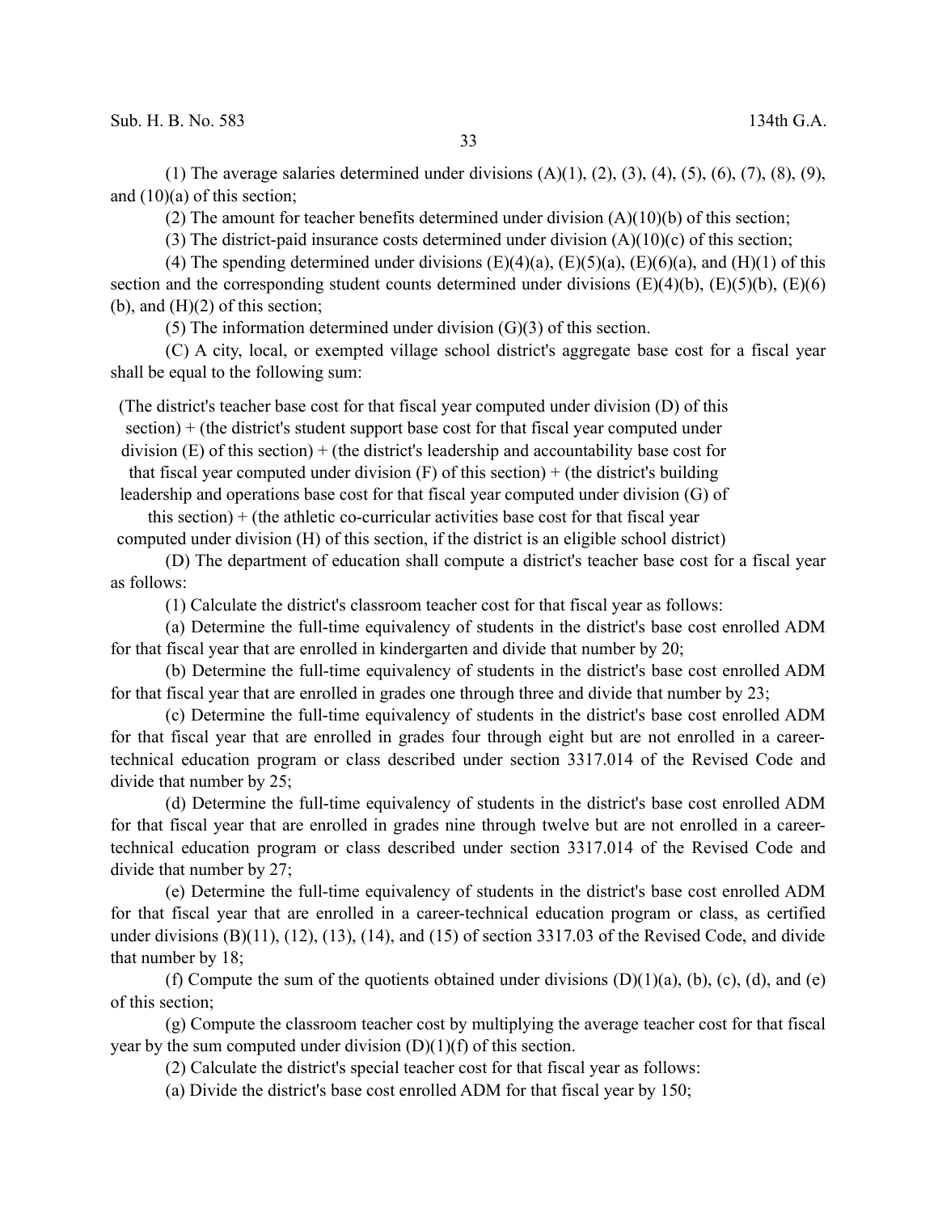(1) The average salaries determined under divisions (A)(1), (2), (3), (4), (5), (6), (7), (8), (9), and (10)(a) of this section;

(2) The amount for teacher benefits determined under division (A)(10)(b) of this section;

(3) The district-paid insurance costs determined under division (A)(10)(c) of this section;

(4) The spending determined under divisions (E)(4)(a), (E)(5)(a), (E)(6)(a), and (H)(1) of this section and the corresponding student counts determined under divisions (E)(4)(b), (E)(5)(b), (E)(6)(b), and (H)(2) of this section;

(5) The information determined under division (G)(3) of this section.

(C) A city, local, or exempted village school district's aggregate base cost for a fiscal year shall be equal to the following sum:

(The district's teacher base cost for that fiscal year computed under division (D) of this section) + (the district's student support base cost for that fiscal year computed under division (E) of this section) + (the district's leadership and accountability base cost for that fiscal year computed under division (F) of this section) + (the district's building leadership and operations base cost for that fiscal year computed under division (G) of this section) + (the athletic co-curricular activities base cost for that fiscal year computed under division (H) of this section, if the district is an eligible school district)

(D) The department of education shall compute a district's teacher base cost for a fiscal year as follows:

(1) Calculate the district's classroom teacher cost for that fiscal year as follows:

(a) Determine the full-time equivalency of students in the district's base cost enrolled ADM for that fiscal year that are enrolled in kindergarten and divide that number by 20;

(b) Determine the full-time equivalency of students in the district's base cost enrolled ADM for that fiscal year that are enrolled in grades one through three and divide that number by 23;

(c) Determine the full-time equivalency of students in the district's base cost enrolled ADM for that fiscal year that are enrolled in grades four through eight but are not enrolled in a career-technical education program or class described under section 3317.014 of the Revised Code and divide that number by 25;

(d) Determine the full-time equivalency of students in the district's base cost enrolled ADM for that fiscal year that are enrolled in grades nine through twelve but are not enrolled in a career-technical education program or class described under section 3317.014 of the Revised Code and divide that number by 27;

(e) Determine the full-time equivalency of students in the district's base cost enrolled ADM for that fiscal year that are enrolled in a career-technical education program or class, as certified under divisions (B)(11), (12), (13), (14), and (15) of section 3317.03 of the Revised Code, and divide that number by 18;

(f) Compute the sum of the quotients obtained under divisions (D)(1)(a), (b), (c), (d), and (e) of this section;

(g) Compute the classroom teacher cost by multiplying the average teacher cost for that fiscal year by the sum computed under division (D)(1)(f) of this section.

(2) Calculate the district's special teacher cost for that fiscal year as follows:

(a) Divide the district's base cost enrolled ADM for that fiscal year by 150;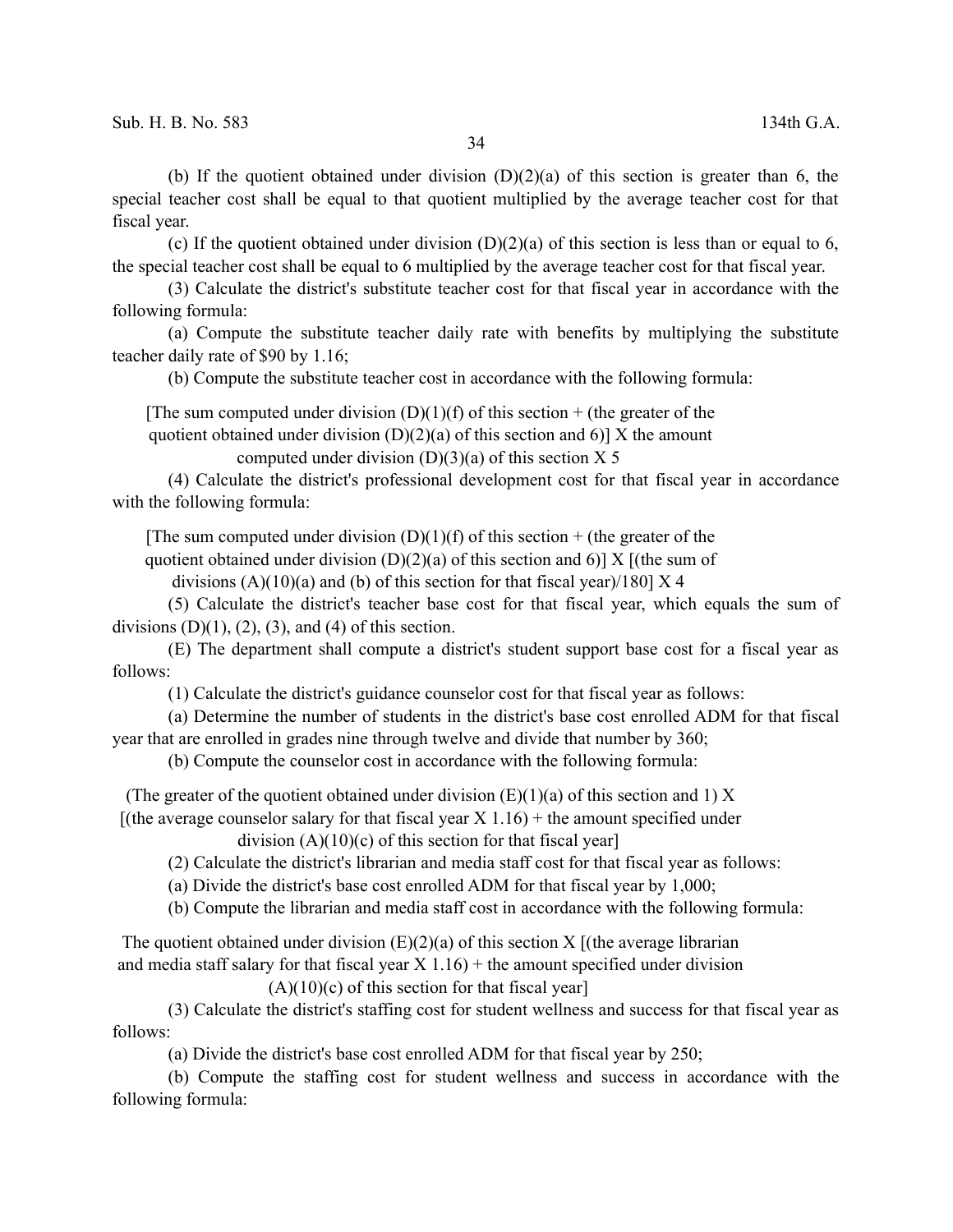(b) If the quotient obtained under division (D)(2)(a) of this section is greater than 6, the special teacher cost shall be equal to that quotient multiplied by the average teacher cost for that fiscal year.

(c) If the quotient obtained under division (D)(2)(a) of this section is less than or equal to 6, the special teacher cost shall be equal to 6 multiplied by the average teacher cost for that fiscal year.

(3) Calculate the district's substitute teacher cost for that fiscal year in accordance with the following formula:

(a) Compute the substitute teacher daily rate with benefits by multiplying the substitute teacher daily rate of $90 by 1.16;

(b) Compute the substitute teacher cost in accordance with the following formula:

[The sum computed under division (D)(1)(f) of this section + (the greater of the quotient obtained under division (D)(2)(a) of this section and 6)] X the amount computed under division (D)(3)(a) of this section X 5

(4) Calculate the district's professional development cost for that fiscal year in accordance with the following formula:

[The sum computed under division (D)(1)(f) of this section + (the greater of the quotient obtained under division (D)(2)(a) of this section and 6)] X [(the sum of divisions (A)(10)(a) and (b) of this section for that fiscal year)/180] X 4

(5) Calculate the district's teacher base cost for that fiscal year, which equals the sum of divisions (D)(1), (2), (3), and (4) of this section.

(E) The department shall compute a district's student support base cost for a fiscal year as follows:

(1) Calculate the district's guidance counselor cost for that fiscal year as follows:

(a) Determine the number of students in the district's base cost enrolled ADM for that fiscal year that are enrolled in grades nine through twelve and divide that number by 360;

(b) Compute the counselor cost in accordance with the following formula:

(The greater of the quotient obtained under division (E)(1)(a) of this section and 1) X [(the average counselor salary for that fiscal year X 1.16) + the amount specified under division (A)(10)(c) of this section for that fiscal year]

(2) Calculate the district's librarian and media staff cost for that fiscal year as follows:

(a) Divide the district's base cost enrolled ADM for that fiscal year by 1,000;

(b) Compute the librarian and media staff cost in accordance with the following formula:

The quotient obtained under division (E)(2)(a) of this section X [(the average librarian and media staff salary for that fiscal year X 1.16) + the amount specified under division (A)(10)(c) of this section for that fiscal year]

(3) Calculate the district's staffing cost for student wellness and success for that fiscal year as follows:

(a) Divide the district's base cost enrolled ADM for that fiscal year by 250;

(b) Compute the staffing cost for student wellness and success in accordance with the following formula: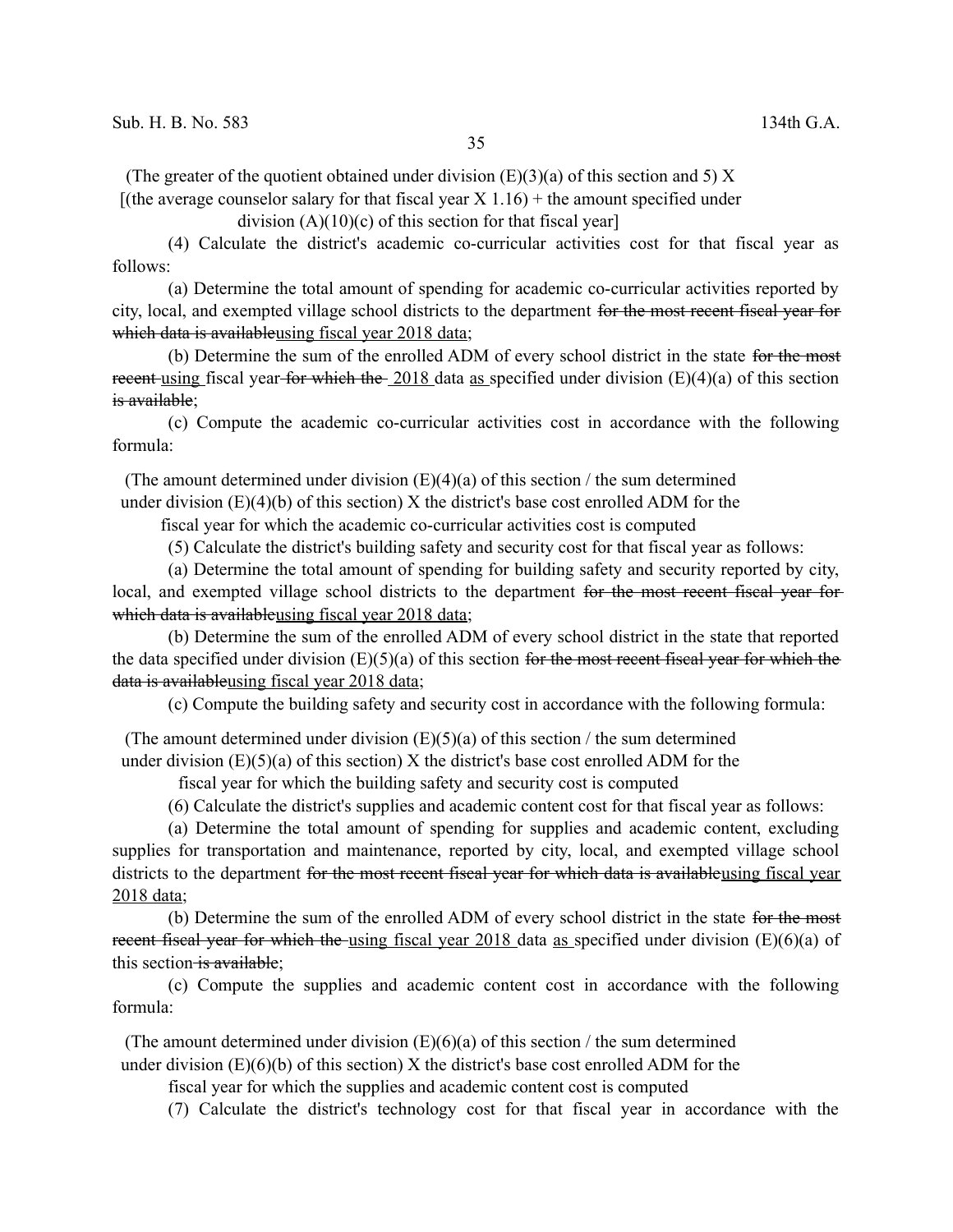(The greater of the quotient obtained under division (E)(3)(a) of this section and 5) X [(the average counselor salary for that fiscal year X 1.16) + the amount specified under division (A)(10)(c) of this section for that fiscal year]

(4) Calculate the district's academic co-curricular activities cost for that fiscal year as follows:

(a) Determine the total amount of spending for academic co-curricular activities reported by city, local, and exempted village school districts to the department ~~for the most recent fiscal year for which data is available~~using fiscal year 2018 data;

(b) Determine the sum of the enrolled ADM of every school district in the state ~~for the most recent~~ using fiscal year ~~for which the~~ 2018 data as specified under division (E)(4)(a) of this section ~~is available~~;

(c) Compute the academic co-curricular activities cost in accordance with the following formula:

(The amount determined under division (E)(4)(a) of this section / the sum determined under division (E)(4)(b) of this section) X the district's base cost enrolled ADM for the fiscal year for which the academic co-curricular activities cost is computed

(5) Calculate the district's building safety and security cost for that fiscal year as follows:

(a) Determine the total amount of spending for building safety and security reported by city, local, and exempted village school districts to the department ~~for the most recent fiscal year for which data is available~~using fiscal year 2018 data;

(b) Determine the sum of the enrolled ADM of every school district in the state that reported the data specified under division (E)(5)(a) of this section ~~for the most recent fiscal year for which the data is available~~using fiscal year 2018 data;

(c) Compute the building safety and security cost in accordance with the following formula:

(The amount determined under division (E)(5)(a) of this section / the sum determined under division (E)(5)(a) of this section) X the district's base cost enrolled ADM for the fiscal year for which the building safety and security cost is computed

(6) Calculate the district's supplies and academic content cost for that fiscal year as follows:

(a) Determine the total amount of spending for supplies and academic content, excluding supplies for transportation and maintenance, reported by city, local, and exempted village school districts to the department ~~for the most recent fiscal year for which data is available~~using fiscal year 2018 data;

(b) Determine the sum of the enrolled ADM of every school district in the state ~~for the most recent fiscal year for which the~~ using fiscal year 2018 data as specified under division (E)(6)(a) of this section ~~is available~~;

(c) Compute the supplies and academic content cost in accordance with the following formula:

(The amount determined under division (E)(6)(a) of this section / the sum determined under division (E)(6)(b) of this section) X the district's base cost enrolled ADM for the fiscal year for which the supplies and academic content cost is computed

(7) Calculate the district's technology cost for that fiscal year in accordance with the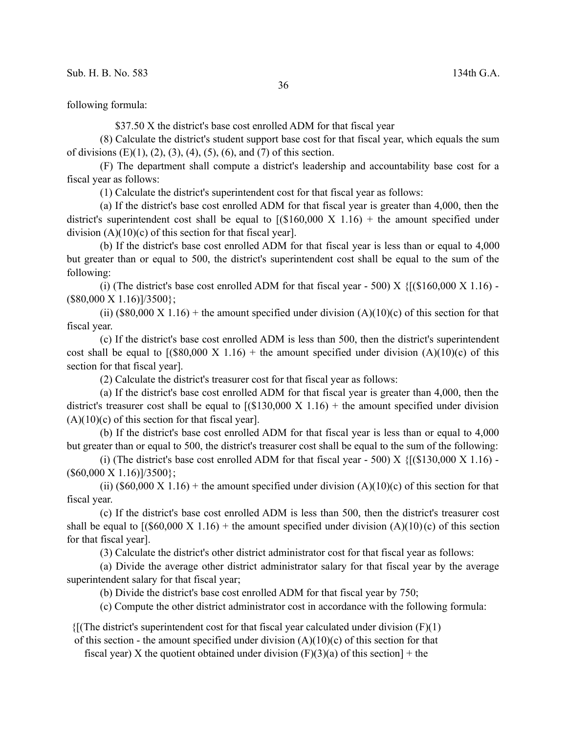following formula:

$37.50 X the district's base cost enrolled ADM for that fiscal year

(8) Calculate the district's student support base cost for that fiscal year, which equals the sum of divisions (E)(1), (2), (3), (4), (5), (6), and (7) of this section.

(F) The department shall compute a district's leadership and accountability base cost for a fiscal year as follows:

(1) Calculate the district's superintendent cost for that fiscal year as follows:

(a) If the district's base cost enrolled ADM for that fiscal year is greater than 4,000, then the district's superintendent cost shall be equal to [($160,000 X 1.16) + the amount specified under division (A)(10)(c) of this section for that fiscal year].

(b) If the district's base cost enrolled ADM for that fiscal year is less than or equal to 4,000 but greater than or equal to 500, the district's superintendent cost shall be equal to the sum of the following:

(i) (The district's base cost enrolled ADM for that fiscal year - 500) X {[($160,000 X 1.16) - ($80,000 X 1.16)]/3500};

(ii) ($80,000 X 1.16) + the amount specified under division (A)(10)(c) of this section for that fiscal year.

(c) If the district's base cost enrolled ADM is less than 500, then the district's superintendent cost shall be equal to [($80,000 X 1.16) + the amount specified under division (A)(10)(c) of this section for that fiscal year].

(2) Calculate the district's treasurer cost for that fiscal year as follows:

(a) If the district's base cost enrolled ADM for that fiscal year is greater than 4,000, then the district's treasurer cost shall be equal to [($130,000 X 1.16) + the amount specified under division (A)(10)(c) of this section for that fiscal year].

(b) If the district's base cost enrolled ADM for that fiscal year is less than or equal to 4,000 but greater than or equal to 500, the district's treasurer cost shall be equal to the sum of the following:

(i) (The district's base cost enrolled ADM for that fiscal year - 500) X {[($130,000 X 1.16) - ($60,000 X 1.16)]/3500};

(ii) ($60,000 X 1.16) + the amount specified under division (A)(10)(c) of this section for that fiscal year.

(c) If the district's base cost enrolled ADM is less than 500, then the district's treasurer cost shall be equal to [($60,000 X 1.16) + the amount specified under division (A)(10)(c) of this section for that fiscal year].

(3) Calculate the district's other district administrator cost for that fiscal year as follows:

(a) Divide the average other district administrator salary for that fiscal year by the average superintendent salary for that fiscal year;

(b) Divide the district's base cost enrolled ADM for that fiscal year by 750;

(c) Compute the other district administrator cost in accordance with the following formula:

{[(The district's superintendent cost for that fiscal year calculated under division (F)(1) of this section - the amount specified under division (A)(10)(c) of this section for that fiscal year) X the quotient obtained under division (F)(3)(a) of this section] + the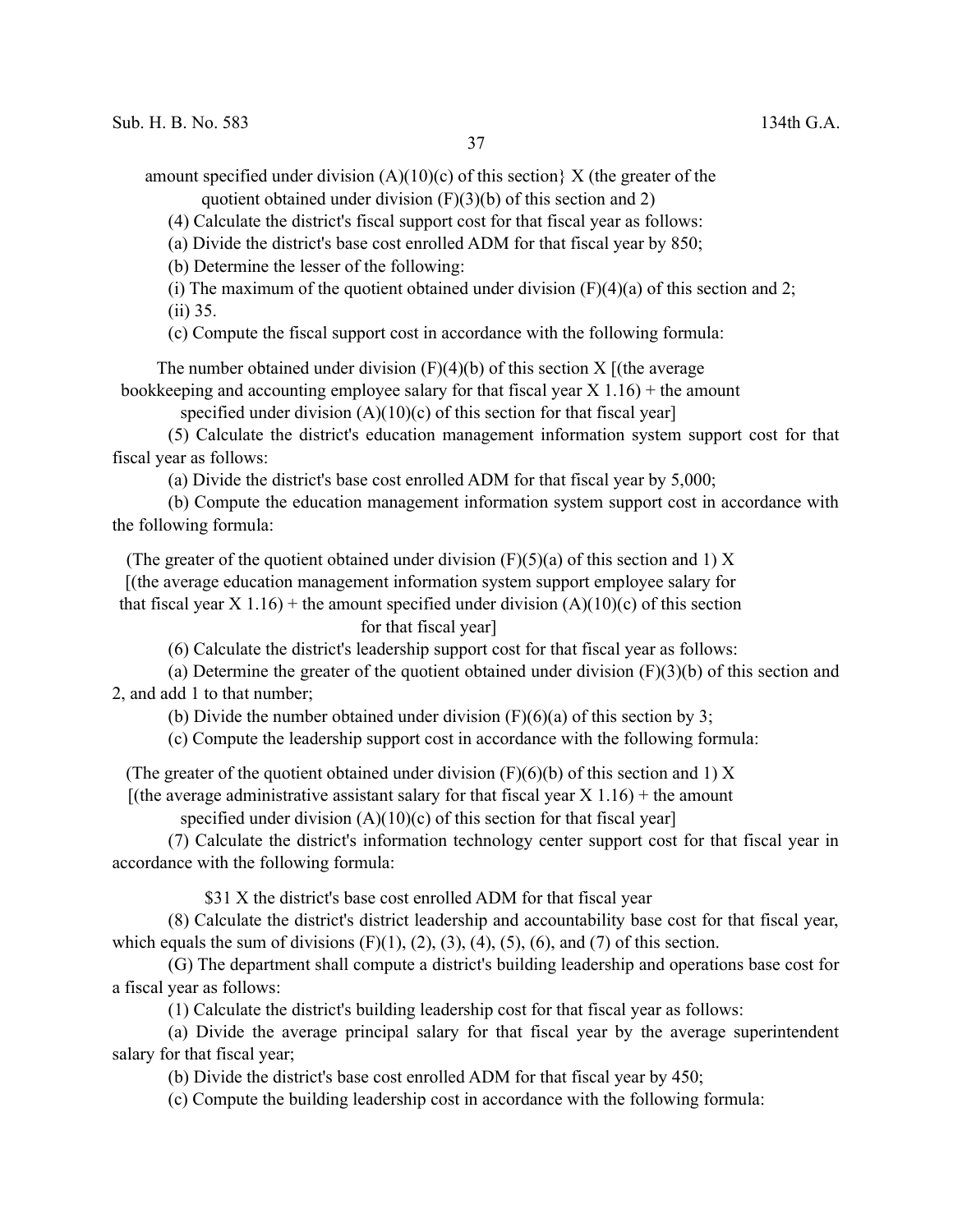amount specified under division (A)(10)(c) of this section} X (the greater of the quotient obtained under division (F)(3)(b) of this section and 2)

(4) Calculate the district's fiscal support cost for that fiscal year as follows:

(a) Divide the district's base cost enrolled ADM for that fiscal year by 850;

(b) Determine the lesser of the following:

(i) The maximum of the quotient obtained under division (F)(4)(a) of this section and 2;

(ii) 35.

(c) Compute the fiscal support cost in accordance with the following formula:

The number obtained under division (F)(4)(b) of this section X [(the average bookkeeping and accounting employee salary for that fiscal year X 1.16) + the amount specified under division (A)(10)(c) of this section for that fiscal year]

(5) Calculate the district's education management information system support cost for that fiscal year as follows:

(a) Divide the district's base cost enrolled ADM for that fiscal year by 5,000;

(b) Compute the education management information system support cost in accordance with the following formula:

(The greater of the quotient obtained under division (F)(5)(a) of this section and 1) X [(the average education management information system support employee salary for that fiscal year X 1.16) + the amount specified under division (A)(10)(c) of this section for that fiscal year]

(6) Calculate the district's leadership support cost for that fiscal year as follows:

(a) Determine the greater of the quotient obtained under division (F)(3)(b) of this section and 2, and add 1 to that number;

(b) Divide the number obtained under division (F)(6)(a) of this section by 3;

(c) Compute the leadership support cost in accordance with the following formula:

(The greater of the quotient obtained under division (F)(6)(b) of this section and 1) X [(the average administrative assistant salary for that fiscal year X 1.16) + the amount specified under division (A)(10)(c) of this section for that fiscal year]

(7) Calculate the district's information technology center support cost for that fiscal year in accordance with the following formula:

$31 X the district's base cost enrolled ADM for that fiscal year

(8) Calculate the district's district leadership and accountability base cost for that fiscal year, which equals the sum of divisions (F)(1), (2), (3), (4), (5), (6), and (7) of this section.

(G) The department shall compute a district's building leadership and operations base cost for a fiscal year as follows:

(1) Calculate the district's building leadership cost for that fiscal year as follows:

(a) Divide the average principal salary for that fiscal year by the average superintendent salary for that fiscal year;

(b) Divide the district's base cost enrolled ADM for that fiscal year by 450;

(c) Compute the building leadership cost in accordance with the following formula: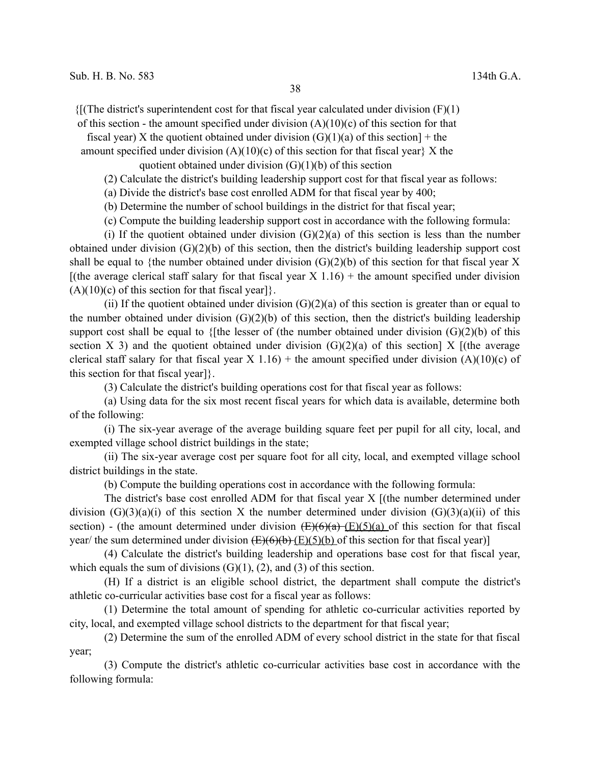{[(The district's superintendent cost for that fiscal year calculated under division (F)(1) of this section - the amount specified under division (A)(10)(c) of this section for that fiscal year) X the quotient obtained under division (G)(1)(a) of this section] + the amount specified under division (A)(10)(c) of this section for that fiscal year} X the quotient obtained under division (G)(1)(b) of this section

(2) Calculate the district's building leadership support cost for that fiscal year as follows:

(a) Divide the district's base cost enrolled ADM for that fiscal year by 400;

(b) Determine the number of school buildings in the district for that fiscal year;

(c) Compute the building leadership support cost in accordance with the following formula:

(i) If the quotient obtained under division (G)(2)(a) of this section is less than the number obtained under division (G)(2)(b) of this section, then the district's building leadership support cost shall be equal to {the number obtained under division (G)(2)(b) of this section for that fiscal year X [(the average clerical staff salary for that fiscal year X 1.16) + the amount specified under division (A)(10)(c) of this section for that fiscal year]}.

(ii) If the quotient obtained under division (G)(2)(a) of this section is greater than or equal to the number obtained under division (G)(2)(b) of this section, then the district's building leadership support cost shall be equal to {[the lesser of (the number obtained under division (G)(2)(b) of this section X 3) and the quotient obtained under division (G)(2)(a) of this section] X [(the average clerical staff salary for that fiscal year X 1.16) + the amount specified under division (A)(10)(c) of this section for that fiscal year]}.

(3) Calculate the district's building operations cost for that fiscal year as follows:

(a) Using data for the six most recent fiscal years for which data is available, determine both of the following:

(i) The six-year average of the average building square feet per pupil for all city, local, and exempted village school district buildings in the state;

(ii) The six-year average cost per square foot for all city, local, and exempted village school district buildings in the state.

(b) Compute the building operations cost in accordance with the following formula:

The district's base cost enrolled ADM for that fiscal year X [(the number determined under division (G)(3)(a)(i) of this section X the number determined under division (G)(3)(a)(ii) of this section) - (the amount determined under division ~~(E)(6)(a)~~ (E)(5)(a) of this section for that fiscal year/ the sum determined under division ~~(E)(6)(b)~~ (E)(5)(b) of this section for that fiscal year)]

(4) Calculate the district's building leadership and operations base cost for that fiscal year, which equals the sum of divisions (G)(1), (2), and (3) of this section.

(H) If a district is an eligible school district, the department shall compute the district's athletic co-curricular activities base cost for a fiscal year as follows:

(1) Determine the total amount of spending for athletic co-curricular activities reported by city, local, and exempted village school districts to the department for that fiscal year;

(2) Determine the sum of the enrolled ADM of every school district in the state for that fiscal year;

(3) Compute the district's athletic co-curricular activities base cost in accordance with the following formula: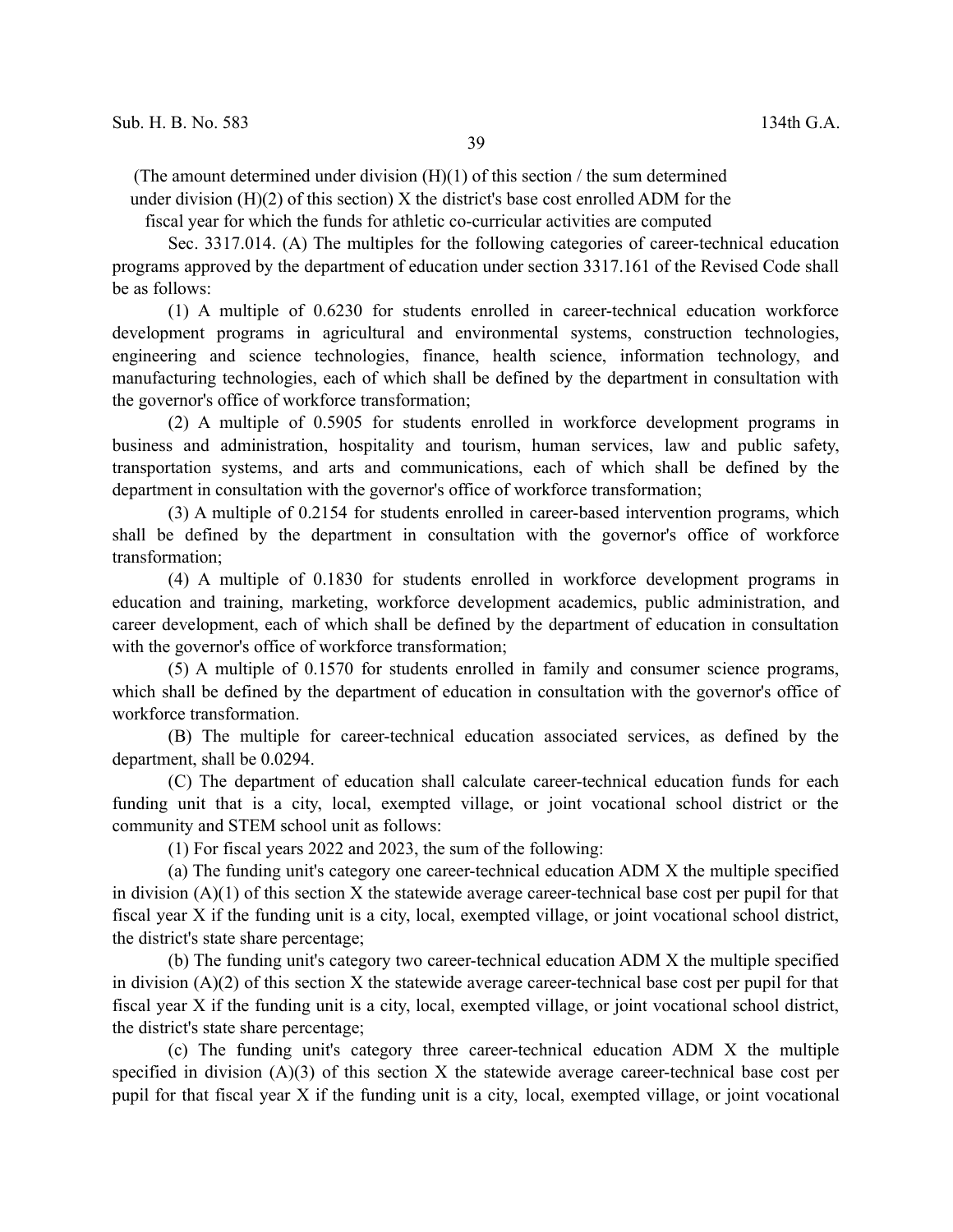(The amount determined under division (H)(1) of this section / the sum determined under division (H)(2) of this section) X the district's base cost enrolled ADM for the fiscal year for which the funds for athletic co-curricular activities are computed

Sec. 3317.014. (A) The multiples for the following categories of career-technical education programs approved by the department of education under section 3317.161 of the Revised Code shall be as follows:

(1) A multiple of 0.6230 for students enrolled in career-technical education workforce development programs in agricultural and environmental systems, construction technologies, engineering and science technologies, finance, health science, information technology, and manufacturing technologies, each of which shall be defined by the department in consultation with the governor's office of workforce transformation;

(2) A multiple of 0.5905 for students enrolled in workforce development programs in business and administration, hospitality and tourism, human services, law and public safety, transportation systems, and arts and communications, each of which shall be defined by the department in consultation with the governor's office of workforce transformation;

(3) A multiple of 0.2154 for students enrolled in career-based intervention programs, which shall be defined by the department in consultation with the governor's office of workforce transformation;

(4) A multiple of 0.1830 for students enrolled in workforce development programs in education and training, marketing, workforce development academics, public administration, and career development, each of which shall be defined by the department of education in consultation with the governor's office of workforce transformation;

(5) A multiple of 0.1570 for students enrolled in family and consumer science programs, which shall be defined by the department of education in consultation with the governor's office of workforce transformation.

(B) The multiple for career-technical education associated services, as defined by the department, shall be 0.0294.

(C) The department of education shall calculate career-technical education funds for each funding unit that is a city, local, exempted village, or joint vocational school district or the community and STEM school unit as follows:

(1) For fiscal years 2022 and 2023, the sum of the following:

(a) The funding unit's category one career-technical education ADM X the multiple specified in division (A)(1) of this section X the statewide average career-technical base cost per pupil for that fiscal year X if the funding unit is a city, local, exempted village, or joint vocational school district, the district's state share percentage;

(b) The funding unit's category two career-technical education ADM X the multiple specified in division (A)(2) of this section X the statewide average career-technical base cost per pupil for that fiscal year X if the funding unit is a city, local, exempted village, or joint vocational school district, the district's state share percentage;

(c) The funding unit's category three career-technical education ADM X the multiple specified in division (A)(3) of this section X the statewide average career-technical base cost per pupil for that fiscal year X if the funding unit is a city, local, exempted village, or joint vocational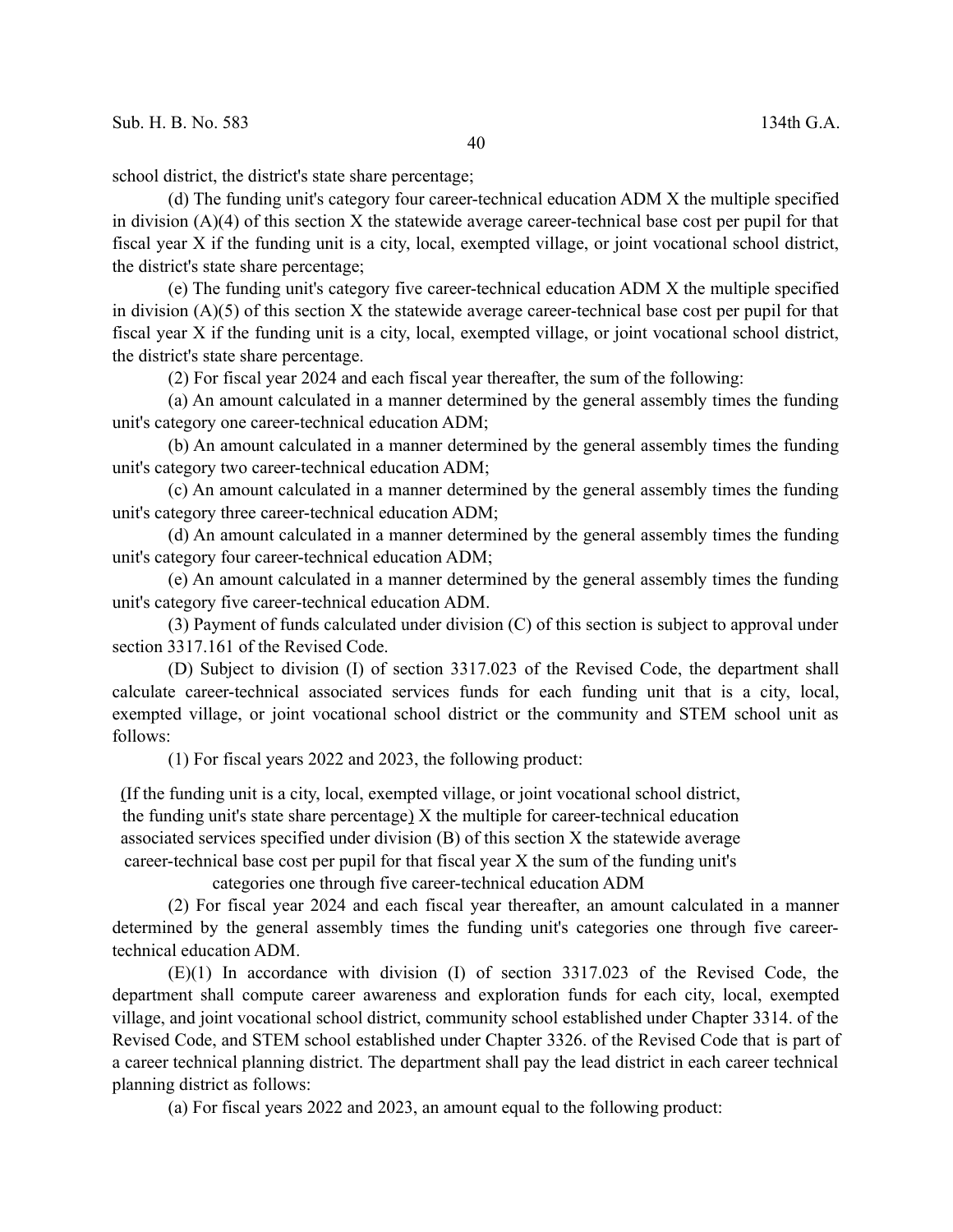school district, the district's state share percentage;

(d) The funding unit's category four career-technical education ADM X the multiple specified in division (A)(4) of this section X the statewide average career-technical base cost per pupil for that fiscal year X if the funding unit is a city, local, exempted village, or joint vocational school district, the district's state share percentage;

(e) The funding unit's category five career-technical education ADM X the multiple specified in division (A)(5) of this section X the statewide average career-technical base cost per pupil for that fiscal year X if the funding unit is a city, local, exempted village, or joint vocational school district, the district's state share percentage.

(2) For fiscal year 2024 and each fiscal year thereafter, the sum of the following:

(a) An amount calculated in a manner determined by the general assembly times the funding unit's category one career-technical education ADM;

(b) An amount calculated in a manner determined by the general assembly times the funding unit's category two career-technical education ADM;

(c) An amount calculated in a manner determined by the general assembly times the funding unit's category three career-technical education ADM;

(d) An amount calculated in a manner determined by the general assembly times the funding unit's category four career-technical education ADM;

(e) An amount calculated in a manner determined by the general assembly times the funding unit's category five career-technical education ADM.

(3) Payment of funds calculated under division (C) of this section is subject to approval under section 3317.161 of the Revised Code.

(D) Subject to division (I) of section 3317.023 of the Revised Code, the department shall calculate career-technical associated services funds for each funding unit that is a city, local, exempted village, or joint vocational school district or the community and STEM school unit as follows:

(1) For fiscal years 2022 and 2023, the following product:

(If the funding unit is a city, local, exempted village, or joint vocational school district, the funding unit's state share percentage) X the multiple for career-technical education associated services specified under division (B) of this section X the statewide average career-technical base cost per pupil for that fiscal year X the sum of the funding unit's categories one through five career-technical education ADM

(2) For fiscal year 2024 and each fiscal year thereafter, an amount calculated in a manner determined by the general assembly times the funding unit's categories one through five career-technical education ADM.

(E)(1) In accordance with division (I) of section 3317.023 of the Revised Code, the department shall compute career awareness and exploration funds for each city, local, exempted village, and joint vocational school district, community school established under Chapter 3314. of the Revised Code, and STEM school established under Chapter 3326. of the Revised Code that is part of a career technical planning district. The department shall pay the lead district in each career technical planning district as follows:

(a) For fiscal years 2022 and 2023, an amount equal to the following product: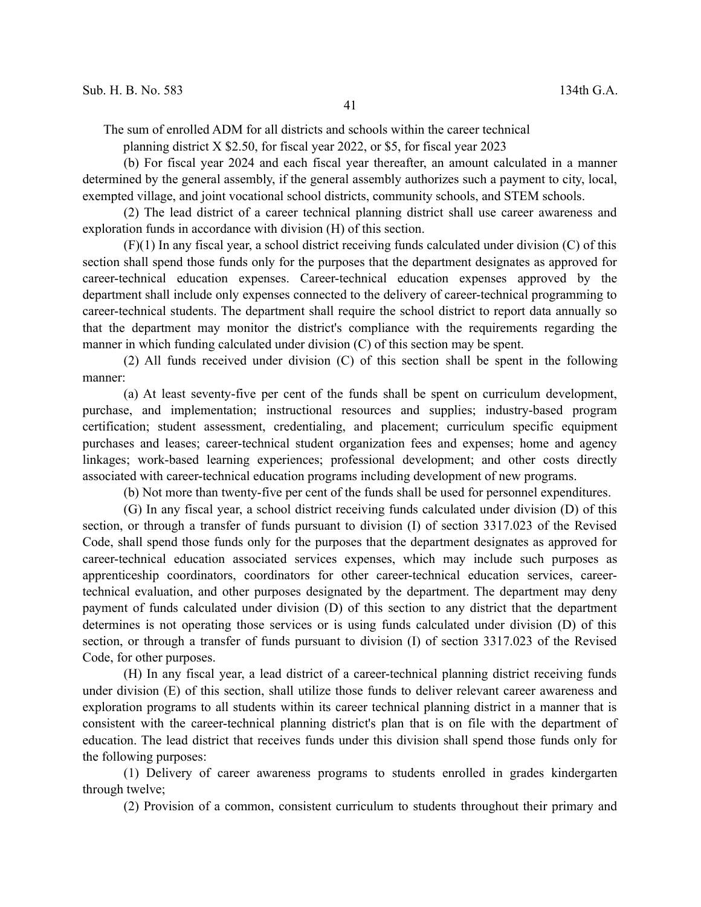The sum of enrolled ADM for all districts and schools within the career technical planning district X $2.50, for fiscal year 2022, or $5, for fiscal year 2023

(b) For fiscal year 2024 and each fiscal year thereafter, an amount calculated in a manner determined by the general assembly, if the general assembly authorizes such a payment to city, local, exempted village, and joint vocational school districts, community schools, and STEM schools.

(2) The lead district of a career technical planning district shall use career awareness and exploration funds in accordance with division (H) of this section.

(F)(1) In any fiscal year, a school district receiving funds calculated under division (C) of this section shall spend those funds only for the purposes that the department designates as approved for career-technical education expenses. Career-technical education expenses approved by the department shall include only expenses connected to the delivery of career-technical programming to career-technical students. The department shall require the school district to report data annually so that the department may monitor the district's compliance with the requirements regarding the manner in which funding calculated under division (C) of this section may be spent.

(2) All funds received under division (C) of this section shall be spent in the following manner:

(a) At least seventy-five per cent of the funds shall be spent on curriculum development, purchase, and implementation; instructional resources and supplies; industry-based program certification; student assessment, credentialing, and placement; curriculum specific equipment purchases and leases; career-technical student organization fees and expenses; home and agency linkages; work-based learning experiences; professional development; and other costs directly associated with career-technical education programs including development of new programs.

(b) Not more than twenty-five per cent of the funds shall be used for personnel expenditures.

(G) In any fiscal year, a school district receiving funds calculated under division (D) of this section, or through a transfer of funds pursuant to division (I) of section 3317.023 of the Revised Code, shall spend those funds only for the purposes that the department designates as approved for career-technical education associated services expenses, which may include such purposes as apprenticeship coordinators, coordinators for other career-technical education services, career-technical evaluation, and other purposes designated by the department. The department may deny payment of funds calculated under division (D) of this section to any district that the department determines is not operating those services or is using funds calculated under division (D) of this section, or through a transfer of funds pursuant to division (I) of section 3317.023 of the Revised Code, for other purposes.

(H) In any fiscal year, a lead district of a career-technical planning district receiving funds under division (E) of this section, shall utilize those funds to deliver relevant career awareness and exploration programs to all students within its career technical planning district in a manner that is consistent with the career-technical planning district's plan that is on file with the department of education. The lead district that receives funds under this division shall spend those funds only for the following purposes:

(1) Delivery of career awareness programs to students enrolled in grades kindergarten through twelve;

(2) Provision of a common, consistent curriculum to students throughout their primary and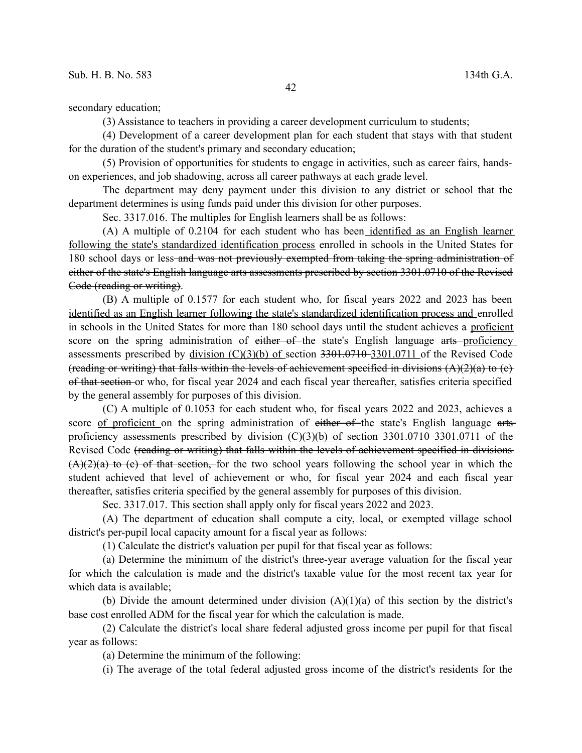secondary education;

(3) Assistance to teachers in providing a career development curriculum to students;

(4) Development of a career development plan for each student that stays with that student for the duration of the student's primary and secondary education;

(5) Provision of opportunities for students to engage in activities, such as career fairs, hands-on experiences, and job shadowing, across all career pathways at each grade level.

The department may deny payment under this division to any district or school that the department determines is using funds paid under this division for other purposes.

Sec. 3317.016. The multiples for English learners shall be as follows:

(A) A multiple of 0.2104 for each student who has been <u>identified as an English learner following the state's standardized identification process</u> enrolled in schools in the United States for 180 school days or less ~~and was not previously exempted from taking the spring administration of either of the state's English language arts assessments prescribed by section 3301.0710 of the Revised Code (reading or writing)~~.

(B) A multiple of 0.1577 for each student who, for fiscal years 2022 and 2023 has been <u>identified as an English learner following the state's standardized identification process and</u> enrolled in schools in the United States for more than 180 school days until the student achieves a <u>proficient</u> score on the spring administration of ~~either of~~ the state's English language ~~arts~~ <u>proficiency</u> assessments prescribed by <u>division (C)(3)(b) of</u> section ~~3301.0710~~ <u>3301.0711</u> of the Revised Code ~~(reading or writing) that falls within the levels of achievement specified in divisions (A)(2)(a) to (c) of that section~~ or who, for fiscal year 2024 and each fiscal year thereafter, satisfies criteria specified by the general assembly for purposes of this division.

(C) A multiple of 0.1053 for each student who, for fiscal years 2022 and 2023, achieves a score <u>of proficient</u> on the spring administration of ~~either of~~ the state's English language ~~arts~~ <u>proficiency</u> assessments prescribed by <u>division (C)(3)(b) of</u> section ~~3301.0710~~ <u>3301.0711</u> of the Revised Code ~~(reading or writing) that falls within the levels of achievement specified in divisions (A)(2)(a) to (c) of that section,~~ for the two school years following the school year in which the student achieved that level of achievement or who, for fiscal year 2024 and each fiscal year thereafter, satisfies criteria specified by the general assembly for purposes of this division.

Sec. 3317.017. This section shall apply only for fiscal years 2022 and 2023.

(A) The department of education shall compute a city, local, or exempted village school district's per-pupil local capacity amount for a fiscal year as follows:

(1) Calculate the district's valuation per pupil for that fiscal year as follows:

(a) Determine the minimum of the district's three-year average valuation for the fiscal year for which the calculation is made and the district's taxable value for the most recent tax year for which data is available;

(b) Divide the amount determined under division (A)(1)(a) of this section by the district's base cost enrolled ADM for the fiscal year for which the calculation is made.

(2) Calculate the district's local share federal adjusted gross income per pupil for that fiscal year as follows:

(a) Determine the minimum of the following:

(i) The average of the total federal adjusted gross income of the district's residents for the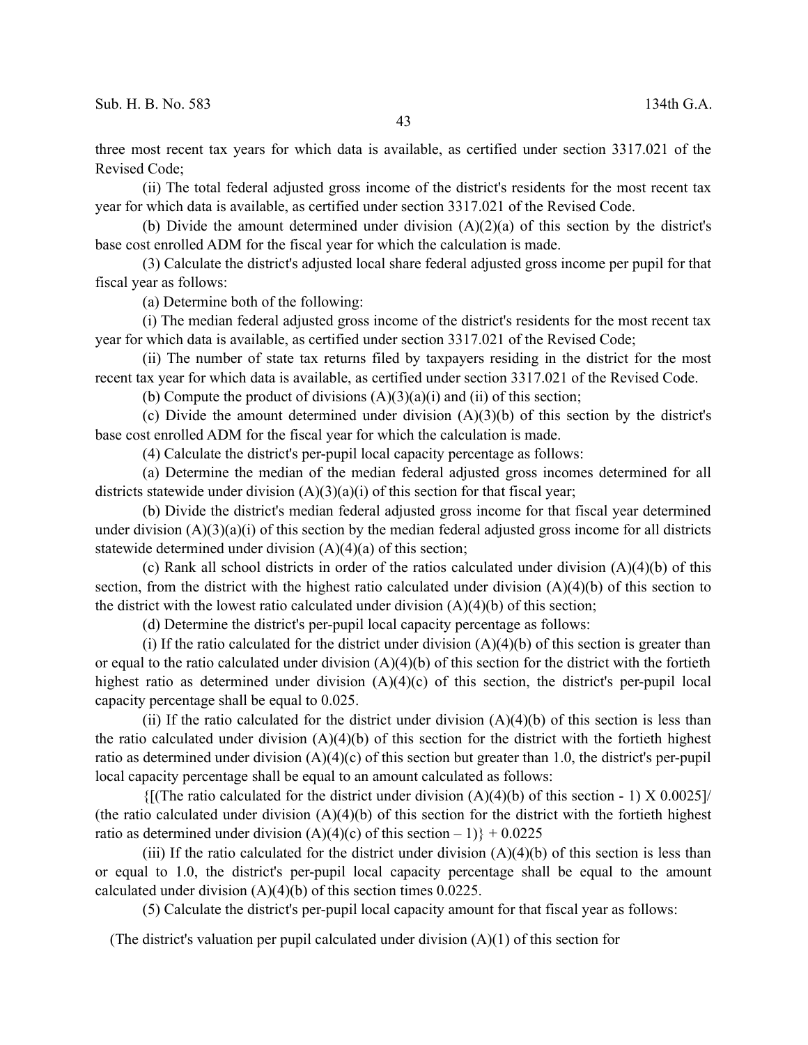three most recent tax years for which data is available, as certified under section 3317.021 of the Revised Code;

(ii) The total federal adjusted gross income of the district's residents for the most recent tax year for which data is available, as certified under section 3317.021 of the Revised Code.

(b) Divide the amount determined under division (A)(2)(a) of this section by the district's base cost enrolled ADM for the fiscal year for which the calculation is made.

(3) Calculate the district's adjusted local share federal adjusted gross income per pupil for that fiscal year as follows:

(a) Determine both of the following:

(i) The median federal adjusted gross income of the district's residents for the most recent tax year for which data is available, as certified under section 3317.021 of the Revised Code;

(ii) The number of state tax returns filed by taxpayers residing in the district for the most recent tax year for which data is available, as certified under section 3317.021 of the Revised Code.

(b) Compute the product of divisions (A)(3)(a)(i) and (ii) of this section;

(c) Divide the amount determined under division (A)(3)(b) of this section by the district's base cost enrolled ADM for the fiscal year for which the calculation is made.

(4) Calculate the district's per-pupil local capacity percentage as follows:

(a) Determine the median of the median federal adjusted gross incomes determined for all districts statewide under division (A)(3)(a)(i) of this section for that fiscal year;

(b) Divide the district's median federal adjusted gross income for that fiscal year determined under division (A)(3)(a)(i) of this section by the median federal adjusted gross income for all districts statewide determined under division (A)(4)(a) of this section;

(c) Rank all school districts in order of the ratios calculated under division (A)(4)(b) of this section, from the district with the highest ratio calculated under division (A)(4)(b) of this section to the district with the lowest ratio calculated under division (A)(4)(b) of this section;

(d) Determine the district's per-pupil local capacity percentage as follows:

(i) If the ratio calculated for the district under division (A)(4)(b) of this section is greater than or equal to the ratio calculated under division (A)(4)(b) of this section for the district with the fortieth highest ratio as determined under division (A)(4)(c) of this section, the district's per-pupil local capacity percentage shall be equal to 0.025.

(ii) If the ratio calculated for the district under division (A)(4)(b) of this section is less than the ratio calculated under division (A)(4)(b) of this section for the district with the fortieth highest ratio as determined under division (A)(4)(c) of this section but greater than 1.0, the district's per-pupil local capacity percentage shall be equal to an amount calculated as follows:

{[(The ratio calculated for the district under division (A)(4)(b) of this section - 1) X 0.0025]/ (the ratio calculated under division (A)(4)(b) of this section for the district with the fortieth highest ratio as determined under division (A)(4)(c) of this section – 1)} + 0.0225

(iii) If the ratio calculated for the district under division (A)(4)(b) of this section is less than or equal to 1.0, the district's per-pupil local capacity percentage shall be equal to the amount calculated under division (A)(4)(b) of this section times 0.0225.

(5) Calculate the district's per-pupil local capacity amount for that fiscal year as follows:

(The district's valuation per pupil calculated under division (A)(1) of this section for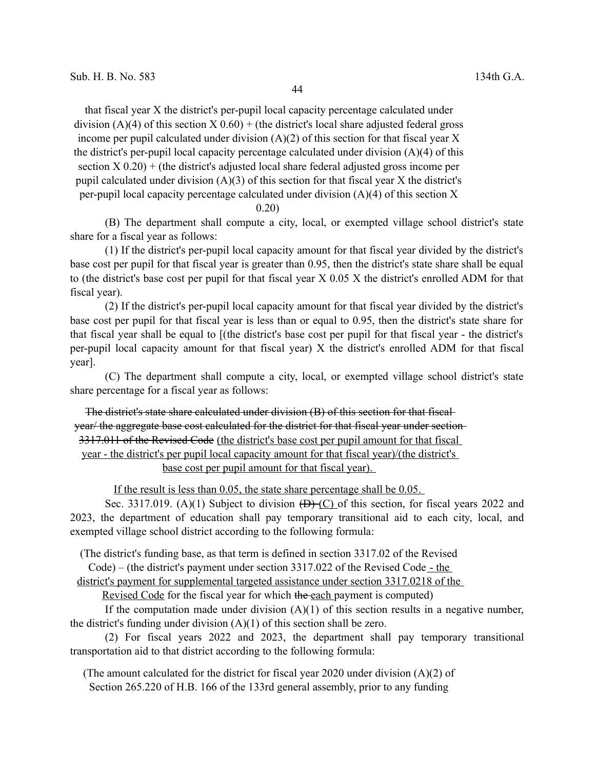that fiscal year X the district's per-pupil local capacity percentage calculated under division (A)(4) of this section X 0.60) + (the district's local share adjusted federal gross income per pupil calculated under division (A)(2) of this section for that fiscal year X the district's per-pupil local capacity percentage calculated under division (A)(4) of this section X 0.20) + (the district's adjusted local share federal adjusted gross income per pupil calculated under division (A)(3) of this section for that fiscal year X the district's per-pupil local capacity percentage calculated under division (A)(4) of this section X 0.20)

(B) The department shall compute a city, local, or exempted village school district's state share for a fiscal year as follows:

(1) If the district's per-pupil local capacity amount for that fiscal year divided by the district's base cost per pupil for that fiscal year is greater than 0.95, then the district's state share shall be equal to (the district's base cost per pupil for that fiscal year X 0.05 X the district's enrolled ADM for that fiscal year).

(2) If the district's per-pupil local capacity amount for that fiscal year divided by the district's base cost per pupil for that fiscal year is less than or equal to 0.95, then the district's state share for that fiscal year shall be equal to [(the district's base cost per pupil for that fiscal year - the district's per-pupil local capacity amount for that fiscal year) X the district's enrolled ADM for that fiscal year].

(C) The department shall compute a city, local, or exempted village school district's state share percentage for a fiscal year as follows:

~~The district's state share calculated under division (B) of this section for that fiscal year/ the aggregate base cost calculated for the district for that fiscal year under section 3317.011 of the Revised Code~~ (the district's base cost per pupil amount for that fiscal year - the district's per pupil local capacity amount for that fiscal year)/(the district's base cost per pupil amount for that fiscal year).

If the result is less than 0.05, the state share percentage shall be 0.05.

Sec. 3317.019. (A)(1) Subject to division ~~(D)~~ (C) of this section, for fiscal years 2022 and 2023, the department of education shall pay temporary transitional aid to each city, local, and exempted village school district according to the following formula:

(The district's funding base, as that term is defined in section 3317.02 of the Revised Code) – (the district's payment under section 3317.022 of the Revised Code - the district's payment for supplemental targeted assistance under section 3317.0218 of the Revised Code for the fiscal year for which ~~the~~ each payment is computed)

If the computation made under division (A)(1) of this section results in a negative number, the district's funding under division (A)(1) of this section shall be zero.

(2) For fiscal years 2022 and 2023, the department shall pay temporary transitional transportation aid to that district according to the following formula:

(The amount calculated for the district for fiscal year 2020 under division (A)(2) of Section 265.220 of H.B. 166 of the 133rd general assembly, prior to any funding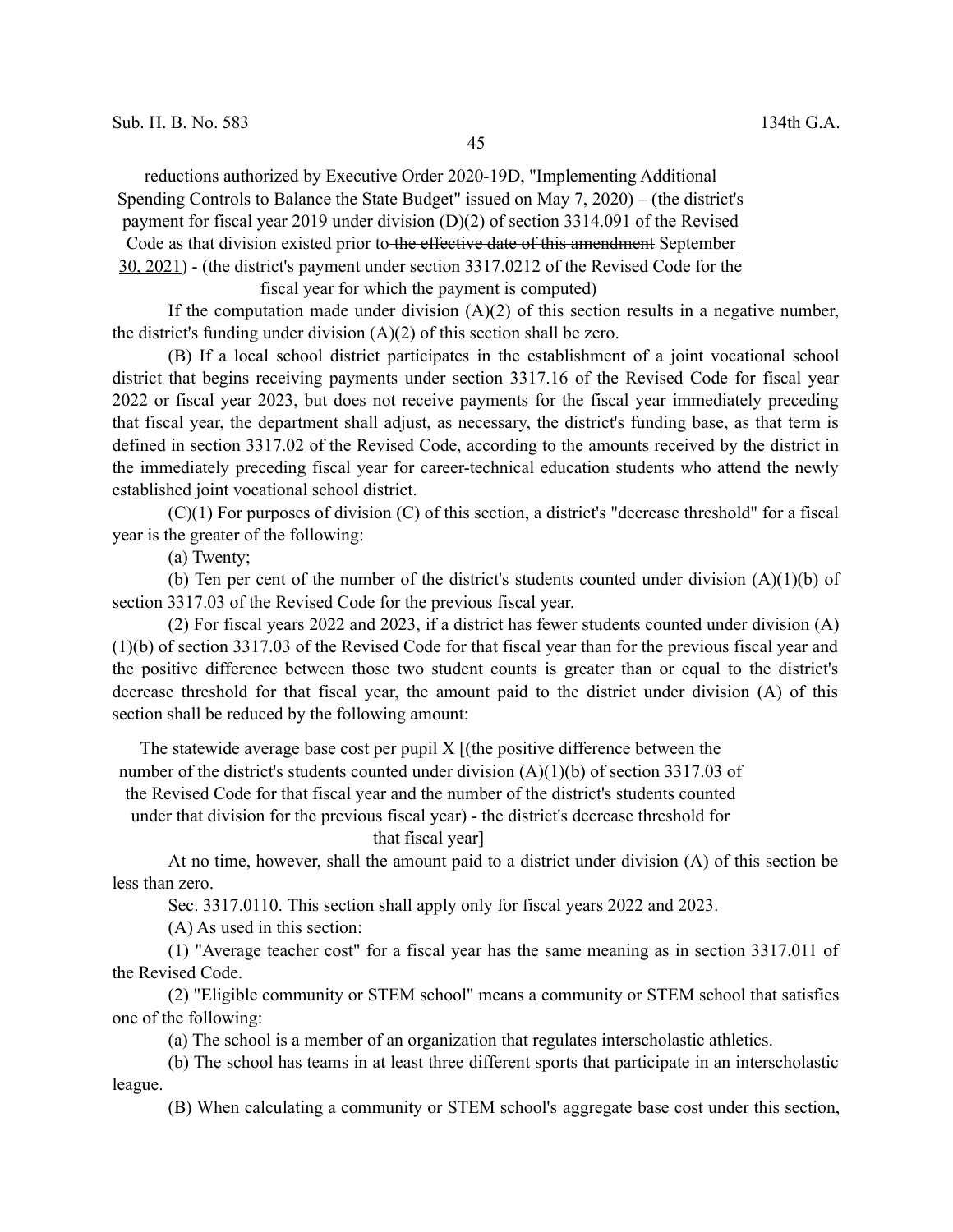reductions authorized by Executive Order 2020-19D, "Implementing Additional Spending Controls to Balance the State Budget" issued on May 7, 2020) – (the district's payment for fiscal year 2019 under division (D)(2) of section 3314.091 of the Revised Code as that division existed prior to ~~the effective date of this amendment~~ September 30, 2021) - (the district's payment under section 3317.0212 of the Revised Code for the fiscal year for which the payment is computed)

If the computation made under division (A)(2) of this section results in a negative number, the district's funding under division (A)(2) of this section shall be zero.

(B) If a local school district participates in the establishment of a joint vocational school district that begins receiving payments under section 3317.16 of the Revised Code for fiscal year 2022 or fiscal year 2023, but does not receive payments for the fiscal year immediately preceding that fiscal year, the department shall adjust, as necessary, the district's funding base, as that term is defined in section 3317.02 of the Revised Code, according to the amounts received by the district in the immediately preceding fiscal year for career-technical education students who attend the newly established joint vocational school district.

(C)(1) For purposes of division (C) of this section, a district's "decrease threshold" for a fiscal year is the greater of the following:

(a) Twenty;

(b) Ten per cent of the number of the district's students counted under division (A)(1)(b) of section 3317.03 of the Revised Code for the previous fiscal year.

(2) For fiscal years 2022 and 2023, if a district has fewer students counted under division (A)(1)(b) of section 3317.03 of the Revised Code for that fiscal year than for the previous fiscal year and the positive difference between those two student counts is greater than or equal to the district's decrease threshold for that fiscal year, the amount paid to the district under division (A) of this section shall be reduced by the following amount:

The statewide average base cost per pupil X [(the positive difference between the number of the district's students counted under division (A)(1)(b) of section 3317.03 of the Revised Code for that fiscal year and the number of the district's students counted under that division for the previous fiscal year) - the district's decrease threshold for that fiscal year]

At no time, however, shall the amount paid to a district under division (A) of this section be less than zero.

Sec. 3317.0110. This section shall apply only for fiscal years 2022 and 2023.

(A) As used in this section:

(1) "Average teacher cost" for a fiscal year has the same meaning as in section 3317.011 of the Revised Code.

(2) "Eligible community or STEM school" means a community or STEM school that satisfies one of the following:

(a) The school is a member of an organization that regulates interscholastic athletics.

(b) The school has teams in at least three different sports that participate in an interscholastic league.

(B) When calculating a community or STEM school's aggregate base cost under this section,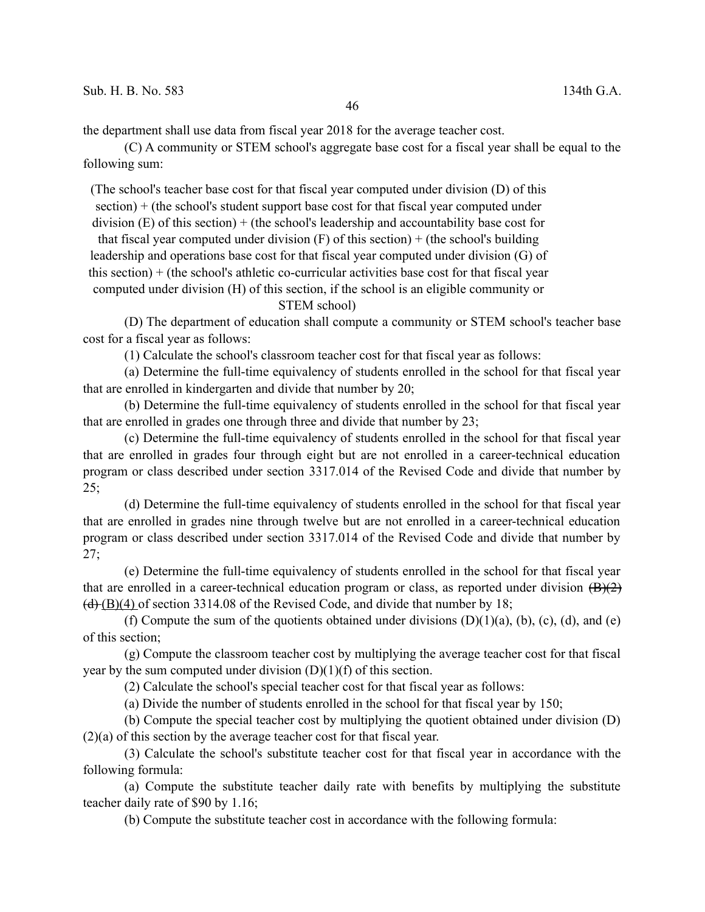the department shall use data from fiscal year 2018 for the average teacher cost.

(C) A community or STEM school's aggregate base cost for a fiscal year shall be equal to the following sum:

(The school's teacher base cost for that fiscal year computed under division (D) of this section) + (the school's student support base cost for that fiscal year computed under division (E) of this section) + (the school's leadership and accountability base cost for that fiscal year computed under division (F) of this section) + (the school's building leadership and operations base cost for that fiscal year computed under division (G) of this section) + (the school's athletic co-curricular activities base cost for that fiscal year computed under division (H) of this section, if the school is an eligible community or STEM school)

(D) The department of education shall compute a community or STEM school's teacher base cost for a fiscal year as follows:

(1) Calculate the school's classroom teacher cost for that fiscal year as follows:

(a) Determine the full-time equivalency of students enrolled in the school for that fiscal year that are enrolled in kindergarten and divide that number by 20;

(b) Determine the full-time equivalency of students enrolled in the school for that fiscal year that are enrolled in grades one through three and divide that number by 23;

(c) Determine the full-time equivalency of students enrolled in the school for that fiscal year that are enrolled in grades four through eight but are not enrolled in a career-technical education program or class described under section 3317.014 of the Revised Code and divide that number by 25;

(d) Determine the full-time equivalency of students enrolled in the school for that fiscal year that are enrolled in grades nine through twelve but are not enrolled in a career-technical education program or class described under section 3317.014 of the Revised Code and divide that number by 27;

(e) Determine the full-time equivalency of students enrolled in the school for that fiscal year that are enrolled in a career-technical education program or class, as reported under division ~~(B)(2)(d)~~ (B)(4) of section 3314.08 of the Revised Code, and divide that number by 18;

(f) Compute the sum of the quotients obtained under divisions (D)(1)(a), (b), (c), (d), and (e) of this section;

(g) Compute the classroom teacher cost by multiplying the average teacher cost for that fiscal year by the sum computed under division (D)(1)(f) of this section.

(2) Calculate the school's special teacher cost for that fiscal year as follows:

(a) Divide the number of students enrolled in the school for that fiscal year by 150;

(b) Compute the special teacher cost by multiplying the quotient obtained under division (D)(2)(a) of this section by the average teacher cost for that fiscal year.

(3) Calculate the school's substitute teacher cost for that fiscal year in accordance with the following formula:

(a) Compute the substitute teacher daily rate with benefits by multiplying the substitute teacher daily rate of $90 by 1.16;

(b) Compute the substitute teacher cost in accordance with the following formula: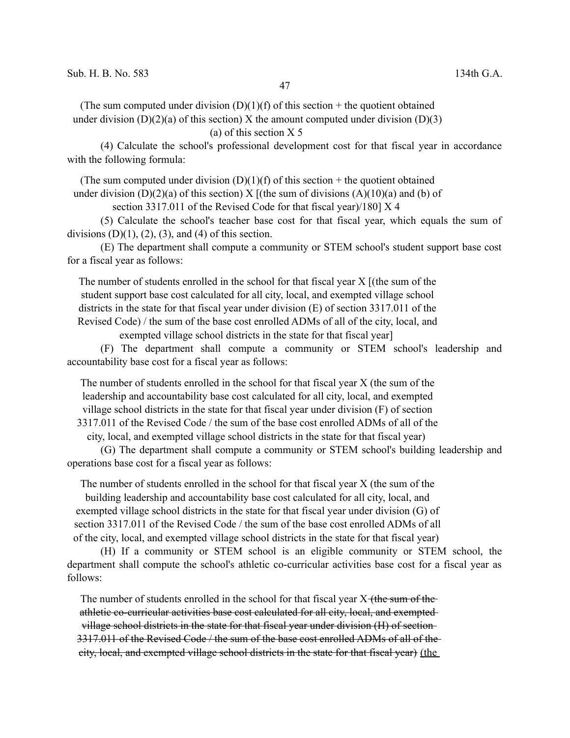(The sum computed under division (D)(1)(f) of this section + the quotient obtained under division (D)(2)(a) of this section) X the amount computed under division (D)(3)(a) of this section X 5

(4) Calculate the school's professional development cost for that fiscal year in accordance with the following formula:

(The sum computed under division (D)(1)(f) of this section + the quotient obtained under division (D)(2)(a) of this section) X [(the sum of divisions (A)(10)(a) and (b) of section 3317.011 of the Revised Code for that fiscal year)/180] X 4

(5) Calculate the school's teacher base cost for that fiscal year, which equals the sum of divisions (D)(1), (2), (3), and (4) of this section.

(E) The department shall compute a community or STEM school's student support base cost for a fiscal year as follows:

The number of students enrolled in the school for that fiscal year X [(the sum of the student support base cost calculated for all city, local, and exempted village school districts in the state for that fiscal year under division (E) of section 3317.011 of the Revised Code) / the sum of the base cost enrolled ADMs of all of the city, local, and exempted village school districts in the state for that fiscal year]

(F) The department shall compute a community or STEM school's leadership and accountability base cost for a fiscal year as follows:

The number of students enrolled in the school for that fiscal year X (the sum of the leadership and accountability base cost calculated for all city, local, and exempted village school districts in the state for that fiscal year under division (F) of section 3317.011 of the Revised Code / the sum of the base cost enrolled ADMs of all of the city, local, and exempted village school districts in the state for that fiscal year)

(G) The department shall compute a community or STEM school's building leadership and operations base cost for a fiscal year as follows:

The number of students enrolled in the school for that fiscal year X (the sum of the building leadership and accountability base cost calculated for all city, local, and exempted village school districts in the state for that fiscal year under division (G) of section 3317.011 of the Revised Code / the sum of the base cost enrolled ADMs of all of the city, local, and exempted village school districts in the state for that fiscal year)

(H) If a community or STEM school is an eligible community or STEM school, the department shall compute the school's athletic co-curricular activities base cost for a fiscal year as follows:

The number of students enrolled in the school for that fiscal year X ~~(the sum of the athletic co-curricular activities base cost calculated for all city, local, and exempted village school districts in the state for that fiscal year under division (H) of section 3317.011 of the Revised Code / the sum of the base cost enrolled ADMs of all of the city, local, and exempted village school districts in the state for that fiscal year)~~ <u>(the</u>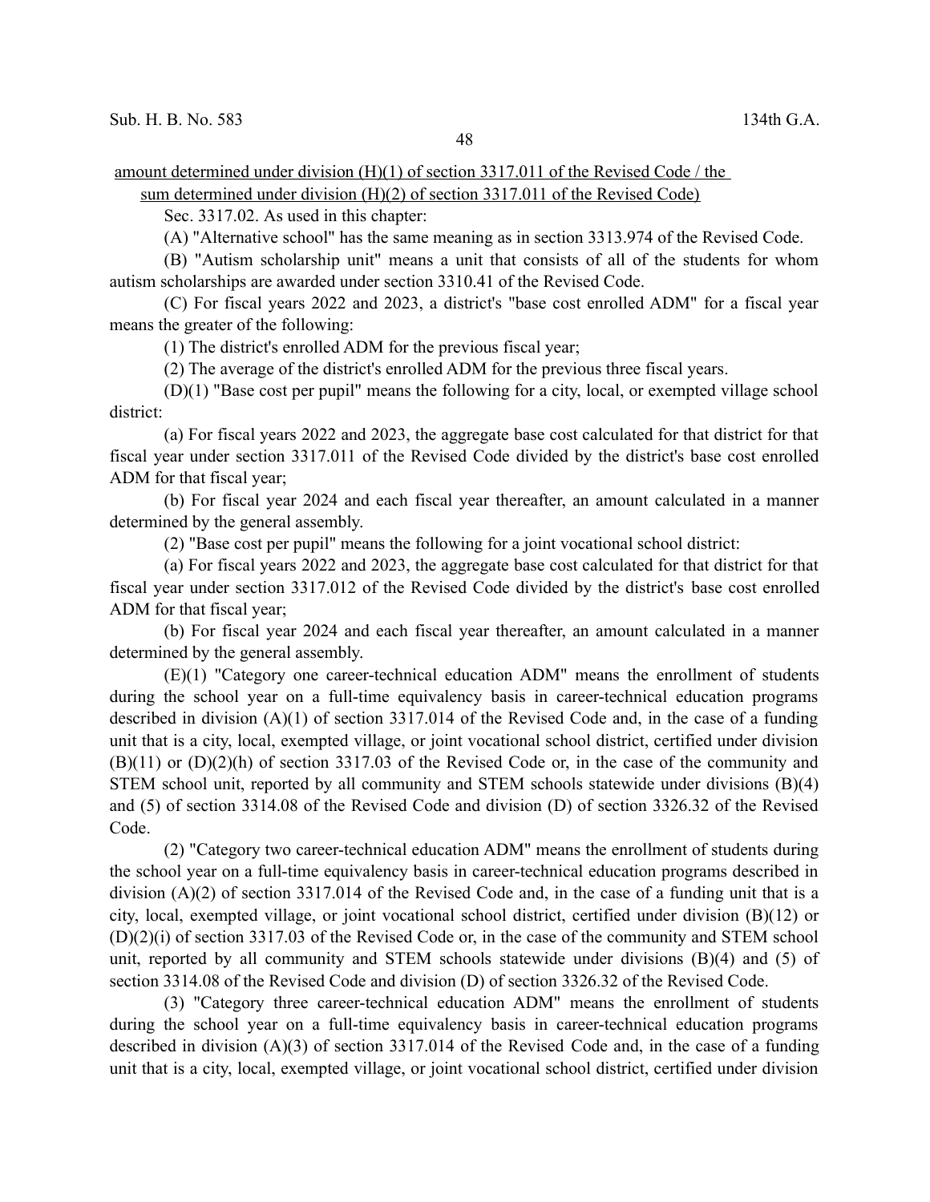amount determined under division (H)(1) of section 3317.011 of the Revised Code / the sum determined under division (H)(2) of section 3317.011 of the Revised Code)

Sec. 3317.02. As used in this chapter:

(A) "Alternative school" has the same meaning as in section 3313.974 of the Revised Code.

(B) "Autism scholarship unit" means a unit that consists of all of the students for whom autism scholarships are awarded under section 3310.41 of the Revised Code.

(C) For fiscal years 2022 and 2023, a district's "base cost enrolled ADM" for a fiscal year means the greater of the following:

(1) The district's enrolled ADM for the previous fiscal year;

(2) The average of the district's enrolled ADM for the previous three fiscal years.

(D)(1) "Base cost per pupil" means the following for a city, local, or exempted village school district:

(a) For fiscal years 2022 and 2023, the aggregate base cost calculated for that district for that fiscal year under section 3317.011 of the Revised Code divided by the district's base cost enrolled ADM for that fiscal year;

(b) For fiscal year 2024 and each fiscal year thereafter, an amount calculated in a manner determined by the general assembly.

(2) "Base cost per pupil" means the following for a joint vocational school district:

(a) For fiscal years 2022 and 2023, the aggregate base cost calculated for that district for that fiscal year under section 3317.012 of the Revised Code divided by the district's base cost enrolled ADM for that fiscal year;

(b) For fiscal year 2024 and each fiscal year thereafter, an amount calculated in a manner determined by the general assembly.

(E)(1) "Category one career-technical education ADM" means the enrollment of students during the school year on a full-time equivalency basis in career-technical education programs described in division (A)(1) of section 3317.014 of the Revised Code and, in the case of a funding unit that is a city, local, exempted village, or joint vocational school district, certified under division (B)(11) or (D)(2)(h) of section 3317.03 of the Revised Code or, in the case of the community and STEM school unit, reported by all community and STEM schools statewide under divisions (B)(4) and (5) of section 3314.08 of the Revised Code and division (D) of section 3326.32 of the Revised Code.

(2) "Category two career-technical education ADM" means the enrollment of students during the school year on a full-time equivalency basis in career-technical education programs described in division (A)(2) of section 3317.014 of the Revised Code and, in the case of a funding unit that is a city, local, exempted village, or joint vocational school district, certified under division (B)(12) or (D)(2)(i) of section 3317.03 of the Revised Code or, in the case of the community and STEM school unit, reported by all community and STEM schools statewide under divisions (B)(4) and (5) of section 3314.08 of the Revised Code and division (D) of section 3326.32 of the Revised Code.

(3) "Category three career-technical education ADM" means the enrollment of students during the school year on a full-time equivalency basis in career-technical education programs described in division (A)(3) of section 3317.014 of the Revised Code and, in the case of a funding unit that is a city, local, exempted village, or joint vocational school district, certified under division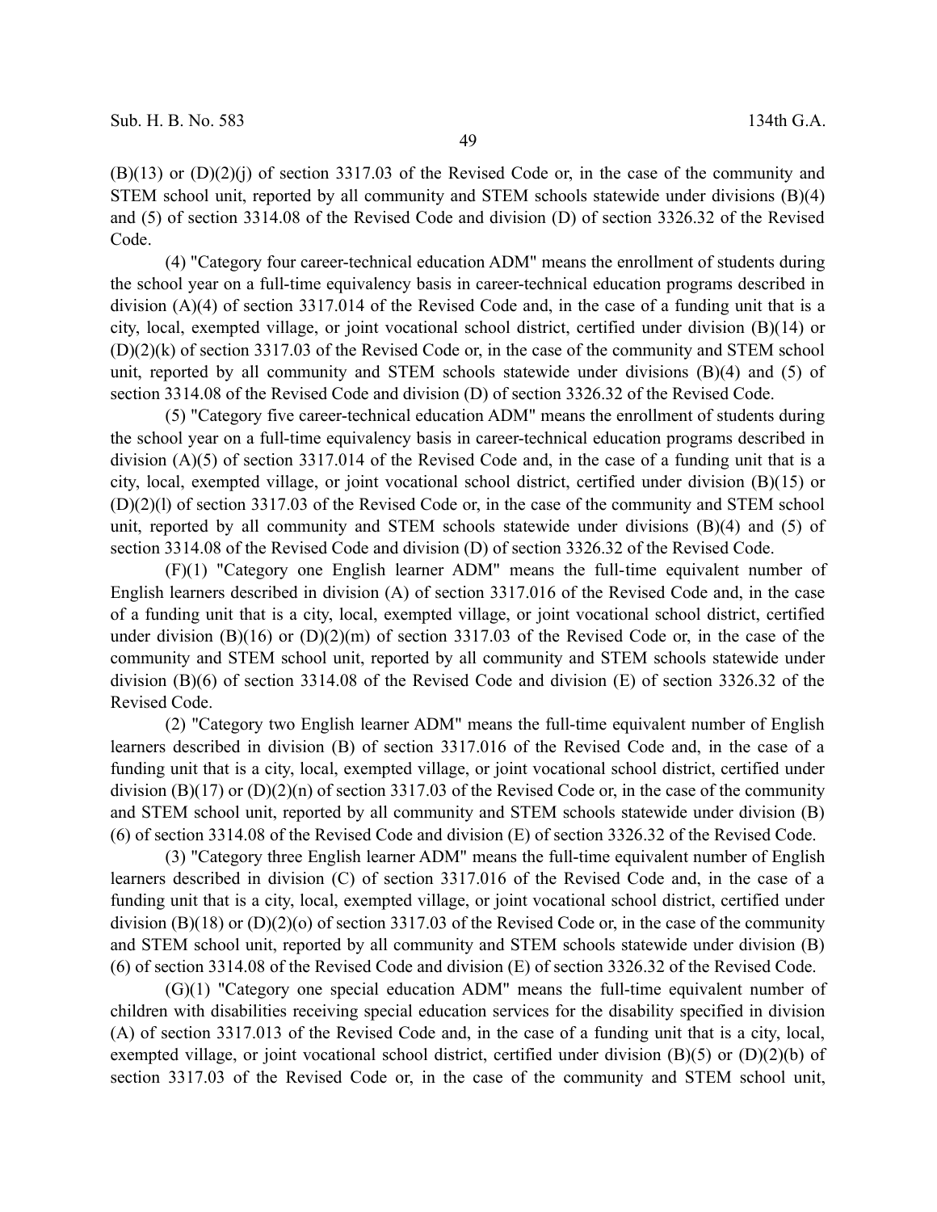(B)(13) or (D)(2)(j) of section 3317.03 of the Revised Code or, in the case of the community and STEM school unit, reported by all community and STEM schools statewide under divisions (B)(4) and (5) of section 3314.08 of the Revised Code and division (D) of section 3326.32 of the Revised Code.

(4) "Category four career-technical education ADM" means the enrollment of students during the school year on a full-time equivalency basis in career-technical education programs described in division (A)(4) of section 3317.014 of the Revised Code and, in the case of a funding unit that is a city, local, exempted village, or joint vocational school district, certified under division (B)(14) or (D)(2)(k) of section 3317.03 of the Revised Code or, in the case of the community and STEM school unit, reported by all community and STEM schools statewide under divisions (B)(4) and (5) of section 3314.08 of the Revised Code and division (D) of section 3326.32 of the Revised Code.

(5) "Category five career-technical education ADM" means the enrollment of students during the school year on a full-time equivalency basis in career-technical education programs described in division (A)(5) of section 3317.014 of the Revised Code and, in the case of a funding unit that is a city, local, exempted village, or joint vocational school district, certified under division (B)(15) or (D)(2)(l) of section 3317.03 of the Revised Code or, in the case of the community and STEM school unit, reported by all community and STEM schools statewide under divisions (B)(4) and (5) of section 3314.08 of the Revised Code and division (D) of section 3326.32 of the Revised Code.

(F)(1) "Category one English learner ADM" means the full-time equivalent number of English learners described in division (A) of section 3317.016 of the Revised Code and, in the case of a funding unit that is a city, local, exempted village, or joint vocational school district, certified under division (B)(16) or (D)(2)(m) of section 3317.03 of the Revised Code or, in the case of the community and STEM school unit, reported by all community and STEM schools statewide under division (B)(6) of section 3314.08 of the Revised Code and division (E) of section 3326.32 of the Revised Code.

(2) "Category two English learner ADM" means the full-time equivalent number of English learners described in division (B) of section 3317.016 of the Revised Code and, in the case of a funding unit that is a city, local, exempted village, or joint vocational school district, certified under division (B)(17) or (D)(2)(n) of section 3317.03 of the Revised Code or, in the case of the community and STEM school unit, reported by all community and STEM schools statewide under division (B)(6) of section 3314.08 of the Revised Code and division (E) of section 3326.32 of the Revised Code.

(3) "Category three English learner ADM" means the full-time equivalent number of English learners described in division (C) of section 3317.016 of the Revised Code and, in the case of a funding unit that is a city, local, exempted village, or joint vocational school district, certified under division (B)(18) or (D)(2)(o) of section 3317.03 of the Revised Code or, in the case of the community and STEM school unit, reported by all community and STEM schools statewide under division (B)(6) of section 3314.08 of the Revised Code and division (E) of section 3326.32 of the Revised Code.

(G)(1) "Category one special education ADM" means the full-time equivalent number of children with disabilities receiving special education services for the disability specified in division (A) of section 3317.013 of the Revised Code and, in the case of a funding unit that is a city, local, exempted village, or joint vocational school district, certified under division (B)(5) or (D)(2)(b) of section 3317.03 of the Revised Code or, in the case of the community and STEM school unit,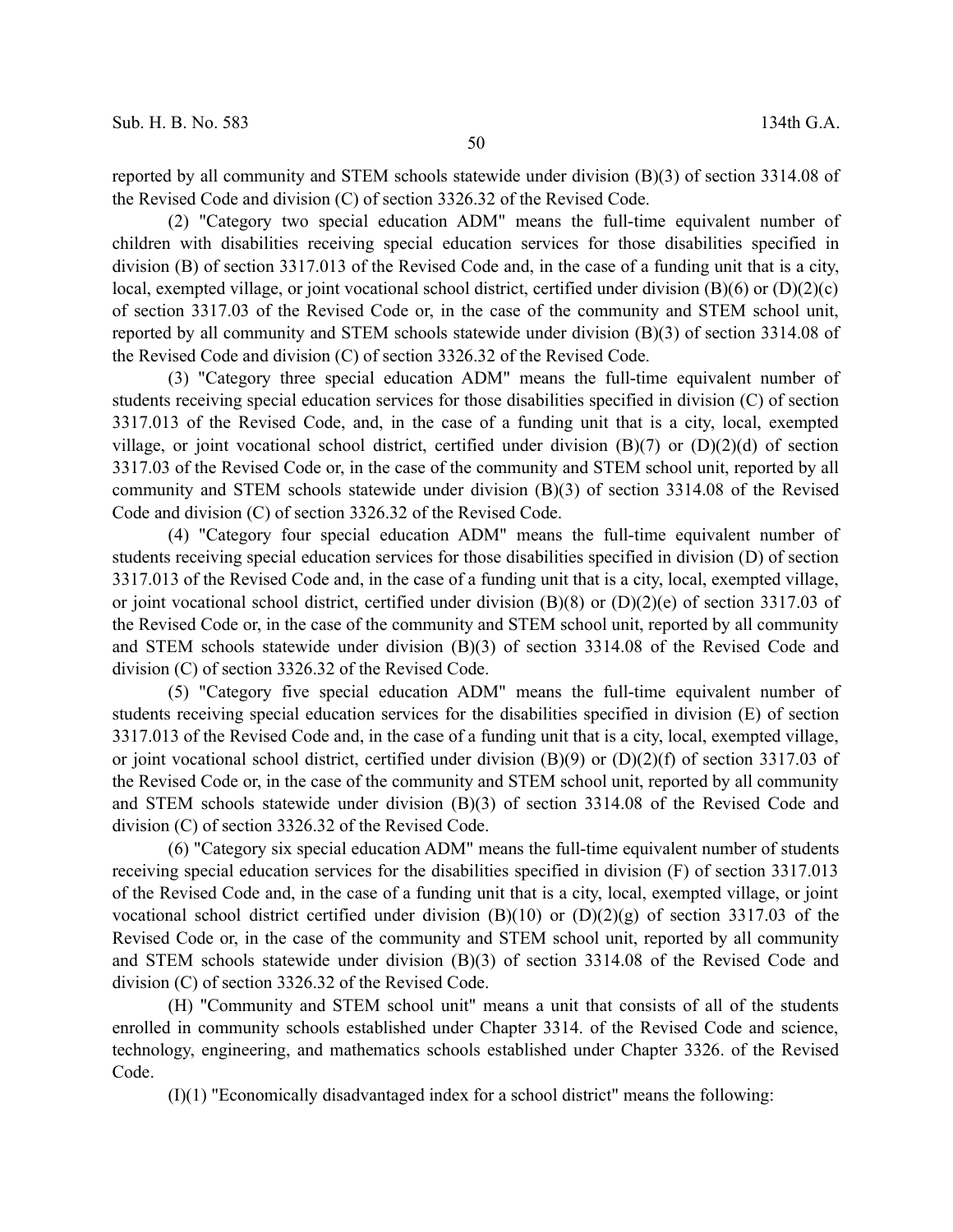reported by all community and STEM schools statewide under division (B)(3) of section 3314.08 of the Revised Code and division (C) of section 3326.32 of the Revised Code.

(2) "Category two special education ADM" means the full-time equivalent number of children with disabilities receiving special education services for those disabilities specified in division (B) of section 3317.013 of the Revised Code and, in the case of a funding unit that is a city, local, exempted village, or joint vocational school district, certified under division (B)(6) or (D)(2)(c) of section 3317.03 of the Revised Code or, in the case of the community and STEM school unit, reported by all community and STEM schools statewide under division (B)(3) of section 3314.08 of the Revised Code and division (C) of section 3326.32 of the Revised Code.

(3) "Category three special education ADM" means the full-time equivalent number of students receiving special education services for those disabilities specified in division (C) of section 3317.013 of the Revised Code, and, in the case of a funding unit that is a city, local, exempted village, or joint vocational school district, certified under division (B)(7) or (D)(2)(d) of section 3317.03 of the Revised Code or, in the case of the community and STEM school unit, reported by all community and STEM schools statewide under division (B)(3) of section 3314.08 of the Revised Code and division (C) of section 3326.32 of the Revised Code.

(4) "Category four special education ADM" means the full-time equivalent number of students receiving special education services for those disabilities specified in division (D) of section 3317.013 of the Revised Code and, in the case of a funding unit that is a city, local, exempted village, or joint vocational school district, certified under division (B)(8) or (D)(2)(e) of section 3317.03 of the Revised Code or, in the case of the community and STEM school unit, reported by all community and STEM schools statewide under division (B)(3) of section 3314.08 of the Revised Code and division (C) of section 3326.32 of the Revised Code.

(5) "Category five special education ADM" means the full-time equivalent number of students receiving special education services for the disabilities specified in division (E) of section 3317.013 of the Revised Code and, in the case of a funding unit that is a city, local, exempted village, or joint vocational school district, certified under division (B)(9) or (D)(2)(f) of section 3317.03 of the Revised Code or, in the case of the community and STEM school unit, reported by all community and STEM schools statewide under division (B)(3) of section 3314.08 of the Revised Code and division (C) of section 3326.32 of the Revised Code.

(6) "Category six special education ADM" means the full-time equivalent number of students receiving special education services for the disabilities specified in division (F) of section 3317.013 of the Revised Code and, in the case of a funding unit that is a city, local, exempted village, or joint vocational school district certified under division (B)(10) or (D)(2)(g) of section 3317.03 of the Revised Code or, in the case of the community and STEM school unit, reported by all community and STEM schools statewide under division (B)(3) of section 3314.08 of the Revised Code and division (C) of section 3326.32 of the Revised Code.

(H) "Community and STEM school unit" means a unit that consists of all of the students enrolled in community schools established under Chapter 3314. of the Revised Code and science, technology, engineering, and mathematics schools established under Chapter 3326. of the Revised Code.

(I)(1) "Economically disadvantaged index for a school district" means the following: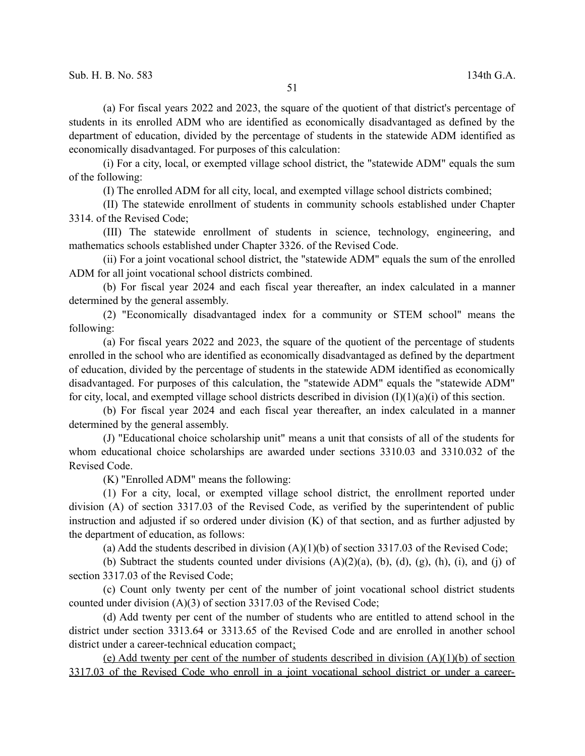(a) For fiscal years 2022 and 2023, the square of the quotient of that district's percentage of students in its enrolled ADM who are identified as economically disadvantaged as defined by the department of education, divided by the percentage of students in the statewide ADM identified as economically disadvantaged. For purposes of this calculation:

(i) For a city, local, or exempted village school district, the "statewide ADM" equals the sum of the following:

(I) The enrolled ADM for all city, local, and exempted village school districts combined;

(II) The statewide enrollment of students in community schools established under Chapter 3314. of the Revised Code;

(III) The statewide enrollment of students in science, technology, engineering, and mathematics schools established under Chapter 3326. of the Revised Code.

(ii) For a joint vocational school district, the "statewide ADM" equals the sum of the enrolled ADM for all joint vocational school districts combined.

(b) For fiscal year 2024 and each fiscal year thereafter, an index calculated in a manner determined by the general assembly.

(2) "Economically disadvantaged index for a community or STEM school" means the following:

(a) For fiscal years 2022 and 2023, the square of the quotient of the percentage of students enrolled in the school who are identified as economically disadvantaged as defined by the department of education, divided by the percentage of students in the statewide ADM identified as economically disadvantaged. For purposes of this calculation, the "statewide ADM" equals the "statewide ADM" for city, local, and exempted village school districts described in division (I)(1)(a)(i) of this section.

(b) For fiscal year 2024 and each fiscal year thereafter, an index calculated in a manner determined by the general assembly.

(J) "Educational choice scholarship unit" means a unit that consists of all of the students for whom educational choice scholarships are awarded under sections 3310.03 and 3310.032 of the Revised Code.

(K) "Enrolled ADM" means the following:

(1) For a city, local, or exempted village school district, the enrollment reported under division (A) of section 3317.03 of the Revised Code, as verified by the superintendent of public instruction and adjusted if so ordered under division (K) of that section, and as further adjusted by the department of education, as follows:

(a) Add the students described in division (A)(1)(b) of section 3317.03 of the Revised Code;

(b) Subtract the students counted under divisions (A)(2)(a), (b), (d), (g), (h), (i), and (j) of section 3317.03 of the Revised Code;

(c) Count only twenty per cent of the number of joint vocational school district students counted under division (A)(3) of section 3317.03 of the Revised Code;

(d) Add twenty per cent of the number of students who are entitled to attend school in the district under section 3313.64 or 3313.65 of the Revised Code and are enrolled in another school district under a career-technical education compact;

(e) Add twenty per cent of the number of students described in division (A)(1)(b) of section 3317.03 of the Revised Code who enroll in a joint vocational school district or under a career-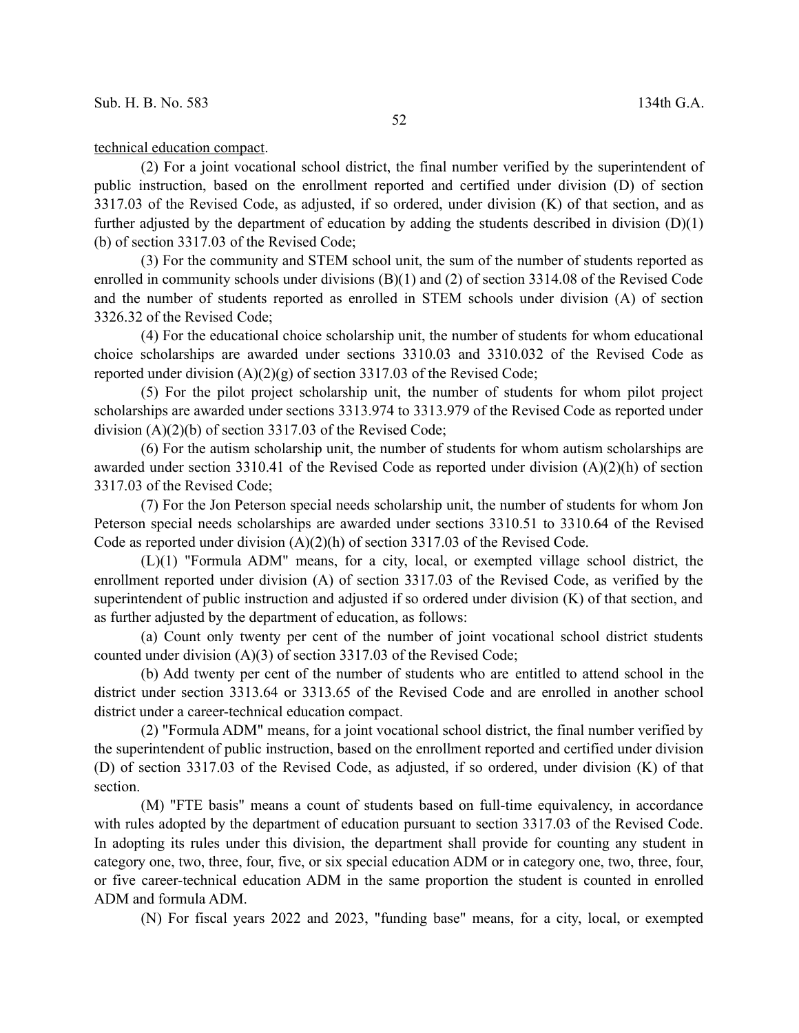technical education compact.

(2) For a joint vocational school district, the final number verified by the superintendent of public instruction, based on the enrollment reported and certified under division (D) of section 3317.03 of the Revised Code, as adjusted, if so ordered, under division (K) of that section, and as further adjusted by the department of education by adding the students described in division (D)(1)(b) of section 3317.03 of the Revised Code;

(3) For the community and STEM school unit, the sum of the number of students reported as enrolled in community schools under divisions (B)(1) and (2) of section 3314.08 of the Revised Code and the number of students reported as enrolled in STEM schools under division (A) of section 3326.32 of the Revised Code;

(4) For the educational choice scholarship unit, the number of students for whom educational choice scholarships are awarded under sections 3310.03 and 3310.032 of the Revised Code as reported under division (A)(2)(g) of section 3317.03 of the Revised Code;

(5) For the pilot project scholarship unit, the number of students for whom pilot project scholarships are awarded under sections 3313.974 to 3313.979 of the Revised Code as reported under division (A)(2)(b) of section 3317.03 of the Revised Code;

(6) For the autism scholarship unit, the number of students for whom autism scholarships are awarded under section 3310.41 of the Revised Code as reported under division (A)(2)(h) of section 3317.03 of the Revised Code;

(7) For the Jon Peterson special needs scholarship unit, the number of students for whom Jon Peterson special needs scholarships are awarded under sections 3310.51 to 3310.64 of the Revised Code as reported under division (A)(2)(h) of section 3317.03 of the Revised Code.

(L)(1) "Formula ADM" means, for a city, local, or exempted village school district, the enrollment reported under division (A) of section 3317.03 of the Revised Code, as verified by the superintendent of public instruction and adjusted if so ordered under division (K) of that section, and as further adjusted by the department of education, as follows:

(a) Count only twenty per cent of the number of joint vocational school district students counted under division (A)(3) of section 3317.03 of the Revised Code;

(b) Add twenty per cent of the number of students who are entitled to attend school in the district under section 3313.64 or 3313.65 of the Revised Code and are enrolled in another school district under a career-technical education compact.

(2) "Formula ADM" means, for a joint vocational school district, the final number verified by the superintendent of public instruction, based on the enrollment reported and certified under division (D) of section 3317.03 of the Revised Code, as adjusted, if so ordered, under division (K) of that section.

(M) "FTE basis" means a count of students based on full-time equivalency, in accordance with rules adopted by the department of education pursuant to section 3317.03 of the Revised Code. In adopting its rules under this division, the department shall provide for counting any student in category one, two, three, four, five, or six special education ADM or in category one, two, three, four, or five career-technical education ADM in the same proportion the student is counted in enrolled ADM and formula ADM.

(N) For fiscal years 2022 and 2023, "funding base" means, for a city, local, or exempted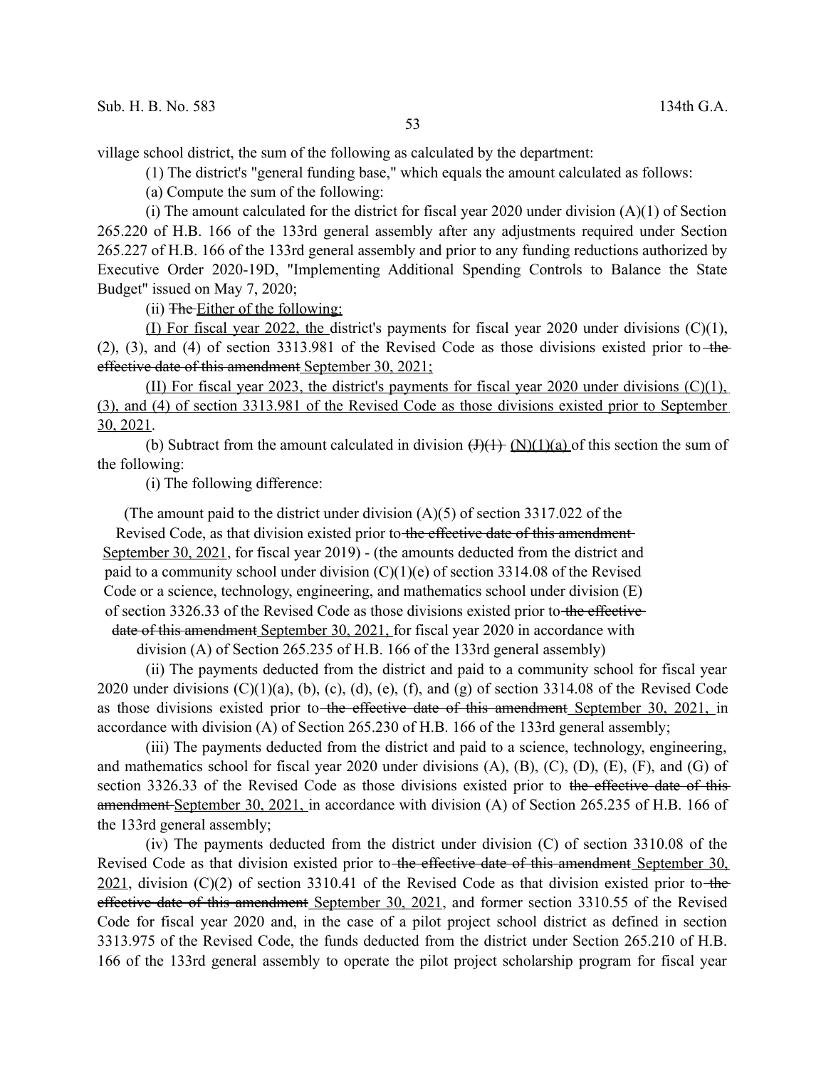village school district, the sum of the following as calculated by the department:

(1) The district's "general funding base," which equals the amount calculated as follows:

(a) Compute the sum of the following:

(i) The amount calculated for the district for fiscal year 2020 under division (A)(1) of Section 265.220 of H.B. 166 of the 133rd general assembly after any adjustments required under Section 265.227 of H.B. 166 of the 133rd general assembly and prior to any funding reductions authorized by Executive Order 2020-19D, "Implementing Additional Spending Controls to Balance the State Budget" issued on May 7, 2020;

(ii) ~~The~~ Either of the following:

(I) For fiscal year 2022, the district's payments for fiscal year 2020 under divisions (C)(1), (2), (3), and (4) of section 3313.981 of the Revised Code as those divisions existed prior to ~~the effective date of this amendment~~ September 30, 2021;

(II) For fiscal year 2023, the district's payments for fiscal year 2020 under divisions (C)(1), (3), and (4) of section 3313.981 of the Revised Code as those divisions existed prior to September 30, 2021.

(b) Subtract from the amount calculated in division ~~(J)(1)~~ (N)(1)(a) of this section the sum of the following:

(i) The following difference:

(The amount paid to the district under division (A)(5) of section 3317.022 of the Revised Code, as that division existed prior to ~~the effective date of this amendment~~ September 30, 2021, for fiscal year 2019) - (the amounts deducted from the district and paid to a community school under division (C)(1)(e) of section 3314.08 of the Revised Code or a science, technology, engineering, and mathematics school under division (E) of section 3326.33 of the Revised Code as those divisions existed prior to ~~the effective date of this amendment~~ September 30, 2021, for fiscal year 2020 in accordance with division (A) of Section 265.235 of H.B. 166 of the 133rd general assembly)

(ii) The payments deducted from the district and paid to a community school for fiscal year 2020 under divisions (C)(1)(a), (b), (c), (d), (e), (f), and (g) of section 3314.08 of the Revised Code as those divisions existed prior to ~~the effective date of this amendment~~ September 30, 2021, in accordance with division (A) of Section 265.230 of H.B. 166 of the 133rd general assembly;

(iii) The payments deducted from the district and paid to a science, technology, engineering, and mathematics school for fiscal year 2020 under divisions (A), (B), (C), (D), (E), (F), and (G) of section 3326.33 of the Revised Code as those divisions existed prior to ~~the effective date of this amendment~~ September 30, 2021, in accordance with division (A) of Section 265.235 of H.B. 166 of the 133rd general assembly;

(iv) The payments deducted from the district under division (C) of section 3310.08 of the Revised Code as that division existed prior to ~~the effective date of this amendment~~ September 30, 2021, division (C)(2) of section 3310.41 of the Revised Code as that division existed prior to ~~the effective date of this amendment~~ September 30, 2021, and former section 3310.55 of the Revised Code for fiscal year 2020 and, in the case of a pilot project school district as defined in section 3313.975 of the Revised Code, the funds deducted from the district under Section 265.210 of H.B. 166 of the 133rd general assembly to operate the pilot project scholarship program for fiscal year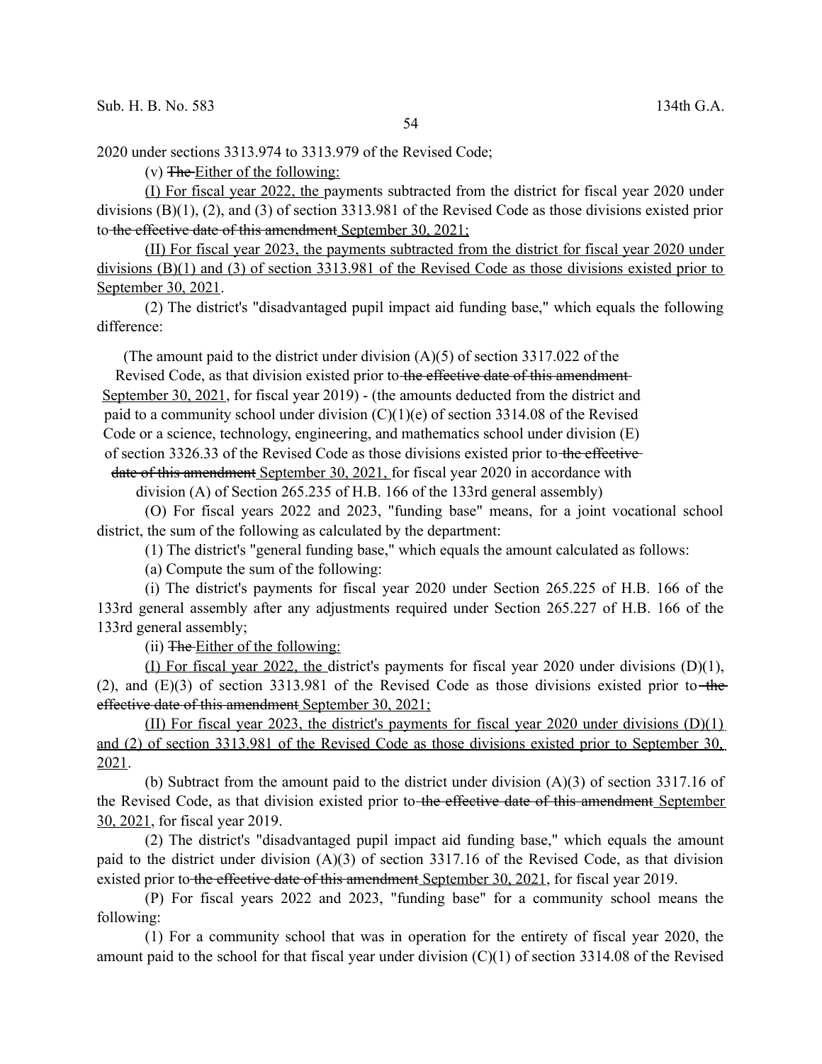2020 under sections 3313.974 to 3313.979 of the Revised Code;

(v) ~~The~~ Either of the following:

(I) For fiscal year 2022, the payments subtracted from the district for fiscal year 2020 under divisions (B)(1), (2), and (3) of section 3313.981 of the Revised Code as those divisions existed prior to ~~the effective date of this amendment~~ September 30, 2021;

(II) For fiscal year 2023, the payments subtracted from the district for fiscal year 2020 under divisions (B)(1) and (3) of section 3313.981 of the Revised Code as those divisions existed prior to September 30, 2021.

(2) The district's "disadvantaged pupil impact aid funding base," which equals the following difference:

(The amount paid to the district under division (A)(5) of section 3317.022 of the Revised Code, as that division existed prior to ~~the effective date of this amendment~~ September 30, 2021, for fiscal year 2019) - (the amounts deducted from the district and paid to a community school under division (C)(1)(e) of section 3314.08 of the Revised Code or a science, technology, engineering, and mathematics school under division (E) of section 3326.33 of the Revised Code as those divisions existed prior to ~~the effective date of this amendment~~ September 30, 2021, for fiscal year 2020 in accordance with division (A) of Section 265.235 of H.B. 166 of the 133rd general assembly)

(O) For fiscal years 2022 and 2023, "funding base" means, for a joint vocational school district, the sum of the following as calculated by the department:

(1) The district's "general funding base," which equals the amount calculated as follows:

(a) Compute the sum of the following:

(i) The district's payments for fiscal year 2020 under Section 265.225 of H.B. 166 of the 133rd general assembly after any adjustments required under Section 265.227 of H.B. 166 of the 133rd general assembly;

(ii) ~~The~~ Either of the following:

(I) For fiscal year 2022, the district's payments for fiscal year 2020 under divisions (D)(1), (2), and (E)(3) of section 3313.981 of the Revised Code as those divisions existed prior to ~~the effective date of this amendment~~ September 30, 2021;

(II) For fiscal year 2023, the district's payments for fiscal year 2020 under divisions (D)(1) and (2) of section 3313.981 of the Revised Code as those divisions existed prior to September 30, 2021.

(b) Subtract from the amount paid to the district under division (A)(3) of section 3317.16 of the Revised Code, as that division existed prior to ~~the effective date of this amendment~~ September 30, 2021, for fiscal year 2019.

(2) The district's "disadvantaged pupil impact aid funding base," which equals the amount paid to the district under division (A)(3) of section 3317.16 of the Revised Code, as that division existed prior to ~~the effective date of this amendment~~ September 30, 2021, for fiscal year 2019.

(P) For fiscal years 2022 and 2023, "funding base" for a community school means the following:

(1) For a community school that was in operation for the entirety of fiscal year 2020, the amount paid to the school for that fiscal year under division (C)(1) of section 3314.08 of the Revised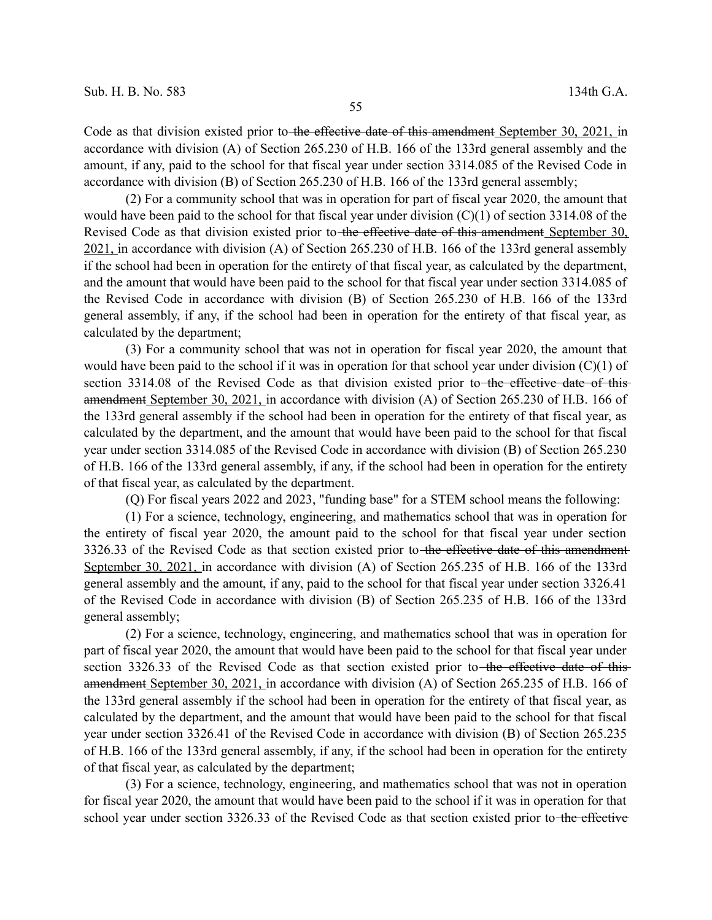Code as that division existed prior to ~~the effective date of this amendment~~ September 30, 2021, in accordance with division (A) of Section 265.230 of H.B. 166 of the 133rd general assembly and the amount, if any, paid to the school for that fiscal year under section 3314.085 of the Revised Code in accordance with division (B) of Section 265.230 of H.B. 166 of the 133rd general assembly;

(2) For a community school that was in operation for part of fiscal year 2020, the amount that would have been paid to the school for that fiscal year under division (C)(1) of section 3314.08 of the Revised Code as that division existed prior to ~~the effective date of this amendment~~ September 30, 2021, in accordance with division (A) of Section 265.230 of H.B. 166 of the 133rd general assembly if the school had been in operation for the entirety of that fiscal year, as calculated by the department, and the amount that would have been paid to the school for that fiscal year under section 3314.085 of the Revised Code in accordance with division (B) of Section 265.230 of H.B. 166 of the 133rd general assembly, if any, if the school had been in operation for the entirety of that fiscal year, as calculated by the department;

(3) For a community school that was not in operation for fiscal year 2020, the amount that would have been paid to the school if it was in operation for that school year under division (C)(1) of section 3314.08 of the Revised Code as that division existed prior to ~~the effective date of this amendment~~ September 30, 2021, in accordance with division (A) of Section 265.230 of H.B. 166 of the 133rd general assembly if the school had been in operation for the entirety of that fiscal year, as calculated by the department, and the amount that would have been paid to the school for that fiscal year under section 3314.085 of the Revised Code in accordance with division (B) of Section 265.230 of H.B. 166 of the 133rd general assembly, if any, if the school had been in operation for the entirety of that fiscal year, as calculated by the department.

(Q) For fiscal years 2022 and 2023, "funding base" for a STEM school means the following:

(1) For a science, technology, engineering, and mathematics school that was in operation for the entirety of fiscal year 2020, the amount paid to the school for that fiscal year under section 3326.33 of the Revised Code as that section existed prior to ~~the effective date of this amendment~~ September 30, 2021, in accordance with division (A) of Section 265.235 of H.B. 166 of the 133rd general assembly and the amount, if any, paid to the school for that fiscal year under section 3326.41 of the Revised Code in accordance with division (B) of Section 265.235 of H.B. 166 of the 133rd general assembly;

(2) For a science, technology, engineering, and mathematics school that was in operation for part of fiscal year 2020, the amount that would have been paid to the school for that fiscal year under section 3326.33 of the Revised Code as that section existed prior to ~~the effective date of this amendment~~ September 30, 2021, in accordance with division (A) of Section 265.235 of H.B. 166 of the 133rd general assembly if the school had been in operation for the entirety of that fiscal year, as calculated by the department, and the amount that would have been paid to the school for that fiscal year under section 3326.41 of the Revised Code in accordance with division (B) of Section 265.235 of H.B. 166 of the 133rd general assembly, if any, if the school had been in operation for the entirety of that fiscal year, as calculated by the department;

(3) For a science, technology, engineering, and mathematics school that was not in operation for fiscal year 2020, the amount that would have been paid to the school if it was in operation for that school year under section 3326.33 of the Revised Code as that section existed prior to ~~the effective~~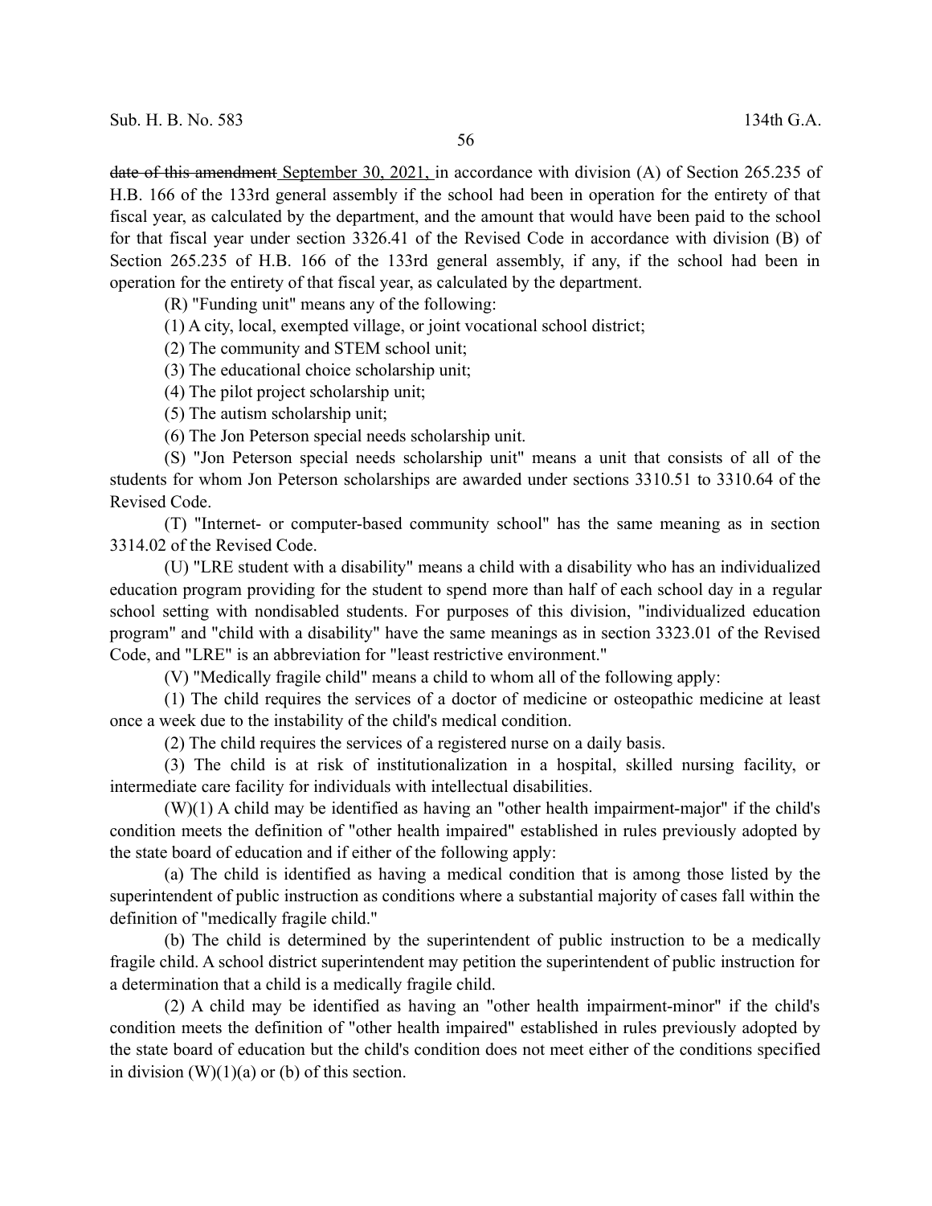~~date of this amendment~~ September 30, 2021, in accordance with division (A) of Section 265.235 of H.B. 166 of the 133rd general assembly if the school had been in operation for the entirety of that fiscal year, as calculated by the department, and the amount that would have been paid to the school for that fiscal year under section 3326.41 of the Revised Code in accordance with division (B) of Section 265.235 of H.B. 166 of the 133rd general assembly, if any, if the school had been in operation for the entirety of that fiscal year, as calculated by the department.

(R) "Funding unit" means any of the following:

(1) A city, local, exempted village, or joint vocational school district;

(2) The community and STEM school unit;

(3) The educational choice scholarship unit;

(4) The pilot project scholarship unit;

(5) The autism scholarship unit;

(6) The Jon Peterson special needs scholarship unit.

(S) "Jon Peterson special needs scholarship unit" means a unit that consists of all of the students for whom Jon Peterson scholarships are awarded under sections 3310.51 to 3310.64 of the Revised Code.

(T) "Internet- or computer-based community school" has the same meaning as in section 3314.02 of the Revised Code.

(U) "LRE student with a disability" means a child with a disability who has an individualized education program providing for the student to spend more than half of each school day in a regular school setting with nondisabled students. For purposes of this division, "individualized education program" and "child with a disability" have the same meanings as in section 3323.01 of the Revised Code, and "LRE" is an abbreviation for "least restrictive environment."

(V) "Medically fragile child" means a child to whom all of the following apply:

(1) The child requires the services of a doctor of medicine or osteopathic medicine at least once a week due to the instability of the child's medical condition.

(2) The child requires the services of a registered nurse on a daily basis.

(3) The child is at risk of institutionalization in a hospital, skilled nursing facility, or intermediate care facility for individuals with intellectual disabilities.

(W)(1) A child may be identified as having an "other health impairment-major" if the child's condition meets the definition of "other health impaired" established in rules previously adopted by the state board of education and if either of the following apply:

(a) The child is identified as having a medical condition that is among those listed by the superintendent of public instruction as conditions where a substantial majority of cases fall within the definition of "medically fragile child."

(b) The child is determined by the superintendent of public instruction to be a medically fragile child. A school district superintendent may petition the superintendent of public instruction for a determination that a child is a medically fragile child.

(2) A child may be identified as having an "other health impairment-minor" if the child's condition meets the definition of "other health impaired" established in rules previously adopted by the state board of education but the child's condition does not meet either of the conditions specified in division (W)(1)(a) or (b) of this section.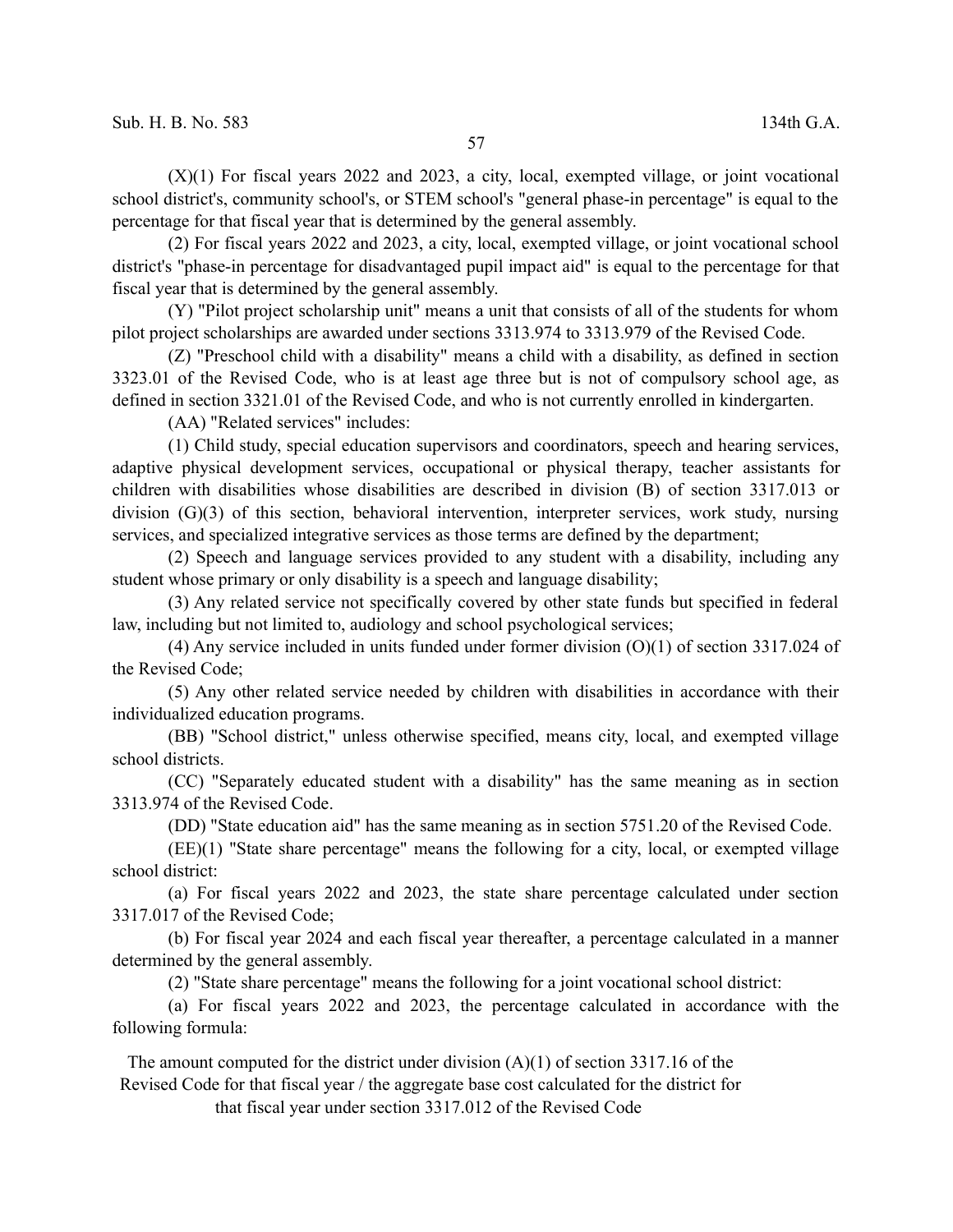(X)(1) For fiscal years 2022 and 2023, a city, local, exempted village, or joint vocational school district's, community school's, or STEM school's "general phase-in percentage" is equal to the percentage for that fiscal year that is determined by the general assembly.

(2) For fiscal years 2022 and 2023, a city, local, exempted village, or joint vocational school district's "phase-in percentage for disadvantaged pupil impact aid" is equal to the percentage for that fiscal year that is determined by the general assembly.

(Y) "Pilot project scholarship unit" means a unit that consists of all of the students for whom pilot project scholarships are awarded under sections 3313.974 to 3313.979 of the Revised Code.

(Z) "Preschool child with a disability" means a child with a disability, as defined in section 3323.01 of the Revised Code, who is at least age three but is not of compulsory school age, as defined in section 3321.01 of the Revised Code, and who is not currently enrolled in kindergarten.

(AA) "Related services" includes:

(1) Child study, special education supervisors and coordinators, speech and hearing services, adaptive physical development services, occupational or physical therapy, teacher assistants for children with disabilities whose disabilities are described in division (B) of section 3317.013 or division (G)(3) of this section, behavioral intervention, interpreter services, work study, nursing services, and specialized integrative services as those terms are defined by the department;

(2) Speech and language services provided to any student with a disability, including any student whose primary or only disability is a speech and language disability;

(3) Any related service not specifically covered by other state funds but specified in federal law, including but not limited to, audiology and school psychological services;

(4) Any service included in units funded under former division (O)(1) of section 3317.024 of the Revised Code;

(5) Any other related service needed by children with disabilities in accordance with their individualized education programs.

(BB) "School district," unless otherwise specified, means city, local, and exempted village school districts.

(CC) "Separately educated student with a disability" has the same meaning as in section 3313.974 of the Revised Code.

(DD) "State education aid" has the same meaning as in section 5751.20 of the Revised Code.

(EE)(1) "State share percentage" means the following for a city, local, or exempted village school district:

(a) For fiscal years 2022 and 2023, the state share percentage calculated under section 3317.017 of the Revised Code;

(b) For fiscal year 2024 and each fiscal year thereafter, a percentage calculated in a manner determined by the general assembly.

(2) "State share percentage" means the following for a joint vocational school district:

(a) For fiscal years 2022 and 2023, the percentage calculated in accordance with the following formula:

The amount computed for the district under division (A)(1) of section 3317.16 of the Revised Code for that fiscal year / the aggregate base cost calculated for the district for that fiscal year under section 3317.012 of the Revised Code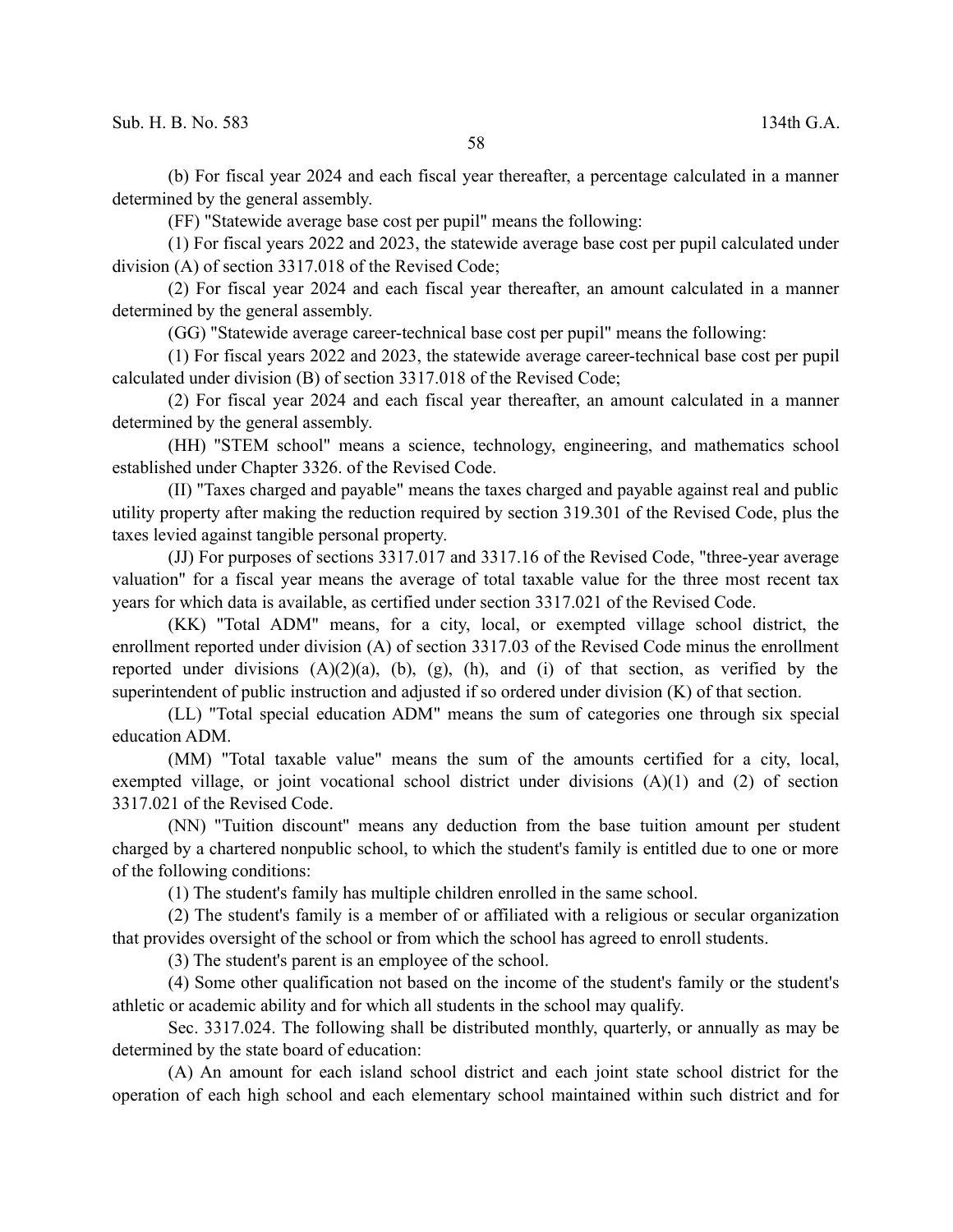(b) For fiscal year 2024 and each fiscal year thereafter, a percentage calculated in a manner determined by the general assembly.

(FF) "Statewide average base cost per pupil" means the following:

(1) For fiscal years 2022 and 2023, the statewide average base cost per pupil calculated under division (A) of section 3317.018 of the Revised Code;

(2) For fiscal year 2024 and each fiscal year thereafter, an amount calculated in a manner determined by the general assembly.

(GG) "Statewide average career-technical base cost per pupil" means the following:

(1) For fiscal years 2022 and 2023, the statewide average career-technical base cost per pupil calculated under division (B) of section 3317.018 of the Revised Code;

(2) For fiscal year 2024 and each fiscal year thereafter, an amount calculated in a manner determined by the general assembly.

(HH) "STEM school" means a science, technology, engineering, and mathematics school established under Chapter 3326. of the Revised Code.

(II) "Taxes charged and payable" means the taxes charged and payable against real and public utility property after making the reduction required by section 319.301 of the Revised Code, plus the taxes levied against tangible personal property.

(JJ) For purposes of sections 3317.017 and 3317.16 of the Revised Code, "three-year average valuation" for a fiscal year means the average of total taxable value for the three most recent tax years for which data is available, as certified under section 3317.021 of the Revised Code.

(KK) "Total ADM" means, for a city, local, or exempted village school district, the enrollment reported under division (A) of section 3317.03 of the Revised Code minus the enrollment reported under divisions (A)(2)(a), (b), (g), (h), and (i) of that section, as verified by the superintendent of public instruction and adjusted if so ordered under division (K) of that section.

(LL) "Total special education ADM" means the sum of categories one through six special education ADM.

(MM) "Total taxable value" means the sum of the amounts certified for a city, local, exempted village, or joint vocational school district under divisions (A)(1) and (2) of section 3317.021 of the Revised Code.

(NN) "Tuition discount" means any deduction from the base tuition amount per student charged by a chartered nonpublic school, to which the student's family is entitled due to one or more of the following conditions:

(1) The student's family has multiple children enrolled in the same school.

(2) The student's family is a member of or affiliated with a religious or secular organization that provides oversight of the school or from which the school has agreed to enroll students.

(3) The student's parent is an employee of the school.

(4) Some other qualification not based on the income of the student's family or the student's athletic or academic ability and for which all students in the school may qualify.

Sec. 3317.024. The following shall be distributed monthly, quarterly, or annually as may be determined by the state board of education:

(A) An amount for each island school district and each joint state school district for the operation of each high school and each elementary school maintained within such district and for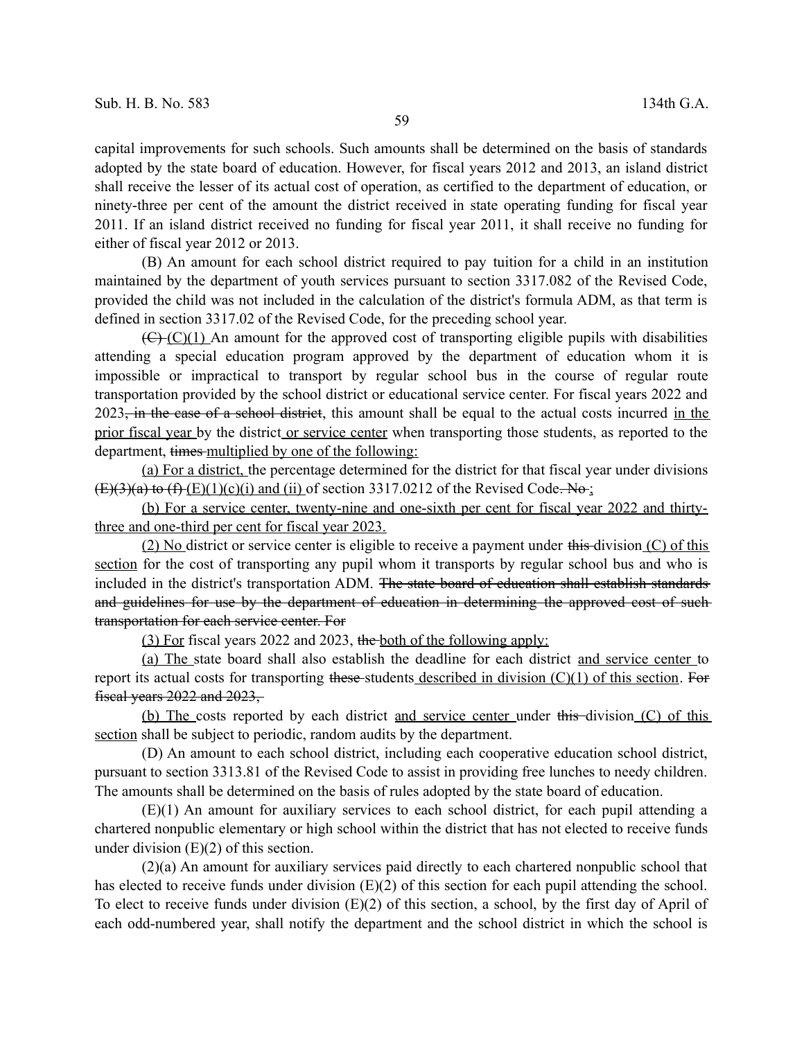capital improvements for such schools. Such amounts shall be determined on the basis of standards adopted by the state board of education. However, for fiscal years 2012 and 2013, an island district shall receive the lesser of its actual cost of operation, as certified to the department of education, or ninety-three per cent of the amount the district received in state operating funding for fiscal year 2011. If an island district received no funding for fiscal year 2011, it shall receive no funding for either of fiscal year 2012 or 2013.

(B) An amount for each school district required to pay tuition for a child in an institution maintained by the department of youth services pursuant to section 3317.082 of the Revised Code, provided the child was not included in the calculation of the district's formula ADM, as that term is defined in section 3317.02 of the Revised Code, for the preceding school year.

~~(C)~~ <u>(C)(1)</u> An amount for the approved cost of transporting eligible pupils with disabilities attending a special education program approved by the department of education whom it is impossible or impractical to transport by regular school bus in the course of regular route transportation provided by the school district or educational service center. For fiscal years 2022 and 2023~~, in the case of a school district~~, this amount shall be equal to the actual costs incurred <u>in the prior fiscal year</u> by the district <u>or service center</u> when transporting those students, as reported to the department, ~~times~~ <u>multiplied by one of the following:</u>

<u>(a) For a district,</u> the percentage determined for the district for that fiscal year under divisions ~~(E)(3)(a) to (f)~~ <u>(E)(1)(c)(i) and (ii)</u> of section 3317.0212 of the Revised Code~~. No~~<u>;</u>

<u>(b) For a service center, twenty-nine and one-sixth per cent for fiscal year 2022 and thirty-three and one-third per cent for fiscal year 2023.</u>

<u>(2) No</u> district or service center is eligible to receive a payment under ~~this~~ division <u>(C) of this section</u> for the cost of transporting any pupil whom it transports by regular school bus and who is included in the district's transportation ADM. ~~The state board of education shall establish standards and guidelines for use by the department of education in determining the approved cost of such transportation for each service center. For~~

<u>(3) For</u> fiscal years 2022 and 2023, ~~the~~ <u>both of the following apply:</u>

<u>(a) The</u> state board shall also establish the deadline for each district <u>and service center</u> to report its actual costs for transporting ~~these~~ students <u>described in division (C)(1) of this section</u>. ~~For fiscal years 2022 and 2023,~~

<u>(b) The</u> costs reported by each district <u>and service center</u> under ~~this~~ division <u>(C) of this section</u> shall be subject to periodic, random audits by the department.

(D) An amount to each school district, including each cooperative education school district, pursuant to section 3313.81 of the Revised Code to assist in providing free lunches to needy children. The amounts shall be determined on the basis of rules adopted by the state board of education.

(E)(1) An amount for auxiliary services to each school district, for each pupil attending a chartered nonpublic elementary or high school within the district that has not elected to receive funds under division (E)(2) of this section.

(2)(a) An amount for auxiliary services paid directly to each chartered nonpublic school that has elected to receive funds under division (E)(2) of this section for each pupil attending the school. To elect to receive funds under division (E)(2) of this section, a school, by the first day of April of each odd-numbered year, shall notify the department and the school district in which the school is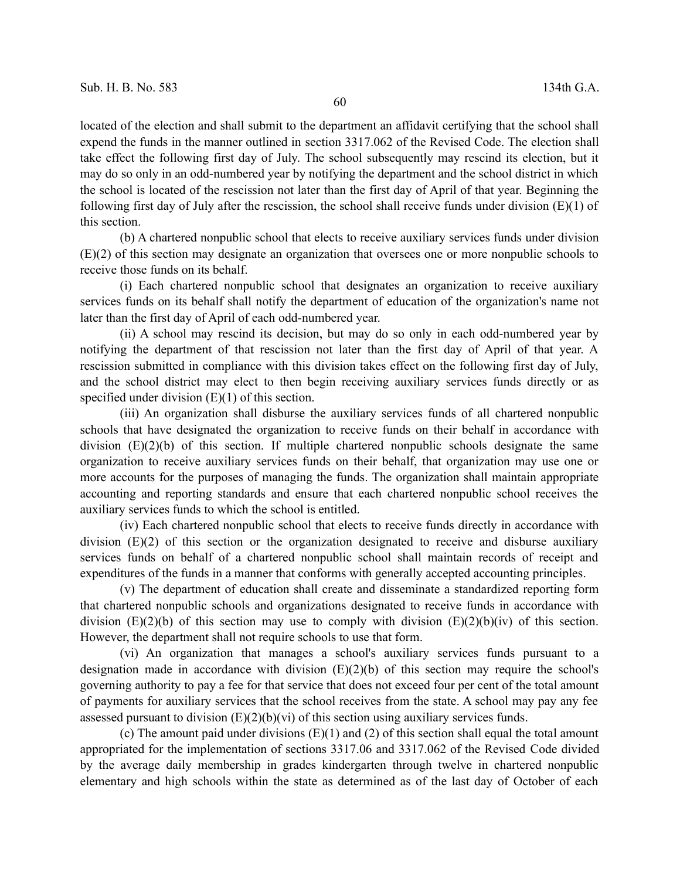located of the election and shall submit to the department an affidavit certifying that the school shall expend the funds in the manner outlined in section 3317.062 of the Revised Code. The election shall take effect the following first day of July. The school subsequently may rescind its election, but it may do so only in an odd-numbered year by notifying the department and the school district in which the school is located of the rescission not later than the first day of April of that year. Beginning the following first day of July after the rescission, the school shall receive funds under division (E)(1) of this section.

(b) A chartered nonpublic school that elects to receive auxiliary services funds under division (E)(2) of this section may designate an organization that oversees one or more nonpublic schools to receive those funds on its behalf.

(i) Each chartered nonpublic school that designates an organization to receive auxiliary services funds on its behalf shall notify the department of education of the organization's name not later than the first day of April of each odd-numbered year.

(ii) A school may rescind its decision, but may do so only in each odd-numbered year by notifying the department of that rescission not later than the first day of April of that year. A rescission submitted in compliance with this division takes effect on the following first day of July, and the school district may elect to then begin receiving auxiliary services funds directly or as specified under division (E)(1) of this section.

(iii) An organization shall disburse the auxiliary services funds of all chartered nonpublic schools that have designated the organization to receive funds on their behalf in accordance with division (E)(2)(b) of this section. If multiple chartered nonpublic schools designate the same organization to receive auxiliary services funds on their behalf, that organization may use one or more accounts for the purposes of managing the funds. The organization shall maintain appropriate accounting and reporting standards and ensure that each chartered nonpublic school receives the auxiliary services funds to which the school is entitled.

(iv) Each chartered nonpublic school that elects to receive funds directly in accordance with division (E)(2) of this section or the organization designated to receive and disburse auxiliary services funds on behalf of a chartered nonpublic school shall maintain records of receipt and expenditures of the funds in a manner that conforms with generally accepted accounting principles.

(v) The department of education shall create and disseminate a standardized reporting form that chartered nonpublic schools and organizations designated to receive funds in accordance with division (E)(2)(b) of this section may use to comply with division (E)(2)(b)(iv) of this section. However, the department shall not require schools to use that form.

(vi) An organization that manages a school's auxiliary services funds pursuant to a designation made in accordance with division (E)(2)(b) of this section may require the school's governing authority to pay a fee for that service that does not exceed four per cent of the total amount of payments for auxiliary services that the school receives from the state. A school may pay any fee assessed pursuant to division (E)(2)(b)(vi) of this section using auxiliary services funds.

(c) The amount paid under divisions (E)(1) and (2) of this section shall equal the total amount appropriated for the implementation of sections 3317.06 and 3317.062 of the Revised Code divided by the average daily membership in grades kindergarten through twelve in chartered nonpublic elementary and high schools within the state as determined as of the last day of October of each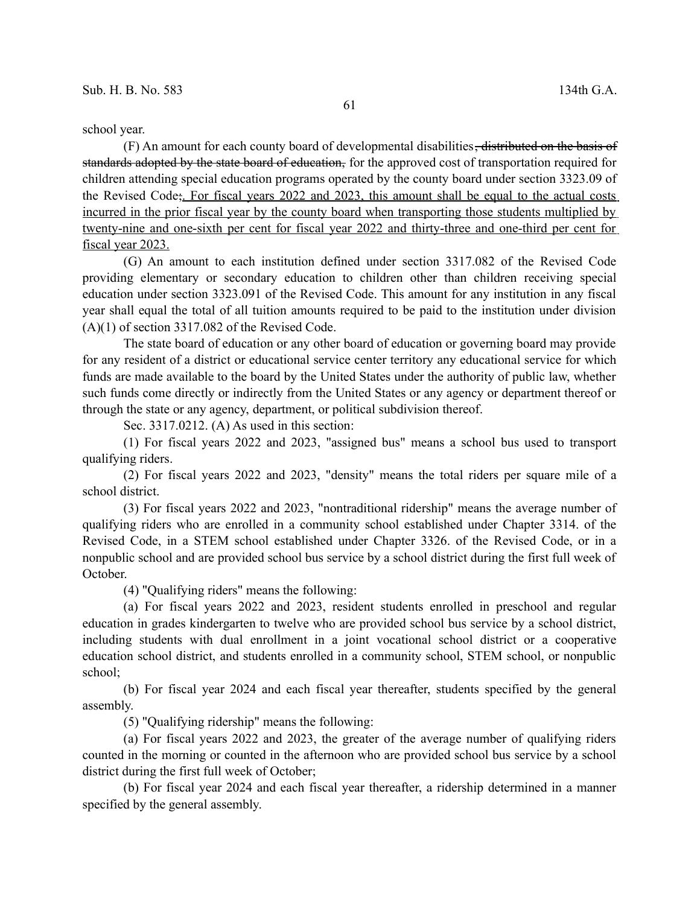school year.

(F) An amount for each county board of developmental disabilities~~, distributed on the basis of standards adopted by the state board of education,~~ for the approved cost of transportation required for children attending special education programs operated by the county board under section 3323.09 of the Revised Code~~;~~. For fiscal years 2022 and 2023, this amount shall be equal to the actual costs incurred in the prior fiscal year by the county board when transporting those students multiplied by twenty-nine and one-sixth per cent for fiscal year 2022 and thirty-three and one-third per cent for fiscal year 2023.

(G) An amount to each institution defined under section 3317.082 of the Revised Code providing elementary or secondary education to children other than children receiving special education under section 3323.091 of the Revised Code. This amount for any institution in any fiscal year shall equal the total of all tuition amounts required to be paid to the institution under division (A)(1) of section 3317.082 of the Revised Code.

The state board of education or any other board of education or governing board may provide for any resident of a district or educational service center territory any educational service for which funds are made available to the board by the United States under the authority of public law, whether such funds come directly or indirectly from the United States or any agency or department thereof or through the state or any agency, department, or political subdivision thereof.

Sec. 3317.0212. (A) As used in this section:

(1) For fiscal years 2022 and 2023, "assigned bus" means a school bus used to transport qualifying riders.

(2) For fiscal years 2022 and 2023, "density" means the total riders per square mile of a school district.

(3) For fiscal years 2022 and 2023, "nontraditional ridership" means the average number of qualifying riders who are enrolled in a community school established under Chapter 3314. of the Revised Code, in a STEM school established under Chapter 3326. of the Revised Code, or in a nonpublic school and are provided school bus service by a school district during the first full week of October.

(4) "Qualifying riders" means the following:

(a) For fiscal years 2022 and 2023, resident students enrolled in preschool and regular education in grades kindergarten to twelve who are provided school bus service by a school district, including students with dual enrollment in a joint vocational school district or a cooperative education school district, and students enrolled in a community school, STEM school, or nonpublic school;

(b) For fiscal year 2024 and each fiscal year thereafter, students specified by the general assembly.

(5) "Qualifying ridership" means the following:

(a) For fiscal years 2022 and 2023, the greater of the average number of qualifying riders counted in the morning or counted in the afternoon who are provided school bus service by a school district during the first full week of October;

(b) For fiscal year 2024 and each fiscal year thereafter, a ridership determined in a manner specified by the general assembly.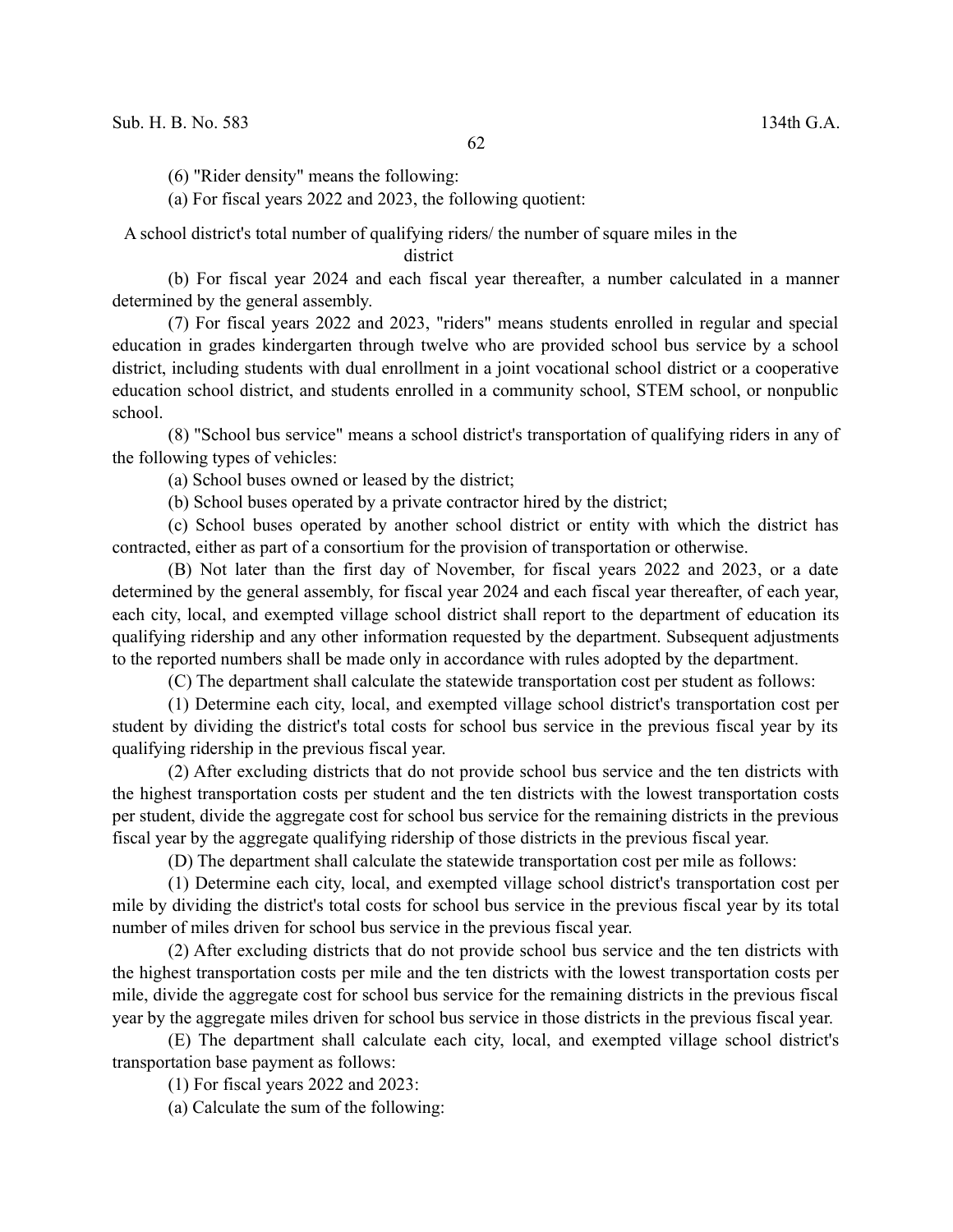(6) "Rider density" means the following:

(a) For fiscal years 2022 and 2023, the following quotient:

A school district's total number of qualifying riders/ the number of square miles in the district

(b) For fiscal year 2024 and each fiscal year thereafter, a number calculated in a manner determined by the general assembly.

(7) For fiscal years 2022 and 2023, "riders" means students enrolled in regular and special education in grades kindergarten through twelve who are provided school bus service by a school district, including students with dual enrollment in a joint vocational school district or a cooperative education school district, and students enrolled in a community school, STEM school, or nonpublic school.

(8) "School bus service" means a school district's transportation of qualifying riders in any of the following types of vehicles:

(a) School buses owned or leased by the district;

(b) School buses operated by a private contractor hired by the district;

(c) School buses operated by another school district or entity with which the district has contracted, either as part of a consortium for the provision of transportation or otherwise.

(B) Not later than the first day of November, for fiscal years 2022 and 2023, or a date determined by the general assembly, for fiscal year 2024 and each fiscal year thereafter, of each year, each city, local, and exempted village school district shall report to the department of education its qualifying ridership and any other information requested by the department. Subsequent adjustments to the reported numbers shall be made only in accordance with rules adopted by the department.

(C) The department shall calculate the statewide transportation cost per student as follows:

(1) Determine each city, local, and exempted village school district's transportation cost per student by dividing the district's total costs for school bus service in the previous fiscal year by its qualifying ridership in the previous fiscal year.

(2) After excluding districts that do not provide school bus service and the ten districts with the highest transportation costs per student and the ten districts with the lowest transportation costs per student, divide the aggregate cost for school bus service for the remaining districts in the previous fiscal year by the aggregate qualifying ridership of those districts in the previous fiscal year.

(D) The department shall calculate the statewide transportation cost per mile as follows:

(1) Determine each city, local, and exempted village school district's transportation cost per mile by dividing the district's total costs for school bus service in the previous fiscal year by its total number of miles driven for school bus service in the previous fiscal year.

(2) After excluding districts that do not provide school bus service and the ten districts with the highest transportation costs per mile and the ten districts with the lowest transportation costs per mile, divide the aggregate cost for school bus service for the remaining districts in the previous fiscal year by the aggregate miles driven for school bus service in those districts in the previous fiscal year.

(E) The department shall calculate each city, local, and exempted village school district's transportation base payment as follows:

(1) For fiscal years 2022 and 2023:

(a) Calculate the sum of the following: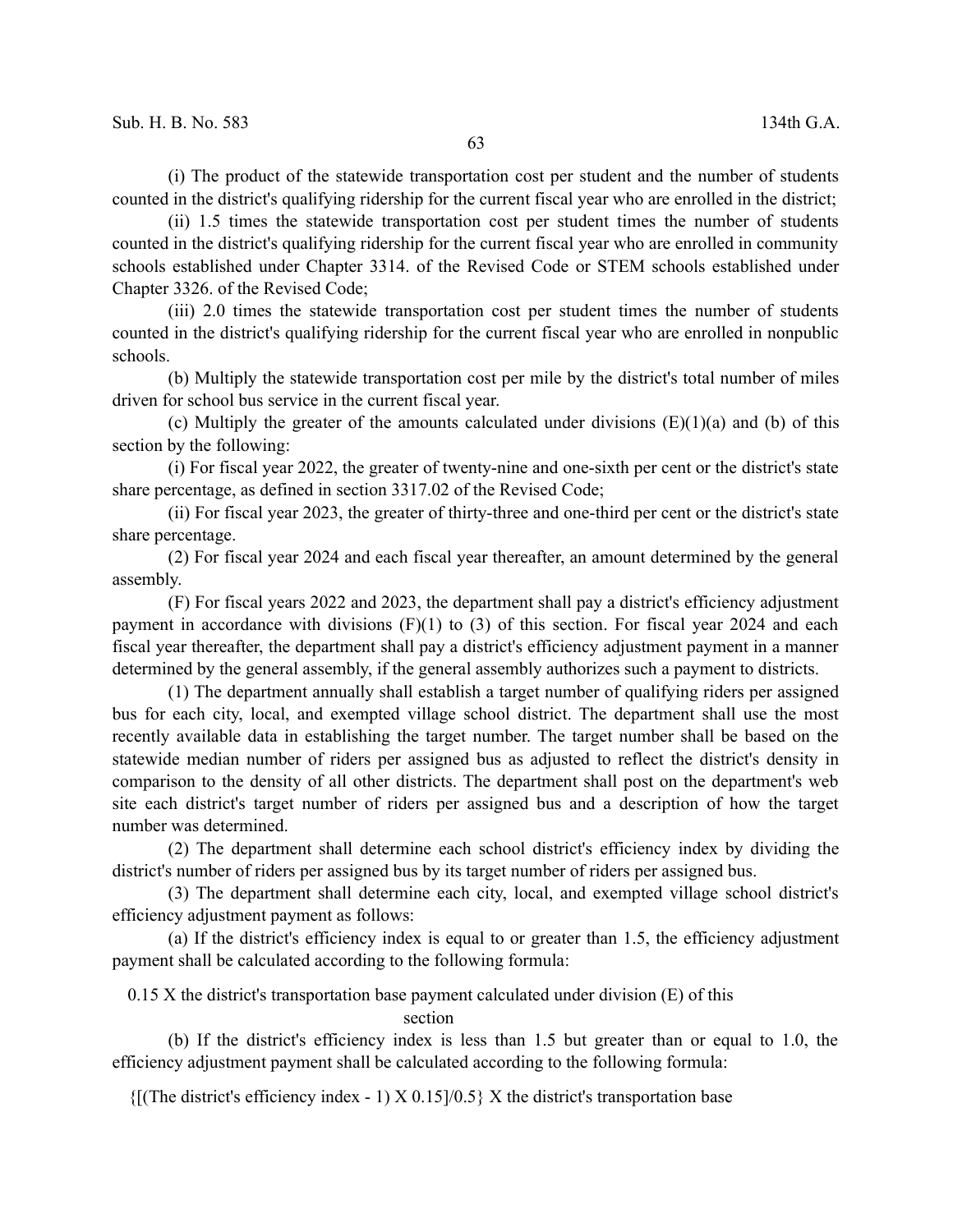(i) The product of the statewide transportation cost per student and the number of students counted in the district's qualifying ridership for the current fiscal year who are enrolled in the district;

(ii) 1.5 times the statewide transportation cost per student times the number of students counted in the district's qualifying ridership for the current fiscal year who are enrolled in community schools established under Chapter 3314. of the Revised Code or STEM schools established under Chapter 3326. of the Revised Code;

(iii) 2.0 times the statewide transportation cost per student times the number of students counted in the district's qualifying ridership for the current fiscal year who are enrolled in nonpublic schools.

(b) Multiply the statewide transportation cost per mile by the district's total number of miles driven for school bus service in the current fiscal year.

(c) Multiply the greater of the amounts calculated under divisions (E)(1)(a) and (b) of this section by the following:

(i) For fiscal year 2022, the greater of twenty-nine and one-sixth per cent or the district's state share percentage, as defined in section 3317.02 of the Revised Code;

(ii) For fiscal year 2023, the greater of thirty-three and one-third per cent or the district's state share percentage.

(2) For fiscal year 2024 and each fiscal year thereafter, an amount determined by the general assembly.

(F) For fiscal years 2022 and 2023, the department shall pay a district's efficiency adjustment payment in accordance with divisions (F)(1) to (3) of this section. For fiscal year 2024 and each fiscal year thereafter, the department shall pay a district's efficiency adjustment payment in a manner determined by the general assembly, if the general assembly authorizes such a payment to districts.

(1) The department annually shall establish a target number of qualifying riders per assigned bus for each city, local, and exempted village school district. The department shall use the most recently available data in establishing the target number. The target number shall be based on the statewide median number of riders per assigned bus as adjusted to reflect the district's density in comparison to the density of all other districts. The department shall post on the department's web site each district's target number of riders per assigned bus and a description of how the target number was determined.

(2) The department shall determine each school district's efficiency index by dividing the district's number of riders per assigned bus by its target number of riders per assigned bus.

(3) The department shall determine each city, local, and exempted village school district's efficiency adjustment payment as follows:

(a) If the district's efficiency index is equal to or greater than 1.5, the efficiency adjustment payment shall be calculated according to the following formula:

0.15 X the district's transportation base payment calculated under division (E) of this section

(b) If the district's efficiency index is less than 1.5 but greater than or equal to 1.0, the efficiency adjustment payment shall be calculated according to the following formula:

{[(The district's efficiency index - 1) X 0.15]/0.5} X the district's transportation base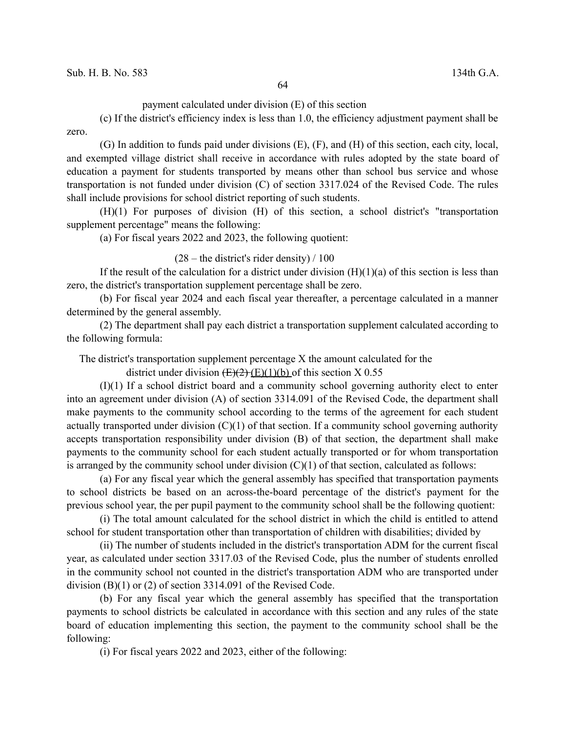payment calculated under division (E) of this section

(c) If the district's efficiency index is less than 1.0, the efficiency adjustment payment shall be zero.

(G) In addition to funds paid under divisions (E), (F), and (H) of this section, each city, local, and exempted village district shall receive in accordance with rules adopted by the state board of education a payment for students transported by means other than school bus service and whose transportation is not funded under division (C) of section 3317.024 of the Revised Code. The rules shall include provisions for school district reporting of such students.

(H)(1) For purposes of division (H) of this section, a school district's "transportation supplement percentage" means the following:

(a) For fiscal years 2022 and 2023, the following quotient:

(28 – the district's rider density) / 100

If the result of the calculation for a district under division (H)(1)(a) of this section is less than zero, the district's transportation supplement percentage shall be zero.

(b) For fiscal year 2024 and each fiscal year thereafter, a percentage calculated in a manner determined by the general assembly.

(2) The department shall pay each district a transportation supplement calculated according to the following formula:

The district's transportation supplement percentage X the amount calculated for the district under division ~~(E)(2)~~ (E)(1)(b) of this section X 0.55

(I)(1) If a school district board and a community school governing authority elect to enter into an agreement under division (A) of section 3314.091 of the Revised Code, the department shall make payments to the community school according to the terms of the agreement for each student actually transported under division (C)(1) of that section. If a community school governing authority accepts transportation responsibility under division (B) of that section, the department shall make payments to the community school for each student actually transported or for whom transportation is arranged by the community school under division (C)(1) of that section, calculated as follows:

(a) For any fiscal year which the general assembly has specified that transportation payments to school districts be based on an across-the-board percentage of the district's payment for the previous school year, the per pupil payment to the community school shall be the following quotient:

(i) The total amount calculated for the school district in which the child is entitled to attend school for student transportation other than transportation of children with disabilities; divided by

(ii) The number of students included in the district's transportation ADM for the current fiscal year, as calculated under section 3317.03 of the Revised Code, plus the number of students enrolled in the community school not counted in the district's transportation ADM who are transported under division (B)(1) or (2) of section 3314.091 of the Revised Code.

(b) For any fiscal year which the general assembly has specified that the transportation payments to school districts be calculated in accordance with this section and any rules of the state board of education implementing this section, the payment to the community school shall be the following:

(i) For fiscal years 2022 and 2023, either of the following: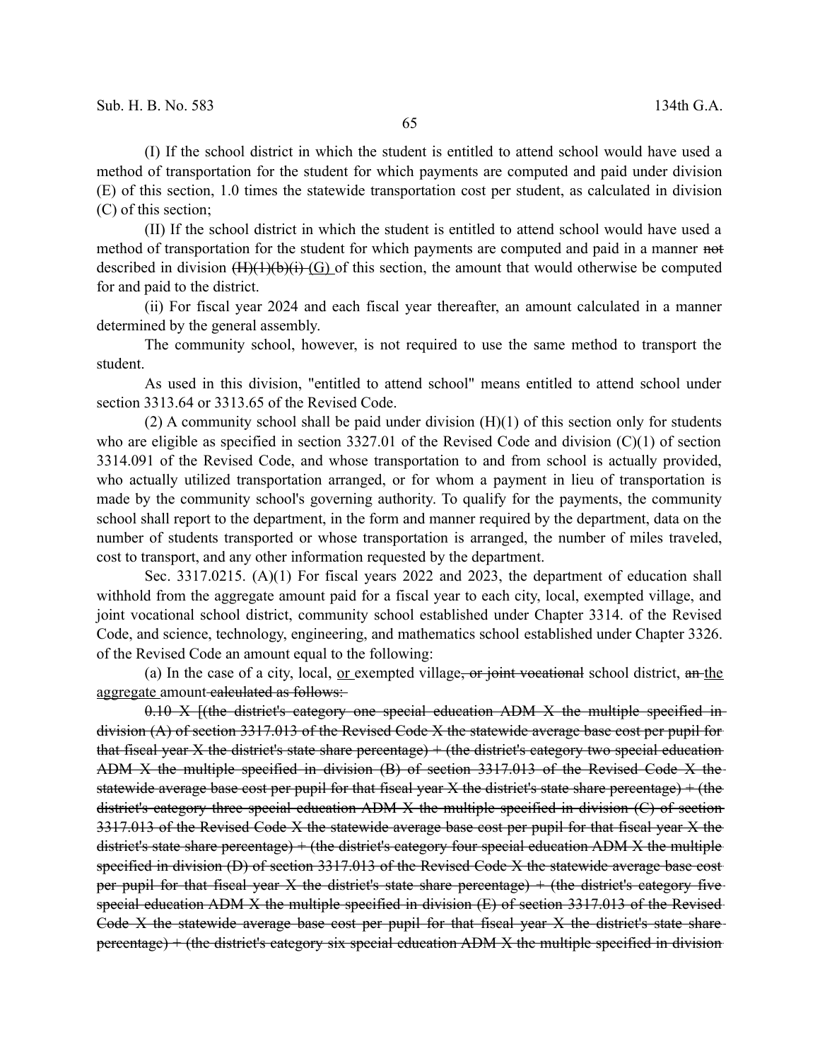(I) If the school district in which the student is entitled to attend school would have used a method of transportation for the student for which payments are computed and paid under division (E) of this section, 1.0 times the statewide transportation cost per student, as calculated in division (C) of this section;

(II) If the school district in which the student is entitled to attend school would have used a method of transportation for the student for which payments are computed and paid in a manner ~~not~~ described in division ~~(H)(1)(b)(i)~~ (G) of this section, the amount that would otherwise be computed for and paid to the district.

(ii) For fiscal year 2024 and each fiscal year thereafter, an amount calculated in a manner determined by the general assembly.

The community school, however, is not required to use the same method to transport the student.

As used in this division, "entitled to attend school" means entitled to attend school under section 3313.64 or 3313.65 of the Revised Code.

(2) A community school shall be paid under division (H)(1) of this section only for students who are eligible as specified in section 3327.01 of the Revised Code and division (C)(1) of section 3314.091 of the Revised Code, and whose transportation to and from school is actually provided, who actually utilized transportation arranged, or for whom a payment in lieu of transportation is made by the community school's governing authority. To qualify for the payments, the community school shall report to the department, in the form and manner required by the department, data on the number of students transported or whose transportation is arranged, the number of miles traveled, cost to transport, and any other information requested by the department.

Sec. 3317.0215. (A)(1) For fiscal years 2022 and 2023, the department of education shall withhold from the aggregate amount paid for a fiscal year to each city, local, exempted village, and joint vocational school district, community school established under Chapter 3314. of the Revised Code, and science, technology, engineering, and mathematics school established under Chapter 3326. of the Revised Code an amount equal to the following:

(a) In the case of a city, local, or exempted village~~, or joint vocational~~ school district, ~~an~~ the aggregate amount ~~calculated as follows:~~

~~0.10 X [(the district's category one special education ADM X the multiple specified in division (A) of section 3317.013 of the Revised Code X the statewide average base cost per pupil for that fiscal year X the district's state share percentage) + (the district's category two special education ADM X the multiple specified in division (B) of section 3317.013 of the Revised Code X the statewide average base cost per pupil for that fiscal year X the district's state share percentage) + (the district's category three special education ADM X the multiple specified in division (C) of section 3317.013 of the Revised Code X the statewide average base cost per pupil for that fiscal year X the district's state share percentage) + (the district's category four special education ADM X the multiple specified in division (D) of section 3317.013 of the Revised Code X the statewide average base cost per pupil for that fiscal year X the district's state share percentage) + (the district's category five special education ADM X the multiple specified in division (E) of section 3317.013 of the Revised Code X the statewide average base cost per pupil for that fiscal year X the district's state share percentage) + (the district's category six special education ADM X the multiple specified in division~~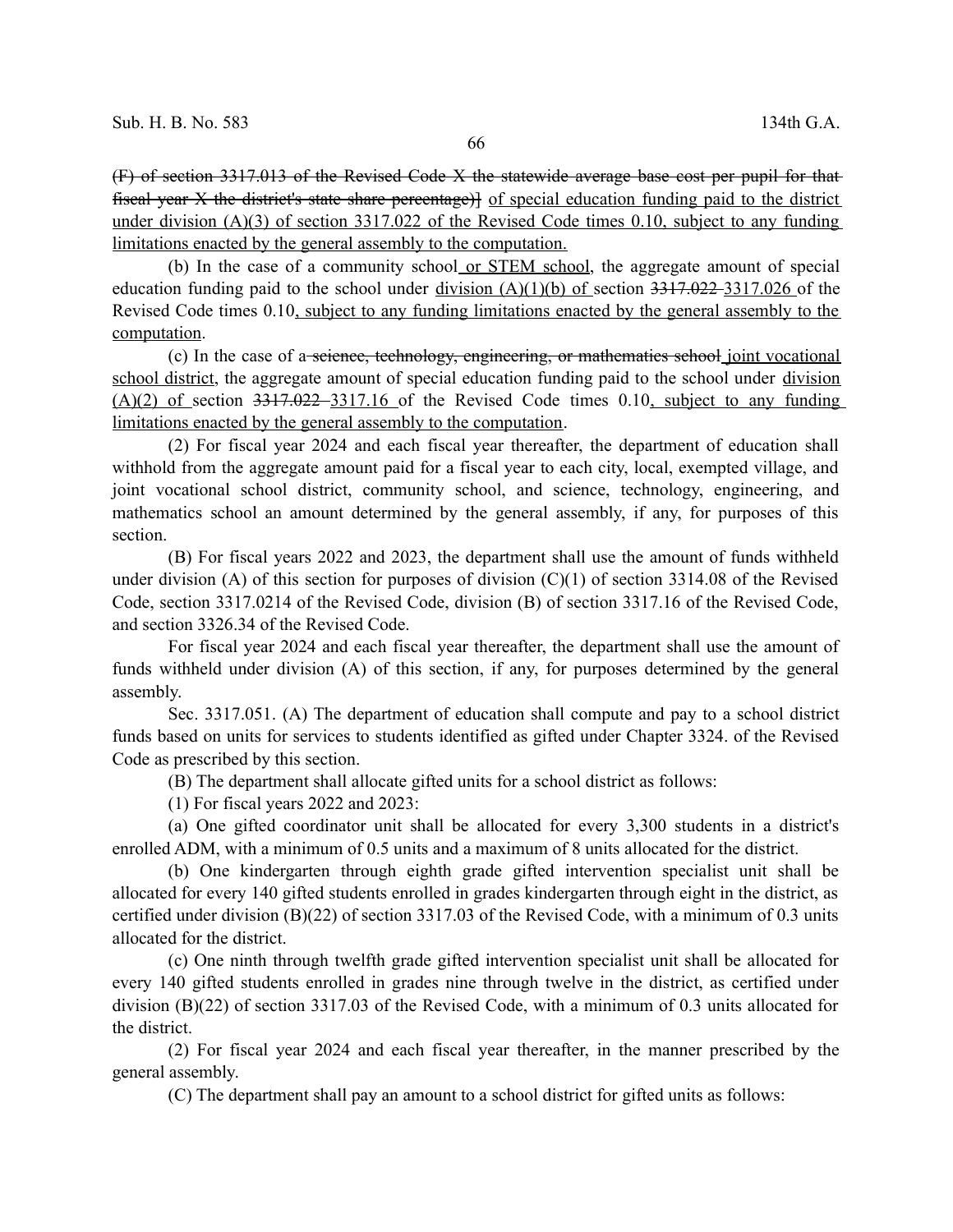(F) of section 3317.013 of the Revised Code X the statewide average base cost per pupil for that fiscal year X the district's state share percentage)] of special education funding paid to the district under division (A)(3) of section 3317.022 of the Revised Code times 0.10, subject to any funding limitations enacted by the general assembly to the computation.

(b) In the case of a community school or STEM school, the aggregate amount of special education funding paid to the school under division (A)(1)(b) of section 3317.022 3317.026 of the Revised Code times 0.10, subject to any funding limitations enacted by the general assembly to the computation.

(c) In the case of a science, technology, engineering, or mathematics school joint vocational school district, the aggregate amount of special education funding paid to the school under division (A)(2) of section 3317.022 3317.16 of the Revised Code times 0.10, subject to any funding limitations enacted by the general assembly to the computation.

(2) For fiscal year 2024 and each fiscal year thereafter, the department of education shall withhold from the aggregate amount paid for a fiscal year to each city, local, exempted village, and joint vocational school district, community school, and science, technology, engineering, and mathematics school an amount determined by the general assembly, if any, for purposes of this section.

(B) For fiscal years 2022 and 2023, the department shall use the amount of funds withheld under division (A) of this section for purposes of division (C)(1) of section 3314.08 of the Revised Code, section 3317.0214 of the Revised Code, division (B) of section 3317.16 of the Revised Code, and section 3326.34 of the Revised Code.

For fiscal year 2024 and each fiscal year thereafter, the department shall use the amount of funds withheld under division (A) of this section, if any, for purposes determined by the general assembly.

Sec. 3317.051. (A) The department of education shall compute and pay to a school district funds based on units for services to students identified as gifted under Chapter 3324. of the Revised Code as prescribed by this section.

(B) The department shall allocate gifted units for a school district as follows:

(1) For fiscal years 2022 and 2023:

(a) One gifted coordinator unit shall be allocated for every 3,300 students in a district's enrolled ADM, with a minimum of 0.5 units and a maximum of 8 units allocated for the district.

(b) One kindergarten through eighth grade gifted intervention specialist unit shall be allocated for every 140 gifted students enrolled in grades kindergarten through eight in the district, as certified under division (B)(22) of section 3317.03 of the Revised Code, with a minimum of 0.3 units allocated for the district.

(c) One ninth through twelfth grade gifted intervention specialist unit shall be allocated for every 140 gifted students enrolled in grades nine through twelve in the district, as certified under division (B)(22) of section 3317.03 of the Revised Code, with a minimum of 0.3 units allocated for the district.

(2) For fiscal year 2024 and each fiscal year thereafter, in the manner prescribed by the general assembly.

(C) The department shall pay an amount to a school district for gifted units as follows: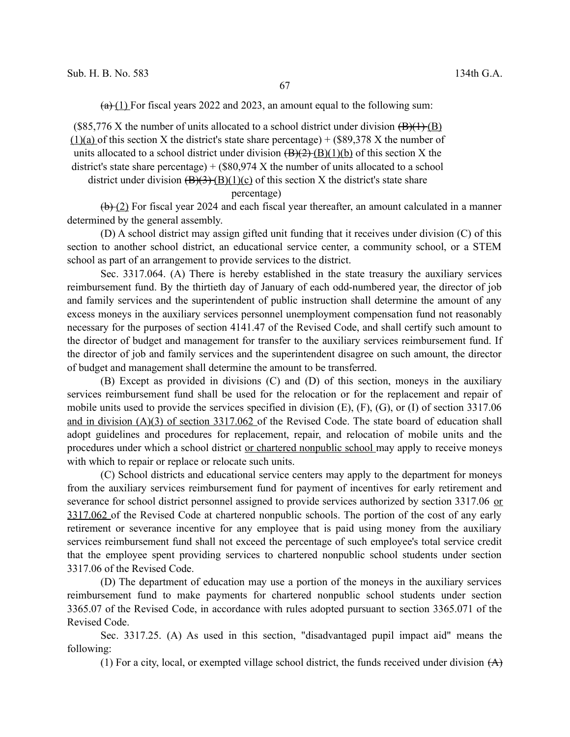~~(a)~~ (1) For fiscal years 2022 and 2023, an amount equal to the following sum:

($85,776 X the number of units allocated to a school district under division ~~(B)(1)~~ (B)(1)(a) of this section X the district's state share percentage) + ($89,378 X the number of units allocated to a school district under division ~~(B)(2)~~ (B)(1)(b) of this section X the district's state share percentage) + ($80,974 X the number of units allocated to a school district under division ~~(B)(3)~~ (B)(1)(c) of this section X the district's state share percentage)

~~(b)~~ (2) For fiscal year 2024 and each fiscal year thereafter, an amount calculated in a manner determined by the general assembly.

(D) A school district may assign gifted unit funding that it receives under division (C) of this section to another school district, an educational service center, a community school, or a STEM school as part of an arrangement to provide services to the district.

Sec. 3317.064. (A) There is hereby established in the state treasury the auxiliary services reimbursement fund. By the thirtieth day of January of each odd-numbered year, the director of job and family services and the superintendent of public instruction shall determine the amount of any excess moneys in the auxiliary services personnel unemployment compensation fund not reasonably necessary for the purposes of section 4141.47 of the Revised Code, and shall certify such amount to the director of budget and management for transfer to the auxiliary services reimbursement fund. If the director of job and family services and the superintendent disagree on such amount, the director of budget and management shall determine the amount to be transferred.

(B) Except as provided in divisions (C) and (D) of this section, moneys in the auxiliary services reimbursement fund shall be used for the relocation or for the replacement and repair of mobile units used to provide the services specified in division (E), (F), (G), or (I) of section 3317.06 and in division (A)(3) of section 3317.062 of the Revised Code. The state board of education shall adopt guidelines and procedures for replacement, repair, and relocation of mobile units and the procedures under which a school district or chartered nonpublic school may apply to receive moneys with which to repair or replace or relocate such units.

(C) School districts and educational service centers may apply to the department for moneys from the auxiliary services reimbursement fund for payment of incentives for early retirement and severance for school district personnel assigned to provide services authorized by section 3317.06 or 3317.062 of the Revised Code at chartered nonpublic schools. The portion of the cost of any early retirement or severance incentive for any employee that is paid using money from the auxiliary services reimbursement fund shall not exceed the percentage of such employee's total service credit that the employee spent providing services to chartered nonpublic school students under section 3317.06 of the Revised Code.

(D) The department of education may use a portion of the moneys in the auxiliary services reimbursement fund to make payments for chartered nonpublic school students under section 3365.07 of the Revised Code, in accordance with rules adopted pursuant to section 3365.071 of the Revised Code.

Sec. 3317.25. (A) As used in this section, "disadvantaged pupil impact aid" means the following:

(1) For a city, local, or exempted village school district, the funds received under division ~~(A)~~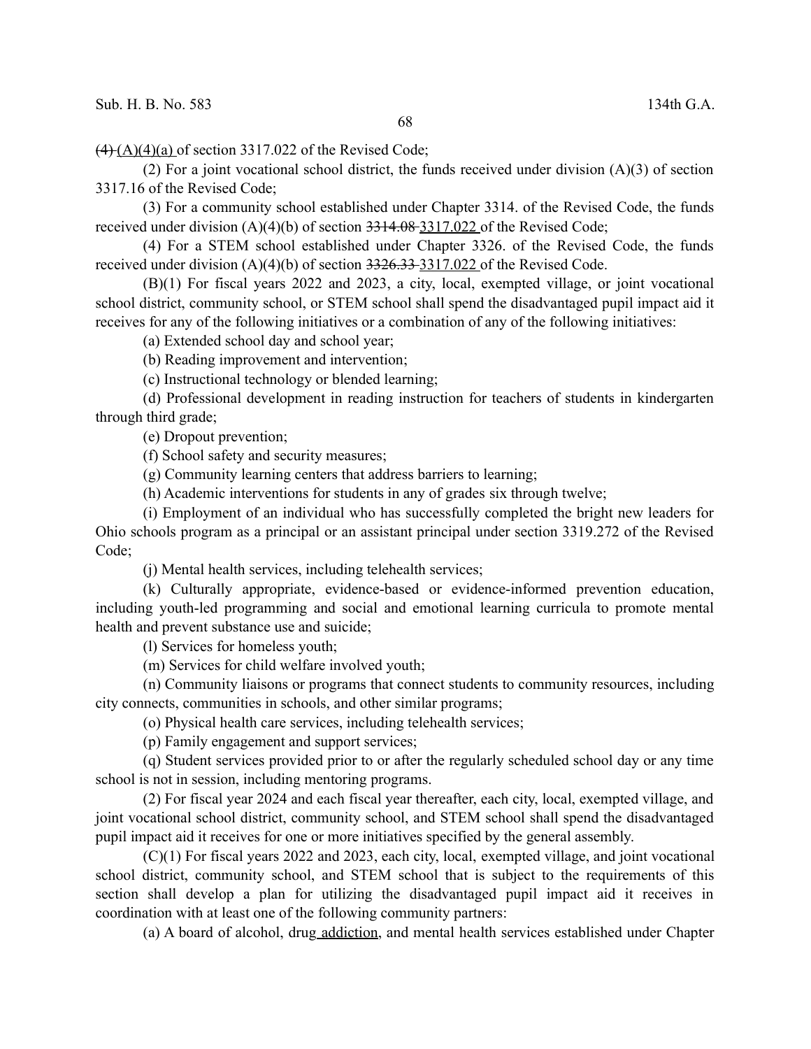~~(4)~~ <u>(A)(4)(a)</u> of section 3317.022 of the Revised Code;

(2) For a joint vocational school district, the funds received under division (A)(3) of section 3317.16 of the Revised Code;

(3) For a community school established under Chapter 3314. of the Revised Code, the funds received under division (A)(4)(b) of section ~~3314.08~~ <u>3317.022</u> of the Revised Code;

(4) For a STEM school established under Chapter 3326. of the Revised Code, the funds received under division (A)(4)(b) of section ~~3326.33~~ <u>3317.022</u> of the Revised Code.

(B)(1) For fiscal years 2022 and 2023, a city, local, exempted village, or joint vocational school district, community school, or STEM school shall spend the disadvantaged pupil impact aid it receives for any of the following initiatives or a combination of any of the following initiatives:

(a) Extended school day and school year;

(b) Reading improvement and intervention;

(c) Instructional technology or blended learning;

(d) Professional development in reading instruction for teachers of students in kindergarten through third grade;

(e) Dropout prevention;

(f) School safety and security measures;

(g) Community learning centers that address barriers to learning;

(h) Academic interventions for students in any of grades six through twelve;

(i) Employment of an individual who has successfully completed the bright new leaders for Ohio schools program as a principal or an assistant principal under section 3319.272 of the Revised Code;

(j) Mental health services, including telehealth services;

(k) Culturally appropriate, evidence-based or evidence-informed prevention education, including youth-led programming and social and emotional learning curricula to promote mental health and prevent substance use and suicide;

(l) Services for homeless youth;

(m) Services for child welfare involved youth;

(n) Community liaisons or programs that connect students to community resources, including city connects, communities in schools, and other similar programs;

(o) Physical health care services, including telehealth services;

(p) Family engagement and support services;

(q) Student services provided prior to or after the regularly scheduled school day or any time school is not in session, including mentoring programs.

(2) For fiscal year 2024 and each fiscal year thereafter, each city, local, exempted village, and joint vocational school district, community school, and STEM school shall spend the disadvantaged pupil impact aid it receives for one or more initiatives specified by the general assembly.

(C)(1) For fiscal years 2022 and 2023, each city, local, exempted village, and joint vocational school district, community school, and STEM school that is subject to the requirements of this section shall develop a plan for utilizing the disadvantaged pupil impact aid it receives in coordination with at least one of the following community partners:

(a) A board of alcohol, drug<u> addiction</u>, and mental health services established under Chapter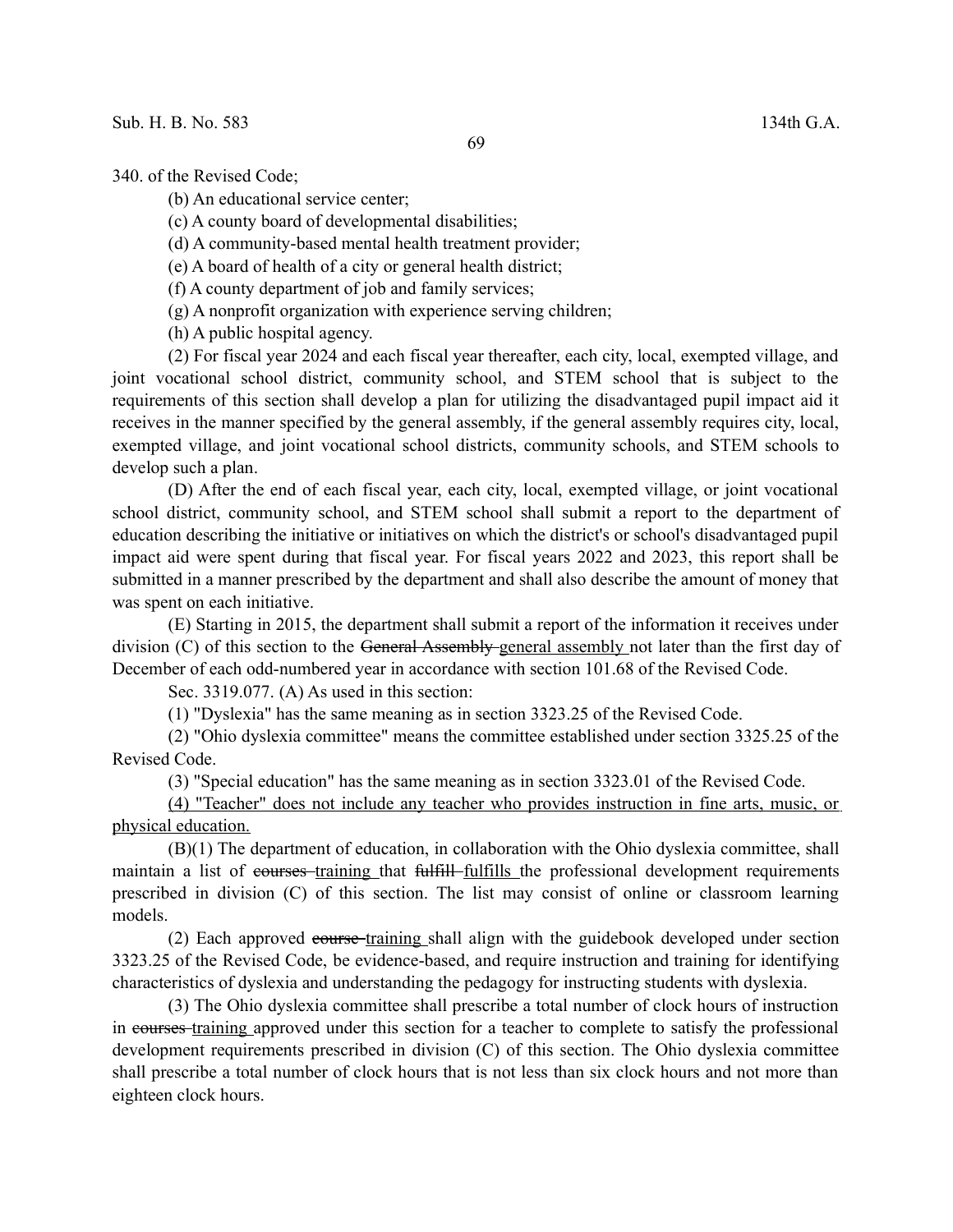340. of the Revised Code;

(b) An educational service center;

(c) A county board of developmental disabilities;

(d) A community-based mental health treatment provider;

(e) A board of health of a city or general health district;

(f) A county department of job and family services;

(g) A nonprofit organization with experience serving children;

(h) A public hospital agency.

(2) For fiscal year 2024 and each fiscal year thereafter, each city, local, exempted village, and joint vocational school district, community school, and STEM school that is subject to the requirements of this section shall develop a plan for utilizing the disadvantaged pupil impact aid it receives in the manner specified by the general assembly, if the general assembly requires city, local, exempted village, and joint vocational school districts, community schools, and STEM schools to develop such a plan.

(D) After the end of each fiscal year, each city, local, exempted village, or joint vocational school district, community school, and STEM school shall submit a report to the department of education describing the initiative or initiatives on which the district's or school's disadvantaged pupil impact aid were spent during that fiscal year. For fiscal years 2022 and 2023, this report shall be submitted in a manner prescribed by the department and shall also describe the amount of money that was spent on each initiative.

(E) Starting in 2015, the department shall submit a report of the information it receives under division (C) of this section to the ~~General Assembly~~ <u>general assembly</u> not later than the first day of December of each odd-numbered year in accordance with section 101.68 of the Revised Code.

Sec. 3319.077. (A) As used in this section:

(1) "Dyslexia" has the same meaning as in section 3323.25 of the Revised Code.

(2) "Ohio dyslexia committee" means the committee established under section 3325.25 of the Revised Code.

(3) "Special education" has the same meaning as in section 3323.01 of the Revised Code.

<u>(4) "Teacher" does not include any teacher who provides instruction in fine arts, music, or physical education.</u>

(B)(1) The department of education, in collaboration with the Ohio dyslexia committee, shall maintain a list of ~~courses~~ <u>training</u> that ~~fulfill~~ <u>fulfills</u> the professional development requirements prescribed in division (C) of this section. The list may consist of online or classroom learning models.

(2) Each approved ~~course~~ <u>training</u> shall align with the guidebook developed under section 3323.25 of the Revised Code, be evidence-based, and require instruction and training for identifying characteristics of dyslexia and understanding the pedagogy for instructing students with dyslexia.

(3) The Ohio dyslexia committee shall prescribe a total number of clock hours of instruction in ~~courses~~ <u>training</u> approved under this section for a teacher to complete to satisfy the professional development requirements prescribed in division (C) of this section. The Ohio dyslexia committee shall prescribe a total number of clock hours that is not less than six clock hours and not more than eighteen clock hours.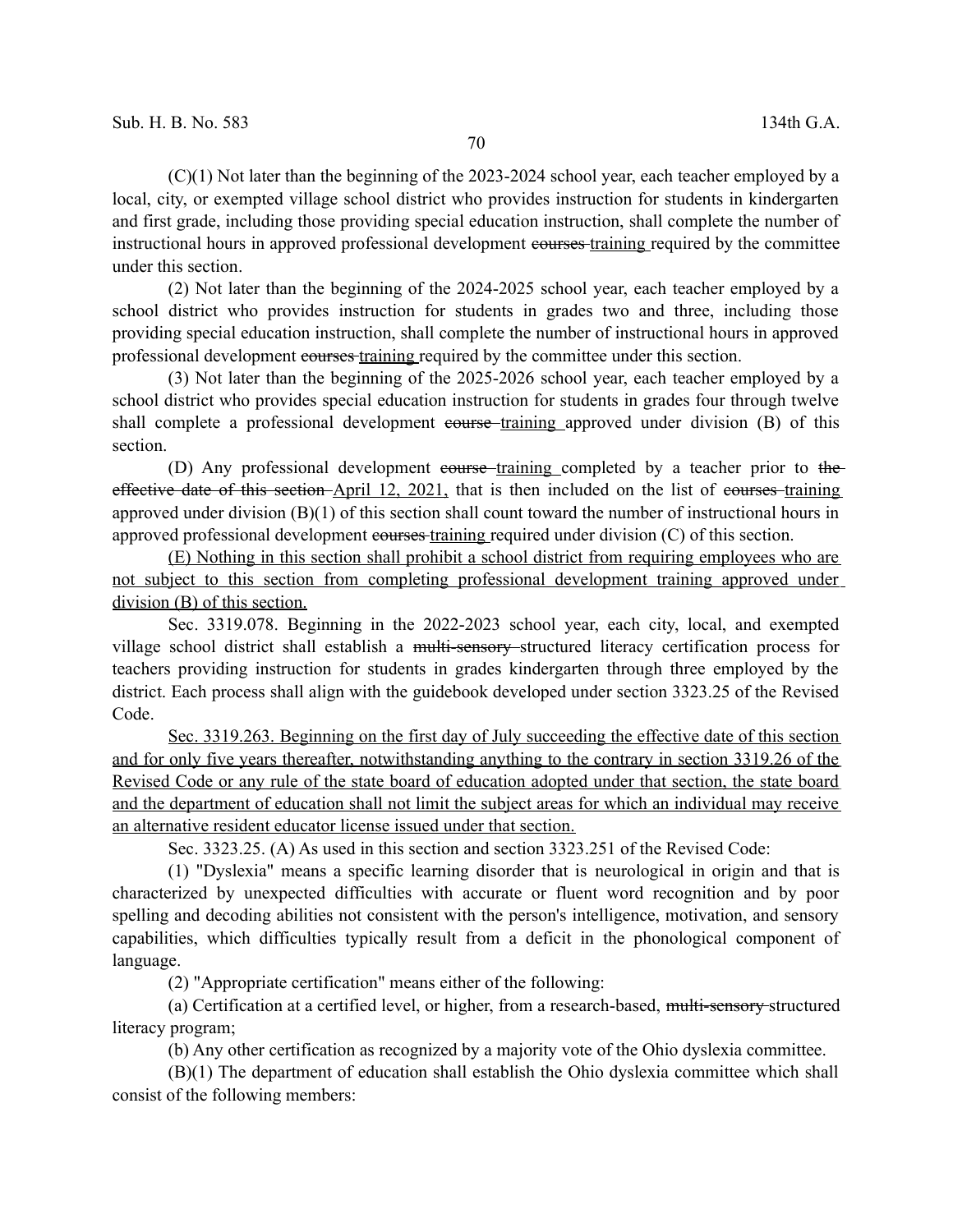(C)(1) Not later than the beginning of the 2023-2024 school year, each teacher employed by a local, city, or exempted village school district who provides instruction for students in kindergarten and first grade, including those providing special education instruction, shall complete the number of instructional hours in approved professional development ~~courses~~ <u>training</u> required by the committee under this section.

(2) Not later than the beginning of the 2024-2025 school year, each teacher employed by a school district who provides instruction for students in grades two and three, including those providing special education instruction, shall complete the number of instructional hours in approved professional development ~~courses~~ <u>training</u> required by the committee under this section.

(3) Not later than the beginning of the 2025-2026 school year, each teacher employed by a school district who provides special education instruction for students in grades four through twelve shall complete a professional development ~~course~~ <u>training</u> approved under division (B) of this section.

(D) Any professional development ~~course~~ <u>training</u> completed by a teacher prior to ~~the effective date of this section~~ <u>April 12, 2021,</u> that is then included on the list of ~~courses~~ <u>training</u> approved under division (B)(1) of this section shall count toward the number of instructional hours in approved professional development ~~courses~~ <u>training</u> required under division (C) of this section.

<u>(E) Nothing in this section shall prohibit a school district from requiring employees who are not subject to this section from completing professional development training approved under division (B) of this section.</u>

Sec. 3319.078. Beginning in the 2022-2023 school year, each city, local, and exempted village school district shall establish a ~~multi-sensory~~ structured literacy certification process for teachers providing instruction for students in grades kindergarten through three employed by the district. Each process shall align with the guidebook developed under section 3323.25 of the Revised Code.

<u>Sec. 3319.263. Beginning on the first day of July succeeding the effective date of this section and for only five years thereafter, notwithstanding anything to the contrary in section 3319.26 of the Revised Code or any rule of the state board of education adopted under that section, the state board and the department of education shall not limit the subject areas for which an individual may receive an alternative resident educator license issued under that section.</u>

Sec. 3323.25. (A) As used in this section and section 3323.251 of the Revised Code:

(1) "Dyslexia" means a specific learning disorder that is neurological in origin and that is characterized by unexpected difficulties with accurate or fluent word recognition and by poor spelling and decoding abilities not consistent with the person's intelligence, motivation, and sensory capabilities, which difficulties typically result from a deficit in the phonological component of language.

(2) "Appropriate certification" means either of the following:

(a) Certification at a certified level, or higher, from a research-based, ~~multi-sensory~~ structured literacy program;

(b) Any other certification as recognized by a majority vote of the Ohio dyslexia committee.

(B)(1) The department of education shall establish the Ohio dyslexia committee which shall consist of the following members: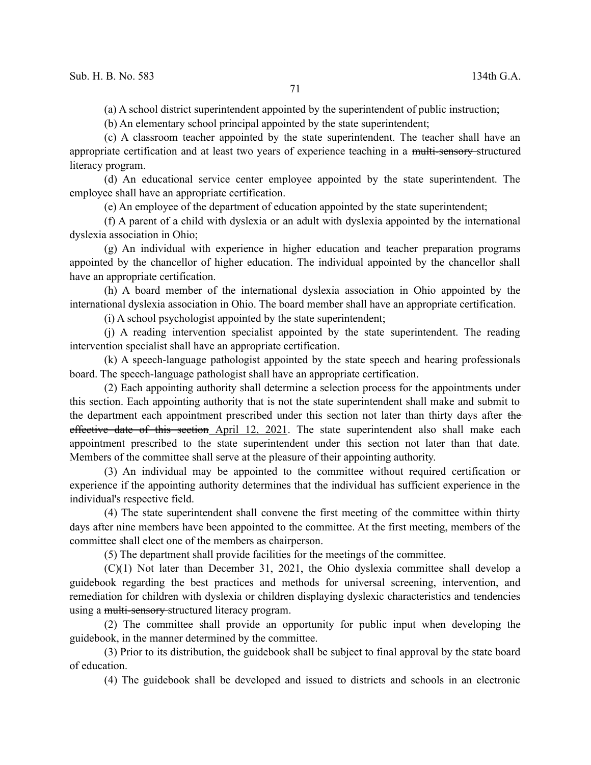(a) A school district superintendent appointed by the superintendent of public instruction;

(b) An elementary school principal appointed by the state superintendent;

(c) A classroom teacher appointed by the state superintendent. The teacher shall have an appropriate certification and at least two years of experience teaching in a ~~multi-sensory~~ structured literacy program.

(d) An educational service center employee appointed by the state superintendent. The employee shall have an appropriate certification.

(e) An employee of the department of education appointed by the state superintendent;

(f) A parent of a child with dyslexia or an adult with dyslexia appointed by the international dyslexia association in Ohio;

(g) An individual with experience in higher education and teacher preparation programs appointed by the chancellor of higher education. The individual appointed by the chancellor shall have an appropriate certification.

(h) A board member of the international dyslexia association in Ohio appointed by the international dyslexia association in Ohio. The board member shall have an appropriate certification.

(i) A school psychologist appointed by the state superintendent;

(j) A reading intervention specialist appointed by the state superintendent. The reading intervention specialist shall have an appropriate certification.

(k) A speech-language pathologist appointed by the state speech and hearing professionals board. The speech-language pathologist shall have an appropriate certification.

(2) Each appointing authority shall determine a selection process for the appointments under this section. Each appointing authority that is not the state superintendent shall make and submit to the department each appointment prescribed under this section not later than thirty days after ~~the effective date of this section~~ April 12, 2021. The state superintendent also shall make each appointment prescribed to the state superintendent under this section not later than that date. Members of the committee shall serve at the pleasure of their appointing authority.

(3) An individual may be appointed to the committee without required certification or experience if the appointing authority determines that the individual has sufficient experience in the individual's respective field.

(4) The state superintendent shall convene the first meeting of the committee within thirty days after nine members have been appointed to the committee. At the first meeting, members of the committee shall elect one of the members as chairperson.

(5) The department shall provide facilities for the meetings of the committee.

(C)(1) Not later than December 31, 2021, the Ohio dyslexia committee shall develop a guidebook regarding the best practices and methods for universal screening, intervention, and remediation for children with dyslexia or children displaying dyslexic characteristics and tendencies using a ~~multi-sensory~~ structured literacy program.

(2) The committee shall provide an opportunity for public input when developing the guidebook, in the manner determined by the committee.

(3) Prior to its distribution, the guidebook shall be subject to final approval by the state board of education.

(4) The guidebook shall be developed and issued to districts and schools in an electronic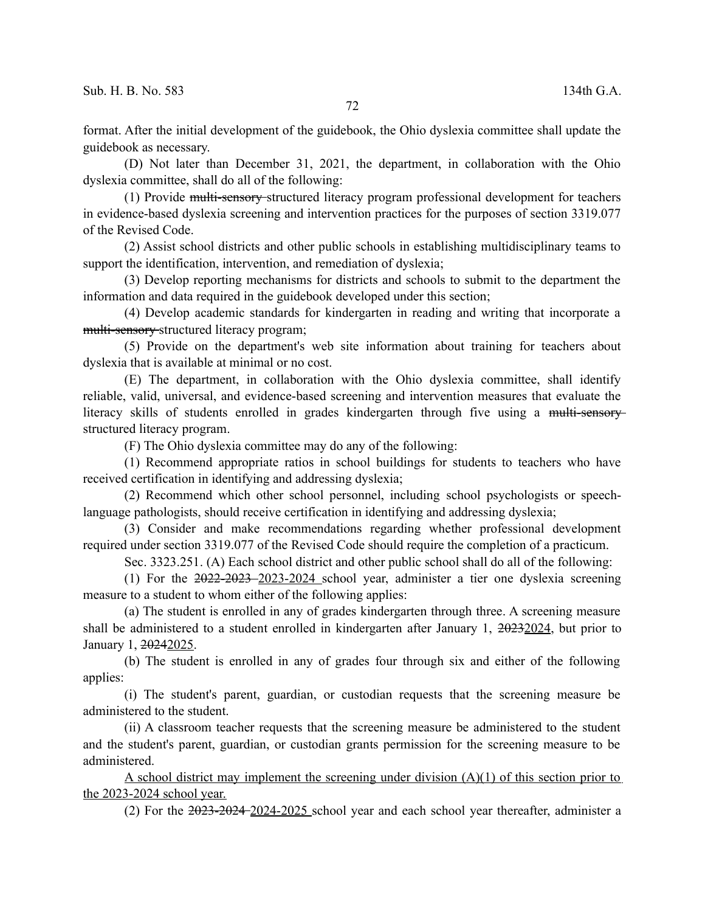format. After the initial development of the guidebook, the Ohio dyslexia committee shall update the guidebook as necessary.

(D) Not later than December 31, 2021, the department, in collaboration with the Ohio dyslexia committee, shall do all of the following:

(1) Provide ~~multi-sensory~~ structured literacy program professional development for teachers in evidence-based dyslexia screening and intervention practices for the purposes of section 3319.077 of the Revised Code.

(2) Assist school districts and other public schools in establishing multidisciplinary teams to support the identification, intervention, and remediation of dyslexia;

(3) Develop reporting mechanisms for districts and schools to submit to the department the information and data required in the guidebook developed under this section;

(4) Develop academic standards for kindergarten in reading and writing that incorporate a ~~multi-sensory~~ structured literacy program;

(5) Provide on the department's web site information about training for teachers about dyslexia that is available at minimal or no cost.

(E) The department, in collaboration with the Ohio dyslexia committee, shall identify reliable, valid, universal, and evidence-based screening and intervention measures that evaluate the literacy skills of students enrolled in grades kindergarten through five using a ~~multi-sensory~~ structured literacy program.

(F) The Ohio dyslexia committee may do any of the following:

(1) Recommend appropriate ratios in school buildings for students to teachers who have received certification in identifying and addressing dyslexia;

(2) Recommend which other school personnel, including school psychologists or speech-language pathologists, should receive certification in identifying and addressing dyslexia;

(3) Consider and make recommendations regarding whether professional development required under section 3319.077 of the Revised Code should require the completion of a practicum.

Sec. 3323.251. (A) Each school district and other public school shall do all of the following:

(1) For the ~~2022-2023~~ <u>2023-2024</u> school year, administer a tier one dyslexia screening measure to a student to whom either of the following applies:

(a) The student is enrolled in any of grades kindergarten through three. A screening measure shall be administered to a student enrolled in kindergarten after January 1, ~~2023~~<u>2024</u>, but prior to January 1, ~~2024~~<u>2025</u>.

(b) The student is enrolled in any of grades four through six and either of the following applies:

(i) The student's parent, guardian, or custodian requests that the screening measure be administered to the student.

(ii) A classroom teacher requests that the screening measure be administered to the student and the student's parent, guardian, or custodian grants permission for the screening measure to be administered.

<u>A school district may implement the screening under division (A)(1) of this section prior to the 2023-2024 school year.</u>

(2) For the ~~2023-2024~~ <u>2024-2025</u> school year and each school year thereafter, administer a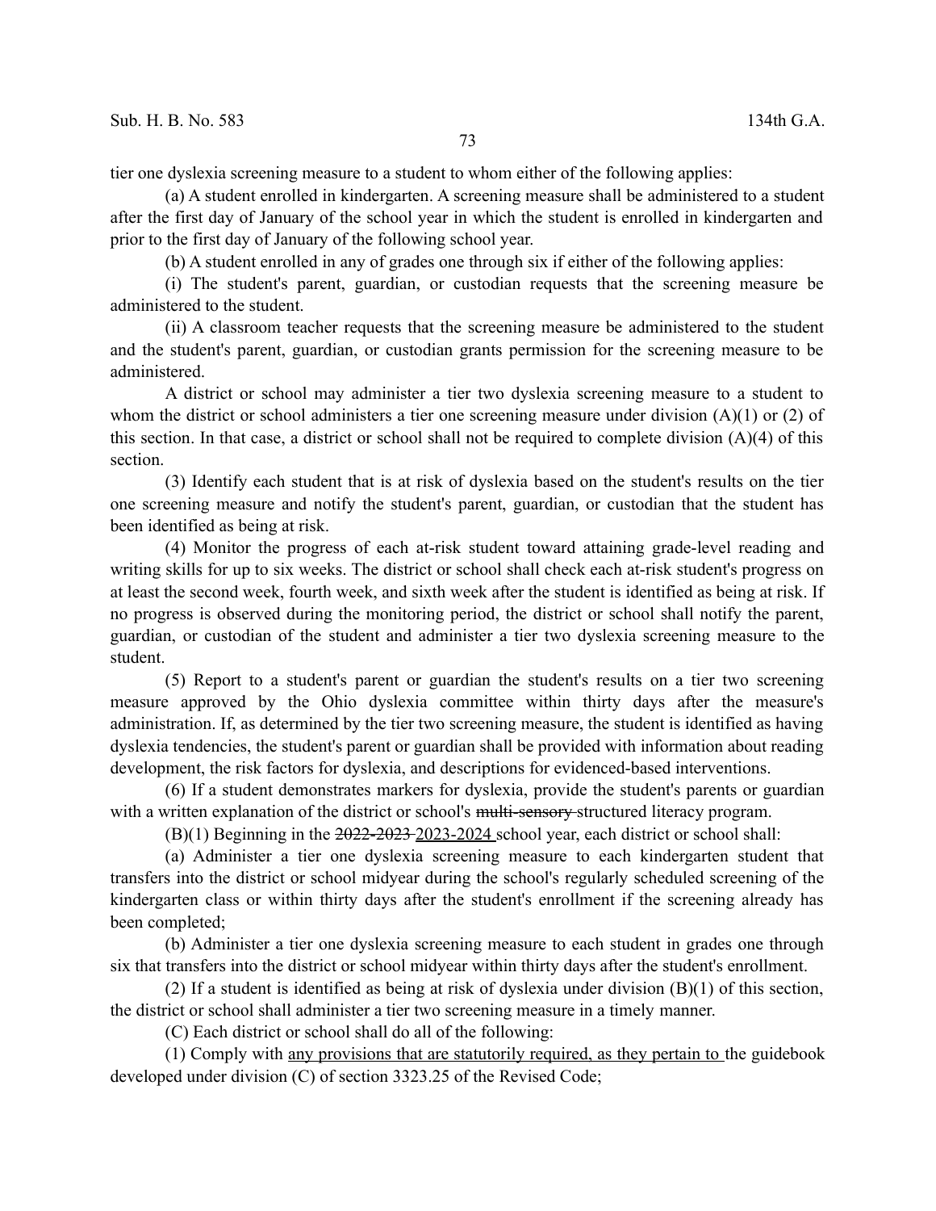tier one dyslexia screening measure to a student to whom either of the following applies:

(a) A student enrolled in kindergarten. A screening measure shall be administered to a student after the first day of January of the school year in which the student is enrolled in kindergarten and prior to the first day of January of the following school year.

(b) A student enrolled in any of grades one through six if either of the following applies:

(i) The student's parent, guardian, or custodian requests that the screening measure be administered to the student.

(ii) A classroom teacher requests that the screening measure be administered to the student and the student's parent, guardian, or custodian grants permission for the screening measure to be administered.

A district or school may administer a tier two dyslexia screening measure to a student to whom the district or school administers a tier one screening measure under division (A)(1) or (2) of this section. In that case, a district or school shall not be required to complete division (A)(4) of this section.

(3) Identify each student that is at risk of dyslexia based on the student's results on the tier one screening measure and notify the student's parent, guardian, or custodian that the student has been identified as being at risk.

(4) Monitor the progress of each at-risk student toward attaining grade-level reading and writing skills for up to six weeks. The district or school shall check each at-risk student's progress on at least the second week, fourth week, and sixth week after the student is identified as being at risk. If no progress is observed during the monitoring period, the district or school shall notify the parent, guardian, or custodian of the student and administer a tier two dyslexia screening measure to the student.

(5) Report to a student's parent or guardian the student's results on a tier two screening measure approved by the Ohio dyslexia committee within thirty days after the measure's administration. If, as determined by the tier two screening measure, the student is identified as having dyslexia tendencies, the student's parent or guardian shall be provided with information about reading development, the risk factors for dyslexia, and descriptions for evidenced-based interventions.

(6) If a student demonstrates markers for dyslexia, provide the student's parents or guardian with a written explanation of the district or school's ~~multi-sensory~~ structured literacy program.

(B)(1) Beginning in the ~~2022-2023~~ 2023-2024 school year, each district or school shall:

(a) Administer a tier one dyslexia screening measure to each kindergarten student that transfers into the district or school midyear during the school's regularly scheduled screening of the kindergarten class or within thirty days after the student's enrollment if the screening already has been completed;

(b) Administer a tier one dyslexia screening measure to each student in grades one through six that transfers into the district or school midyear within thirty days after the student's enrollment.

(2) If a student is identified as being at risk of dyslexia under division (B)(1) of this section, the district or school shall administer a tier two screening measure in a timely manner.

(C) Each district or school shall do all of the following:

(1) Comply with <u>any provisions that are statutorily required, as they pertain to</u> the guidebook developed under division (C) of section 3323.25 of the Revised Code;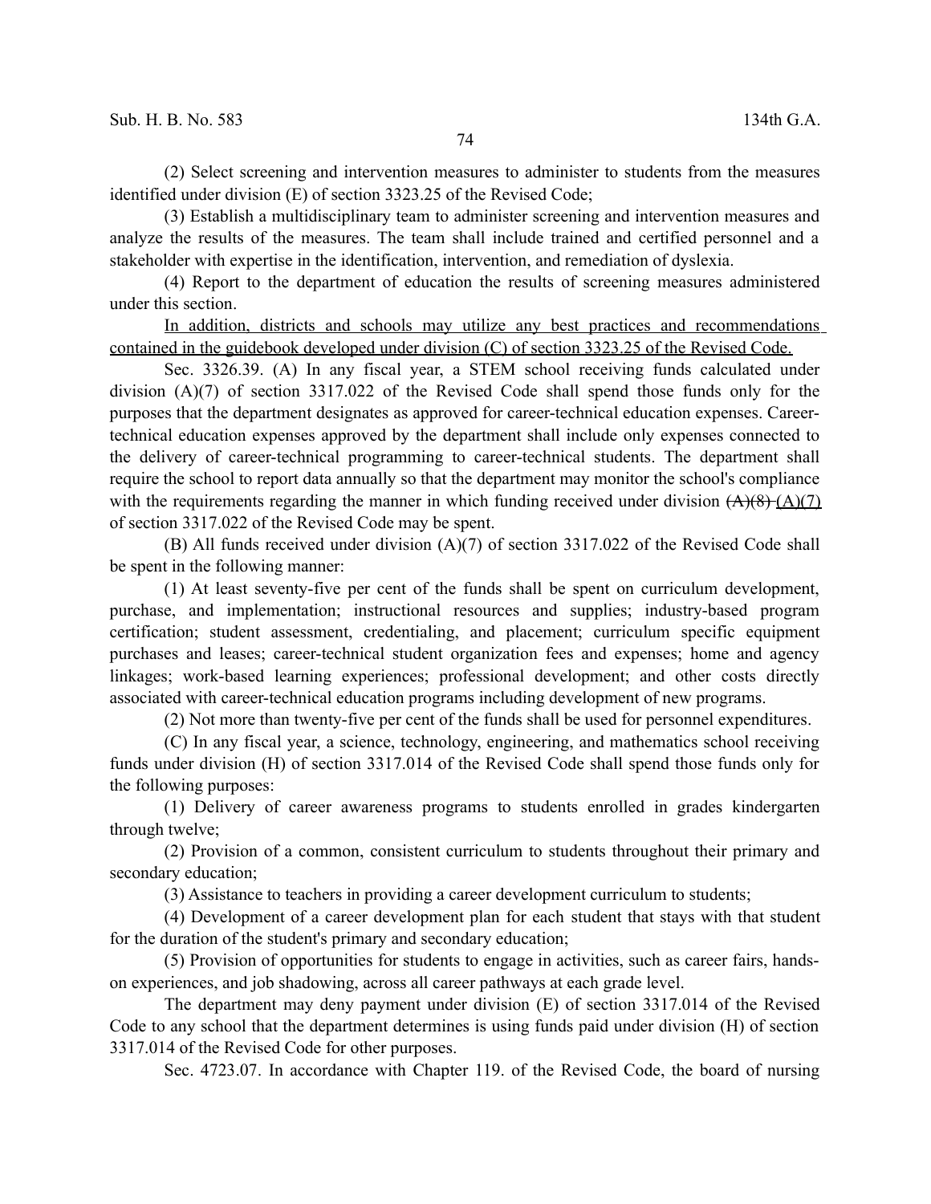(2) Select screening and intervention measures to administer to students from the measures identified under division (E) of section 3323.25 of the Revised Code;

(3) Establish a multidisciplinary team to administer screening and intervention measures and analyze the results of the measures. The team shall include trained and certified personnel and a stakeholder with expertise in the identification, intervention, and remediation of dyslexia.

(4) Report to the department of education the results of screening measures administered under this section.

<u>In addition, districts and schools may utilize any best practices and recommendations contained in the guidebook developed under division (C) of section 3323.25 of the Revised Code.</u>

Sec. 3326.39. (A) In any fiscal year, a STEM school receiving funds calculated under division (A)(7) of section 3317.022 of the Revised Code shall spend those funds only for the purposes that the department designates as approved for career-technical education expenses. Career-technical education expenses approved by the department shall include only expenses connected to the delivery of career-technical programming to career-technical students. The department shall require the school to report data annually so that the department may monitor the school's compliance with the requirements regarding the manner in which funding received under division ~~(A)(8)~~ <u>(A)(7)</u> of section 3317.022 of the Revised Code may be spent.

(B) All funds received under division (A)(7) of section 3317.022 of the Revised Code shall be spent in the following manner:

(1) At least seventy-five per cent of the funds shall be spent on curriculum development, purchase, and implementation; instructional resources and supplies; industry-based program certification; student assessment, credentialing, and placement; curriculum specific equipment purchases and leases; career-technical student organization fees and expenses; home and agency linkages; work-based learning experiences; professional development; and other costs directly associated with career-technical education programs including development of new programs.

(2) Not more than twenty-five per cent of the funds shall be used for personnel expenditures.

(C) In any fiscal year, a science, technology, engineering, and mathematics school receiving funds under division (H) of section 3317.014 of the Revised Code shall spend those funds only for the following purposes:

(1) Delivery of career awareness programs to students enrolled in grades kindergarten through twelve;

(2) Provision of a common, consistent curriculum to students throughout their primary and secondary education;

(3) Assistance to teachers in providing a career development curriculum to students;

(4) Development of a career development plan for each student that stays with that student for the duration of the student's primary and secondary education;

(5) Provision of opportunities for students to engage in activities, such as career fairs, hands-on experiences, and job shadowing, across all career pathways at each grade level.

The department may deny payment under division (E) of section 3317.014 of the Revised Code to any school that the department determines is using funds paid under division (H) of section 3317.014 of the Revised Code for other purposes.

Sec. 4723.07. In accordance with Chapter 119. of the Revised Code, the board of nursing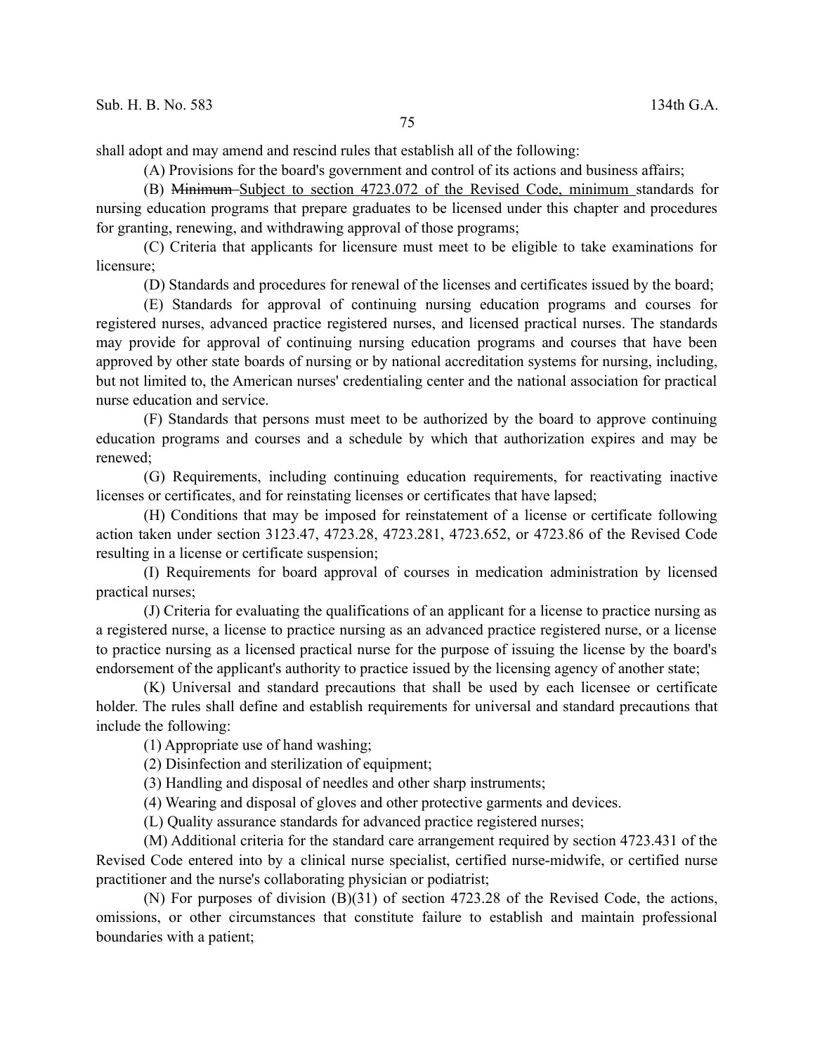shall adopt and may amend and rescind rules that establish all of the following:

(A) Provisions for the board's government and control of its actions and business affairs;

(B) ~~Minimum~~ Subject to section 4723.072 of the Revised Code, minimum standards for nursing education programs that prepare graduates to be licensed under this chapter and procedures for granting, renewing, and withdrawing approval of those programs;

(C) Criteria that applicants for licensure must meet to be eligible to take examinations for licensure;

(D) Standards and procedures for renewal of the licenses and certificates issued by the board;

(E) Standards for approval of continuing nursing education programs and courses for registered nurses, advanced practice registered nurses, and licensed practical nurses. The standards may provide for approval of continuing nursing education programs and courses that have been approved by other state boards of nursing or by national accreditation systems for nursing, including, but not limited to, the American nurses' credentialing center and the national association for practical nurse education and service.

(F) Standards that persons must meet to be authorized by the board to approve continuing education programs and courses and a schedule by which that authorization expires and may be renewed;

(G) Requirements, including continuing education requirements, for reactivating inactive licenses or certificates, and for reinstating licenses or certificates that have lapsed;

(H) Conditions that may be imposed for reinstatement of a license or certificate following action taken under section 3123.47, 4723.28, 4723.281, 4723.652, or 4723.86 of the Revised Code resulting in a license or certificate suspension;

(I) Requirements for board approval of courses in medication administration by licensed practical nurses;

(J) Criteria for evaluating the qualifications of an applicant for a license to practice nursing as a registered nurse, a license to practice nursing as an advanced practice registered nurse, or a license to practice nursing as a licensed practical nurse for the purpose of issuing the license by the board's endorsement of the applicant's authority to practice issued by the licensing agency of another state;

(K) Universal and standard precautions that shall be used by each licensee or certificate holder. The rules shall define and establish requirements for universal and standard precautions that include the following:

(1) Appropriate use of hand washing;

(2) Disinfection and sterilization of equipment;

(3) Handling and disposal of needles and other sharp instruments;

(4) Wearing and disposal of gloves and other protective garments and devices.

(L) Quality assurance standards for advanced practice registered nurses;

(M) Additional criteria for the standard care arrangement required by section 4723.431 of the Revised Code entered into by a clinical nurse specialist, certified nurse-midwife, or certified nurse practitioner and the nurse's collaborating physician or podiatrist;

(N) For purposes of division (B)(31) of section 4723.28 of the Revised Code, the actions, omissions, or other circumstances that constitute failure to establish and maintain professional boundaries with a patient;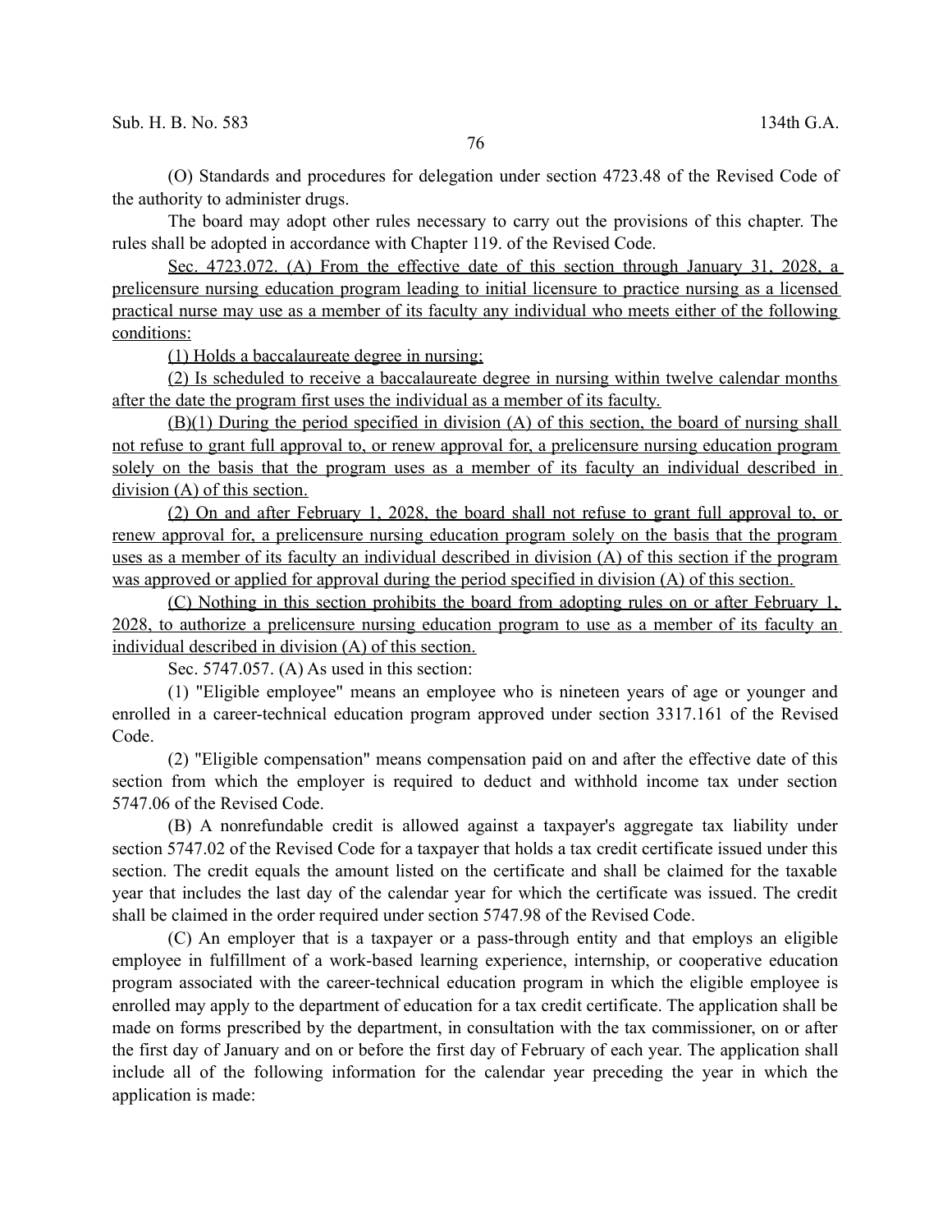(O) Standards and procedures for delegation under section 4723.48 of the Revised Code of the authority to administer drugs.

The board may adopt other rules necessary to carry out the provisions of this chapter. The rules shall be adopted in accordance with Chapter 119. of the Revised Code.

Sec. 4723.072. (A) From the effective date of this section through January 31, 2028, a prelicensure nursing education program leading to initial licensure to practice nursing as a licensed practical nurse may use as a member of its faculty any individual who meets either of the following conditions:

(1) Holds a baccalaureate degree in nursing;

(2) Is scheduled to receive a baccalaureate degree in nursing within twelve calendar months after the date the program first uses the individual as a member of its faculty.

(B)(1) During the period specified in division (A) of this section, the board of nursing shall not refuse to grant full approval to, or renew approval for, a prelicensure nursing education program solely on the basis that the program uses as a member of its faculty an individual described in division (A) of this section.

(2) On and after February 1, 2028, the board shall not refuse to grant full approval to, or renew approval for, a prelicensure nursing education program solely on the basis that the program uses as a member of its faculty an individual described in division (A) of this section if the program was approved or applied for approval during the period specified in division (A) of this section.

(C) Nothing in this section prohibits the board from adopting rules on or after February 1, 2028, to authorize a prelicensure nursing education program to use as a member of its faculty an individual described in division (A) of this section.

Sec. 5747.057. (A) As used in this section:

(1) "Eligible employee" means an employee who is nineteen years of age or younger and enrolled in a career-technical education program approved under section 3317.161 of the Revised Code.

(2) "Eligible compensation" means compensation paid on and after the effective date of this section from which the employer is required to deduct and withhold income tax under section 5747.06 of the Revised Code.

(B) A nonrefundable credit is allowed against a taxpayer's aggregate tax liability under section 5747.02 of the Revised Code for a taxpayer that holds a tax credit certificate issued under this section. The credit equals the amount listed on the certificate and shall be claimed for the taxable year that includes the last day of the calendar year for which the certificate was issued. The credit shall be claimed in the order required under section 5747.98 of the Revised Code.

(C) An employer that is a taxpayer or a pass-through entity and that employs an eligible employee in fulfillment of a work-based learning experience, internship, or cooperative education program associated with the career-technical education program in which the eligible employee is enrolled may apply to the department of education for a tax credit certificate. The application shall be made on forms prescribed by the department, in consultation with the tax commissioner, on or after the first day of January and on or before the first day of February of each year. The application shall include all of the following information for the calendar year preceding the year in which the application is made: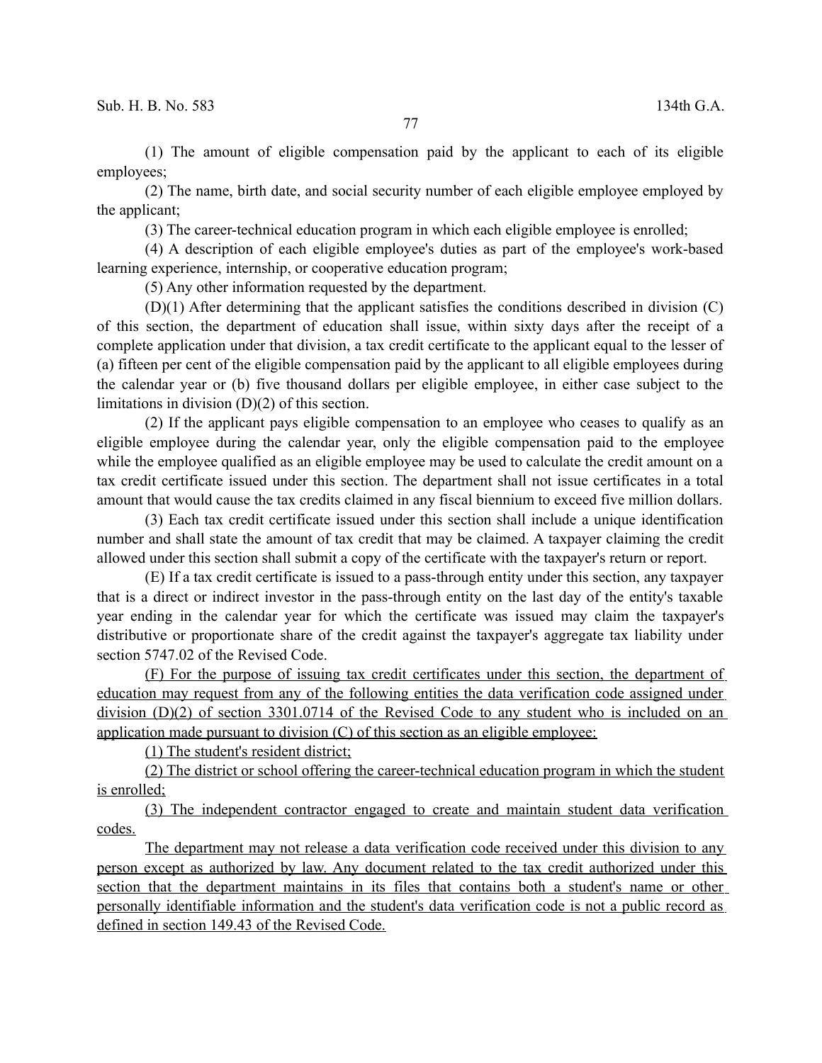(1) The amount of eligible compensation paid by the applicant to each of its eligible employees;

(2) The name, birth date, and social security number of each eligible employee employed by the applicant;

(3) The career-technical education program in which each eligible employee is enrolled;

(4) A description of each eligible employee's duties as part of the employee's work-based learning experience, internship, or cooperative education program;

(5) Any other information requested by the department.

(D)(1) After determining that the applicant satisfies the conditions described in division (C) of this section, the department of education shall issue, within sixty days after the receipt of a complete application under that division, a tax credit certificate to the applicant equal to the lesser of (a) fifteen per cent of the eligible compensation paid by the applicant to all eligible employees during the calendar year or (b) five thousand dollars per eligible employee, in either case subject to the limitations in division (D)(2) of this section.

(2) If the applicant pays eligible compensation to an employee who ceases to qualify as an eligible employee during the calendar year, only the eligible compensation paid to the employee while the employee qualified as an eligible employee may be used to calculate the credit amount on a tax credit certificate issued under this section. The department shall not issue certificates in a total amount that would cause the tax credits claimed in any fiscal biennium to exceed five million dollars.

(3) Each tax credit certificate issued under this section shall include a unique identification number and shall state the amount of tax credit that may be claimed. A taxpayer claiming the credit allowed under this section shall submit a copy of the certificate with the taxpayer's return or report.

(E) If a tax credit certificate is issued to a pass-through entity under this section, any taxpayer that is a direct or indirect investor in the pass-through entity on the last day of the entity's taxable year ending in the calendar year for which the certificate was issued may claim the taxpayer's distributive or proportionate share of the credit against the taxpayer's aggregate tax liability under section 5747.02 of the Revised Code.

<u>(F) For the purpose of issuing tax credit certificates under this section, the department of education may request from any of the following entities the data verification code assigned under division (D)(2) of section 3301.0714 of the Revised Code to any student who is included on an application made pursuant to division (C) of this section as an eligible employee:</u>

<u>(1) The student's resident district;</u>

<u>(2) The district or school offering the career-technical education program in which the student is enrolled;</u>

<u>(3) The independent contractor engaged to create and maintain student data verification codes.</u>

<u>The department may not release a data verification code received under this division to any person except as authorized by law. Any document related to the tax credit authorized under this section that the department maintains in its files that contains both a student's name or other personally identifiable information and the student's data verification code is not a public record as defined in section 149.43 of the Revised Code.</u>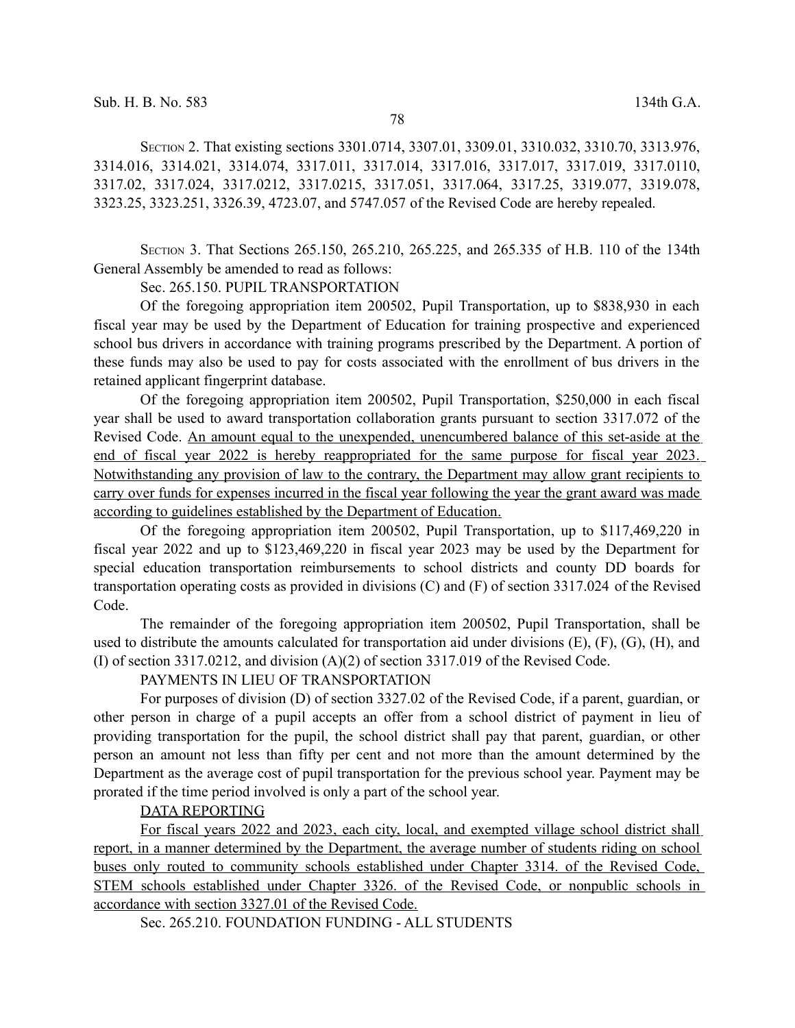SECTION 2. That existing sections 3301.0714, 3307.01, 3309.01, 3310.032, 3310.70, 3313.976, 3314.016, 3314.021, 3314.074, 3317.011, 3317.014, 3317.016, 3317.017, 3317.019, 3317.0110, 3317.02, 3317.024, 3317.0212, 3317.0215, 3317.051, 3317.064, 3317.25, 3319.077, 3319.078, 3323.25, 3323.251, 3326.39, 4723.07, and 5747.057 of the Revised Code are hereby repealed.

SECTION 3. That Sections 265.150, 265.210, 265.225, and 265.335 of H.B. 110 of the 134th General Assembly be amended to read as follows:

Sec. 265.150. PUPIL TRANSPORTATION

Of the foregoing appropriation item 200502, Pupil Transportation, up to $838,930 in each fiscal year may be used by the Department of Education for training prospective and experienced school bus drivers in accordance with training programs prescribed by the Department. A portion of these funds may also be used to pay for costs associated with the enrollment of bus drivers in the retained applicant fingerprint database.

Of the foregoing appropriation item 200502, Pupil Transportation, $250,000 in each fiscal year shall be used to award transportation collaboration grants pursuant to section 3317.072 of the Revised Code. <u>An amount equal to the unexpended, unencumbered balance of this set-aside at the end of fiscal year 2022 is hereby reappropriated for the same purpose for fiscal year 2023. Notwithstanding any provision of law to the contrary, the Department may allow grant recipients to carry over funds for expenses incurred in the fiscal year following the year the grant award was made according to guidelines established by the Department of Education.</u>

Of the foregoing appropriation item 200502, Pupil Transportation, up to $117,469,220 in fiscal year 2022 and up to $123,469,220 in fiscal year 2023 may be used by the Department for special education transportation reimbursements to school districts and county DD boards for transportation operating costs as provided in divisions (C) and (F) of section 3317.024 of the Revised Code.

The remainder of the foregoing appropriation item 200502, Pupil Transportation, shall be used to distribute the amounts calculated for transportation aid under divisions (E), (F), (G), (H), and (I) of section 3317.0212, and division (A)(2) of section 3317.019 of the Revised Code.

PAYMENTS IN LIEU OF TRANSPORTATION

For purposes of division (D) of section 3327.02 of the Revised Code, if a parent, guardian, or other person in charge of a pupil accepts an offer from a school district of payment in lieu of providing transportation for the pupil, the school district shall pay that parent, guardian, or other person an amount not less than fifty per cent and not more than the amount determined by the Department as the average cost of pupil transportation for the previous school year. Payment may be prorated if the time period involved is only a part of the school year.

<u>DATA REPORTING</u>

<u>For fiscal years 2022 and 2023, each city, local, and exempted village school district shall report, in a manner determined by the Department, the average number of students riding on school buses only routed to community schools established under Chapter 3314. of the Revised Code, STEM schools established under Chapter 3326. of the Revised Code, or nonpublic schools in accordance with section 3327.01 of the Revised Code.</u>

Sec. 265.210. FOUNDATION FUNDING - ALL STUDENTS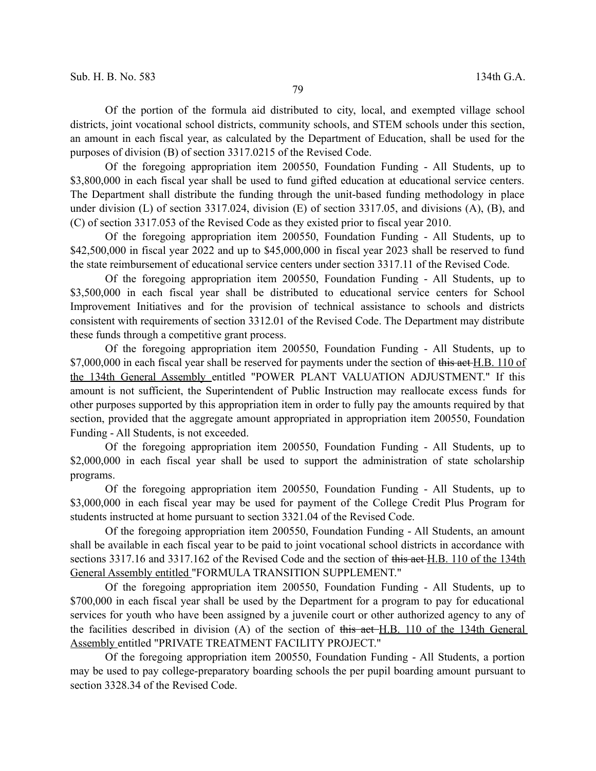Of the portion of the formula aid distributed to city, local, and exempted village school districts, joint vocational school districts, community schools, and STEM schools under this section, an amount in each fiscal year, as calculated by the Department of Education, shall be used for the purposes of division (B) of section 3317.0215 of the Revised Code.

Of the foregoing appropriation item 200550, Foundation Funding - All Students, up to $3,800,000 in each fiscal year shall be used to fund gifted education at educational service centers. The Department shall distribute the funding through the unit-based funding methodology in place under division (L) of section 3317.024, division (E) of section 3317.05, and divisions (A), (B), and (C) of section 3317.053 of the Revised Code as they existed prior to fiscal year 2010.

Of the foregoing appropriation item 200550, Foundation Funding - All Students, up to $42,500,000 in fiscal year 2022 and up to $45,000,000 in fiscal year 2023 shall be reserved to fund the state reimbursement of educational service centers under section 3317.11 of the Revised Code.

Of the foregoing appropriation item 200550, Foundation Funding - All Students, up to $3,500,000 in each fiscal year shall be distributed to educational service centers for School Improvement Initiatives and for the provision of technical assistance to schools and districts consistent with requirements of section 3312.01 of the Revised Code. The Department may distribute these funds through a competitive grant process.

Of the foregoing appropriation item 200550, Foundation Funding - All Students, up to $7,000,000 in each fiscal year shall be reserved for payments under the section of ~~this act~~ <u>H.B. 110 of the 134th General Assembly</u> entitled "POWER PLANT VALUATION ADJUSTMENT." If this amount is not sufficient, the Superintendent of Public Instruction may reallocate excess funds for other purposes supported by this appropriation item in order to fully pay the amounts required by that section, provided that the aggregate amount appropriated in appropriation item 200550, Foundation Funding - All Students, is not exceeded.

Of the foregoing appropriation item 200550, Foundation Funding - All Students, up to $2,000,000 in each fiscal year shall be used to support the administration of state scholarship programs.

Of the foregoing appropriation item 200550, Foundation Funding - All Students, up to $3,000,000 in each fiscal year may be used for payment of the College Credit Plus Program for students instructed at home pursuant to section 3321.04 of the Revised Code.

Of the foregoing appropriation item 200550, Foundation Funding - All Students, an amount shall be available in each fiscal year to be paid to joint vocational school districts in accordance with sections 3317.16 and 3317.162 of the Revised Code and the section of ~~this act~~ <u>H.B. 110 of the 134th General Assembly entitled</u> "FORMULA TRANSITION SUPPLEMENT."

Of the foregoing appropriation item 200550, Foundation Funding - All Students, up to $700,000 in each fiscal year shall be used by the Department for a program to pay for educational services for youth who have been assigned by a juvenile court or other authorized agency to any of the facilities described in division (A) of the section of ~~this act~~ <u>H.B. 110 of the 134th General Assembly</u> entitled "PRIVATE TREATMENT FACILITY PROJECT."

Of the foregoing appropriation item 200550, Foundation Funding - All Students, a portion may be used to pay college-preparatory boarding schools the per pupil boarding amount pursuant to section 3328.34 of the Revised Code.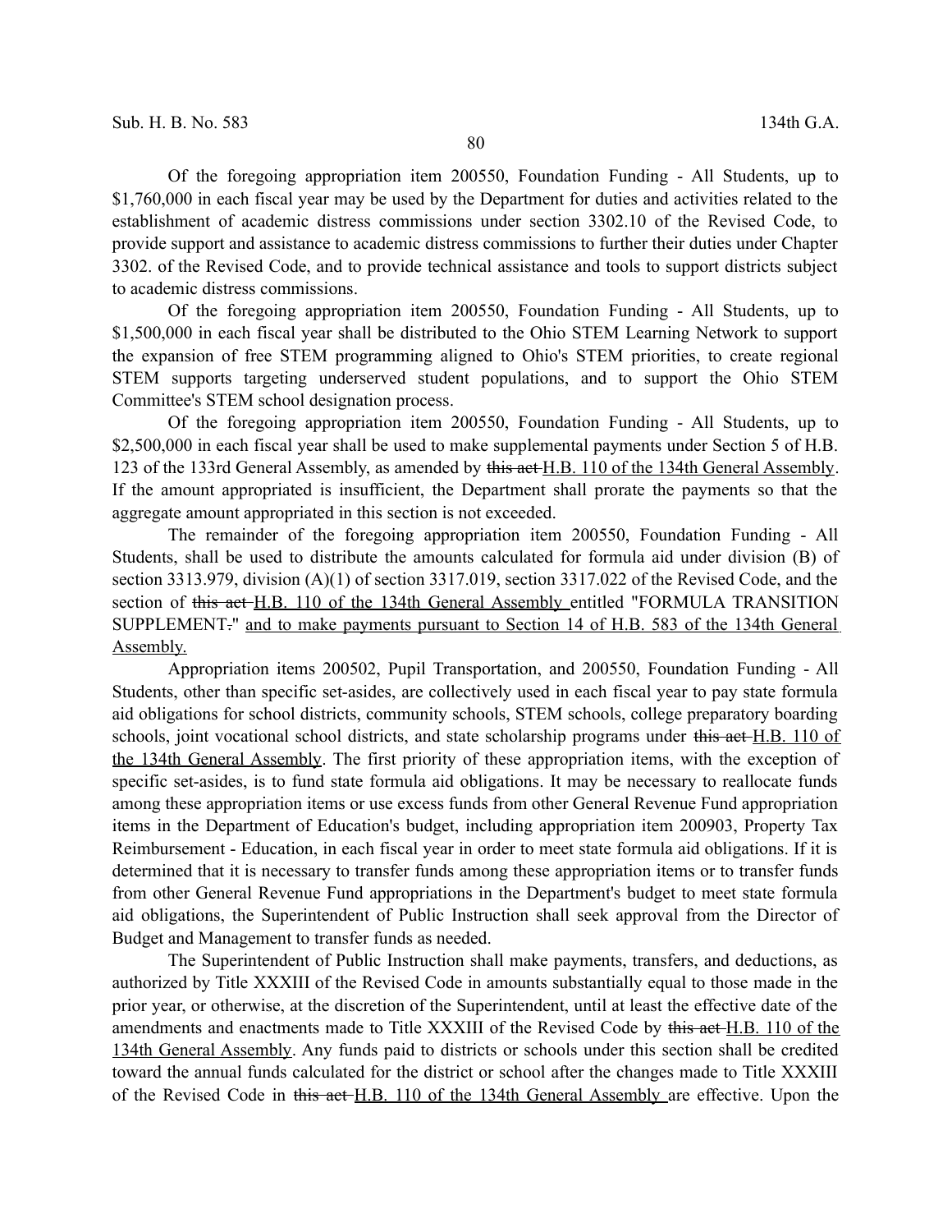Of the foregoing appropriation item 200550, Foundation Funding - All Students, up to $1,760,000 in each fiscal year may be used by the Department for duties and activities related to the establishment of academic distress commissions under section 3302.10 of the Revised Code, to provide support and assistance to academic distress commissions to further their duties under Chapter 3302. of the Revised Code, and to provide technical assistance and tools to support districts subject to academic distress commissions.

Of the foregoing appropriation item 200550, Foundation Funding - All Students, up to $1,500,000 in each fiscal year shall be distributed to the Ohio STEM Learning Network to support the expansion of free STEM programming aligned to Ohio's STEM priorities, to create regional STEM supports targeting underserved student populations, and to support the Ohio STEM Committee's STEM school designation process.

Of the foregoing appropriation item 200550, Foundation Funding - All Students, up to $2,500,000 in each fiscal year shall be used to make supplemental payments under Section 5 of H.B. 123 of the 133rd General Assembly, as amended by ~~this act~~ <u>H.B. 110 of the 134th General Assembly</u>. If the amount appropriated is insufficient, the Department shall prorate the payments so that the aggregate amount appropriated in this section is not exceeded.

The remainder of the foregoing appropriation item 200550, Foundation Funding - All Students, shall be used to distribute the amounts calculated for formula aid under division (B) of section 3313.979, division (A)(1) of section 3317.019, section 3317.022 of the Revised Code, and the section of ~~this act~~ <u>H.B. 110 of the 134th General Assembly</u> entitled "FORMULA TRANSITION SUPPLEMENT~~.~~" <u>and to make payments pursuant to Section 14 of H.B. 583 of the 134th General Assembly.</u>

Appropriation items 200502, Pupil Transportation, and 200550, Foundation Funding - All Students, other than specific set-asides, are collectively used in each fiscal year to pay state formula aid obligations for school districts, community schools, STEM schools, college preparatory boarding schools, joint vocational school districts, and state scholarship programs under ~~this act~~ <u>H.B. 110 of the 134th General Assembly</u>. The first priority of these appropriation items, with the exception of specific set-asides, is to fund state formula aid obligations. It may be necessary to reallocate funds among these appropriation items or use excess funds from other General Revenue Fund appropriation items in the Department of Education's budget, including appropriation item 200903, Property Tax Reimbursement - Education, in each fiscal year in order to meet state formula aid obligations. If it is determined that it is necessary to transfer funds among these appropriation items or to transfer funds from other General Revenue Fund appropriations in the Department's budget to meet state formula aid obligations, the Superintendent of Public Instruction shall seek approval from the Director of Budget and Management to transfer funds as needed.

The Superintendent of Public Instruction shall make payments, transfers, and deductions, as authorized by Title XXXIII of the Revised Code in amounts substantially equal to those made in the prior year, or otherwise, at the discretion of the Superintendent, until at least the effective date of the amendments and enactments made to Title XXXIII of the Revised Code by ~~this act~~ <u>H.B. 110 of the 134th General Assembly</u>. Any funds paid to districts or schools under this section shall be credited toward the annual funds calculated for the district or school after the changes made to Title XXXIII of the Revised Code in ~~this act~~ <u>H.B. 110 of the 134th General Assembly</u> are effective. Upon the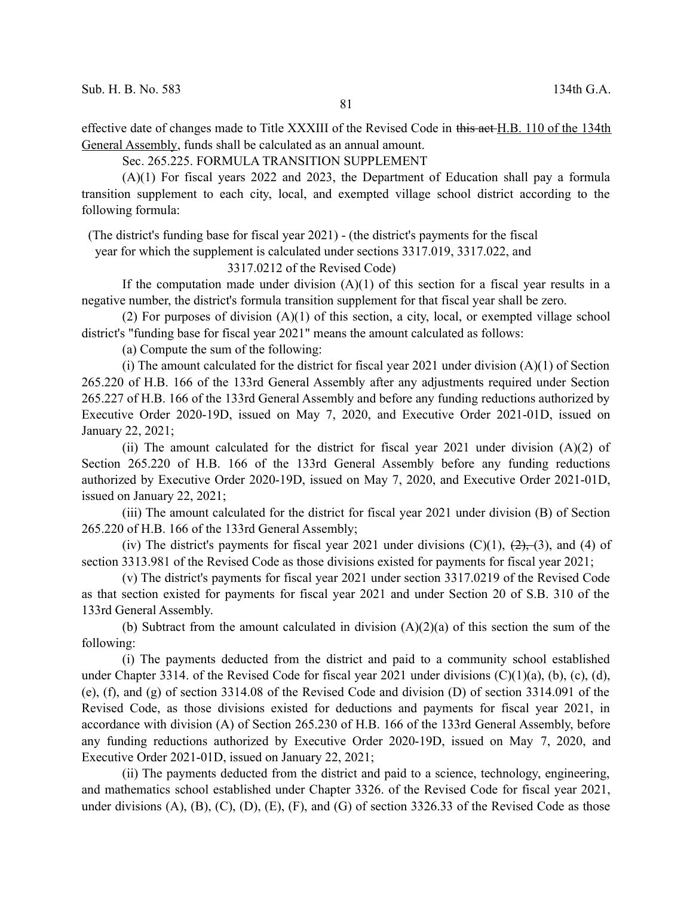effective date of changes made to Title XXXIII of the Revised Code in ~~this act~~ H.B. 110 of the 134th General Assembly, funds shall be calculated as an annual amount.

Sec. 265.225. FORMULA TRANSITION SUPPLEMENT

(A)(1) For fiscal years 2022 and 2023, the Department of Education shall pay a formula transition supplement to each city, local, and exempted village school district according to the following formula:

(The district's funding base for fiscal year 2021) - (the district's payments for the fiscal year for which the supplement is calculated under sections 3317.019, 3317.022, and 3317.0212 of the Revised Code)

If the computation made under division (A)(1) of this section for a fiscal year results in a negative number, the district's formula transition supplement for that fiscal year shall be zero.

(2) For purposes of division (A)(1) of this section, a city, local, or exempted village school district's "funding base for fiscal year 2021" means the amount calculated as follows:

(a) Compute the sum of the following:

(i) The amount calculated for the district for fiscal year 2021 under division (A)(1) of Section 265.220 of H.B. 166 of the 133rd General Assembly after any adjustments required under Section 265.227 of H.B. 166 of the 133rd General Assembly and before any funding reductions authorized by Executive Order 2020-19D, issued on May 7, 2020, and Executive Order 2021-01D, issued on January 22, 2021;

(ii) The amount calculated for the district for fiscal year 2021 under division (A)(2) of Section 265.220 of H.B. 166 of the 133rd General Assembly before any funding reductions authorized by Executive Order 2020-19D, issued on May 7, 2020, and Executive Order 2021-01D, issued on January 22, 2021;

(iii) The amount calculated for the district for fiscal year 2021 under division (B) of Section 265.220 of H.B. 166 of the 133rd General Assembly;

(iv) The district's payments for fiscal year 2021 under divisions (C)(1), ~~(2),~~ (3), and (4) of section 3313.981 of the Revised Code as those divisions existed for payments for fiscal year 2021;

(v) The district's payments for fiscal year 2021 under section 3317.0219 of the Revised Code as that section existed for payments for fiscal year 2021 and under Section 20 of S.B. 310 of the 133rd General Assembly.

(b) Subtract from the amount calculated in division (A)(2)(a) of this section the sum of the following:

(i) The payments deducted from the district and paid to a community school established under Chapter 3314. of the Revised Code for fiscal year 2021 under divisions (C)(1)(a), (b), (c), (d), (e), (f), and (g) of section 3314.08 of the Revised Code and division (D) of section 3314.091 of the Revised Code, as those divisions existed for deductions and payments for fiscal year 2021, in accordance with division (A) of Section 265.230 of H.B. 166 of the 133rd General Assembly, before any funding reductions authorized by Executive Order 2020-19D, issued on May 7, 2020, and Executive Order 2021-01D, issued on January 22, 2021;

(ii) The payments deducted from the district and paid to a science, technology, engineering, and mathematics school established under Chapter 3326. of the Revised Code for fiscal year 2021, under divisions (A), (B), (C), (D), (E), (F), and (G) of section 3326.33 of the Revised Code as those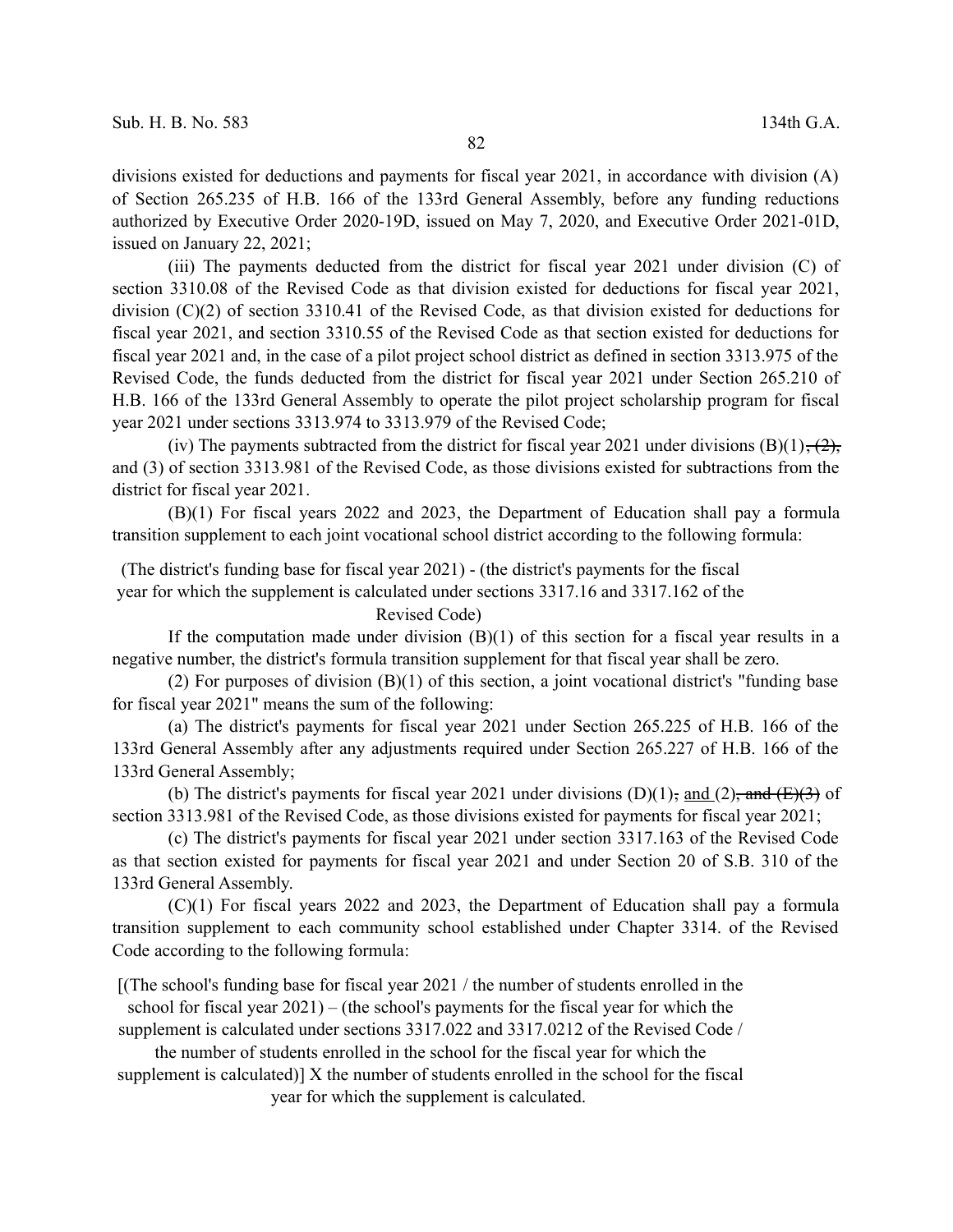divisions existed for deductions and payments for fiscal year 2021, in accordance with division (A) of Section 265.235 of H.B. 166 of the 133rd General Assembly, before any funding reductions authorized by Executive Order 2020-19D, issued on May 7, 2020, and Executive Order 2021-01D, issued on January 22, 2021;

(iii) The payments deducted from the district for fiscal year 2021 under division (C) of section 3310.08 of the Revised Code as that division existed for deductions for fiscal year 2021, division (C)(2) of section 3310.41 of the Revised Code, as that division existed for deductions for fiscal year 2021, and section 3310.55 of the Revised Code as that section existed for deductions for fiscal year 2021 and, in the case of a pilot project school district as defined in section 3313.975 of the Revised Code, the funds deducted from the district for fiscal year 2021 under Section 265.210 of H.B. 166 of the 133rd General Assembly to operate the pilot project scholarship program for fiscal year 2021 under sections 3313.974 to 3313.979 of the Revised Code;

(iv) The payments subtracted from the district for fiscal year 2021 under divisions (B)(1)~~, (2),~~ and (3) of section 3313.981 of the Revised Code, as those divisions existed for subtractions from the district for fiscal year 2021.

(B)(1) For fiscal years 2022 and 2023, the Department of Education shall pay a formula transition supplement to each joint vocational school district according to the following formula:

(The district's funding base for fiscal year 2021) - (the district's payments for the fiscal year for which the supplement is calculated under sections 3317.16 and 3317.162 of the Revised Code)

If the computation made under division (B)(1) of this section for a fiscal year results in a negative number, the district's formula transition supplement for that fiscal year shall be zero.

(2) For purposes of division (B)(1) of this section, a joint vocational district's "funding base for fiscal year 2021" means the sum of the following:

(a) The district's payments for fiscal year 2021 under Section 265.225 of H.B. 166 of the 133rd General Assembly after any adjustments required under Section 265.227 of H.B. 166 of the 133rd General Assembly;

(b) The district's payments for fiscal year 2021 under divisions (D)(1)~~,~~ and (2)~~, and (E)(3)~~ of section 3313.981 of the Revised Code, as those divisions existed for payments for fiscal year 2021;

(c) The district's payments for fiscal year 2021 under section 3317.163 of the Revised Code as that section existed for payments for fiscal year 2021 and under Section 20 of S.B. 310 of the 133rd General Assembly.

(C)(1) For fiscal years 2022 and 2023, the Department of Education shall pay a formula transition supplement to each community school established under Chapter 3314. of the Revised Code according to the following formula:

[(The school's funding base for fiscal year 2021 / the number of students enrolled in the school for fiscal year 2021) – (the school's payments for the fiscal year for which the supplement is calculated under sections 3317.022 and 3317.0212 of the Revised Code / the number of students enrolled in the school for the fiscal year for which the supplement is calculated)] X the number of students enrolled in the school for the fiscal year for which the supplement is calculated.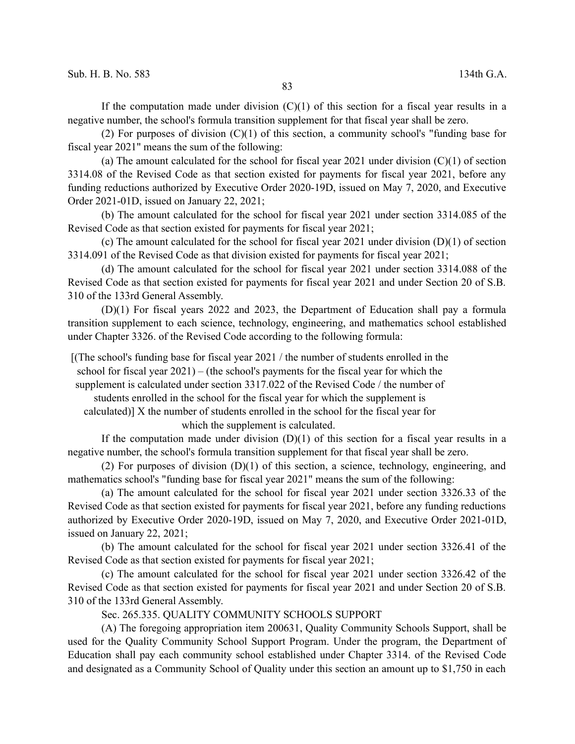If the computation made under division (C)(1) of this section for a fiscal year results in a negative number, the school's formula transition supplement for that fiscal year shall be zero.

(2) For purposes of division (C)(1) of this section, a community school's "funding base for fiscal year 2021" means the sum of the following:

(a) The amount calculated for the school for fiscal year 2021 under division (C)(1) of section 3314.08 of the Revised Code as that section existed for payments for fiscal year 2021, before any funding reductions authorized by Executive Order 2020-19D, issued on May 7, 2020, and Executive Order 2021-01D, issued on January 22, 2021;

(b) The amount calculated for the school for fiscal year 2021 under section 3314.085 of the Revised Code as that section existed for payments for fiscal year 2021;

(c) The amount calculated for the school for fiscal year 2021 under division (D)(1) of section 3314.091 of the Revised Code as that division existed for payments for fiscal year 2021;

(d) The amount calculated for the school for fiscal year 2021 under section 3314.088 of the Revised Code as that section existed for payments for fiscal year 2021 and under Section 20 of S.B. 310 of the 133rd General Assembly.

(D)(1) For fiscal years 2022 and 2023, the Department of Education shall pay a formula transition supplement to each science, technology, engineering, and mathematics school established under Chapter 3326. of the Revised Code according to the following formula:

[(The school's funding base for fiscal year 2021 / the number of students enrolled in the school for fiscal year 2021) – (the school's payments for the fiscal year for which the supplement is calculated under section 3317.022 of the Revised Code / the number of students enrolled in the school for the fiscal year for which the supplement is calculated)] X the number of students enrolled in the school for the fiscal year for which the supplement is calculated.

If the computation made under division (D)(1) of this section for a fiscal year results in a negative number, the school's formula transition supplement for that fiscal year shall be zero.

(2) For purposes of division (D)(1) of this section, a science, technology, engineering, and mathematics school's "funding base for fiscal year 2021" means the sum of the following:

(a) The amount calculated for the school for fiscal year 2021 under section 3326.33 of the Revised Code as that section existed for payments for fiscal year 2021, before any funding reductions authorized by Executive Order 2020-19D, issued on May 7, 2020, and Executive Order 2021-01D, issued on January 22, 2021;

(b) The amount calculated for the school for fiscal year 2021 under section 3326.41 of the Revised Code as that section existed for payments for fiscal year 2021;

(c) The amount calculated for the school for fiscal year 2021 under section 3326.42 of the Revised Code as that section existed for payments for fiscal year 2021 and under Section 20 of S.B. 310 of the 133rd General Assembly.

Sec. 265.335. QUALITY COMMUNITY SCHOOLS SUPPORT

(A) The foregoing appropriation item 200631, Quality Community Schools Support, shall be used for the Quality Community School Support Program. Under the program, the Department of Education shall pay each community school established under Chapter 3314. of the Revised Code and designated as a Community School of Quality under this section an amount up to $1,750 in each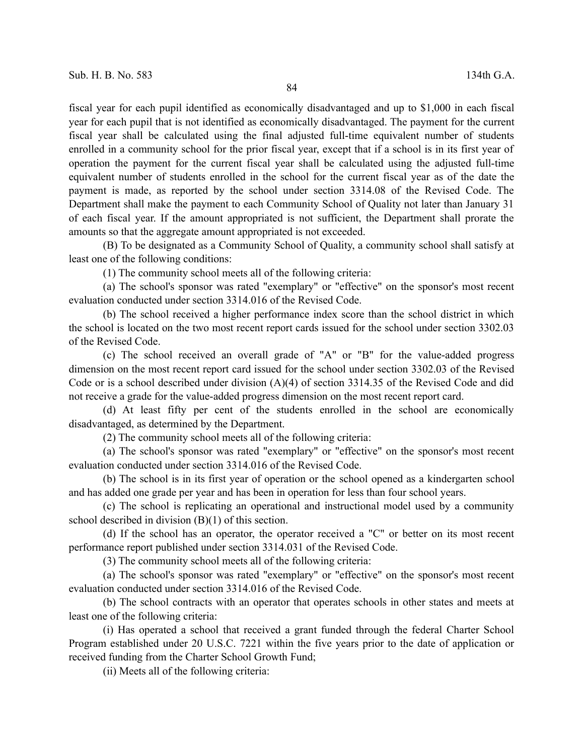fiscal year for each pupil identified as economically disadvantaged and up to $1,000 in each fiscal year for each pupil that is not identified as economically disadvantaged. The payment for the current fiscal year shall be calculated using the final adjusted full-time equivalent number of students enrolled in a community school for the prior fiscal year, except that if a school is in its first year of operation the payment for the current fiscal year shall be calculated using the adjusted full-time equivalent number of students enrolled in the school for the current fiscal year as of the date the payment is made, as reported by the school under section 3314.08 of the Revised Code. The Department shall make the payment to each Community School of Quality not later than January 31 of each fiscal year. If the amount appropriated is not sufficient, the Department shall prorate the amounts so that the aggregate amount appropriated is not exceeded.

(B) To be designated as a Community School of Quality, a community school shall satisfy at least one of the following conditions:

(1) The community school meets all of the following criteria:

(a) The school's sponsor was rated "exemplary" or "effective" on the sponsor's most recent evaluation conducted under section 3314.016 of the Revised Code.

(b) The school received a higher performance index score than the school district in which the school is located on the two most recent report cards issued for the school under section 3302.03 of the Revised Code.

(c) The school received an overall grade of "A" or "B" for the value-added progress dimension on the most recent report card issued for the school under section 3302.03 of the Revised Code or is a school described under division (A)(4) of section 3314.35 of the Revised Code and did not receive a grade for the value-added progress dimension on the most recent report card.

(d) At least fifty per cent of the students enrolled in the school are economically disadvantaged, as determined by the Department.

(2) The community school meets all of the following criteria:

(a) The school's sponsor was rated "exemplary" or "effective" on the sponsor's most recent evaluation conducted under section 3314.016 of the Revised Code.

(b) The school is in its first year of operation or the school opened as a kindergarten school and has added one grade per year and has been in operation for less than four school years.

(c) The school is replicating an operational and instructional model used by a community school described in division (B)(1) of this section.

(d) If the school has an operator, the operator received a "C" or better on its most recent performance report published under section 3314.031 of the Revised Code.

(3) The community school meets all of the following criteria:

(a) The school's sponsor was rated "exemplary" or "effective" on the sponsor's most recent evaluation conducted under section 3314.016 of the Revised Code.

(b) The school contracts with an operator that operates schools in other states and meets at least one of the following criteria:

(i) Has operated a school that received a grant funded through the federal Charter School Program established under 20 U.S.C. 7221 within the five years prior to the date of application or received funding from the Charter School Growth Fund;

(ii) Meets all of the following criteria: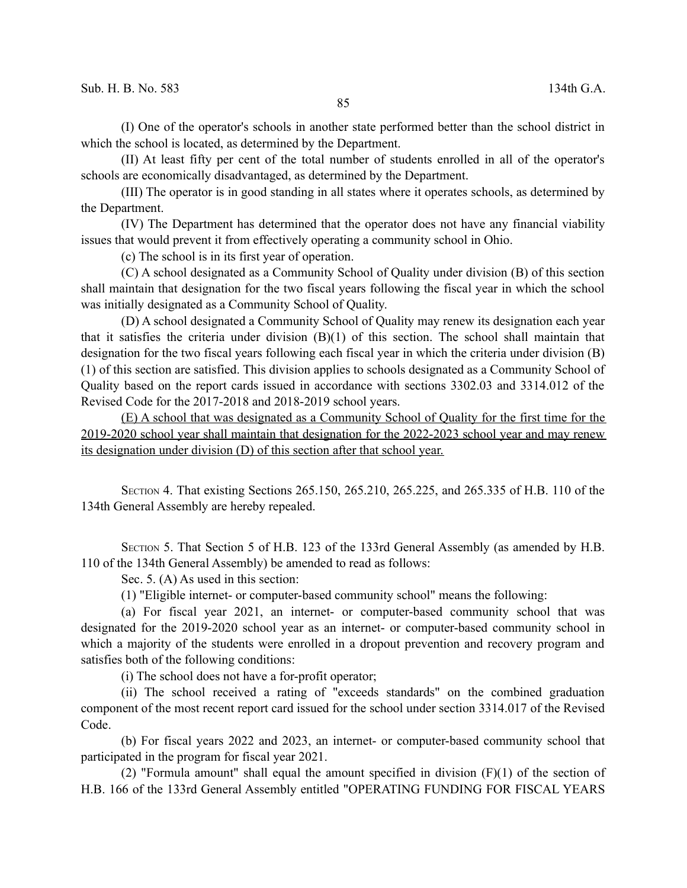(I) One of the operator's schools in another state performed better than the school district in which the school is located, as determined by the Department.

(II) At least fifty per cent of the total number of students enrolled in all of the operator's schools are economically disadvantaged, as determined by the Department.

(III) The operator is in good standing in all states where it operates schools, as determined by the Department.

(IV) The Department has determined that the operator does not have any financial viability issues that would prevent it from effectively operating a community school in Ohio.

(c) The school is in its first year of operation.

(C) A school designated as a Community School of Quality under division (B) of this section shall maintain that designation for the two fiscal years following the fiscal year in which the school was initially designated as a Community School of Quality.

(D) A school designated a Community School of Quality may renew its designation each year that it satisfies the criteria under division (B)(1) of this section. The school shall maintain that designation for the two fiscal years following each fiscal year in which the criteria under division (B)(1) of this section are satisfied. This division applies to schools designated as a Community School of Quality based on the report cards issued in accordance with sections 3302.03 and 3314.012 of the Revised Code for the 2017-2018 and 2018-2019 school years.

<u>(E) A school that was designated as a Community School of Quality for the first time for the 2019-2020 school year shall maintain that designation for the 2022-2023 school year and may renew its designation under division (D) of this section after that school year.</u>

SECTION 4. That existing Sections 265.150, 265.210, 265.225, and 265.335 of H.B. 110 of the 134th General Assembly are hereby repealed.

SECTION 5. That Section 5 of H.B. 123 of the 133rd General Assembly (as amended by H.B. 110 of the 134th General Assembly) be amended to read as follows:

Sec. 5. (A) As used in this section:

(1) "Eligible internet- or computer-based community school" means the following:

(a) For fiscal year 2021, an internet- or computer-based community school that was designated for the 2019-2020 school year as an internet- or computer-based community school in which a majority of the students were enrolled in a dropout prevention and recovery program and satisfies both of the following conditions:

(i) The school does not have a for-profit operator;

(ii) The school received a rating of "exceeds standards" on the combined graduation component of the most recent report card issued for the school under section 3314.017 of the Revised Code.

(b) For fiscal years 2022 and 2023, an internet- or computer-based community school that participated in the program for fiscal year 2021.

(2) "Formula amount" shall equal the amount specified in division (F)(1) of the section of H.B. 166 of the 133rd General Assembly entitled "OPERATING FUNDING FOR FISCAL YEARS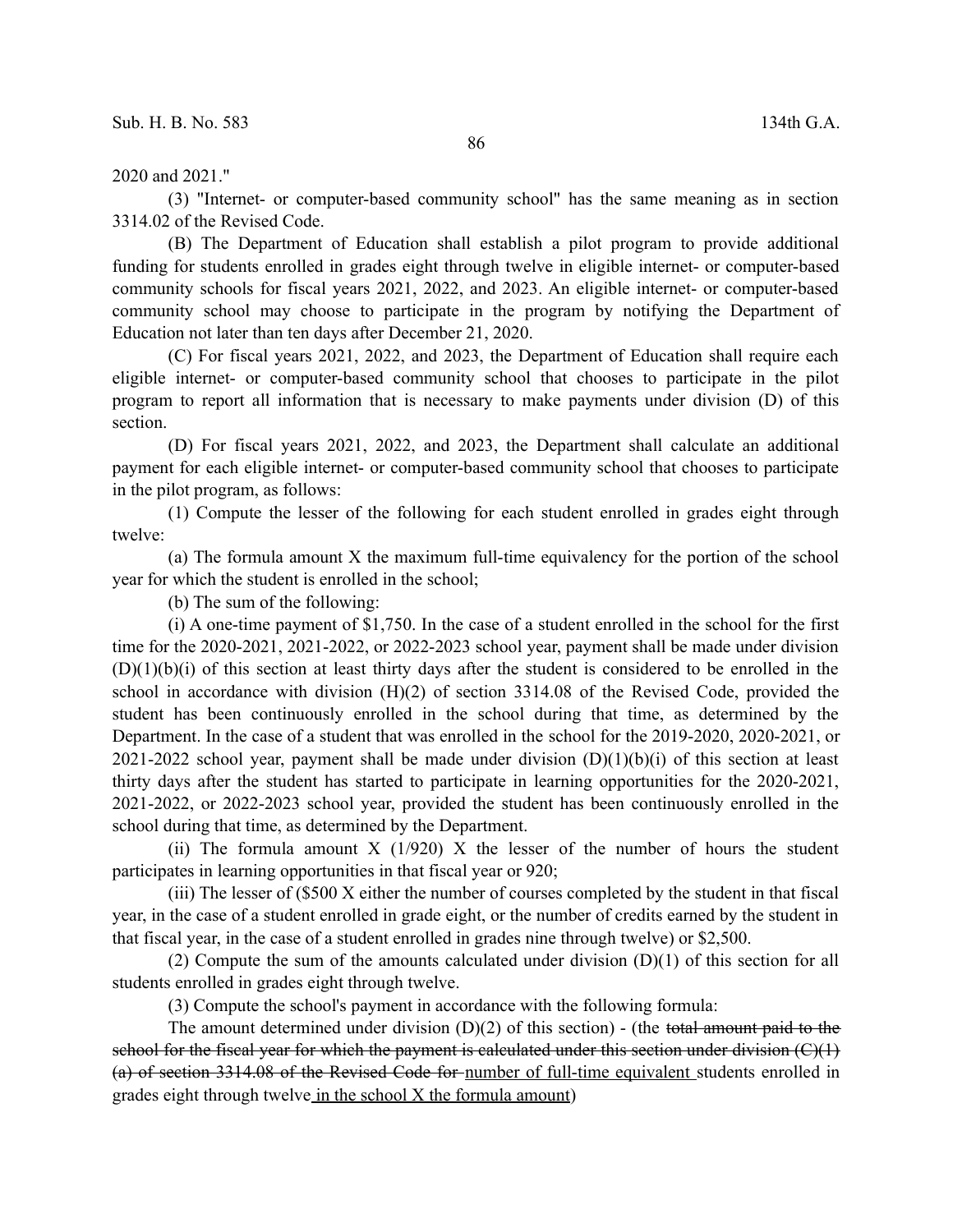2020 and 2021."

(3) "Internet- or computer-based community school" has the same meaning as in section 3314.02 of the Revised Code.

(B) The Department of Education shall establish a pilot program to provide additional funding for students enrolled in grades eight through twelve in eligible internet- or computer-based community schools for fiscal years 2021, 2022, and 2023. An eligible internet- or computer-based community school may choose to participate in the program by notifying the Department of Education not later than ten days after December 21, 2020.

(C) For fiscal years 2021, 2022, and 2023, the Department of Education shall require each eligible internet- or computer-based community school that chooses to participate in the pilot program to report all information that is necessary to make payments under division (D) of this section.

(D) For fiscal years 2021, 2022, and 2023, the Department shall calculate an additional payment for each eligible internet- or computer-based community school that chooses to participate in the pilot program, as follows:

(1) Compute the lesser of the following for each student enrolled in grades eight through twelve:

(a) The formula amount X the maximum full-time equivalency for the portion of the school year for which the student is enrolled in the school;

(b) The sum of the following:

(i) A one-time payment of $1,750. In the case of a student enrolled in the school for the first time for the 2020-2021, 2021-2022, or 2022-2023 school year, payment shall be made under division (D)(1)(b)(i) of this section at least thirty days after the student is considered to be enrolled in the school in accordance with division (H)(2) of section 3314.08 of the Revised Code, provided the student has been continuously enrolled in the school during that time, as determined by the Department. In the case of a student that was enrolled in the school for the 2019-2020, 2020-2021, or 2021-2022 school year, payment shall be made under division (D)(1)(b)(i) of this section at least thirty days after the student has started to participate in learning opportunities for the 2020-2021, 2021-2022, or 2022-2023 school year, provided the student has been continuously enrolled in the school during that time, as determined by the Department.

(ii) The formula amount X (1/920) X the lesser of the number of hours the student participates in learning opportunities in that fiscal year or 920;

(iii) The lesser of ($500 X either the number of courses completed by the student in that fiscal year, in the case of a student enrolled in grade eight, or the number of credits earned by the student in that fiscal year, in the case of a student enrolled in grades nine through twelve) or $2,500.

(2) Compute the sum of the amounts calculated under division (D)(1) of this section for all students enrolled in grades eight through twelve.

(3) Compute the school's payment in accordance with the following formula:

The amount determined under division (D)(2) of this section) - (the ~~total amount paid to the school for the fiscal year for which the payment is calculated under this section under division (C)(1)(a) of section 3314.08 of the Revised Code for~~ <u>number of full-time equivalent</u> students enrolled in grades eight through twelve<u> in the school X the formula amount</u>)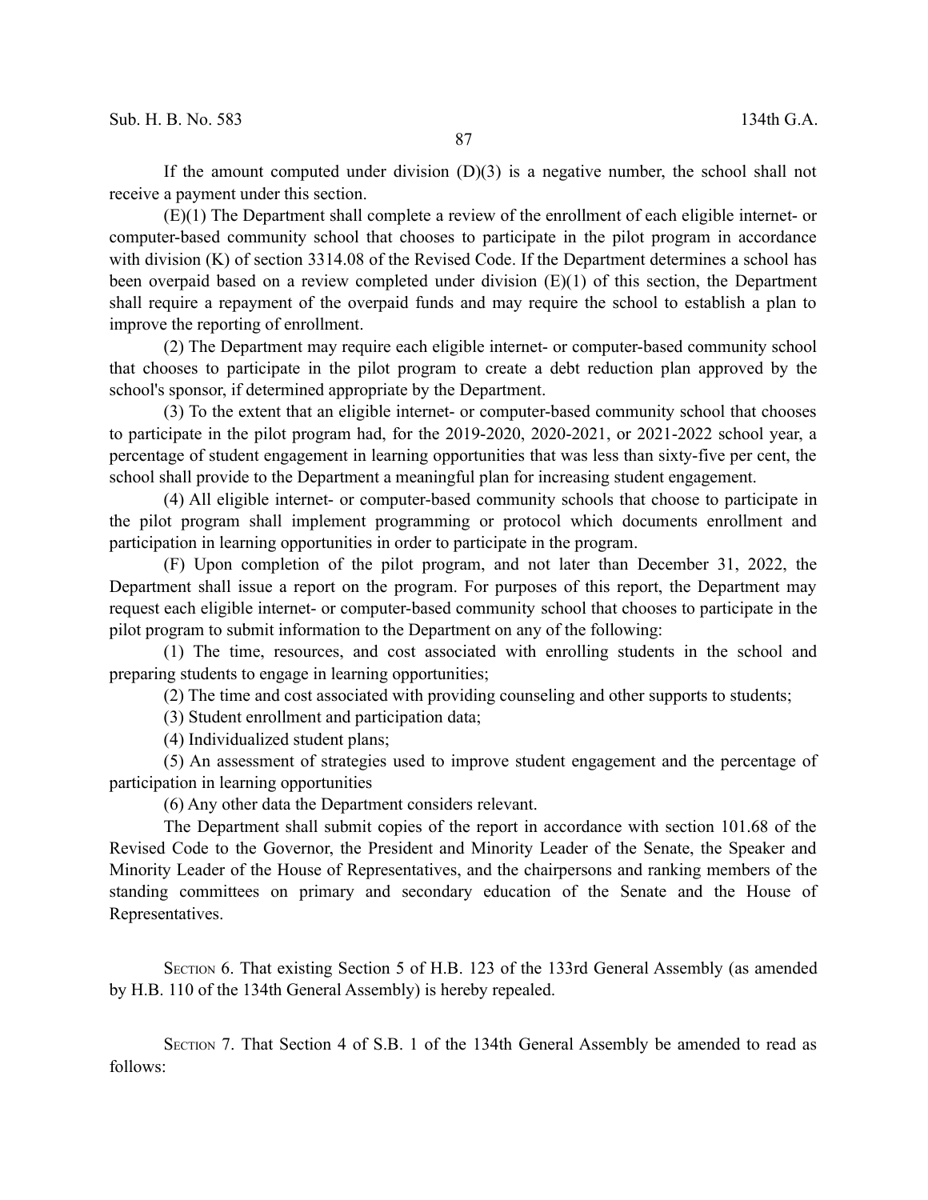If the amount computed under division (D)(3) is a negative number, the school shall not receive a payment under this section.

(E)(1) The Department shall complete a review of the enrollment of each eligible internet- or computer-based community school that chooses to participate in the pilot program in accordance with division (K) of section 3314.08 of the Revised Code. If the Department determines a school has been overpaid based on a review completed under division (E)(1) of this section, the Department shall require a repayment of the overpaid funds and may require the school to establish a plan to improve the reporting of enrollment.

(2) The Department may require each eligible internet- or computer-based community school that chooses to participate in the pilot program to create a debt reduction plan approved by the school's sponsor, if determined appropriate by the Department.

(3) To the extent that an eligible internet- or computer-based community school that chooses to participate in the pilot program had, for the 2019-2020, 2020-2021, or 2021-2022 school year, a percentage of student engagement in learning opportunities that was less than sixty-five per cent, the school shall provide to the Department a meaningful plan for increasing student engagement.

(4) All eligible internet- or computer-based community schools that choose to participate in the pilot program shall implement programming or protocol which documents enrollment and participation in learning opportunities in order to participate in the program.

(F) Upon completion of the pilot program, and not later than December 31, 2022, the Department shall issue a report on the program. For purposes of this report, the Department may request each eligible internet- or computer-based community school that chooses to participate in the pilot program to submit information to the Department on any of the following:

(1) The time, resources, and cost associated with enrolling students in the school and preparing students to engage in learning opportunities;

(2) The time and cost associated with providing counseling and other supports to students;

(3) Student enrollment and participation data;

(4) Individualized student plans;

(5) An assessment of strategies used to improve student engagement and the percentage of participation in learning opportunities

(6) Any other data the Department considers relevant.

The Department shall submit copies of the report in accordance with section 101.68 of the Revised Code to the Governor, the President and Minority Leader of the Senate, the Speaker and Minority Leader of the House of Representatives, and the chairpersons and ranking members of the standing committees on primary and secondary education of the Senate and the House of Representatives.

SECTION 6. That existing Section 5 of H.B. 123 of the 133rd General Assembly (as amended by H.B. 110 of the 134th General Assembly) is hereby repealed.

SECTION 7. That Section 4 of S.B. 1 of the 134th General Assembly be amended to read as follows: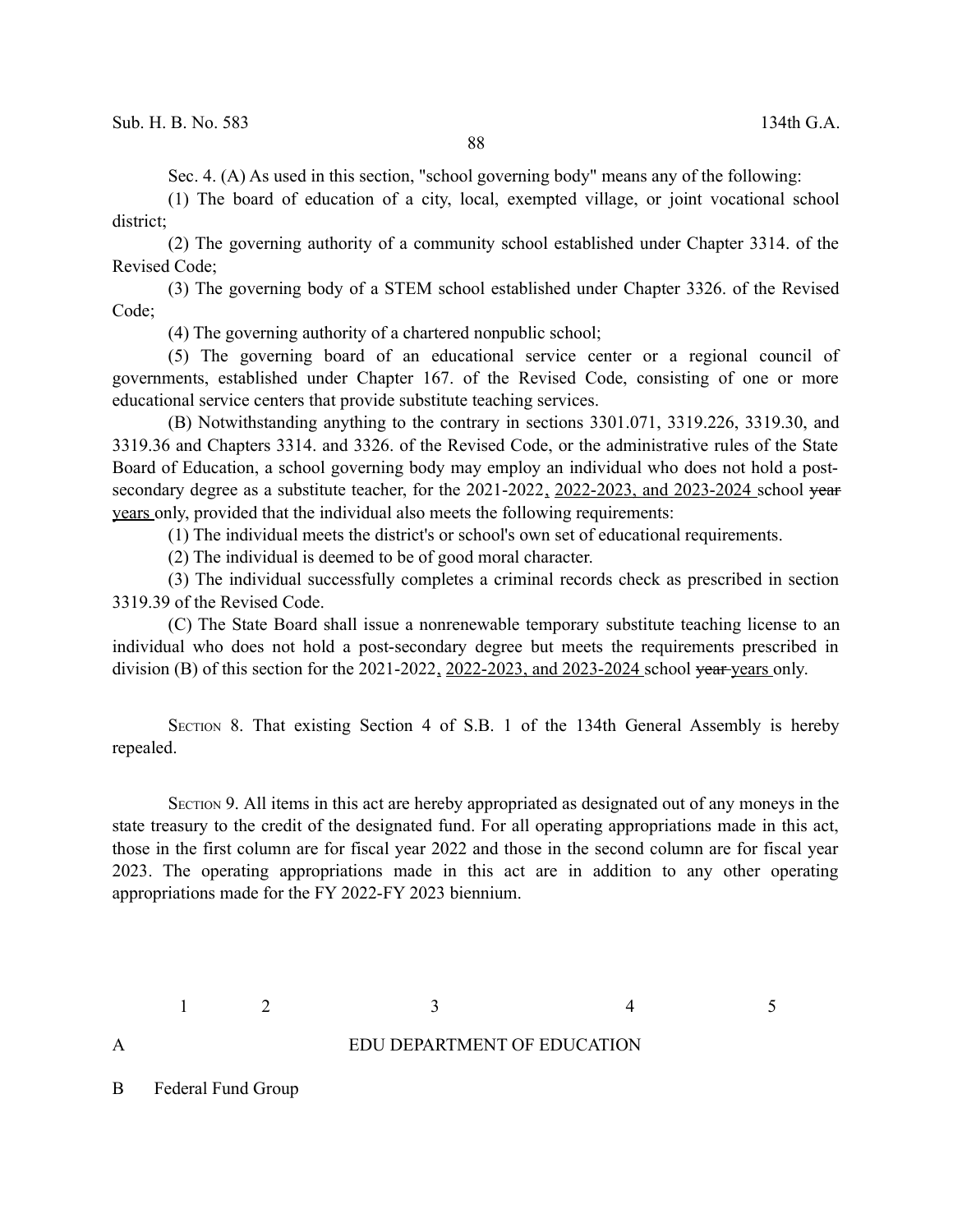Sec. 4. (A) As used in this section, "school governing body" means any of the following:

(1) The board of education of a city, local, exempted village, or joint vocational school district;

(2) The governing authority of a community school established under Chapter 3314. of the Revised Code;

(3) The governing body of a STEM school established under Chapter 3326. of the Revised Code;

(4) The governing authority of a chartered nonpublic school;

(5) The governing board of an educational service center or a regional council of governments, established under Chapter 167. of the Revised Code, consisting of one or more educational service centers that provide substitute teaching services.

(B) Notwithstanding anything to the contrary in sections 3301.071, 3319.226, 3319.30, and 3319.36 and Chapters 3314. and 3326. of the Revised Code, or the administrative rules of the State Board of Education, a school governing body may employ an individual who does not hold a post-secondary degree as a substitute teacher, for the 2021-2022, 2022-2023, and 2023-2024 school ~~year~~ years only, provided that the individual also meets the following requirements:

(1) The individual meets the district's or school's own set of educational requirements.

(2) The individual is deemed to be of good moral character.

(3) The individual successfully completes a criminal records check as prescribed in section 3319.39 of the Revised Code.

(C) The State Board shall issue a nonrenewable temporary substitute teaching license to an individual who does not hold a post-secondary degree but meets the requirements prescribed in division (B) of this section for the 2021-2022, 2022-2023, and 2023-2024 school ~~year~~ years only.

SECTION 8. That existing Section 4 of S.B. 1 of the 134th General Assembly is hereby repealed.

SECTION 9. All items in this act are hereby appropriated as designated out of any moneys in the state treasury to the credit of the designated fund. For all operating appropriations made in this act, those in the first column are for fiscal year 2022 and those in the second column are for fiscal year 2023. The operating appropriations made in this act are in addition to any other operating appropriations made for the FY 2022-FY 2023 biennium.

| | 1 | 2 | 3 | 4 | 5 |
|---|---|---|---|---|---|
| A | | | EDU DEPARTMENT OF EDUCATION | | |
| B | Federal Fund Group | | | | |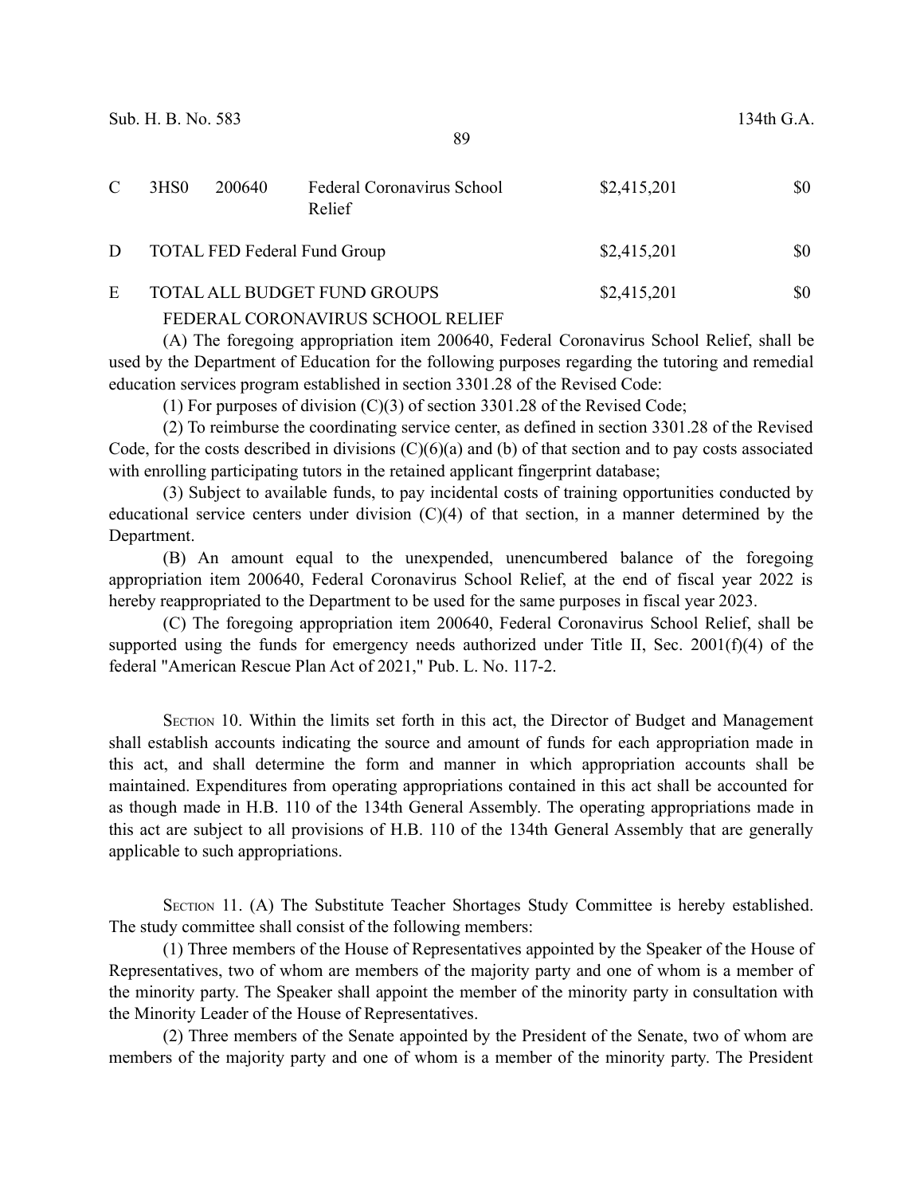| | | | | | |
|---|---|---|---|---|---|
| C | 3HS0 | 200640 | Federal Coronavirus School Relief | $2,415,201 | $0 |
| D | TOTAL FED Federal Fund Group | | | $2,415,201 | $0 |
| E | TOTAL ALL BUDGET FUND GROUPS | | | $2,415,201 | $0 |

FEDERAL CORONAVIRUS SCHOOL RELIEF

(A) The foregoing appropriation item 200640, Federal Coronavirus School Relief, shall be used by the Department of Education for the following purposes regarding the tutoring and remedial education services program established in section 3301.28 of the Revised Code:

(1) For purposes of division (C)(3) of section 3301.28 of the Revised Code;

(2) To reimburse the coordinating service center, as defined in section 3301.28 of the Revised Code, for the costs described in divisions (C)(6)(a) and (b) of that section and to pay costs associated with enrolling participating tutors in the retained applicant fingerprint database;

(3) Subject to available funds, to pay incidental costs of training opportunities conducted by educational service centers under division (C)(4) of that section, in a manner determined by the Department.

(B) An amount equal to the unexpended, unencumbered balance of the foregoing appropriation item 200640, Federal Coronavirus School Relief, at the end of fiscal year 2022 is hereby reappropriated to the Department to be used for the same purposes in fiscal year 2023.

(C) The foregoing appropriation item 200640, Federal Coronavirus School Relief, shall be supported using the funds for emergency needs authorized under Title II, Sec. 2001(f)(4) of the federal "American Rescue Plan Act of 2021," Pub. L. No. 117-2.

SECTION 10. Within the limits set forth in this act, the Director of Budget and Management shall establish accounts indicating the source and amount of funds for each appropriation made in this act, and shall determine the form and manner in which appropriation accounts shall be maintained. Expenditures from operating appropriations contained in this act shall be accounted for as though made in H.B. 110 of the 134th General Assembly. The operating appropriations made in this act are subject to all provisions of H.B. 110 of the 134th General Assembly that are generally applicable to such appropriations.

SECTION 11. (A) The Substitute Teacher Shortages Study Committee is hereby established. The study committee shall consist of the following members:

(1) Three members of the House of Representatives appointed by the Speaker of the House of Representatives, two of whom are members of the majority party and one of whom is a member of the minority party. The Speaker shall appoint the member of the minority party in consultation with the Minority Leader of the House of Representatives.

(2) Three members of the Senate appointed by the President of the Senate, two of whom are members of the majority party and one of whom is a member of the minority party. The President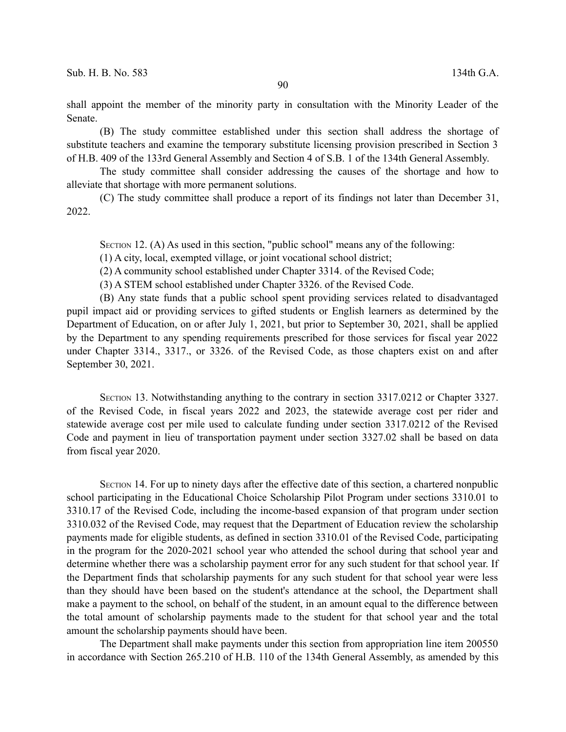shall appoint the member of the minority party in consultation with the Minority Leader of the Senate.

(B) The study committee established under this section shall address the shortage of substitute teachers and examine the temporary substitute licensing provision prescribed in Section 3 of H.B. 409 of the 133rd General Assembly and Section 4 of S.B. 1 of the 134th General Assembly.

The study committee shall consider addressing the causes of the shortage and how to alleviate that shortage with more permanent solutions.

(C) The study committee shall produce a report of its findings not later than December 31, 2022.

SECTION 12. (A) As used in this section, "public school" means any of the following:

(1) A city, local, exempted village, or joint vocational school district;

(2) A community school established under Chapter 3314. of the Revised Code;

(3) A STEM school established under Chapter 3326. of the Revised Code.

(B) Any state funds that a public school spent providing services related to disadvantaged pupil impact aid or providing services to gifted students or English learners as determined by the Department of Education, on or after July 1, 2021, but prior to September 30, 2021, shall be applied by the Department to any spending requirements prescribed for those services for fiscal year 2022 under Chapter 3314., 3317., or 3326. of the Revised Code, as those chapters exist on and after September 30, 2021.

SECTION 13. Notwithstanding anything to the contrary in section 3317.0212 or Chapter 3327. of the Revised Code, in fiscal years 2022 and 2023, the statewide average cost per rider and statewide average cost per mile used to calculate funding under section 3317.0212 of the Revised Code and payment in lieu of transportation payment under section 3327.02 shall be based on data from fiscal year 2020.

SECTION 14. For up to ninety days after the effective date of this section, a chartered nonpublic school participating in the Educational Choice Scholarship Pilot Program under sections 3310.01 to 3310.17 of the Revised Code, including the income-based expansion of that program under section 3310.032 of the Revised Code, may request that the Department of Education review the scholarship payments made for eligible students, as defined in section 3310.01 of the Revised Code, participating in the program for the 2020-2021 school year who attended the school during that school year and determine whether there was a scholarship payment error for any such student for that school year. If the Department finds that scholarship payments for any such student for that school year were less than they should have been based on the student's attendance at the school, the Department shall make a payment to the school, on behalf of the student, in an amount equal to the difference between the total amount of scholarship payments made to the student for that school year and the total amount the scholarship payments should have been.

The Department shall make payments under this section from appropriation line item 200550 in accordance with Section 265.210 of H.B. 110 of the 134th General Assembly, as amended by this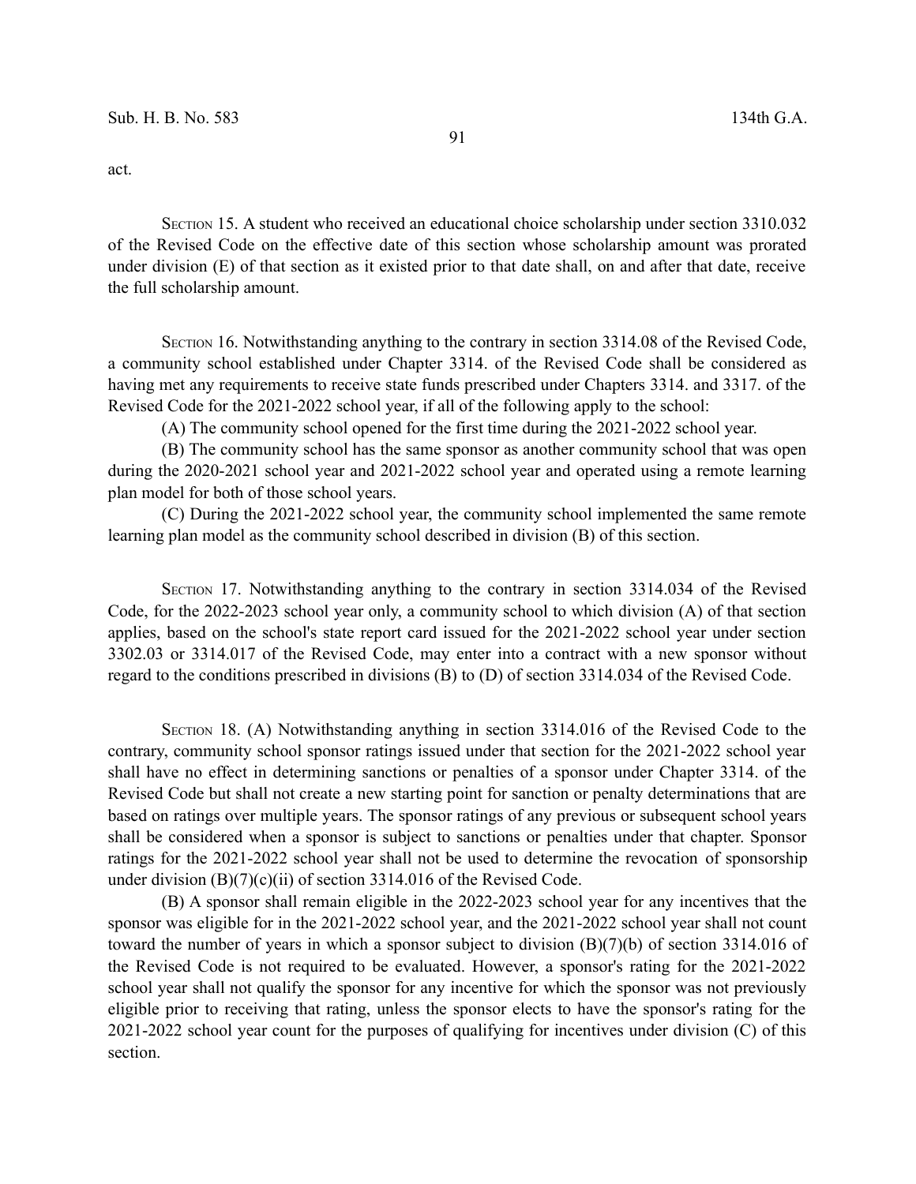act.

SECTION 15. A student who received an educational choice scholarship under section 3310.032 of the Revised Code on the effective date of this section whose scholarship amount was prorated under division (E) of that section as it existed prior to that date shall, on and after that date, receive the full scholarship amount.

SECTION 16. Notwithstanding anything to the contrary in section 3314.08 of the Revised Code, a community school established under Chapter 3314. of the Revised Code shall be considered as having met any requirements to receive state funds prescribed under Chapters 3314. and 3317. of the Revised Code for the 2021-2022 school year, if all of the following apply to the school:

(A) The community school opened for the first time during the 2021-2022 school year.

(B) The community school has the same sponsor as another community school that was open during the 2020-2021 school year and 2021-2022 school year and operated using a remote learning plan model for both of those school years.

(C) During the 2021-2022 school year, the community school implemented the same remote learning plan model as the community school described in division (B) of this section.

SECTION 17. Notwithstanding anything to the contrary in section 3314.034 of the Revised Code, for the 2022-2023 school year only, a community school to which division (A) of that section applies, based on the school's state report card issued for the 2021-2022 school year under section 3302.03 or 3314.017 of the Revised Code, may enter into a contract with a new sponsor without regard to the conditions prescribed in divisions (B) to (D) of section 3314.034 of the Revised Code.

SECTION 18. (A) Notwithstanding anything in section 3314.016 of the Revised Code to the contrary, community school sponsor ratings issued under that section for the 2021-2022 school year shall have no effect in determining sanctions or penalties of a sponsor under Chapter 3314. of the Revised Code but shall not create a new starting point for sanction or penalty determinations that are based on ratings over multiple years. The sponsor ratings of any previous or subsequent school years shall be considered when a sponsor is subject to sanctions or penalties under that chapter. Sponsor ratings for the 2021-2022 school year shall not be used to determine the revocation of sponsorship under division (B)(7)(c)(ii) of section 3314.016 of the Revised Code.

(B) A sponsor shall remain eligible in the 2022-2023 school year for any incentives that the sponsor was eligible for in the 2021-2022 school year, and the 2021-2022 school year shall not count toward the number of years in which a sponsor subject to division (B)(7)(b) of section 3314.016 of the Revised Code is not required to be evaluated. However, a sponsor's rating for the 2021-2022 school year shall not qualify the sponsor for any incentive for which the sponsor was not previously eligible prior to receiving that rating, unless the sponsor elects to have the sponsor's rating for the 2021-2022 school year count for the purposes of qualifying for incentives under division (C) of this section.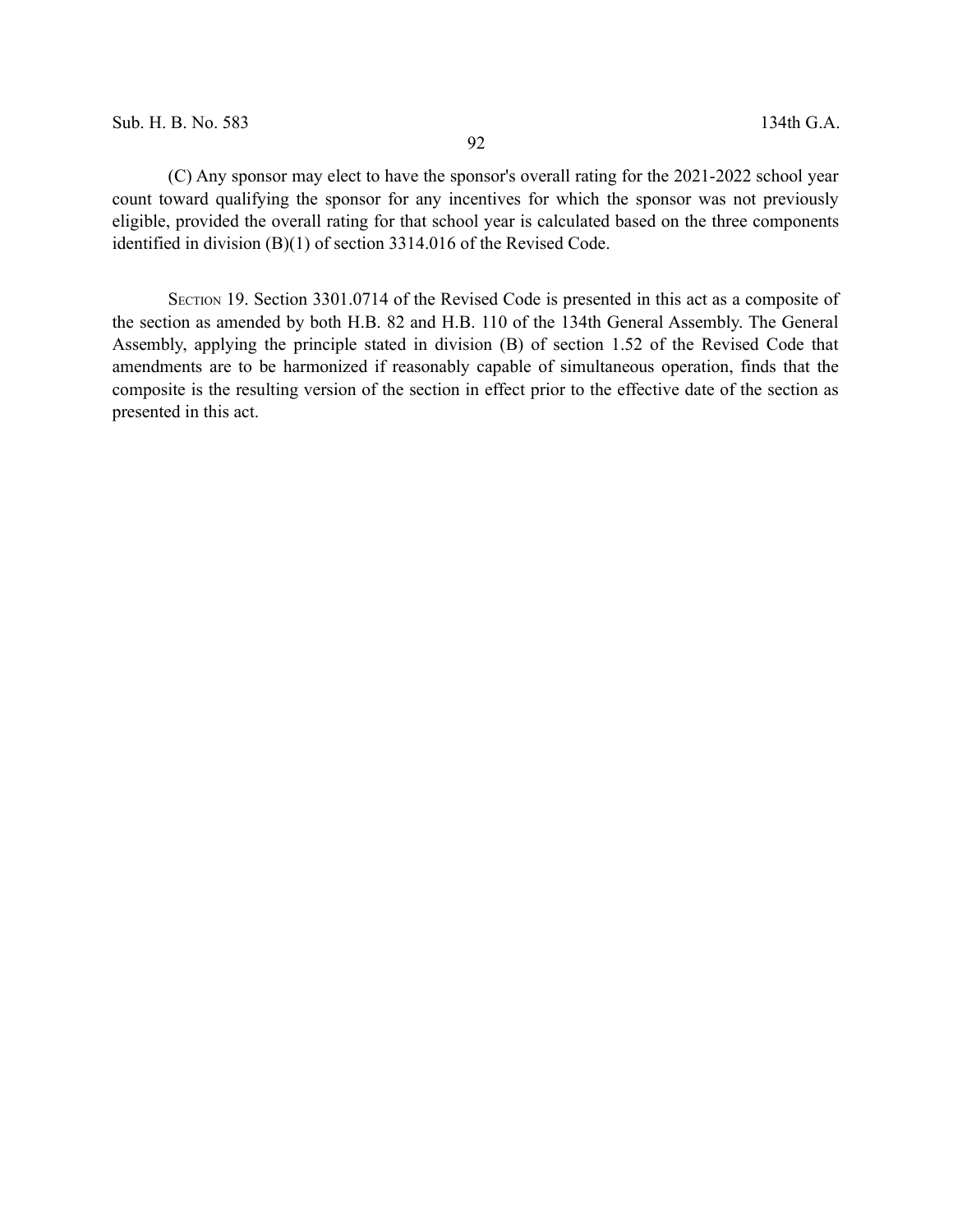(C) Any sponsor may elect to have the sponsor's overall rating for the 2021-2022 school year count toward qualifying the sponsor for any incentives for which the sponsor was not previously eligible, provided the overall rating for that school year is calculated based on the three components identified in division (B)(1) of section 3314.016 of the Revised Code.

SECTION 19. Section 3301.0714 of the Revised Code is presented in this act as a composite of the section as amended by both H.B. 82 and H.B. 110 of the 134th General Assembly. The General Assembly, applying the principle stated in division (B) of section 1.52 of the Revised Code that amendments are to be harmonized if reasonably capable of simultaneous operation, finds that the composite is the resulting version of the section in effect prior to the effective date of the section as presented in this act.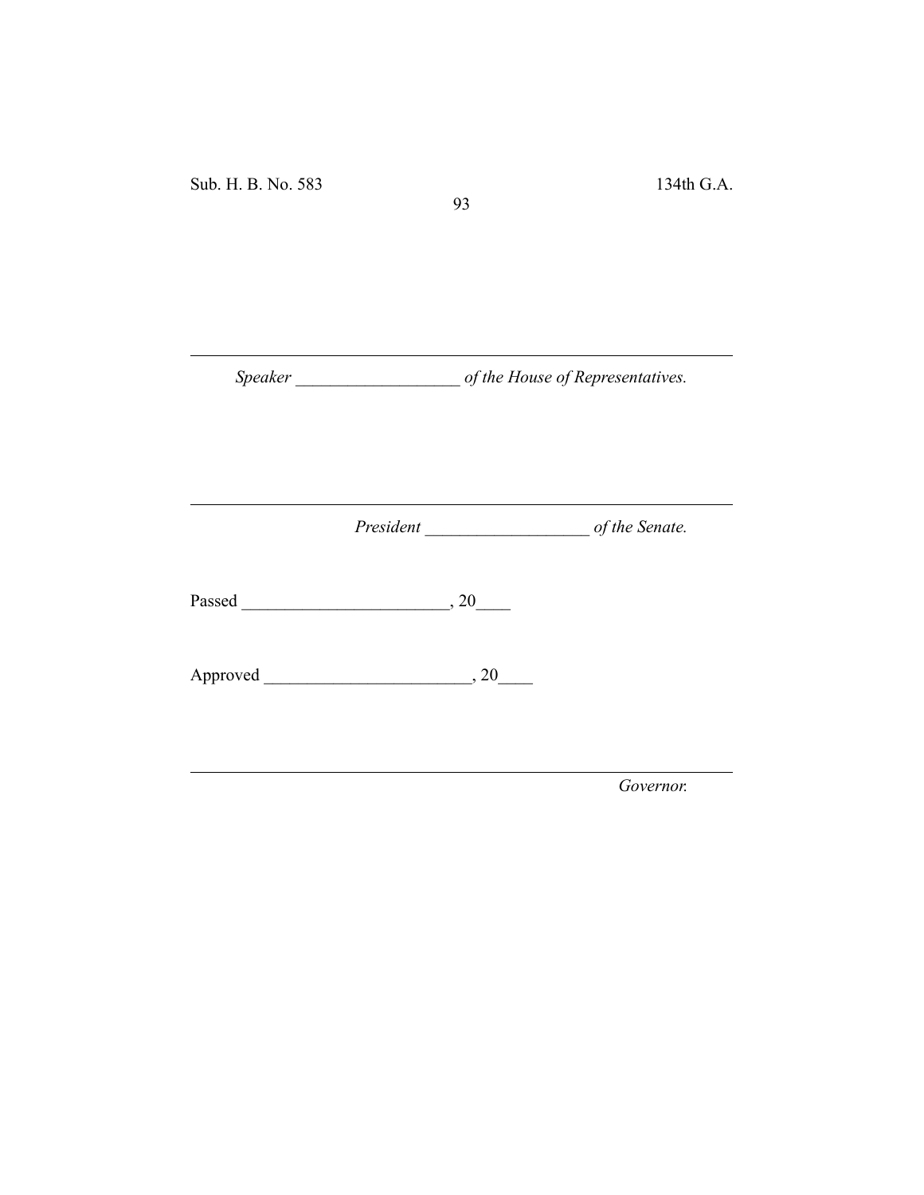*Speaker ___________________ of the House of Representatives.*

*President ___________________ of the Senate.*

Passed ________________________, 20____

Approved ________________________, 20____

*Governor.*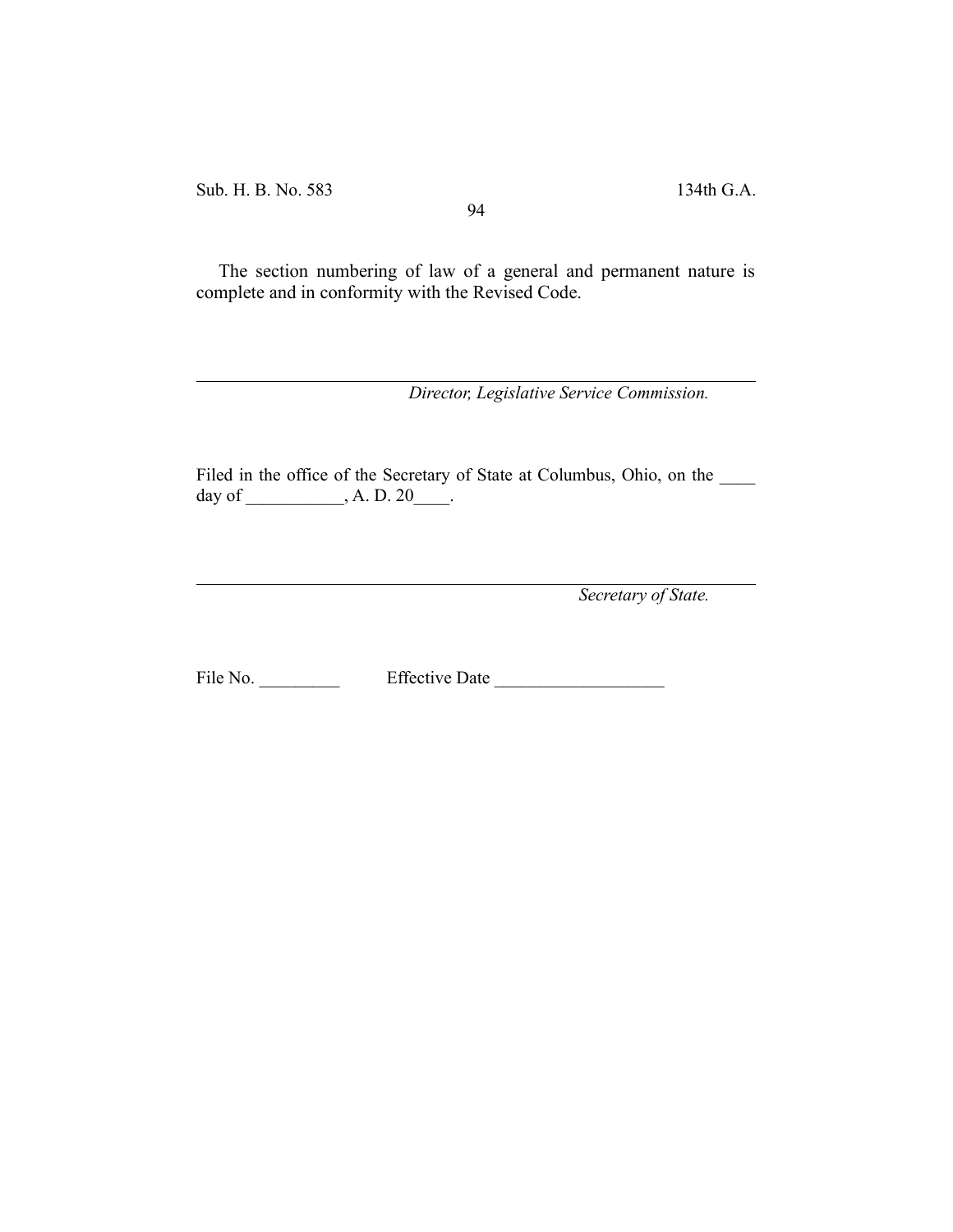The section numbering of law of a general and permanent nature is complete and in conformity with the Revised Code.

______________________________________________________

*Director, Legislative Service Commission.*

Filed in the office of the Secretary of State at Columbus, Ohio, on the ____ day of ___________, A. D. 20____.

______________________________________________________

*Secretary of State.*

File No. _________ Effective Date ___________________